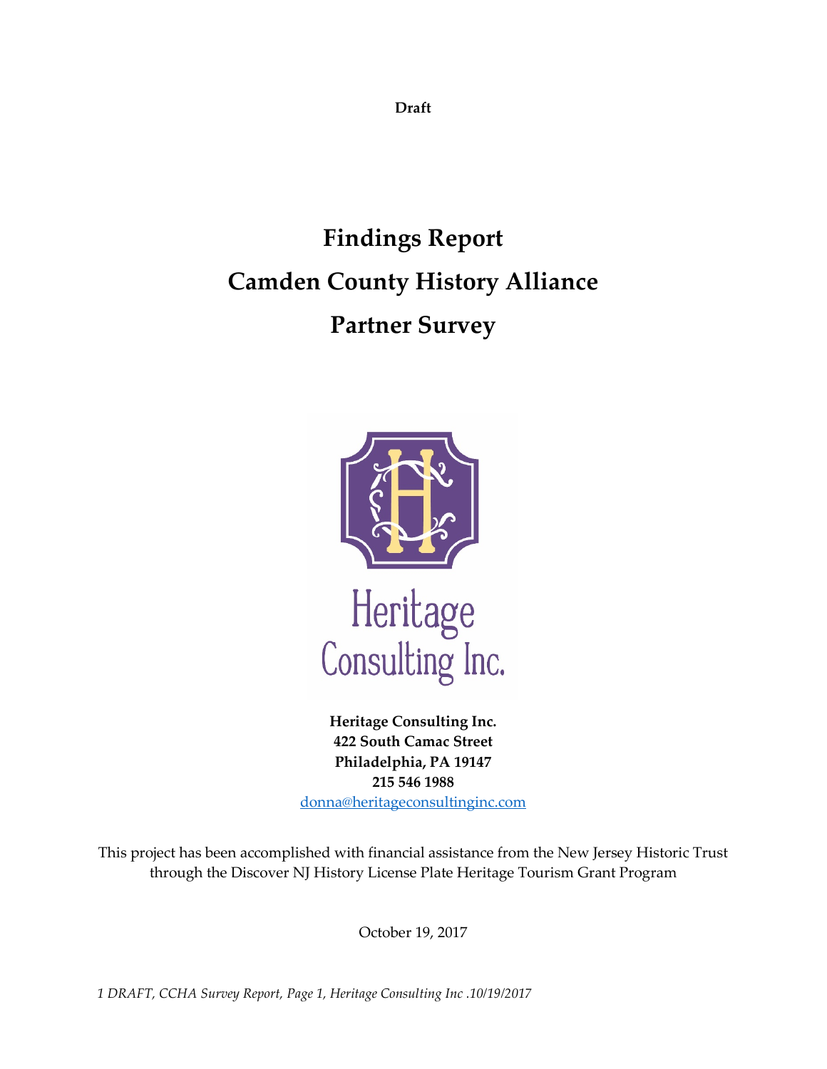**Draft**

# Findings Report
# Camden County History Alliance
# Partner Survey

Heritage Consulting Inc.

**Heritage Consulting Inc.**
**422 South Camac Street**
**Philadelphia, PA 19147**
**215 546 1988**
donna@heritageconsultinginc.com

This project has been accomplished with financial assistance from the New Jersey Historic Trust through the Discover NJ History License Plate Heritage Tourism Grant Program

October 19, 2017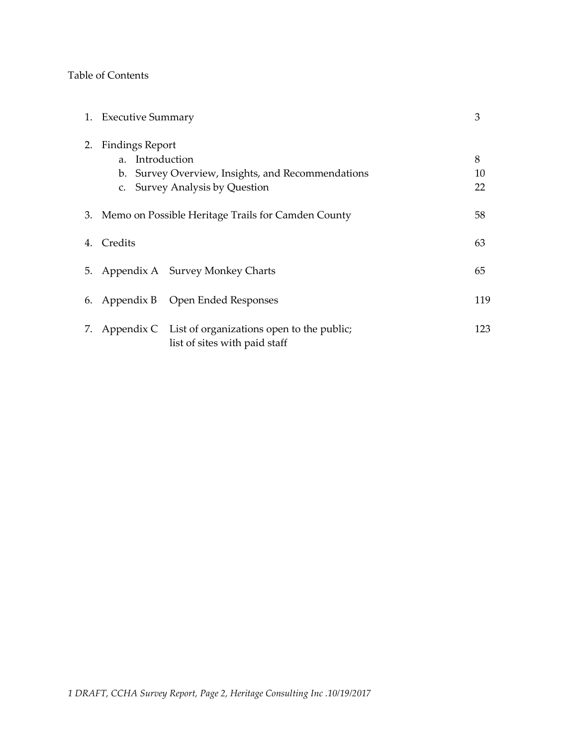Table of Contents

| | | Page |
|---|---|---|
| 1. | Executive Summary | 3 |
| 2. | Findings Report | |
| | a. Introduction | 8 |
| | b. Survey Overview, Insights, and Recommendations | 10 |
| | c. Survey Analysis by Question | 22 |
| 3. | Memo on Possible Heritage Trails for Camden County | 58 |
| 4. | Credits | 63 |
| 5. | Appendix A Survey Monkey Charts | 65 |
| 6. | Appendix B Open Ended Responses | 119 |
| 7. | Appendix C List of organizations open to the public; list of sites with paid staff | 123 |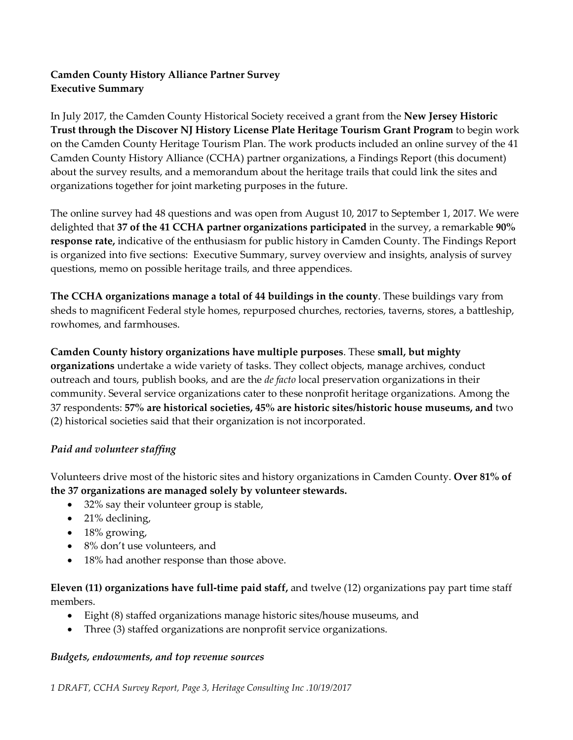**Camden County History Alliance Partner Survey**
**Executive Summary**

In July 2017, the Camden County Historical Society received a grant from the **New Jersey Historic Trust through the Discover NJ History License Plate Heritage Tourism Grant Program** to begin work on the Camden County Heritage Tourism Plan. The work products included an online survey of the 41 Camden County History Alliance (CCHA) partner organizations, a Findings Report (this document) about the survey results, and a memorandum about the heritage trails that could link the sites and organizations together for joint marketing purposes in the future.

The online survey had 48 questions and was open from August 10, 2017 to September 1, 2017. We were delighted that **37 of the 41 CCHA partner organizations participated** in the survey, a remarkable **90% response rate,** indicative of the enthusiasm for public history in Camden County. The Findings Report is organized into five sections: Executive Summary, survey overview and insights, analysis of survey questions, memo on possible heritage trails, and three appendices.

**The CCHA organizations manage a total of 44 buildings in the county**. These buildings vary from sheds to magnificent Federal style homes, repurposed churches, rectories, taverns, stores, a battleship, rowhomes, and farmhouses.

**Camden County history organizations have multiple purposes**. These **small, but mighty organizations** undertake a wide variety of tasks. They collect objects, manage archives, conduct outreach and tours, publish books, and are the *de facto* local preservation organizations in their community. Several service organizations cater to these nonprofit heritage organizations. Among the 37 respondents: **57% are historical societies, 45% are historic sites/historic house museums, and** two (2) historical societies said that their organization is not incorporated.

### *Paid and volunteer staffing*

Volunteers drive most of the historic sites and history organizations in Camden County. **Over 81% of the 37 organizations are managed solely by volunteer stewards.**

- 32% say their volunteer group is stable,
- 21% declining,
- 18% growing,
- 8% don't use volunteers, and
- 18% had another response than those above.

**Eleven (11) organizations have full-time paid staff,** and twelve (12) organizations pay part time staff members.

- Eight (8) staffed organizations manage historic sites/house museums, and
- Three (3) staffed organizations are nonprofit service organizations.

### *Budgets, endowments, and top revenue sources*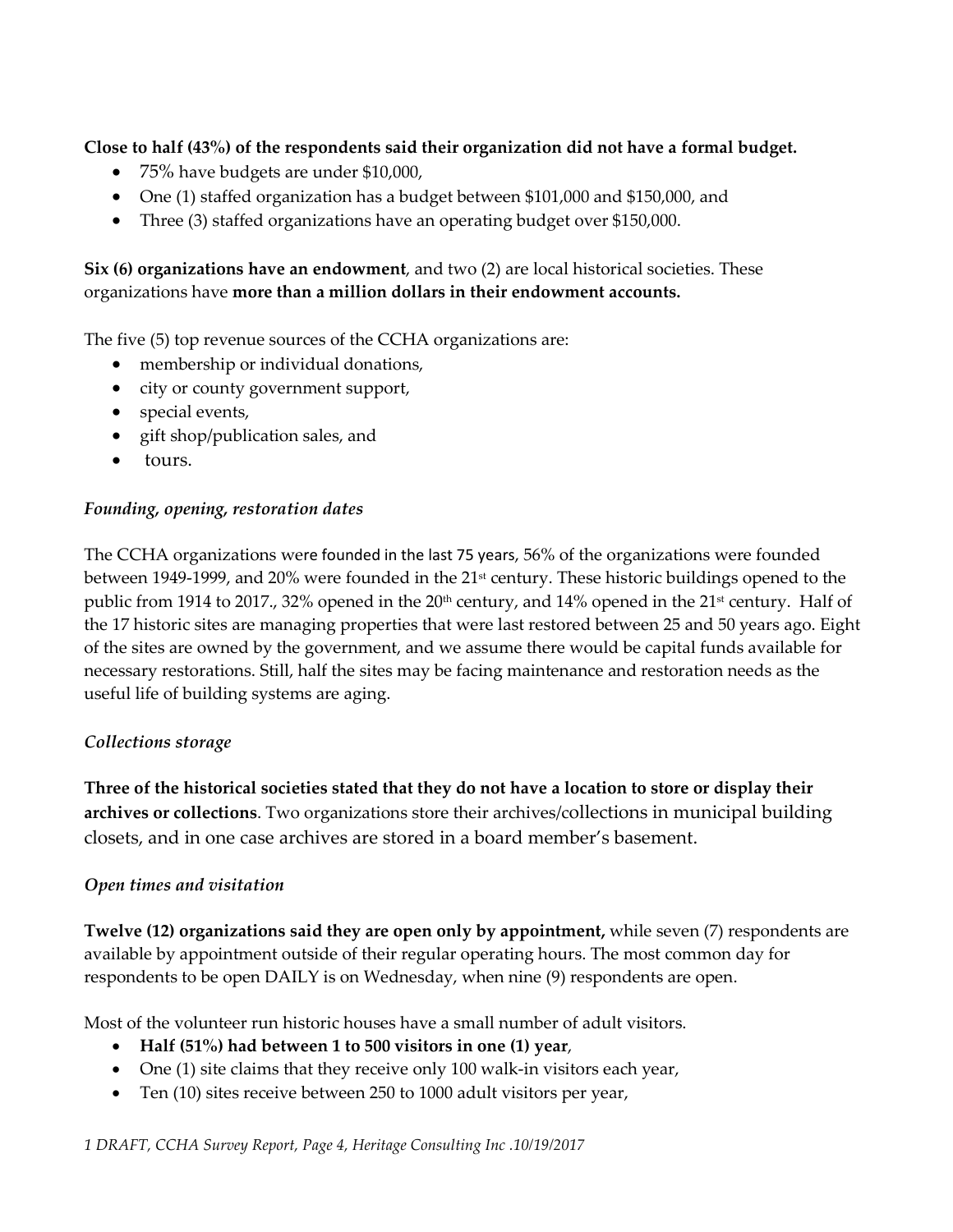**Close to half (43%) of the respondents said their organization did not have a formal budget.**

- 75% have budgets are under $10,000,
- One (1) staffed organization has a budget between $101,000 and $150,000, and
- Three (3) staffed organizations have an operating budget over $150,000.

**Six (6) organizations have an endowment**, and two (2) are local historical societies. These organizations have **more than a million dollars in their endowment accounts.**

The five (5) top revenue sources of the CCHA organizations are:

- membership or individual donations,
- city or county government support,
- special events,
- gift shop/publication sales, and
- tours.

*Founding, opening, restoration dates*

The CCHA organizations were founded in the last 75 years, 56% of the organizations were founded between 1949-1999, and 20% were founded in the 21st century. These historic buildings opened to the public from 1914 to 2017., 32% opened in the 20th century, and 14% opened in the 21st century. Half of the 17 historic sites are managing properties that were last restored between 25 and 50 years ago. Eight of the sites are owned by the government, and we assume there would be capital funds available for necessary restorations. Still, half the sites may be facing maintenance and restoration needs as the useful life of building systems are aging.

*Collections storage*

**Three of the historical societies stated that they do not have a location to store or display their archives or collections**. Two organizations store their archives/collections in municipal building closets, and in one case archives are stored in a board member's basement.

*Open times and visitation*

**Twelve (12) organizations said they are open only by appointment,** while seven (7) respondents are available by appointment outside of their regular operating hours. The most common day for respondents to be open DAILY is on Wednesday, when nine (9) respondents are open.

Most of the volunteer run historic houses have a small number of adult visitors.

- **Half (51%) had between 1 to 500 visitors in one (1) year**,
- One (1) site claims that they receive only 100 walk-in visitors each year,
- Ten (10) sites receive between 250 to 1000 adult visitors per year,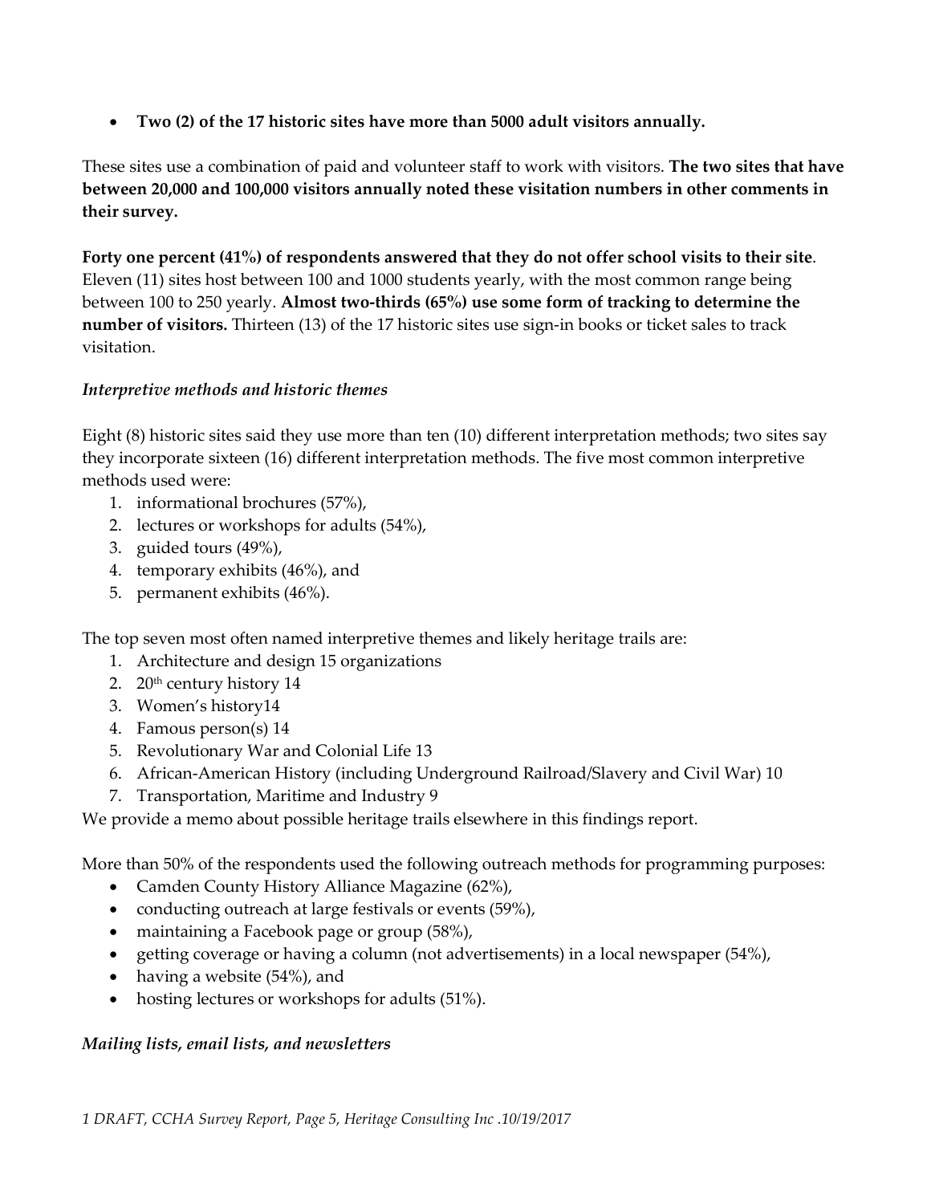- **Two (2) of the 17 historic sites have more than 5000 adult visitors annually.**

These sites use a combination of paid and volunteer staff to work with visitors. **The two sites that have between 20,000 and 100,000 visitors annually noted these visitation numbers in other comments in their survey.**

**Forty one percent (41%) of respondents answered that they do not offer school visits to their site**. Eleven (11) sites host between 100 and 1000 students yearly, with the most common range being between 100 to 250 yearly. **Almost two-thirds (65%) use some form of tracking to determine the number of visitors.** Thirteen (13) of the 17 historic sites use sign-in books or ticket sales to track visitation.

### *Interpretive methods and historic themes*

Eight (8) historic sites said they use more than ten (10) different interpretation methods; two sites say they incorporate sixteen (16) different interpretation methods. The five most common interpretive methods used were:

1. informational brochures (57%),
2. lectures or workshops for adults (54%),
3. guided tours (49%),
4. temporary exhibits (46%), and
5. permanent exhibits (46%).

The top seven most often named interpretive themes and likely heritage trails are:

1. Architecture and design 15 organizations
2. 20th century history 14
3. Women's history14
4. Famous person(s) 14
5. Revolutionary War and Colonial Life 13
6. African-American History (including Underground Railroad/Slavery and Civil War) 10
7. Transportation, Maritime and Industry 9

We provide a memo about possible heritage trails elsewhere in this findings report.

More than 50% of the respondents used the following outreach methods for programming purposes:

- Camden County History Alliance Magazine (62%),
- conducting outreach at large festivals or events (59%),
- maintaining a Facebook page or group (58%),
- getting coverage or having a column (not advertisements) in a local newspaper (54%),
- having a website (54%), and
- hosting lectures or workshops for adults (51%).

### *Mailing lists, email lists, and newsletters*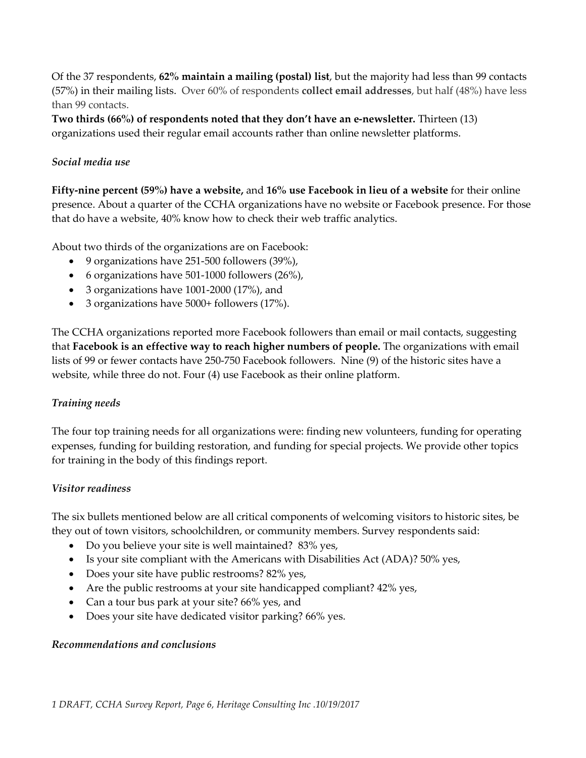Of the 37 respondents, **62% maintain a mailing (postal) list**, but the majority had less than 99 contacts (57%) in their mailing lists. Over 60% of respondents **collect email addresses**, but half (48%) have less than 99 contacts.

**Two thirds (66%) of respondents noted that they don't have an e-newsletter.** Thirteen (13) organizations used their regular email accounts rather than online newsletter platforms.

### *Social media use*

**Fifty-nine percent (59%) have a website,** and **16% use Facebook in lieu of a website** for their online presence. About a quarter of the CCHA organizations have no website or Facebook presence. For those that do have a website, 40% know how to check their web traffic analytics.

About two thirds of the organizations are on Facebook:

- 9 organizations have 251-500 followers (39%),
- 6 organizations have 501-1000 followers (26%),
- 3 organizations have 1001-2000 (17%), and
- 3 organizations have 5000+ followers (17%).

The CCHA organizations reported more Facebook followers than email or mail contacts, suggesting that **Facebook is an effective way to reach higher numbers of people.** The organizations with email lists of 99 or fewer contacts have 250-750 Facebook followers. Nine (9) of the historic sites have a website, while three do not. Four (4) use Facebook as their online platform.

### *Training needs*

The four top training needs for all organizations were: finding new volunteers, funding for operating expenses, funding for building restoration, and funding for special projects. We provide other topics for training in the body of this findings report.

### *Visitor readiness*

The six bullets mentioned below are all critical components of welcoming visitors to historic sites, be they out of town visitors, schoolchildren, or community members. Survey respondents said:

- Do you believe your site is well maintained? 83% yes,
- Is your site compliant with the Americans with Disabilities Act (ADA)? 50% yes,
- Does your site have public restrooms? 82% yes,
- Are the public restrooms at your site handicapped compliant? 42% yes,
- Can a tour bus park at your site? 66% yes, and
- Does your site have dedicated visitor parking? 66% yes.

### *Recommendations and conclusions*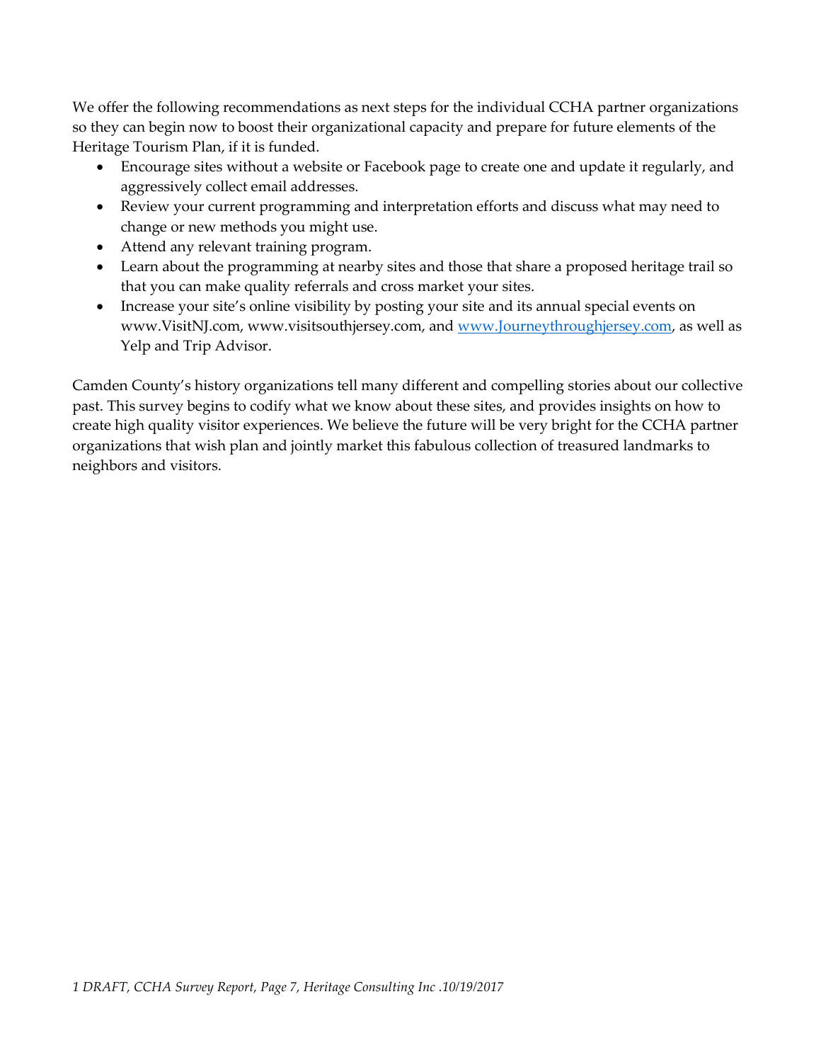We offer the following recommendations as next steps for the individual CCHA partner organizations so they can begin now to boost their organizational capacity and prepare for future elements of the Heritage Tourism Plan, if it is funded.

- Encourage sites without a website or Facebook page to create one and update it regularly, and aggressively collect email addresses.
- Review your current programming and interpretation efforts and discuss what may need to change or new methods you might use.
- Attend any relevant training program.
- Learn about the programming at nearby sites and those that share a proposed heritage trail so that you can make quality referrals and cross market your sites.
- Increase your site's online visibility by posting your site and its annual special events on www.VisitNJ.com, www.visitsouthjersey.com, and [www.Journeythroughjersey.com](www.Journeythroughjersey.com), as well as Yelp and Trip Advisor.

Camden County's history organizations tell many different and compelling stories about our collective past. This survey begins to codify what we know about these sites, and provides insights on how to create high quality visitor experiences. We believe the future will be very bright for the CCHA partner organizations that wish plan and jointly market this fabulous collection of treasured landmarks to neighbors and visitors.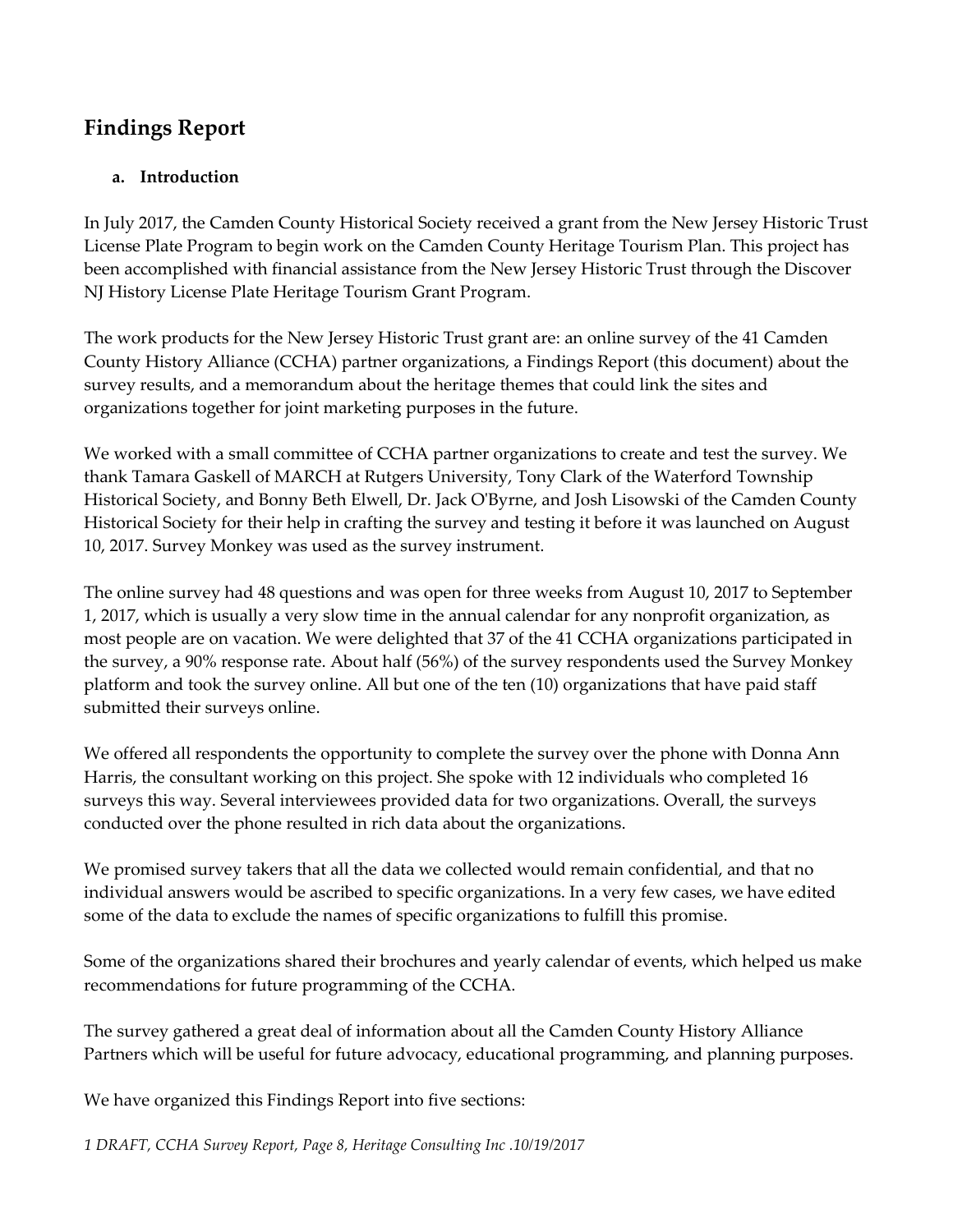## Findings Report

**a. Introduction**

In July 2017, the Camden County Historical Society received a grant from the New Jersey Historic Trust License Plate Program to begin work on the Camden County Heritage Tourism Plan. This project has been accomplished with financial assistance from the New Jersey Historic Trust through the Discover NJ History License Plate Heritage Tourism Grant Program.

The work products for the New Jersey Historic Trust grant are: an online survey of the 41 Camden County History Alliance (CCHA) partner organizations, a Findings Report (this document) about the survey results, and a memorandum about the heritage themes that could link the sites and organizations together for joint marketing purposes in the future.

We worked with a small committee of CCHA partner organizations to create and test the survey. We thank Tamara Gaskell of MARCH at Rutgers University, Tony Clark of the Waterford Township Historical Society, and Bonny Beth Elwell, Dr. Jack O'Byrne, and Josh Lisowski of the Camden County Historical Society for their help in crafting the survey and testing it before it was launched on August 10, 2017. Survey Monkey was used as the survey instrument.

The online survey had 48 questions and was open for three weeks from August 10, 2017 to September 1, 2017, which is usually a very slow time in the annual calendar for any nonprofit organization, as most people are on vacation. We were delighted that 37 of the 41 CCHA organizations participated in the survey, a 90% response rate. About half (56%) of the survey respondents used the Survey Monkey platform and took the survey online. All but one of the ten (10) organizations that have paid staff submitted their surveys online.

We offered all respondents the opportunity to complete the survey over the phone with Donna Ann Harris, the consultant working on this project. She spoke with 12 individuals who completed 16 surveys this way. Several interviewees provided data for two organizations. Overall, the surveys conducted over the phone resulted in rich data about the organizations.

We promised survey takers that all the data we collected would remain confidential, and that no individual answers would be ascribed to specific organizations. In a very few cases, we have edited some of the data to exclude the names of specific organizations to fulfill this promise.

Some of the organizations shared their brochures and yearly calendar of events, which helped us make recommendations for future programming of the CCHA.

The survey gathered a great deal of information about all the Camden County History Alliance Partners which will be useful for future advocacy, educational programming, and planning purposes.

We have organized this Findings Report into five sections: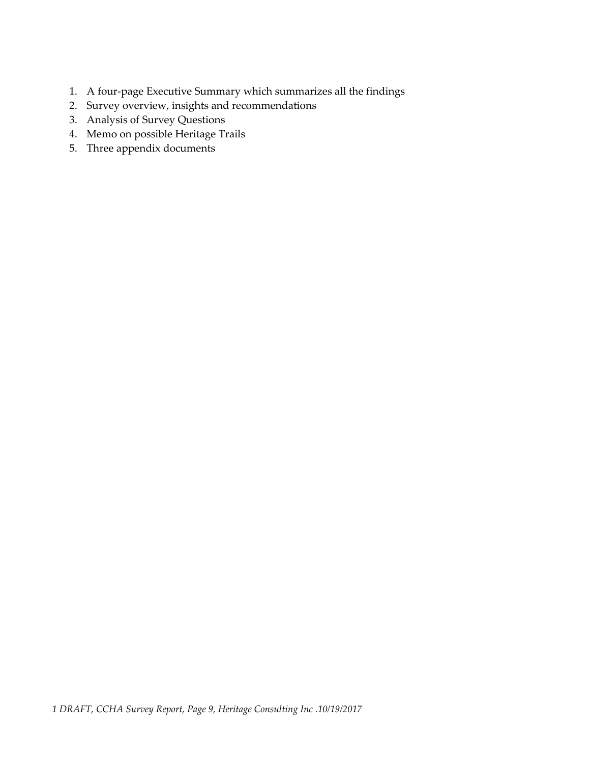1. A four-page Executive Summary which summarizes all the findings
2. Survey overview, insights and recommendations
3. Analysis of Survey Questions
4. Memo on possible Heritage Trails
5. Three appendix documents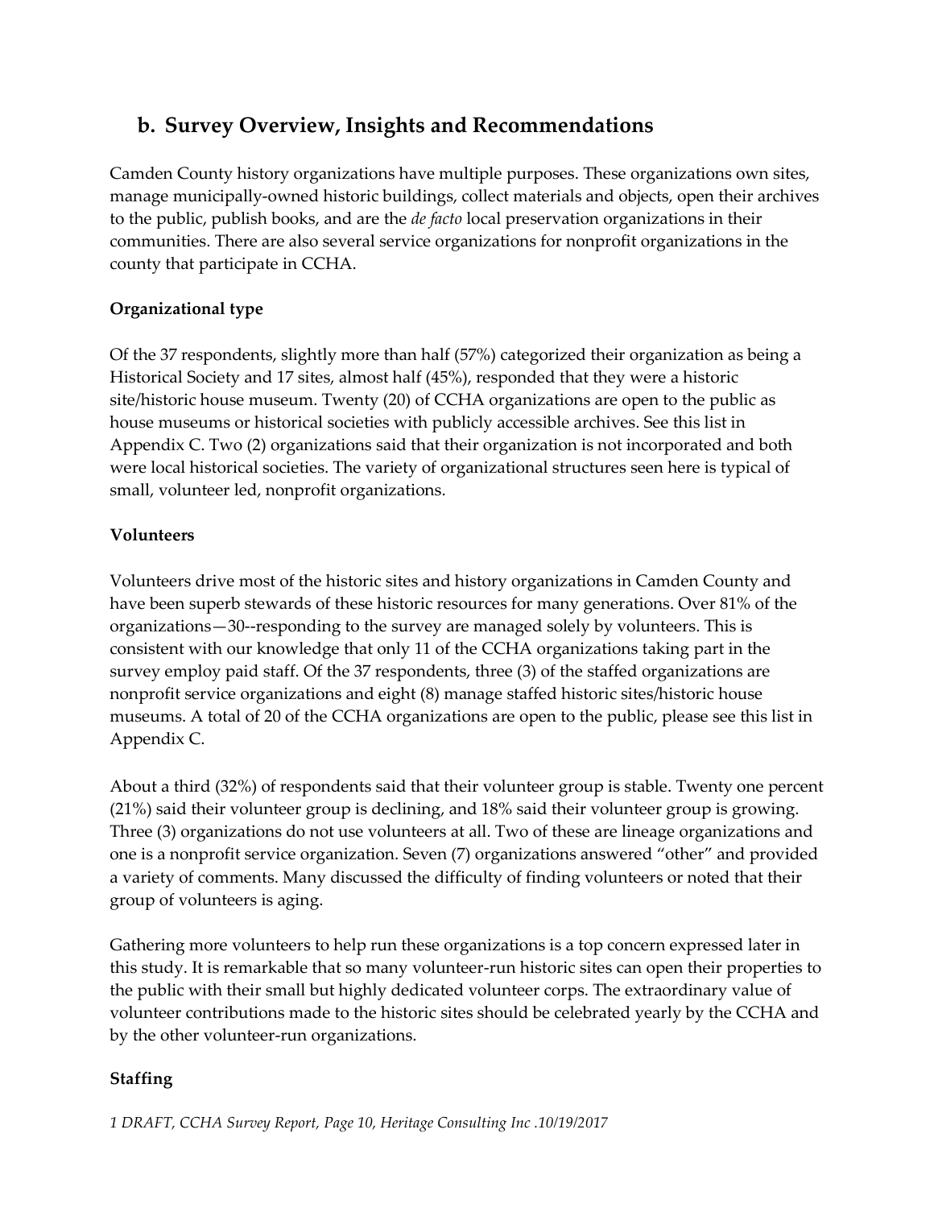## b. Survey Overview, Insights and Recommendations

Camden County history organizations have multiple purposes. These organizations own sites, manage municipally-owned historic buildings, collect materials and objects, open their archives to the public, publish books, and are the *de facto* local preservation organizations in their communities. There are also several service organizations for nonprofit organizations in the county that participate in CCHA.

**Organizational type**

Of the 37 respondents, slightly more than half (57%) categorized their organization as being a Historical Society and 17 sites, almost half (45%), responded that they were a historic site/historic house museum. Twenty (20) of CCHA organizations are open to the public as house museums or historical societies with publicly accessible archives. See this list in Appendix C. Two (2) organizations said that their organization is not incorporated and both were local historical societies. The variety of organizational structures seen here is typical of small, volunteer led, nonprofit organizations.

**Volunteers**

Volunteers drive most of the historic sites and history organizations in Camden County and have been superb stewards of these historic resources for many generations. Over 81% of the organizations—30--responding to the survey are managed solely by volunteers. This is consistent with our knowledge that only 11 of the CCHA organizations taking part in the survey employ paid staff. Of the 37 respondents, three (3) of the staffed organizations are nonprofit service organizations and eight (8) manage staffed historic sites/historic house museums. A total of 20 of the CCHA organizations are open to the public, please see this list in Appendix C.

About a third (32%) of respondents said that their volunteer group is stable. Twenty one percent (21%) said their volunteer group is declining, and 18% said their volunteer group is growing. Three (3) organizations do not use volunteers at all. Two of these are lineage organizations and one is a nonprofit service organization. Seven (7) organizations answered "other" and provided a variety of comments. Many discussed the difficulty of finding volunteers or noted that their group of volunteers is aging.

Gathering more volunteers to help run these organizations is a top concern expressed later in this study. It is remarkable that so many volunteer-run historic sites can open their properties to the public with their small but highly dedicated volunteer corps. The extraordinary value of volunteer contributions made to the historic sites should be celebrated yearly by the CCHA and by the other volunteer-run organizations.

**Staffing**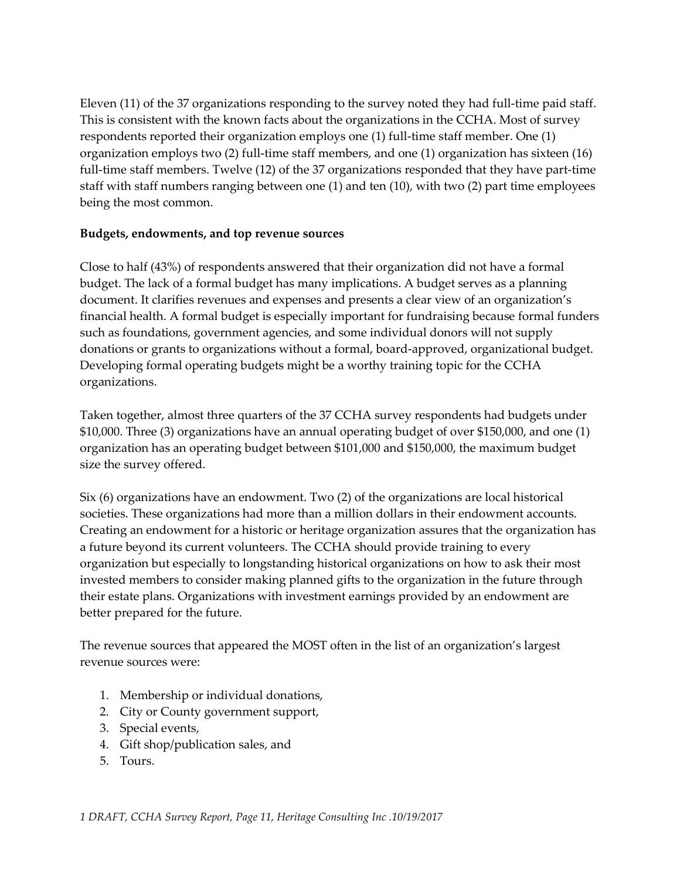Eleven (11) of the 37 organizations responding to the survey noted they had full-time paid staff. This is consistent with the known facts about the organizations in the CCHA. Most of survey respondents reported their organization employs one (1) full-time staff member. One (1) organization employs two (2) full-time staff members, and one (1) organization has sixteen (16) full-time staff members. Twelve (12) of the 37 organizations responded that they have part-time staff with staff numbers ranging between one (1) and ten (10), with two (2) part time employees being the most common.

**Budgets, endowments, and top revenue sources**

Close to half (43%) of respondents answered that their organization did not have a formal budget. The lack of a formal budget has many implications. A budget serves as a planning document. It clarifies revenues and expenses and presents a clear view of an organization's financial health. A formal budget is especially important for fundraising because formal funders such as foundations, government agencies, and some individual donors will not supply donations or grants to organizations without a formal, board-approved, organizational budget. Developing formal operating budgets might be a worthy training topic for the CCHA organizations.

Taken together, almost three quarters of the 37 CCHA survey respondents had budgets under $10,000. Three (3) organizations have an annual operating budget of over $150,000, and one (1) organization has an operating budget between $101,000 and $150,000, the maximum budget size the survey offered.

Six (6) organizations have an endowment. Two (2) of the organizations are local historical societies. These organizations had more than a million dollars in their endowment accounts. Creating an endowment for a historic or heritage organization assures that the organization has a future beyond its current volunteers. The CCHA should provide training to every organization but especially to longstanding historical organizations on how to ask their most invested members to consider making planned gifts to the organization in the future through their estate plans. Organizations with investment earnings provided by an endowment are better prepared for the future.

The revenue sources that appeared the MOST often in the list of an organization's largest revenue sources were:

1. Membership or individual donations,
2. City or County government support,
3. Special events,
4. Gift shop/publication sales, and
5. Tours.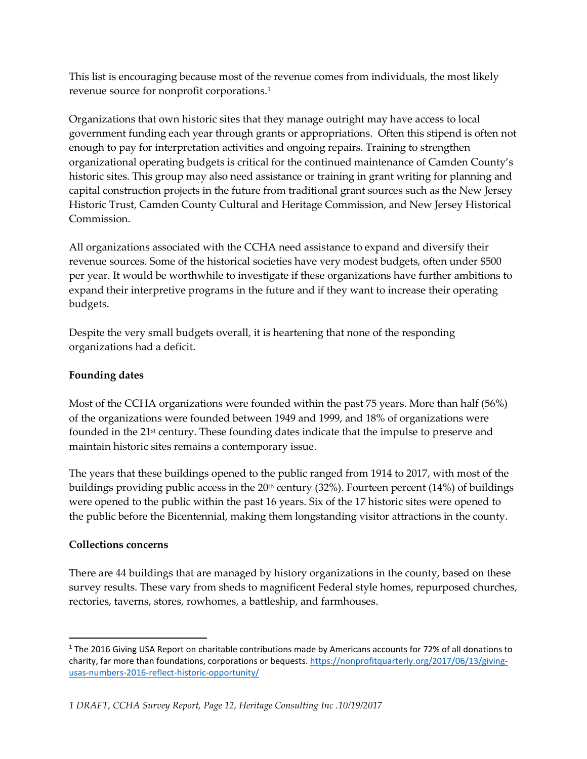This list is encouraging because most of the revenue comes from individuals, the most likely revenue source for nonprofit corporations.[1]

Organizations that own historic sites that they manage outright may have access to local government funding each year through grants or appropriations. Often this stipend is often not enough to pay for interpretation activities and ongoing repairs. Training to strengthen organizational operating budgets is critical for the continued maintenance of Camden County's historic sites. This group may also need assistance or training in grant writing for planning and capital construction projects in the future from traditional grant sources such as the New Jersey Historic Trust, Camden County Cultural and Heritage Commission, and New Jersey Historical Commission.

All organizations associated with the CCHA need assistance to expand and diversify their revenue sources. Some of the historical societies have very modest budgets, often under $500 per year. It would be worthwhile to investigate if these organizations have further ambitions to expand their interpretive programs in the future and if they want to increase their operating budgets.

Despite the very small budgets overall, it is heartening that none of the responding organizations had a deficit.

**Founding dates**

Most of the CCHA organizations were founded within the past 75 years. More than half (56%) of the organizations were founded between 1949 and 1999, and 18% of organizations were founded in the 21st century. These founding dates indicate that the impulse to preserve and maintain historic sites remains a contemporary issue.

The years that these buildings opened to the public ranged from 1914 to 2017, with most of the buildings providing public access in the 20th century (32%). Fourteen percent (14%) of buildings were opened to the public within the past 16 years. Six of the 17 historic sites were opened to the public before the Bicentennial, making them longstanding visitor attractions in the county.

**Collections concerns**

There are 44 buildings that are managed by history organizations in the county, based on these survey results. These vary from sheds to magnificent Federal style homes, repurposed churches, rectories, taverns, stores, rowhomes, a battleship, and farmhouses.

[1] The 2016 Giving USA Report on charitable contributions made by Americans accounts for 72% of all donations to charity, far more than foundations, corporations or bequests. https://nonprofitquarterly.org/2017/06/13/giving-usas-numbers-2016-reflect-historic-opportunity/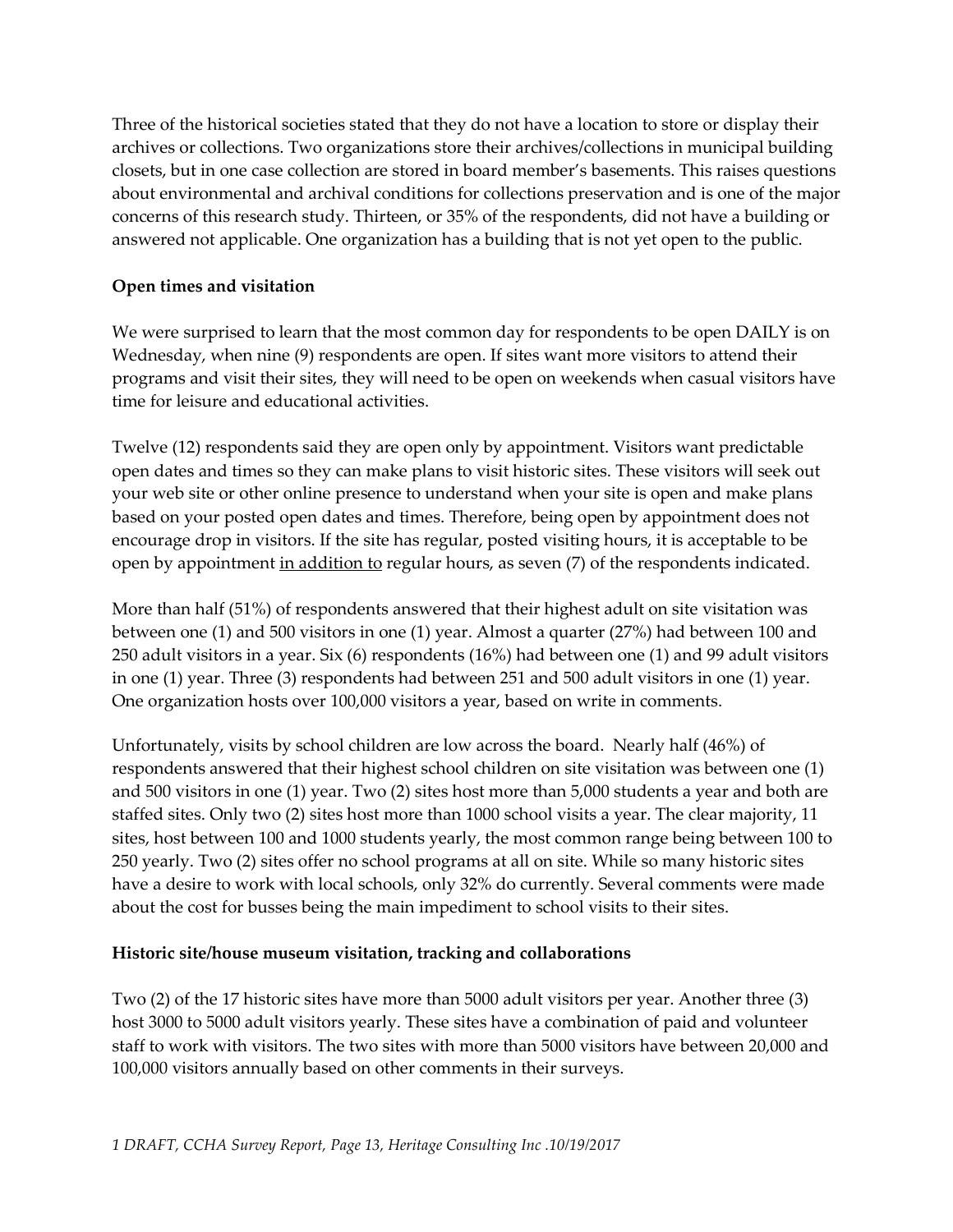Three of the historical societies stated that they do not have a location to store or display their archives or collections. Two organizations store their archives/collections in municipal building closets, but in one case collection are stored in board member's basements. This raises questions about environmental and archival conditions for collections preservation and is one of the major concerns of this research study. Thirteen, or 35% of the respondents, did not have a building or answered not applicable. One organization has a building that is not yet open to the public.

**Open times and visitation**

We were surprised to learn that the most common day for respondents to be open DAILY is on Wednesday, when nine (9) respondents are open. If sites want more visitors to attend their programs and visit their sites, they will need to be open on weekends when casual visitors have time for leisure and educational activities.

Twelve (12) respondents said they are open only by appointment. Visitors want predictable open dates and times so they can make plans to visit historic sites. These visitors will seek out your web site or other online presence to understand when your site is open and make plans based on your posted open dates and times. Therefore, being open by appointment does not encourage drop in visitors. If the site has regular, posted visiting hours, it is acceptable to be open by appointment <u>in addition to</u> regular hours, as seven (7) of the respondents indicated.

More than half (51%) of respondents answered that their highest adult on site visitation was between one (1) and 500 visitors in one (1) year. Almost a quarter (27%) had between 100 and 250 adult visitors in a year. Six (6) respondents (16%) had between one (1) and 99 adult visitors in one (1) year. Three (3) respondents had between 251 and 500 adult visitors in one (1) year. One organization hosts over 100,000 visitors a year, based on write in comments.

Unfortunately, visits by school children are low across the board. Nearly half (46%) of respondents answered that their highest school children on site visitation was between one (1) and 500 visitors in one (1) year. Two (2) sites host more than 5,000 students a year and both are staffed sites. Only two (2) sites host more than 1000 school visits a year. The clear majority, 11 sites, host between 100 and 1000 students yearly, the most common range being between 100 to 250 yearly. Two (2) sites offer no school programs at all on site. While so many historic sites have a desire to work with local schools, only 32% do currently. Several comments were made about the cost for busses being the main impediment to school visits to their sites.

**Historic site/house museum visitation, tracking and collaborations**

Two (2) of the 17 historic sites have more than 5000 adult visitors per year. Another three (3) host 3000 to 5000 adult visitors yearly. These sites have a combination of paid and volunteer staff to work with visitors. The two sites with more than 5000 visitors have between 20,000 and 100,000 visitors annually based on other comments in their surveys.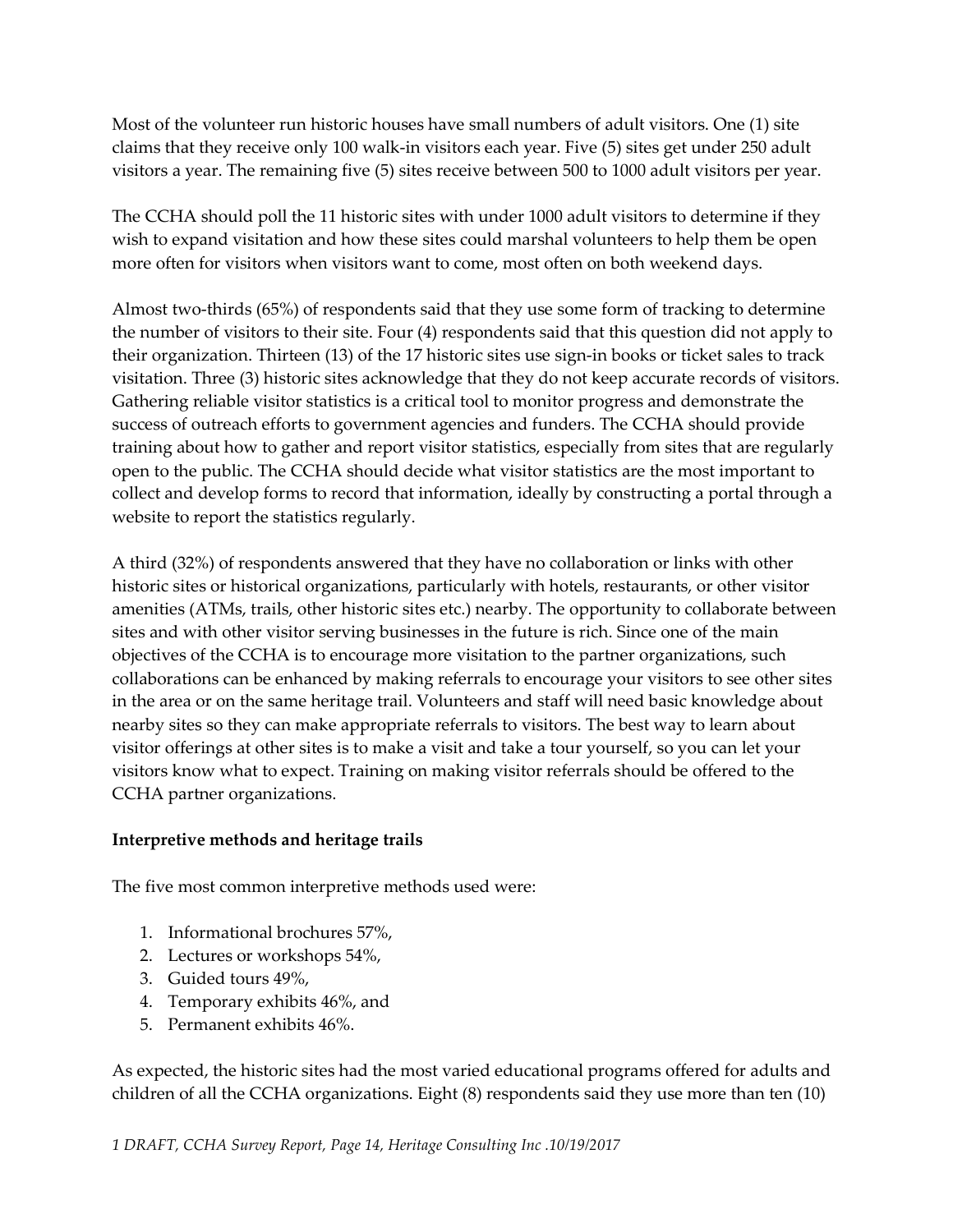Most of the volunteer run historic houses have small numbers of adult visitors. One (1) site claims that they receive only 100 walk-in visitors each year. Five (5) sites get under 250 adult visitors a year. The remaining five (5) sites receive between 500 to 1000 adult visitors per year.

The CCHA should poll the 11 historic sites with under 1000 adult visitors to determine if they wish to expand visitation and how these sites could marshal volunteers to help them be open more often for visitors when visitors want to come, most often on both weekend days.

Almost two-thirds (65%) of respondents said that they use some form of tracking to determine the number of visitors to their site. Four (4) respondents said that this question did not apply to their organization. Thirteen (13) of the 17 historic sites use sign-in books or ticket sales to track visitation. Three (3) historic sites acknowledge that they do not keep accurate records of visitors. Gathering reliable visitor statistics is a critical tool to monitor progress and demonstrate the success of outreach efforts to government agencies and funders. The CCHA should provide training about how to gather and report visitor statistics, especially from sites that are regularly open to the public. The CCHA should decide what visitor statistics are the most important to collect and develop forms to record that information, ideally by constructing a portal through a website to report the statistics regularly.

A third (32%) of respondents answered that they have no collaboration or links with other historic sites or historical organizations, particularly with hotels, restaurants, or other visitor amenities (ATMs, trails, other historic sites etc.) nearby. The opportunity to collaborate between sites and with other visitor serving businesses in the future is rich. Since one of the main objectives of the CCHA is to encourage more visitation to the partner organizations, such collaborations can be enhanced by making referrals to encourage your visitors to see other sites in the area or on the same heritage trail. Volunteers and staff will need basic knowledge about nearby sites so they can make appropriate referrals to visitors. The best way to learn about visitor offerings at other sites is to make a visit and take a tour yourself, so you can let your visitors know what to expect. Training on making visitor referrals should be offered to the CCHA partner organizations.

**Interpretive methods and heritage trails**

The five most common interpretive methods used were:

1. Informational brochures 57%,
2. Lectures or workshops 54%,
3. Guided tours 49%,
4. Temporary exhibits 46%, and
5. Permanent exhibits 46%.

As expected, the historic sites had the most varied educational programs offered for adults and children of all the CCHA organizations. Eight (8) respondents said they use more than ten (10)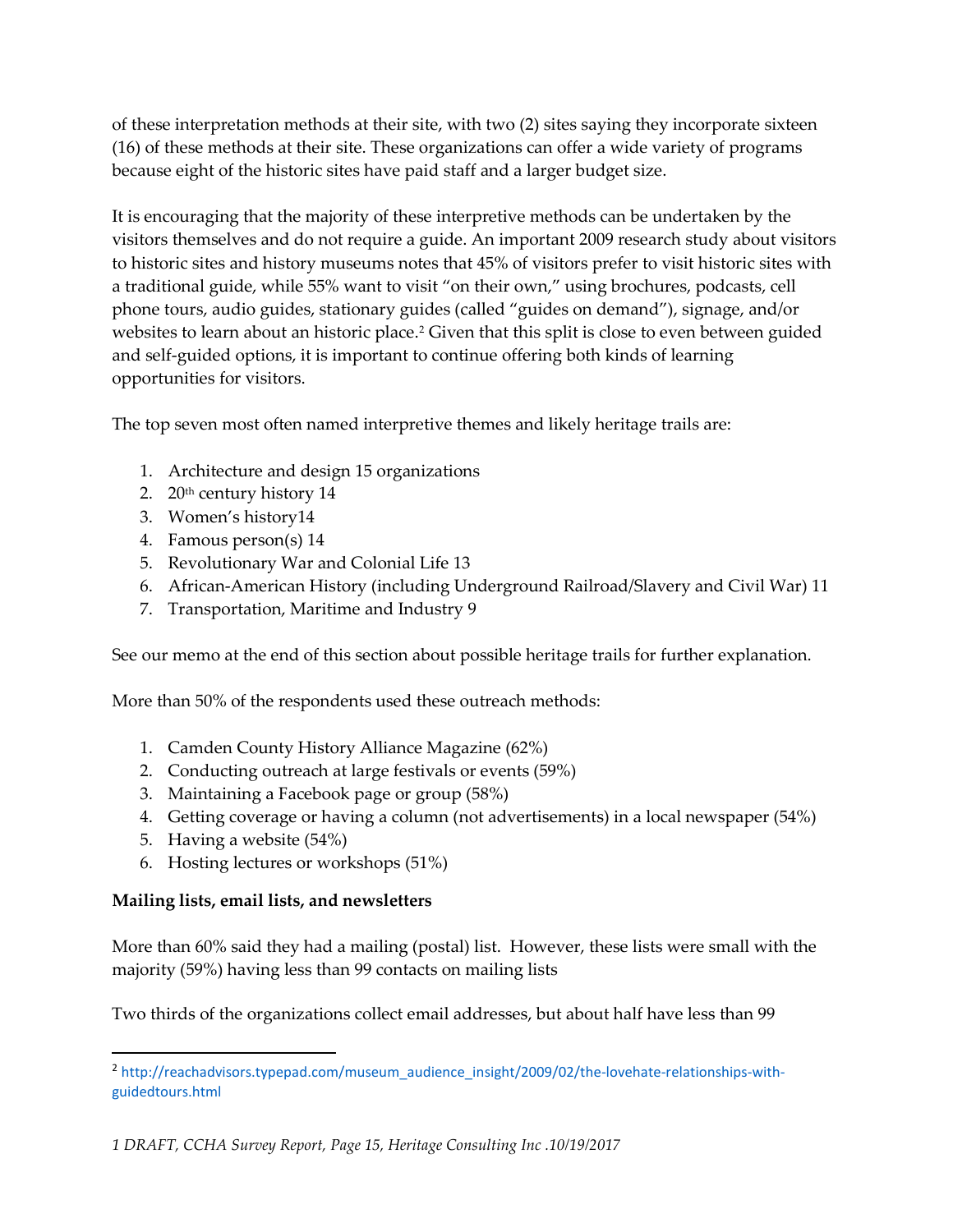of these interpretation methods at their site, with two (2) sites saying they incorporate sixteen (16) of these methods at their site. These organizations can offer a wide variety of programs because eight of the historic sites have paid staff and a larger budget size.

It is encouraging that the majority of these interpretive methods can be undertaken by the visitors themselves and do not require a guide. An important 2009 research study about visitors to historic sites and history museums notes that 45% of visitors prefer to visit historic sites with a traditional guide, while 55% want to visit "on their own," using brochures, podcasts, cell phone tours, audio guides, stationary guides (called "guides on demand"), signage, and/or websites to learn about an historic place.[2] Given that this split is close to even between guided and self-guided options, it is important to continue offering both kinds of learning opportunities for visitors.

The top seven most often named interpretive themes and likely heritage trails are:

1. Architecture and design 15 organizations
2. 20th century history 14
3. Women's history14
4. Famous person(s) 14
5. Revolutionary War and Colonial Life 13
6. African-American History (including Underground Railroad/Slavery and Civil War) 11
7. Transportation, Maritime and Industry 9

See our memo at the end of this section about possible heritage trails for further explanation.

More than 50% of the respondents used these outreach methods:

1. Camden County History Alliance Magazine (62%)
2. Conducting outreach at large festivals or events (59%)
3. Maintaining a Facebook page or group (58%)
4. Getting coverage or having a column (not advertisements) in a local newspaper (54%)
5. Having a website (54%)
6. Hosting lectures or workshops (51%)

**Mailing lists, email lists, and newsletters**

More than 60% said they had a mailing (postal) list. However, these lists were small with the majority (59%) having less than 99 contacts on mailing lists

Two thirds of the organizations collect email addresses, but about half have less than 99

[2] http://reachadvisors.typepad.com/museum_audience_insight/2009/02/the-lovehate-relationships-with-guidedtours.html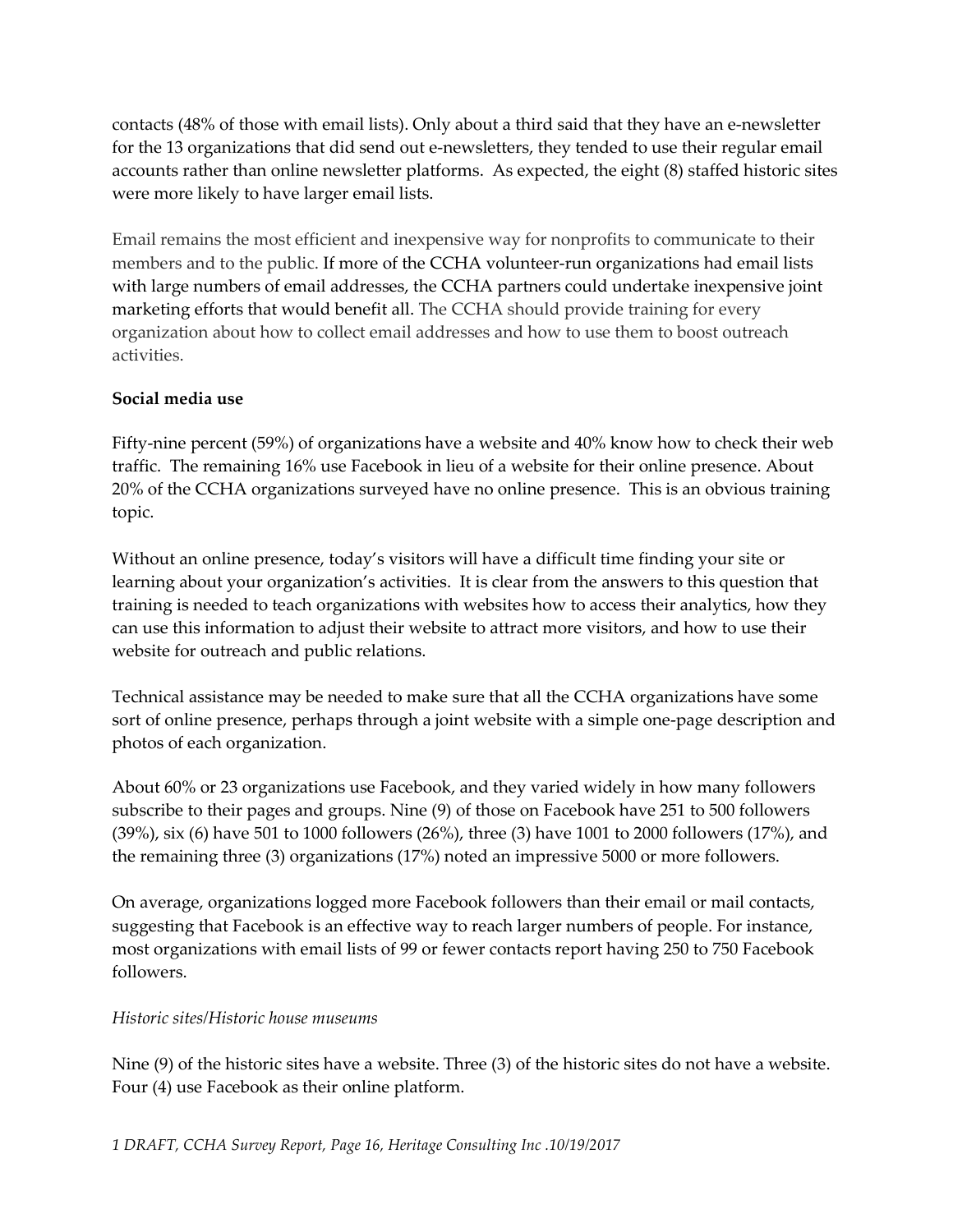contacts (48% of those with email lists). Only about a third said that they have an e-newsletter for the 13 organizations that did send out e-newsletters, they tended to use their regular email accounts rather than online newsletter platforms. As expected, the eight (8) staffed historic sites were more likely to have larger email lists.

Email remains the most efficient and inexpensive way for nonprofits to communicate to their members and to the public. If more of the CCHA volunteer-run organizations had email lists with large numbers of email addresses, the CCHA partners could undertake inexpensive joint marketing efforts that would benefit all. The CCHA should provide training for every organization about how to collect email addresses and how to use them to boost outreach activities.

**Social media use**

Fifty-nine percent (59%) of organizations have a website and 40% know how to check their web traffic. The remaining 16% use Facebook in lieu of a website for their online presence. About 20% of the CCHA organizations surveyed have no online presence. This is an obvious training topic.

Without an online presence, today's visitors will have a difficult time finding your site or learning about your organization's activities. It is clear from the answers to this question that training is needed to teach organizations with websites how to access their analytics, how they can use this information to adjust their website to attract more visitors, and how to use their website for outreach and public relations.

Technical assistance may be needed to make sure that all the CCHA organizations have some sort of online presence, perhaps through a joint website with a simple one-page description and photos of each organization.

About 60% or 23 organizations use Facebook, and they varied widely in how many followers subscribe to their pages and groups. Nine (9) of those on Facebook have 251 to 500 followers (39%), six (6) have 501 to 1000 followers (26%), three (3) have 1001 to 2000 followers (17%), and the remaining three (3) organizations (17%) noted an impressive 5000 or more followers.

On average, organizations logged more Facebook followers than their email or mail contacts, suggesting that Facebook is an effective way to reach larger numbers of people. For instance, most organizations with email lists of 99 or fewer contacts report having 250 to 750 Facebook followers.

*Historic sites/Historic house museums*

Nine (9) of the historic sites have a website. Three (3) of the historic sites do not have a website. Four (4) use Facebook as their online platform.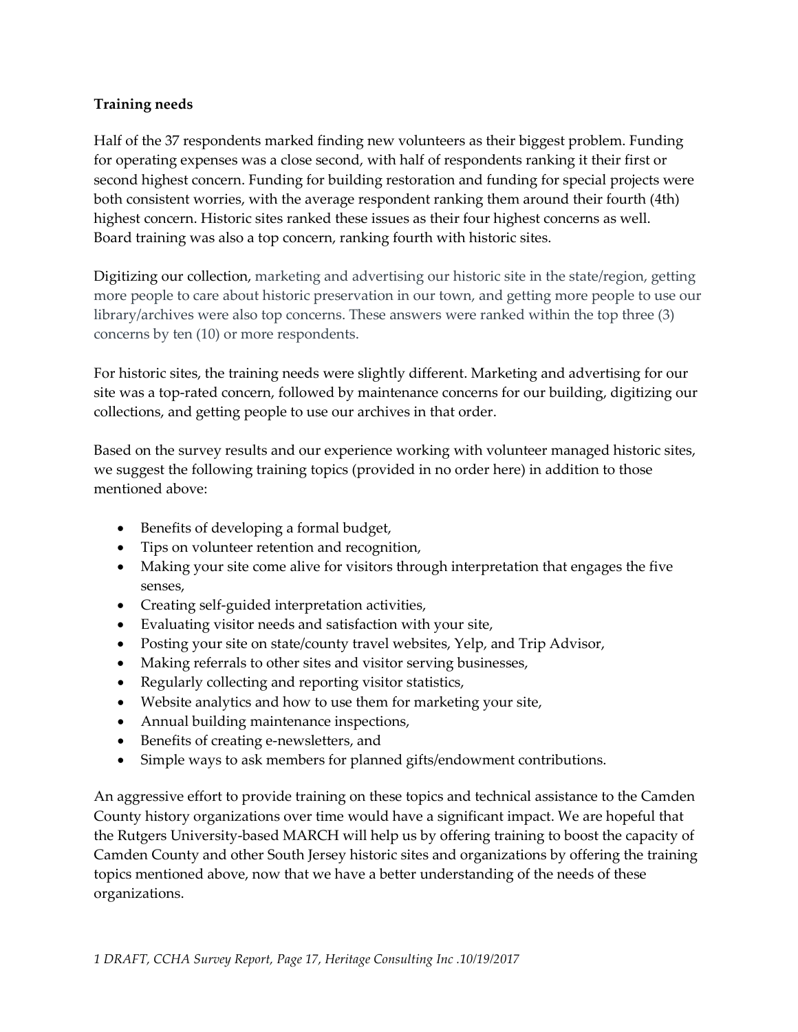**Training needs**

Half of the 37 respondents marked finding new volunteers as their biggest problem. Funding for operating expenses was a close second, with half of respondents ranking it their first or second highest concern. Funding for building restoration and funding for special projects were both consistent worries, with the average respondent ranking them around their fourth (4th) highest concern. Historic sites ranked these issues as their four highest concerns as well. Board training was also a top concern, ranking fourth with historic sites.

Digitizing our collection, marketing and advertising our historic site in the state/region, getting more people to care about historic preservation in our town, and getting more people to use our library/archives were also top concerns. These answers were ranked within the top three (3) concerns by ten (10) or more respondents.

For historic sites, the training needs were slightly different. Marketing and advertising for our site was a top-rated concern, followed by maintenance concerns for our building, digitizing our collections, and getting people to use our archives in that order.

Based on the survey results and our experience working with volunteer managed historic sites, we suggest the following training topics (provided in no order here) in addition to those mentioned above:

- Benefits of developing a formal budget,
- Tips on volunteer retention and recognition,
- Making your site come alive for visitors through interpretation that engages the five senses,
- Creating self-guided interpretation activities,
- Evaluating visitor needs and satisfaction with your site,
- Posting your site on state/county travel websites, Yelp, and Trip Advisor,
- Making referrals to other sites and visitor serving businesses,
- Regularly collecting and reporting visitor statistics,
- Website analytics and how to use them for marketing your site,
- Annual building maintenance inspections,
- Benefits of creating e-newsletters, and
- Simple ways to ask members for planned gifts/endowment contributions.

An aggressive effort to provide training on these topics and technical assistance to the Camden County history organizations over time would have a significant impact. We are hopeful that the Rutgers University-based MARCH will help us by offering training to boost the capacity of Camden County and other South Jersey historic sites and organizations by offering the training topics mentioned above, now that we have a better understanding of the needs of these organizations.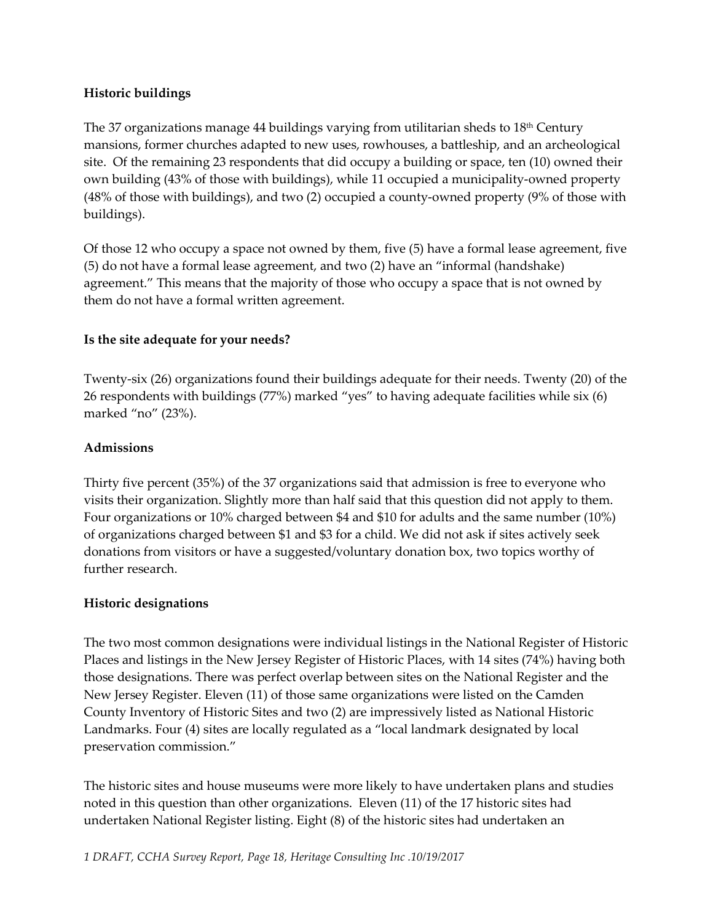**Historic buildings**

The 37 organizations manage 44 buildings varying from utilitarian sheds to 18th Century mansions, former churches adapted to new uses, rowhouses, a battleship, and an archeological site. Of the remaining 23 respondents that did occupy a building or space, ten (10) owned their own building (43% of those with buildings), while 11 occupied a municipality-owned property (48% of those with buildings), and two (2) occupied a county-owned property (9% of those with buildings).

Of those 12 who occupy a space not owned by them, five (5) have a formal lease agreement, five (5) do not have a formal lease agreement, and two (2) have an "informal (handshake) agreement." This means that the majority of those who occupy a space that is not owned by them do not have a formal written agreement.

**Is the site adequate for your needs?**

Twenty-six (26) organizations found their buildings adequate for their needs. Twenty (20) of the 26 respondents with buildings (77%) marked "yes" to having adequate facilities while six (6) marked "no" (23%).

**Admissions**

Thirty five percent (35%) of the 37 organizations said that admission is free to everyone who visits their organization. Slightly more than half said that this question did not apply to them. Four organizations or 10% charged between $4 and $10 for adults and the same number (10%) of organizations charged between $1 and $3 for a child. We did not ask if sites actively seek donations from visitors or have a suggested/voluntary donation box, two topics worthy of further research.

**Historic designations**

The two most common designations were individual listings in the National Register of Historic Places and listings in the New Jersey Register of Historic Places, with 14 sites (74%) having both those designations. There was perfect overlap between sites on the National Register and the New Jersey Register. Eleven (11) of those same organizations were listed on the Camden County Inventory of Historic Sites and two (2) are impressively listed as National Historic Landmarks. Four (4) sites are locally regulated as a "local landmark designated by local preservation commission."

The historic sites and house museums were more likely to have undertaken plans and studies noted in this question than other organizations. Eleven (11) of the 17 historic sites had undertaken National Register listing. Eight (8) of the historic sites had undertaken an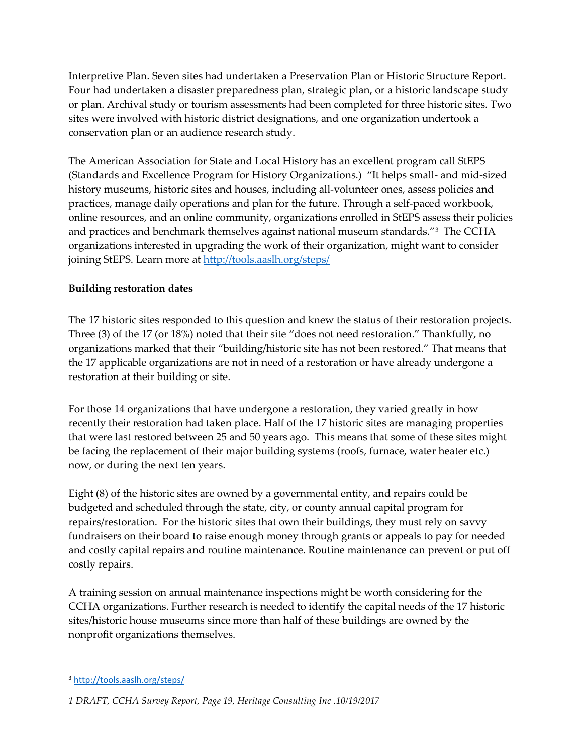Interpretive Plan. Seven sites had undertaken a Preservation Plan or Historic Structure Report. Four had undertaken a disaster preparedness plan, strategic plan, or a historic landscape study or plan. Archival study or tourism assessments had been completed for three historic sites. Two sites were involved with historic district designations, and one organization undertook a conservation plan or an audience research study.

The American Association for State and Local History has an excellent program call StEPS (Standards and Excellence Program for History Organizations.) "It helps small- and mid-sized history museums, historic sites and houses, including all-volunteer ones, assess policies and practices, manage daily operations and plan for the future. Through a self-paced workbook, online resources, and an online community, organizations enrolled in StEPS assess their policies and practices and benchmark themselves against national museum standards."[3] The CCHA organizations interested in upgrading the work of their organization, might want to consider joining StEPS. Learn more at http://tools.aaslh.org/steps/

**Building restoration dates**

The 17 historic sites responded to this question and knew the status of their restoration projects. Three (3) of the 17 (or 18%) noted that their site "does not need restoration." Thankfully, no organizations marked that their "building/historic site has not been restored." That means that the 17 applicable organizations are not in need of a restoration or have already undergone a restoration at their building or site.

For those 14 organizations that have undergone a restoration, they varied greatly in how recently their restoration had taken place. Half of the 17 historic sites are managing properties that were last restored between 25 and 50 years ago. This means that some of these sites might be facing the replacement of their major building systems (roofs, furnace, water heater etc.) now, or during the next ten years.

Eight (8) of the historic sites are owned by a governmental entity, and repairs could be budgeted and scheduled through the state, city, or county annual capital program for repairs/restoration. For the historic sites that own their buildings, they must rely on savvy fundraisers on their board to raise enough money through grants or appeals to pay for needed and costly capital repairs and routine maintenance. Routine maintenance can prevent or put off costly repairs.

A training session on annual maintenance inspections might be worth considering for the CCHA organizations. Further research is needed to identify the capital needs of the 17 historic sites/historic house museums since more than half of these buildings are owned by the nonprofit organizations themselves.

[3] http://tools.aaslh.org/steps/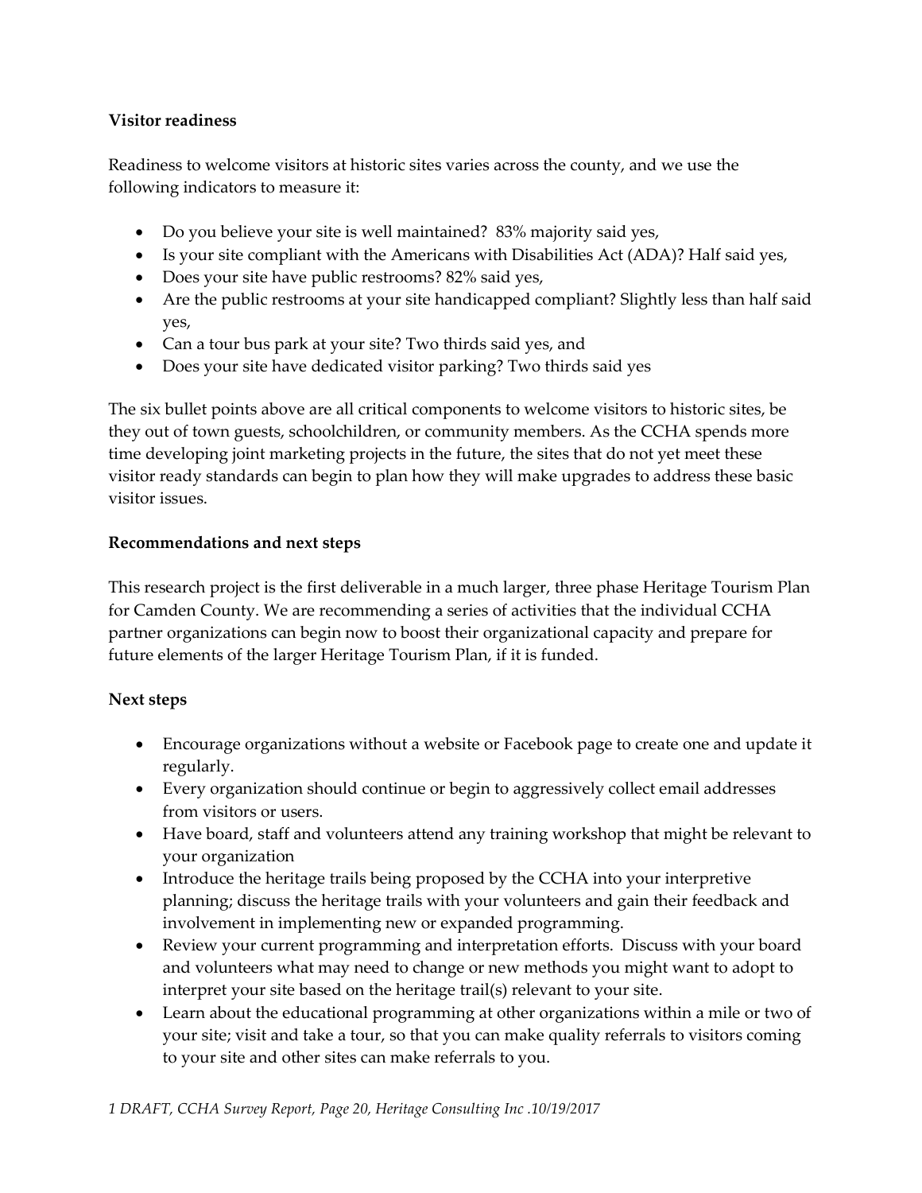**Visitor readiness**

Readiness to welcome visitors at historic sites varies across the county, and we use the following indicators to measure it:

- Do you believe your site is well maintained?  83% majority said yes,
- Is your site compliant with the Americans with Disabilities Act (ADA)? Half said yes,
- Does your site have public restrooms? 82% said yes,
- Are the public restrooms at your site handicapped compliant? Slightly less than half said yes,
- Can a tour bus park at your site? Two thirds said yes, and
- Does your site have dedicated visitor parking? Two thirds said yes

The six bullet points above are all critical components to welcome visitors to historic sites, be they out of town guests, schoolchildren, or community members. As the CCHA spends more time developing joint marketing projects in the future, the sites that do not yet meet these visitor ready standards can begin to plan how they will make upgrades to address these basic visitor issues.

**Recommendations and next steps**

This research project is the first deliverable in a much larger, three phase Heritage Tourism Plan for Camden County. We are recommending a series of activities that the individual CCHA partner organizations can begin now to boost their organizational capacity and prepare for future elements of the larger Heritage Tourism Plan, if it is funded.

**Next steps**

- Encourage organizations without a website or Facebook page to create one and update it regularly.
- Every organization should continue or begin to aggressively collect email addresses from visitors or users.
- Have board, staff and volunteers attend any training workshop that might be relevant to your organization
- Introduce the heritage trails being proposed by the CCHA into your interpretive planning; discuss the heritage trails with your volunteers and gain their feedback and involvement in implementing new or expanded programming.
- Review your current programming and interpretation efforts.  Discuss with your board and volunteers what may need to change or new methods you might want to adopt to interpret your site based on the heritage trail(s) relevant to your site.
- Learn about the educational programming at other organizations within a mile or two of your site; visit and take a tour, so that you can make quality referrals to visitors coming to your site and other sites can make referrals to you.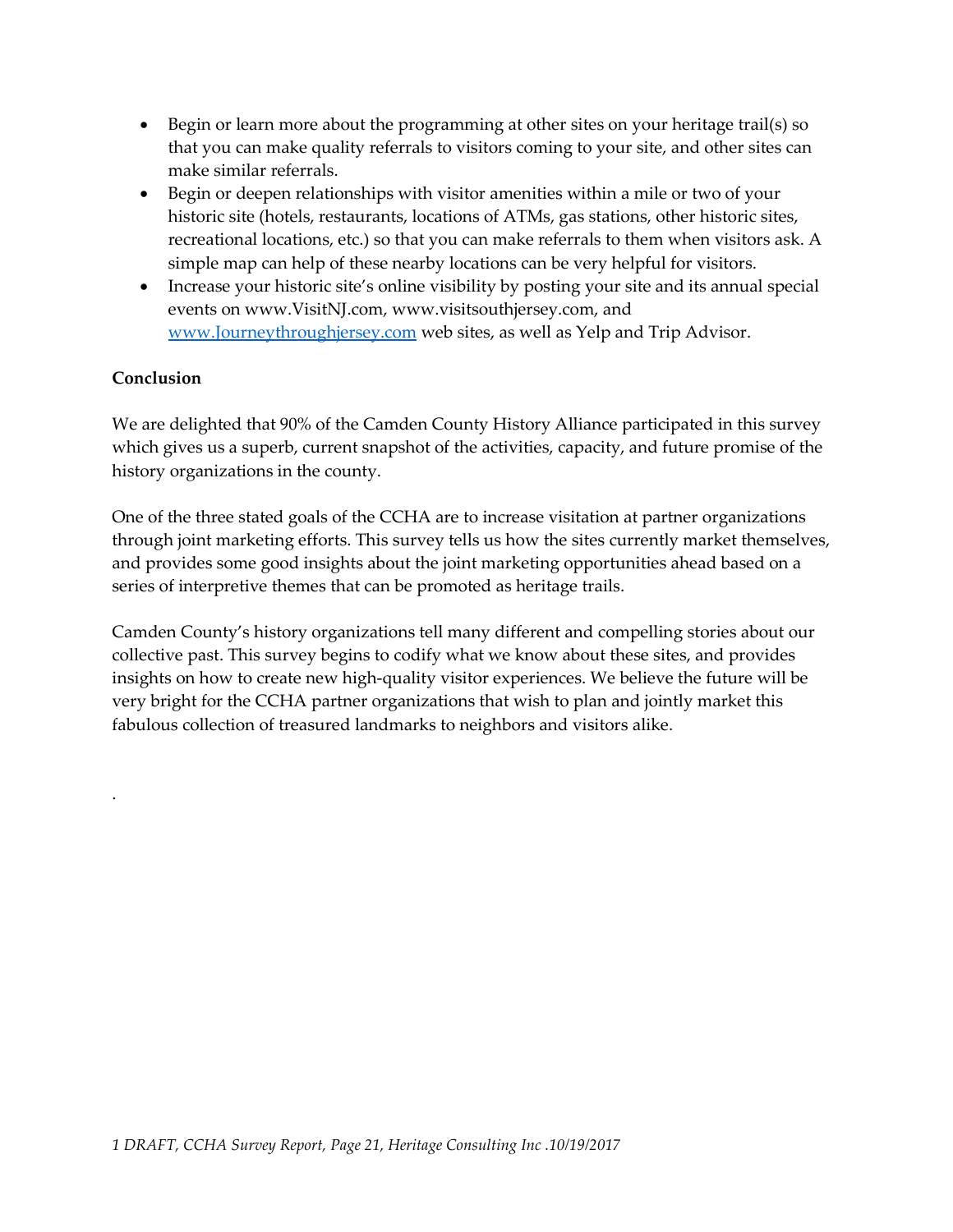- Begin or learn more about the programming at other sites on your heritage trail(s) so that you can make quality referrals to visitors coming to your site, and other sites can make similar referrals.
- Begin or deepen relationships with visitor amenities within a mile or two of your historic site (hotels, restaurants, locations of ATMs, gas stations, other historic sites, recreational locations, etc.) so that you can make referrals to them when visitors ask. A simple map can help of these nearby locations can be very helpful for visitors.
- Increase your historic site's online visibility by posting your site and its annual special events on www.VisitNJ.com, www.visitsouthjersey.com, and www.Journeythroughjersey.com web sites, as well as Yelp and Trip Advisor.

**Conclusion**

We are delighted that 90% of the Camden County History Alliance participated in this survey which gives us a superb, current snapshot of the activities, capacity, and future promise of the history organizations in the county.

One of the three stated goals of the CCHA are to increase visitation at partner organizations through joint marketing efforts. This survey tells us how the sites currently market themselves, and provides some good insights about the joint marketing opportunities ahead based on a series of interpretive themes that can be promoted as heritage trails.

Camden County's history organizations tell many different and compelling stories about our collective past. This survey begins to codify what we know about these sites, and provides insights on how to create new high-quality visitor experiences. We believe the future will be very bright for the CCHA partner organizations that wish to plan and jointly market this fabulous collection of treasured landmarks to neighbors and visitors alike.

.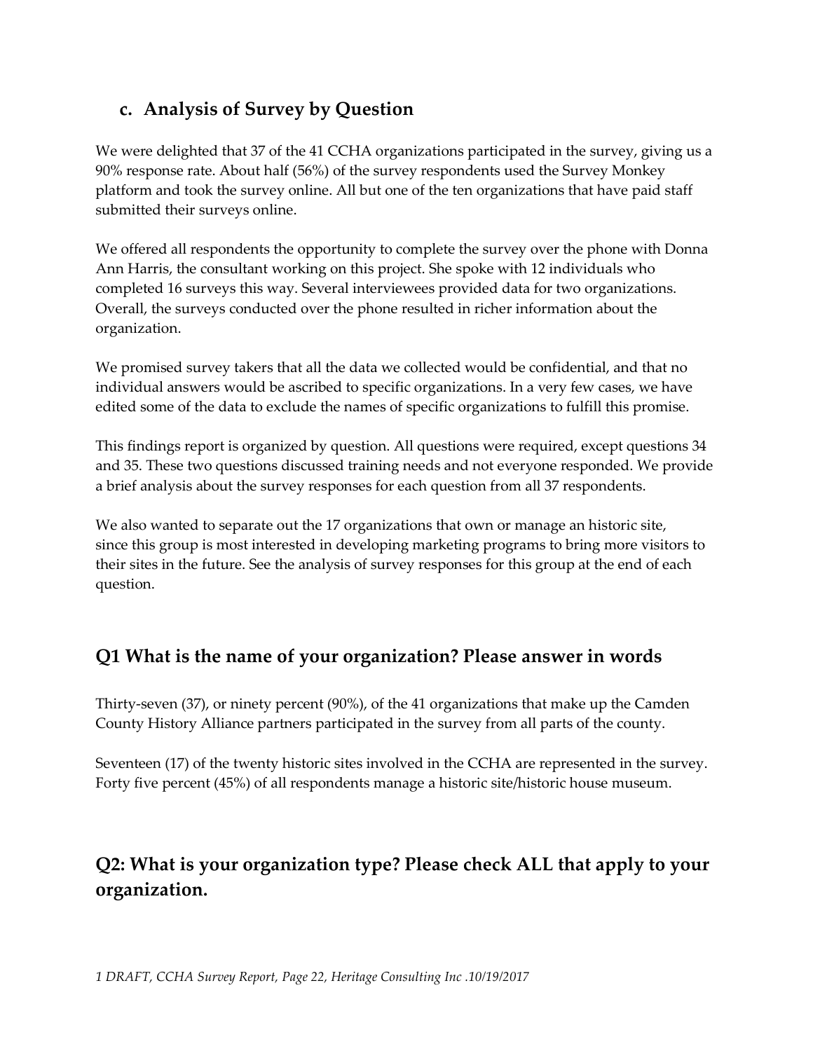## c. Analysis of Survey by Question

We were delighted that 37 of the 41 CCHA organizations participated in the survey, giving us a 90% response rate. About half (56%) of the survey respondents used the Survey Monkey platform and took the survey online. All but one of the ten organizations that have paid staff submitted their surveys online.

We offered all respondents the opportunity to complete the survey over the phone with Donna Ann Harris, the consultant working on this project. She spoke with 12 individuals who completed 16 surveys this way. Several interviewees provided data for two organizations. Overall, the surveys conducted over the phone resulted in richer information about the organization.

We promised survey takers that all the data we collected would be confidential, and that no individual answers would be ascribed to specific organizations. In a very few cases, we have edited some of the data to exclude the names of specific organizations to fulfill this promise.

This findings report is organized by question. All questions were required, except questions 34 and 35. These two questions discussed training needs and not everyone responded. We provide a brief analysis about the survey responses for each question from all 37 respondents.

We also wanted to separate out the 17 organizations that own or manage an historic site, since this group is most interested in developing marketing programs to bring more visitors to their sites in the future. See the analysis of survey responses for this group at the end of each question.

## Q1 What is the name of your organization? Please answer in words

Thirty-seven (37), or ninety percent (90%), of the 41 organizations that make up the Camden County History Alliance partners participated in the survey from all parts of the county.

Seventeen (17) of the twenty historic sites involved in the CCHA are represented in the survey. Forty five percent (45%) of all respondents manage a historic site/historic house museum.

## Q2: What is your organization type? Please check ALL that apply to your organization.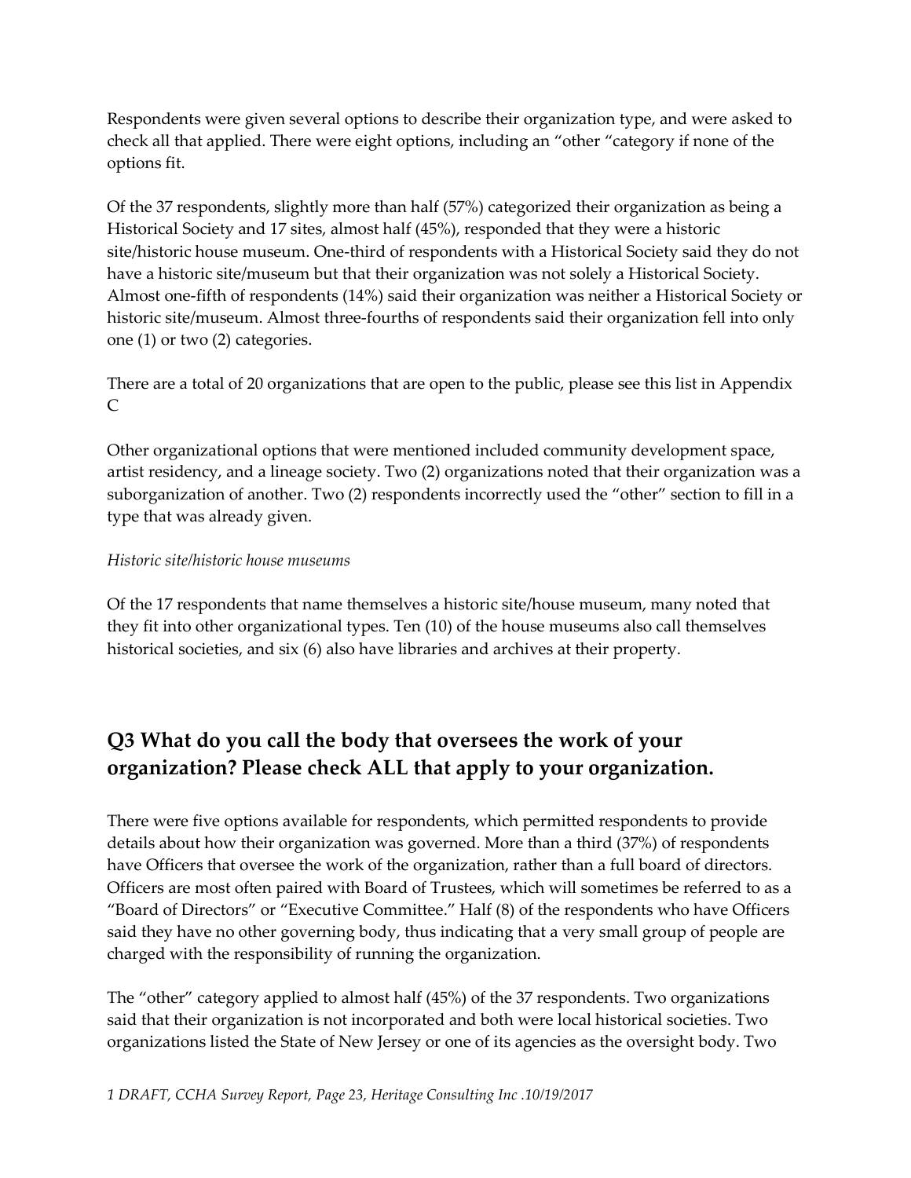Respondents were given several options to describe their organization type, and were asked to check all that applied. There were eight options, including an "other "category if none of the options fit.

Of the 37 respondents, slightly more than half (57%) categorized their organization as being a Historical Society and 17 sites, almost half (45%), responded that they were a historic site/historic house museum. One-third of respondents with a Historical Society said they do not have a historic site/museum but that their organization was not solely a Historical Society. Almost one-fifth of respondents (14%) said their organization was neither a Historical Society or historic site/museum. Almost three-fourths of respondents said their organization fell into only one (1) or two (2) categories.

There are a total of 20 organizations that are open to the public, please see this list in Appendix C

Other organizational options that were mentioned included community development space, artist residency, and a lineage society. Two (2) organizations noted that their organization was a suborganization of another. Two (2) respondents incorrectly used the "other" section to fill in a type that was already given.

*Historic site/historic house museums*

Of the 17 respondents that name themselves a historic site/house museum, many noted that they fit into other organizational types. Ten (10) of the house museums also call themselves historical societies, and six (6) also have libraries and archives at their property.

## Q3 What do you call the body that oversees the work of your organization? Please check ALL that apply to your organization.

There were five options available for respondents, which permitted respondents to provide details about how their organization was governed. More than a third (37%) of respondents have Officers that oversee the work of the organization, rather than a full board of directors. Officers are most often paired with Board of Trustees, which will sometimes be referred to as a "Board of Directors" or "Executive Committee." Half (8) of the respondents who have Officers said they have no other governing body, thus indicating that a very small group of people are charged with the responsibility of running the organization.

The "other" category applied to almost half (45%) of the 37 respondents. Two organizations said that their organization is not incorporated and both were local historical societies. Two organizations listed the State of New Jersey or one of its agencies as the oversight body. Two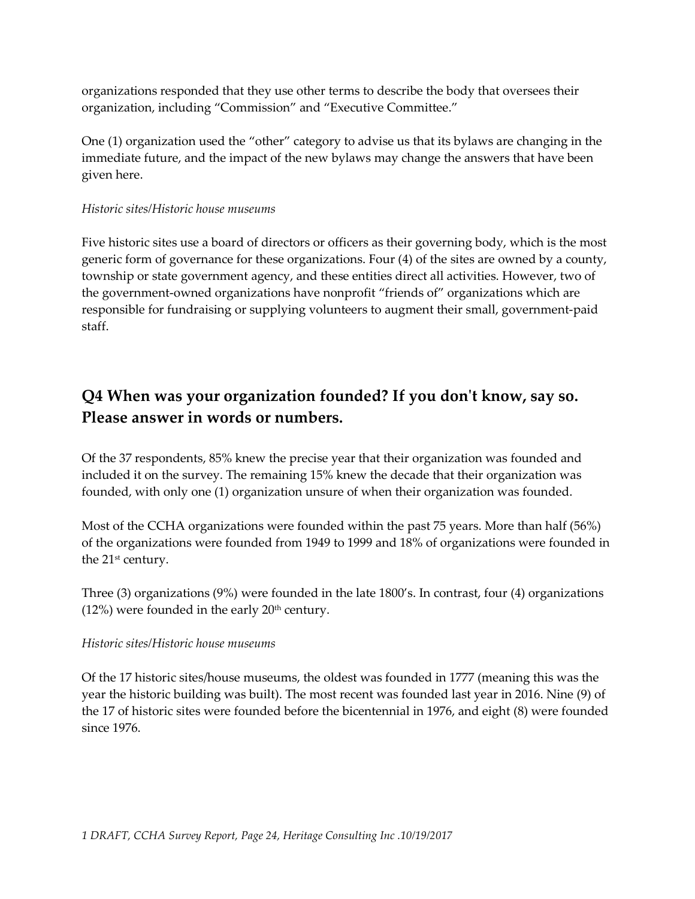organizations responded that they use other terms to describe the body that oversees their organization, including "Commission" and "Executive Committee."

One (1) organization used the "other" category to advise us that its bylaws are changing in the immediate future, and the impact of the new bylaws may change the answers that have been given here.

*Historic sites/Historic house museums*

Five historic sites use a board of directors or officers as their governing body, which is the most generic form of governance for these organizations. Four (4) of the sites are owned by a county, township or state government agency, and these entities direct all activities. However, two of the government-owned organizations have nonprofit "friends of" organizations which are responsible for fundraising or supplying volunteers to augment their small, government-paid staff.

## Q4 When was your organization founded? If you don't know, say so. Please answer in words or numbers.

Of the 37 respondents, 85% knew the precise year that their organization was founded and included it on the survey. The remaining 15% knew the decade that their organization was founded, with only one (1) organization unsure of when their organization was founded.

Most of the CCHA organizations were founded within the past 75 years. More than half (56%) of the organizations were founded from 1949 to 1999 and 18% of organizations were founded in the 21st century.

Three (3) organizations (9%) were founded in the late 1800's. In contrast, four (4) organizations (12%) were founded in the early 20th century.

*Historic sites/Historic house museums*

Of the 17 historic sites/house museums, the oldest was founded in 1777 (meaning this was the year the historic building was built). The most recent was founded last year in 2016. Nine (9) of the 17 of historic sites were founded before the bicentennial in 1976, and eight (8) were founded since 1976.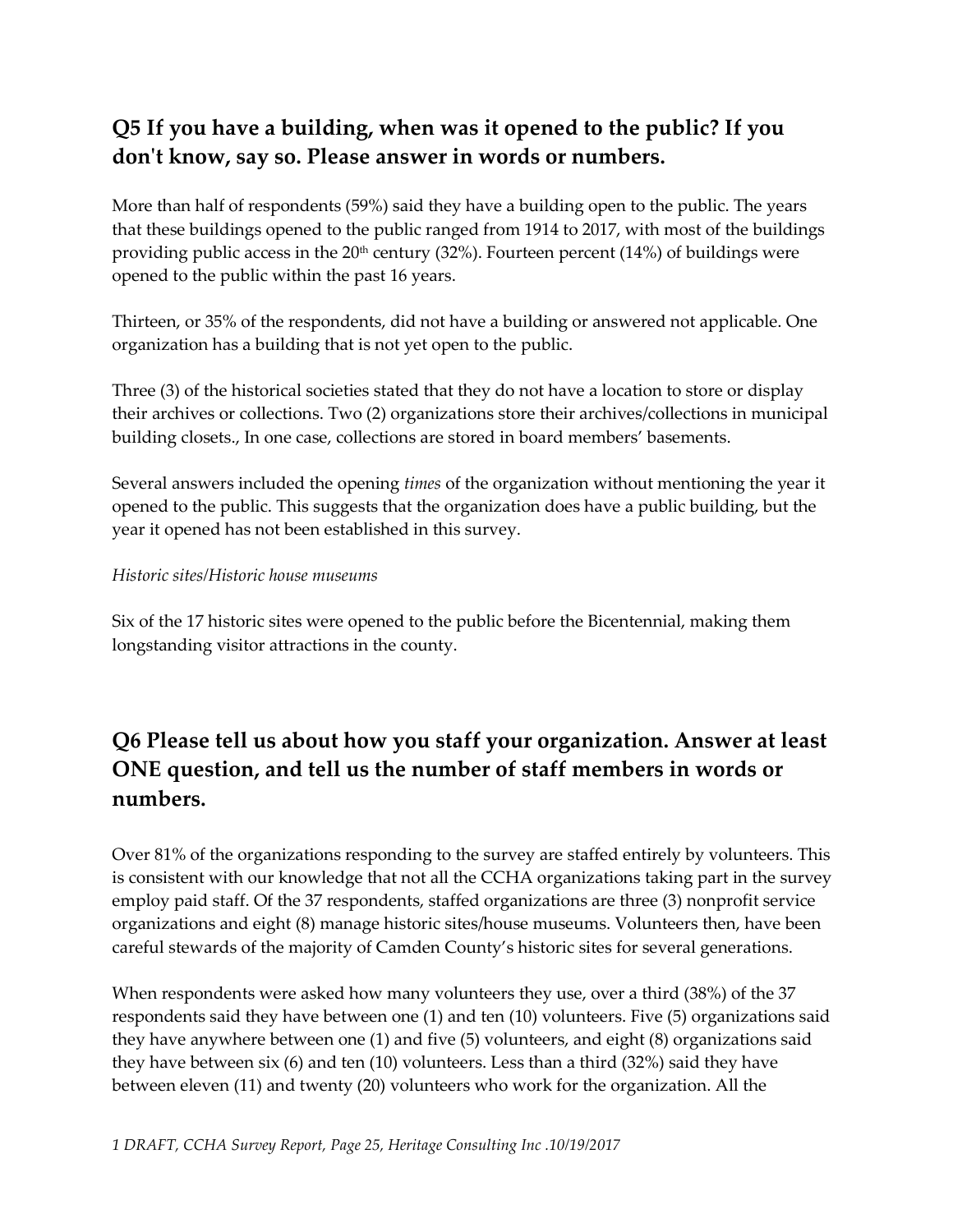## Q5 If you have a building, when was it opened to the public? If you don't know, say so. Please answer in words or numbers.

More than half of respondents (59%) said they have a building open to the public. The years that these buildings opened to the public ranged from 1914 to 2017, with most of the buildings providing public access in the 20th century (32%). Fourteen percent (14%) of buildings were opened to the public within the past 16 years.

Thirteen, or 35% of the respondents, did not have a building or answered not applicable. One organization has a building that is not yet open to the public.

Three (3) of the historical societies stated that they do not have a location to store or display their archives or collections. Two (2) organizations store their archives/collections in municipal building closets., In one case, collections are stored in board members' basements.

Several answers included the opening *times* of the organization without mentioning the year it opened to the public. This suggests that the organization does have a public building, but the year it opened has not been established in this survey.

*Historic sites/Historic house museums*

Six of the 17 historic sites were opened to the public before the Bicentennial, making them longstanding visitor attractions in the county.

## Q6 Please tell us about how you staff your organization. Answer at least ONE question, and tell us the number of staff members in words or numbers.

Over 81% of the organizations responding to the survey are staffed entirely by volunteers. This is consistent with our knowledge that not all the CCHA organizations taking part in the survey employ paid staff. Of the 37 respondents, staffed organizations are three (3) nonprofit service organizations and eight (8) manage historic sites/house museums. Volunteers then, have been careful stewards of the majority of Camden County's historic sites for several generations.

When respondents were asked how many volunteers they use, over a third (38%) of the 37 respondents said they have between one (1) and ten (10) volunteers. Five (5) organizations said they have anywhere between one (1) and five (5) volunteers, and eight (8) organizations said they have between six (6) and ten (10) volunteers. Less than a third (32%) said they have between eleven (11) and twenty (20) volunteers who work for the organization. All the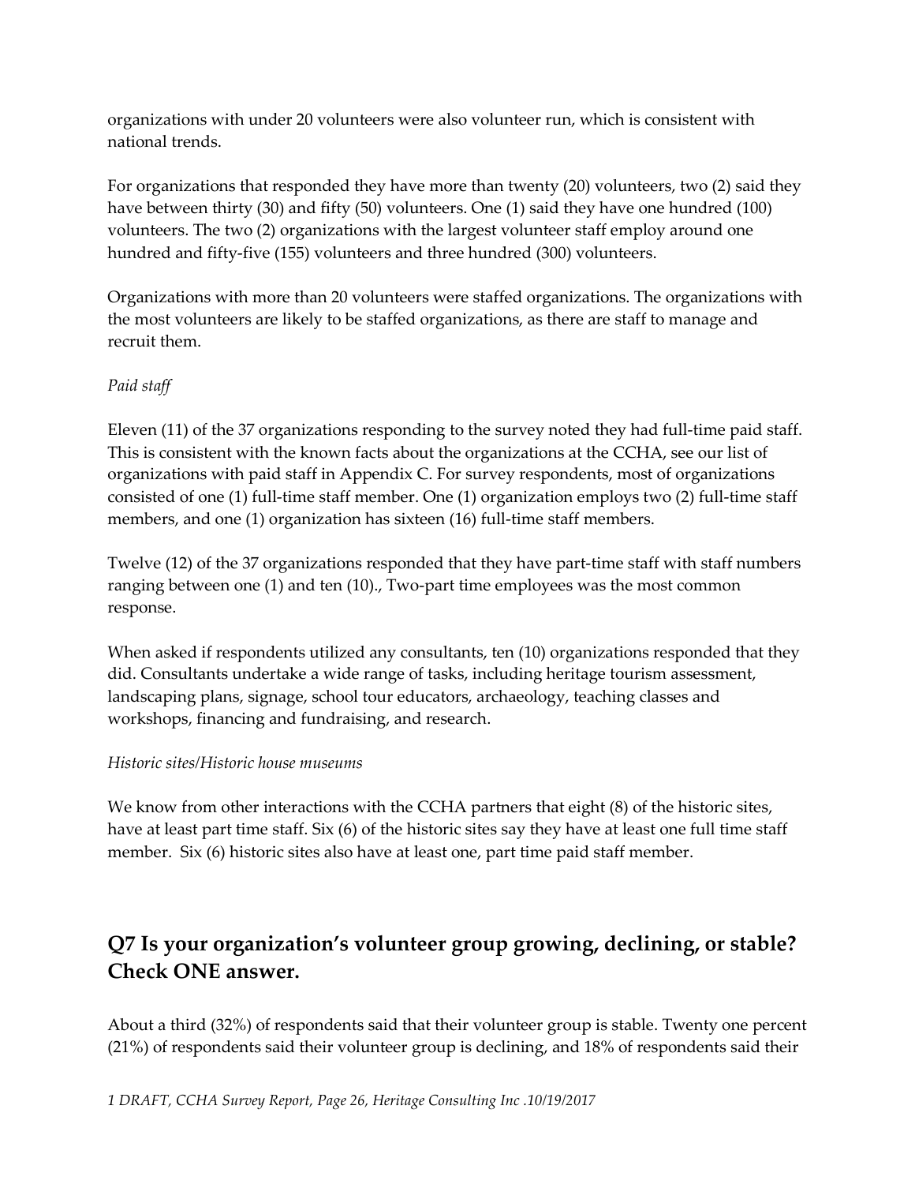organizations with under 20 volunteers were also volunteer run, which is consistent with national trends.

For organizations that responded they have more than twenty (20) volunteers, two (2) said they have between thirty (30) and fifty (50) volunteers. One (1) said they have one hundred (100) volunteers. The two (2) organizations with the largest volunteer staff employ around one hundred and fifty-five (155) volunteers and three hundred (300) volunteers.

Organizations with more than 20 volunteers were staffed organizations. The organizations with the most volunteers are likely to be staffed organizations, as there are staff to manage and recruit them.

*Paid staff*

Eleven (11) of the 37 organizations responding to the survey noted they had full-time paid staff. This is consistent with the known facts about the organizations at the CCHA, see our list of organizations with paid staff in Appendix C. For survey respondents, most of organizations consisted of one (1) full-time staff member. One (1) organization employs two (2) full-time staff members, and one (1) organization has sixteen (16) full-time staff members.

Twelve (12) of the 37 organizations responded that they have part-time staff with staff numbers ranging between one (1) and ten (10)., Two-part time employees was the most common response.

When asked if respondents utilized any consultants, ten (10) organizations responded that they did. Consultants undertake a wide range of tasks, including heritage tourism assessment, landscaping plans, signage, school tour educators, archaeology, teaching classes and workshops, financing and fundraising, and research.

*Historic sites/Historic house museums*

We know from other interactions with the CCHA partners that eight (8) of the historic sites, have at least part time staff. Six (6) of the historic sites say they have at least one full time staff member. Six (6) historic sites also have at least one, part time paid staff member.

## Q7 Is your organization's volunteer group growing, declining, or stable? Check ONE answer.

About a third (32%) of respondents said that their volunteer group is stable. Twenty one percent (21%) of respondents said their volunteer group is declining, and 18% of respondents said their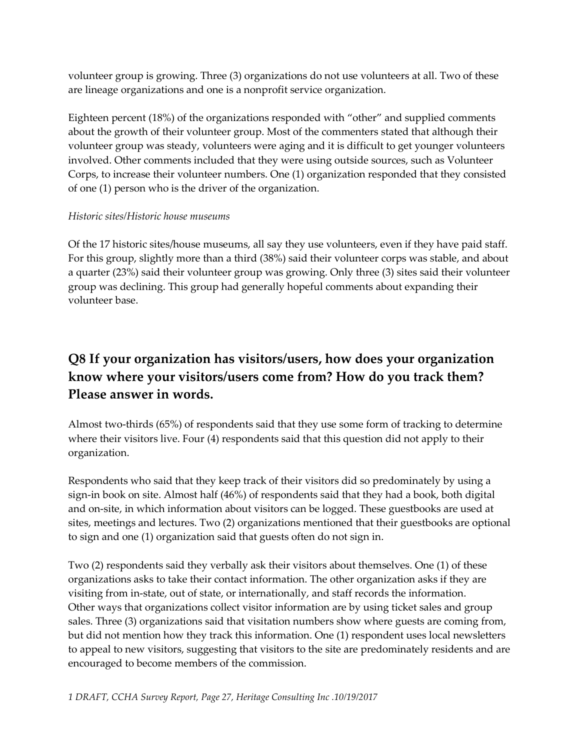volunteer group is growing. Three (3) organizations do not use volunteers at all. Two of these are lineage organizations and one is a nonprofit service organization.

Eighteen percent (18%) of the organizations responded with "other" and supplied comments about the growth of their volunteer group. Most of the commenters stated that although their volunteer group was steady, volunteers were aging and it is difficult to get younger volunteers involved. Other comments included that they were using outside sources, such as Volunteer Corps, to increase their volunteer numbers. One (1) organization responded that they consisted of one (1) person who is the driver of the organization.

*Historic sites/Historic house museums*

Of the 17 historic sites/house museums, all say they use volunteers, even if they have paid staff. For this group, slightly more than a third (38%) said their volunteer corps was stable, and about a quarter (23%) said their volunteer group was growing. Only three (3) sites said their volunteer group was declining. This group had generally hopeful comments about expanding their volunteer base.

## Q8 If your organization has visitors/users, how does your organization know where your visitors/users come from? How do you track them? Please answer in words.

Almost two-thirds (65%) of respondents said that they use some form of tracking to determine where their visitors live. Four (4) respondents said that this question did not apply to their organization.

Respondents who said that they keep track of their visitors did so predominately by using a sign-in book on site. Almost half (46%) of respondents said that they had a book, both digital and on-site, in which information about visitors can be logged. These guestbooks are used at sites, meetings and lectures. Two (2) organizations mentioned that their guestbooks are optional to sign and one (1) organization said that guests often do not sign in.

Two (2) respondents said they verbally ask their visitors about themselves. One (1) of these organizations asks to take their contact information. The other organization asks if they are visiting from in-state, out of state, or internationally, and staff records the information. Other ways that organizations collect visitor information are by using ticket sales and group sales. Three (3) organizations said that visitation numbers show where guests are coming from, but did not mention how they track this information. One (1) respondent uses local newsletters to appeal to new visitors, suggesting that visitors to the site are predominately residents and are encouraged to become members of the commission.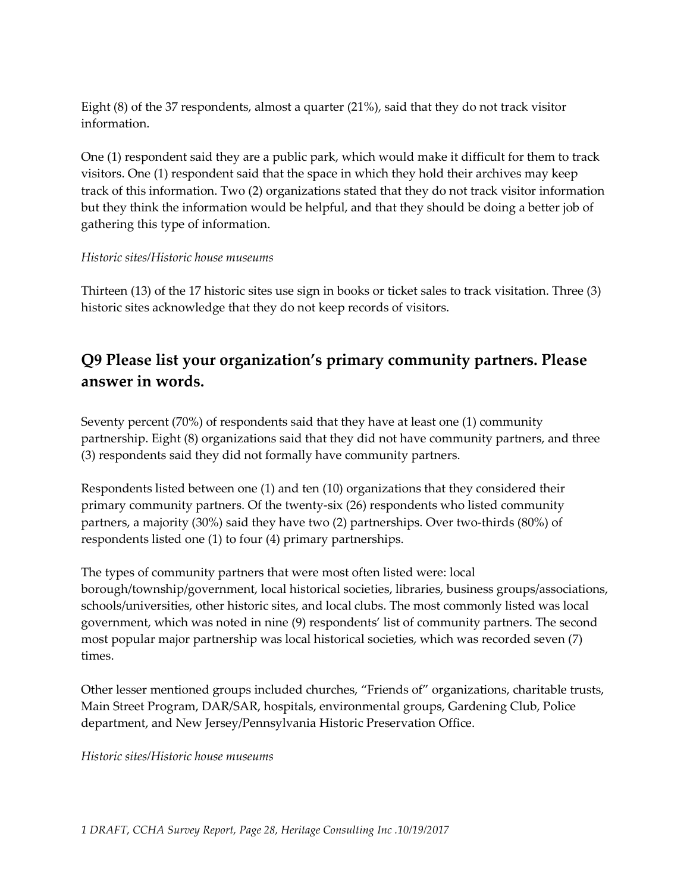Eight (8) of the 37 respondents, almost a quarter (21%), said that they do not track visitor information.

One (1) respondent said they are a public park, which would make it difficult for them to track visitors. One (1) respondent said that the space in which they hold their archives may keep track of this information. Two (2) organizations stated that they do not track visitor information but they think the information would be helpful, and that they should be doing a better job of gathering this type of information.

*Historic sites/Historic house museums*

Thirteen (13) of the 17 historic sites use sign in books or ticket sales to track visitation. Three (3) historic sites acknowledge that they do not keep records of visitors.

## Q9 Please list your organization's primary community partners. Please answer in words.

Seventy percent (70%) of respondents said that they have at least one (1) community partnership. Eight (8) organizations said that they did not have community partners, and three (3) respondents said they did not formally have community partners.

Respondents listed between one (1) and ten (10) organizations that they considered their primary community partners. Of the twenty-six (26) respondents who listed community partners, a majority (30%) said they have two (2) partnerships. Over two-thirds (80%) of respondents listed one (1) to four (4) primary partnerships.

The types of community partners that were most often listed were: local borough/township/government, local historical societies, libraries, business groups/associations, schools/universities, other historic sites, and local clubs. The most commonly listed was local government, which was noted in nine (9) respondents' list of community partners. The second most popular major partnership was local historical societies, which was recorded seven (7) times.

Other lesser mentioned groups included churches, "Friends of" organizations, charitable trusts, Main Street Program, DAR/SAR, hospitals, environmental groups, Gardening Club, Police department, and New Jersey/Pennsylvania Historic Preservation Office.

*Historic sites/Historic house museums*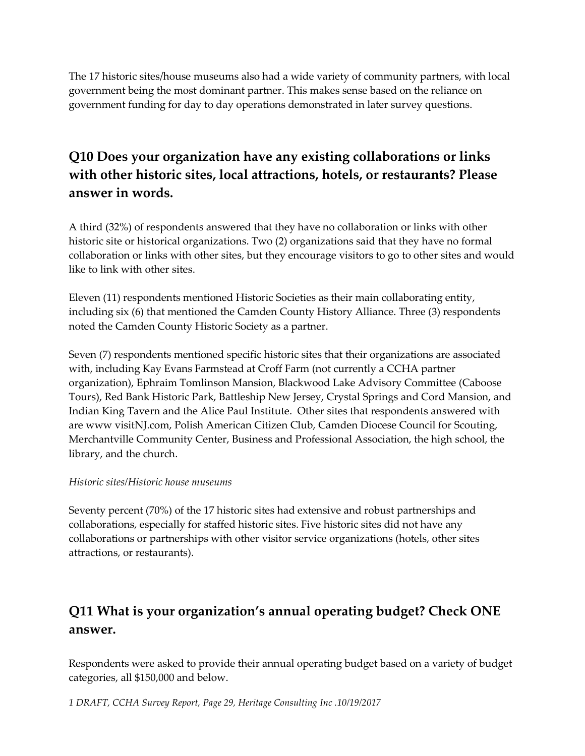The 17 historic sites/house museums also had a wide variety of community partners, with local government being the most dominant partner. This makes sense based on the reliance on government funding for day to day operations demonstrated in later survey questions.

## Q10 Does your organization have any existing collaborations or links with other historic sites, local attractions, hotels, or restaurants? Please answer in words.

A third (32%) of respondents answered that they have no collaboration or links with other historic site or historical organizations. Two (2) organizations said that they have no formal collaboration or links with other sites, but they encourage visitors to go to other sites and would like to link with other sites.

Eleven (11) respondents mentioned Historic Societies as their main collaborating entity, including six (6) that mentioned the Camden County History Alliance. Three (3) respondents noted the Camden County Historic Society as a partner.

Seven (7) respondents mentioned specific historic sites that their organizations are associated with, including Kay Evans Farmstead at Croff Farm (not currently a CCHA partner organization), Ephraim Tomlinson Mansion, Blackwood Lake Advisory Committee (Caboose Tours), Red Bank Historic Park, Battleship New Jersey, Crystal Springs and Cord Mansion, and Indian King Tavern and the Alice Paul Institute. Other sites that respondents answered with are www visitNJ.com, Polish American Citizen Club, Camden Diocese Council for Scouting, Merchantville Community Center, Business and Professional Association, the high school, the library, and the church.

*Historic sites/Historic house museums*

Seventy percent (70%) of the 17 historic sites had extensive and robust partnerships and collaborations, especially for staffed historic sites. Five historic sites did not have any collaborations or partnerships with other visitor service organizations (hotels, other sites attractions, or restaurants).

## Q11 What is your organization's annual operating budget? Check ONE answer.

Respondents were asked to provide their annual operating budget based on a variety of budget categories, all $150,000 and below.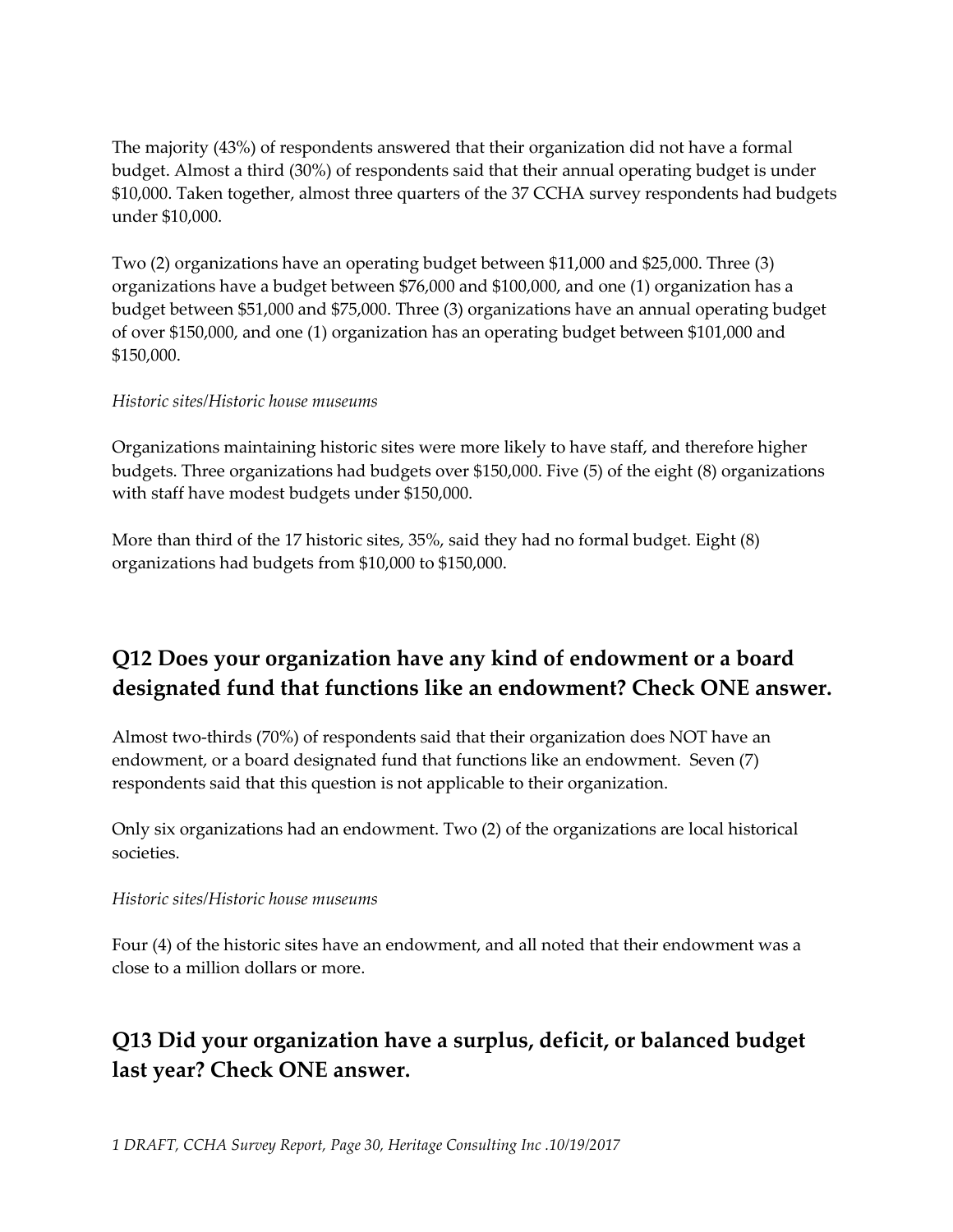The majority (43%) of respondents answered that their organization did not have a formal budget. Almost a third (30%) of respondents said that their annual operating budget is under $10,000. Taken together, almost three quarters of the 37 CCHA survey respondents had budgets under $10,000.

Two (2) organizations have an operating budget between $11,000 and $25,000. Three (3) organizations have a budget between $76,000 and $100,000, and one (1) organization has a budget between $51,000 and $75,000. Three (3) organizations have an annual operating budget of over $150,000, and one (1) organization has an operating budget between $101,000 and $150,000.

*Historic sites/Historic house museums*

Organizations maintaining historic sites were more likely to have staff, and therefore higher budgets. Three organizations had budgets over $150,000. Five (5) of the eight (8) organizations with staff have modest budgets under $150,000.

More than third of the 17 historic sites, 35%, said they had no formal budget. Eight (8) organizations had budgets from $10,000 to $150,000.

## Q12 Does your organization have any kind of endowment or a board designated fund that functions like an endowment? Check ONE answer.

Almost two-thirds (70%) of respondents said that their organization does NOT have an endowment, or a board designated fund that functions like an endowment. Seven (7) respondents said that this question is not applicable to their organization.

Only six organizations had an endowment. Two (2) of the organizations are local historical societies.

*Historic sites/Historic house museums*

Four (4) of the historic sites have an endowment, and all noted that their endowment was a close to a million dollars or more.

## Q13 Did your organization have a surplus, deficit, or balanced budget last year? Check ONE answer.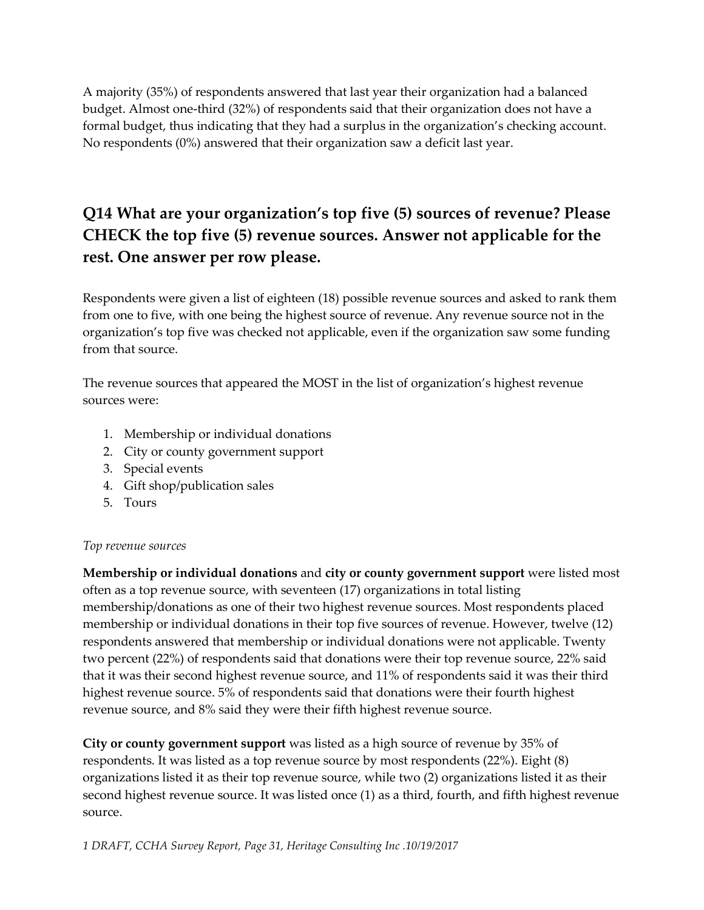A majority (35%) of respondents answered that last year their organization had a balanced budget. Almost one-third (32%) of respondents said that their organization does not have a formal budget, thus indicating that they had a surplus in the organization's checking account. No respondents (0%) answered that their organization saw a deficit last year.

## Q14 What are your organization's top five (5) sources of revenue? Please CHECK the top five (5) revenue sources. Answer not applicable for the rest. One answer per row please.

Respondents were given a list of eighteen (18) possible revenue sources and asked to rank them from one to five, with one being the highest source of revenue. Any revenue source not in the organization's top five was checked not applicable, even if the organization saw some funding from that source.

The revenue sources that appeared the MOST in the list of organization's highest revenue sources were:

1. Membership or individual donations
2. City or county government support
3. Special events
4. Gift shop/publication sales
5. Tours

*Top revenue sources*

**Membership or individual donations** and **city or county government support** were listed most often as a top revenue source, with seventeen (17) organizations in total listing membership/donations as one of their two highest revenue sources. Most respondents placed membership or individual donations in their top five sources of revenue. However, twelve (12) respondents answered that membership or individual donations were not applicable. Twenty two percent (22%) of respondents said that donations were their top revenue source, 22% said that it was their second highest revenue source, and 11% of respondents said it was their third highest revenue source. 5% of respondents said that donations were their fourth highest revenue source, and 8% said they were their fifth highest revenue source.

**City or county government support** was listed as a high source of revenue by 35% of respondents. It was listed as a top revenue source by most respondents (22%). Eight (8) organizations listed it as their top revenue source, while two (2) organizations listed it as their second highest revenue source. It was listed once (1) as a third, fourth, and fifth highest revenue source.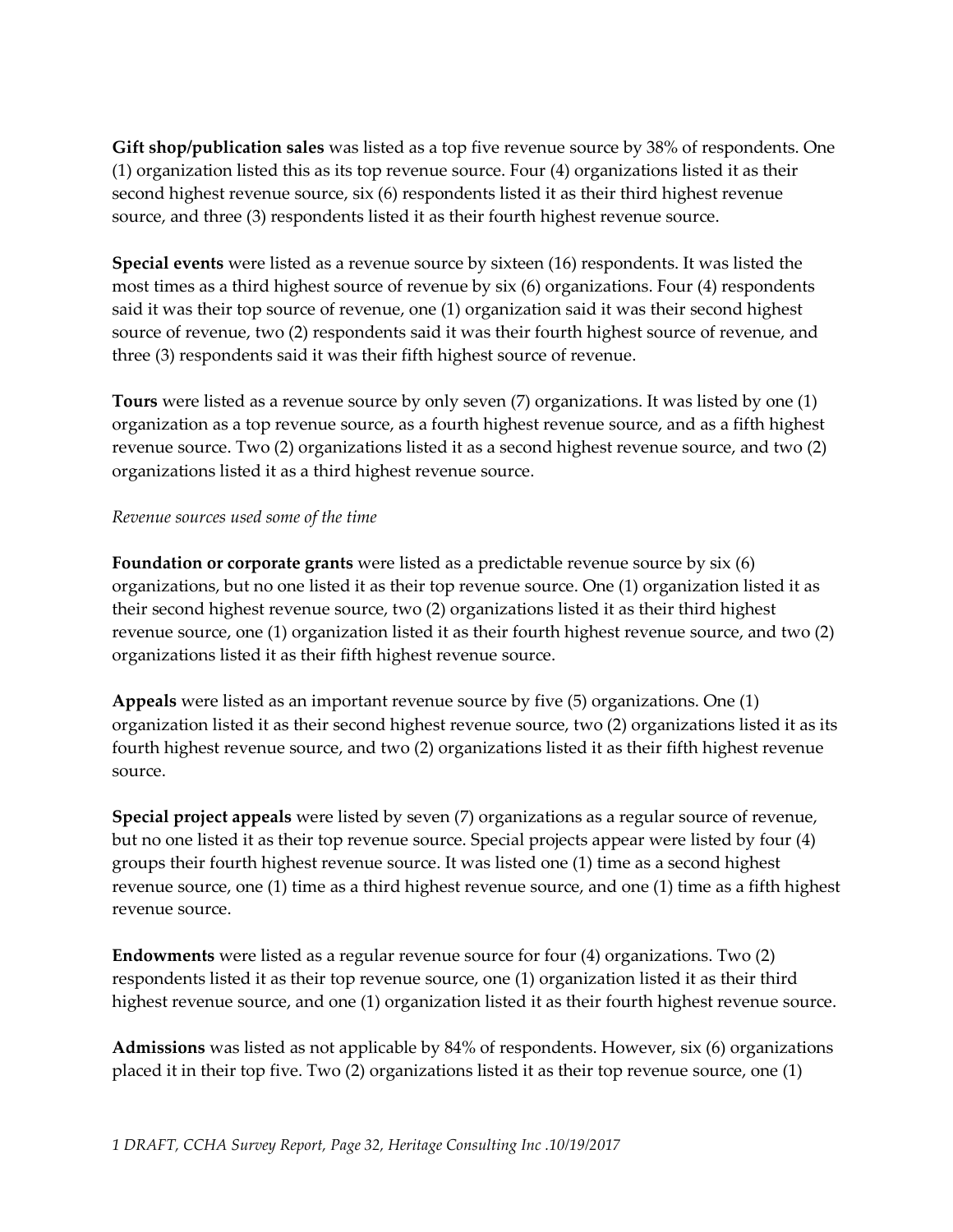**Gift shop/publication sales** was listed as a top five revenue source by 38% of respondents. One (1) organization listed this as its top revenue source. Four (4) organizations listed it as their second highest revenue source, six (6) respondents listed it as their third highest revenue source, and three (3) respondents listed it as their fourth highest revenue source.

**Special events** were listed as a revenue source by sixteen (16) respondents. It was listed the most times as a third highest source of revenue by six (6) organizations. Four (4) respondents said it was their top source of revenue, one (1) organization said it was their second highest source of revenue, two (2) respondents said it was their fourth highest source of revenue, and three (3) respondents said it was their fifth highest source of revenue.

**Tours** were listed as a revenue source by only seven (7) organizations. It was listed by one (1) organization as a top revenue source, as a fourth highest revenue source, and as a fifth highest revenue source. Two (2) organizations listed it as a second highest revenue source, and two (2) organizations listed it as a third highest revenue source.

*Revenue sources used some of the time*

**Foundation or corporate grants** were listed as a predictable revenue source by six (6) organizations, but no one listed it as their top revenue source. One (1) organization listed it as their second highest revenue source, two (2) organizations listed it as their third highest revenue source, one (1) organization listed it as their fourth highest revenue source, and two (2) organizations listed it as their fifth highest revenue source.

**Appeals** were listed as an important revenue source by five (5) organizations. One (1) organization listed it as their second highest revenue source, two (2) organizations listed it as its fourth highest revenue source, and two (2) organizations listed it as their fifth highest revenue source.

**Special project appeals** were listed by seven (7) organizations as a regular source of revenue, but no one listed it as their top revenue source. Special projects appear were listed by four (4) groups their fourth highest revenue source. It was listed one (1) time as a second highest revenue source, one (1) time as a third highest revenue source, and one (1) time as a fifth highest revenue source.

**Endowments** were listed as a regular revenue source for four (4) organizations. Two (2) respondents listed it as their top revenue source, one (1) organization listed it as their third highest revenue source, and one (1) organization listed it as their fourth highest revenue source.

**Admissions** was listed as not applicable by 84% of respondents. However, six (6) organizations placed it in their top five. Two (2) organizations listed it as their top revenue source, one (1)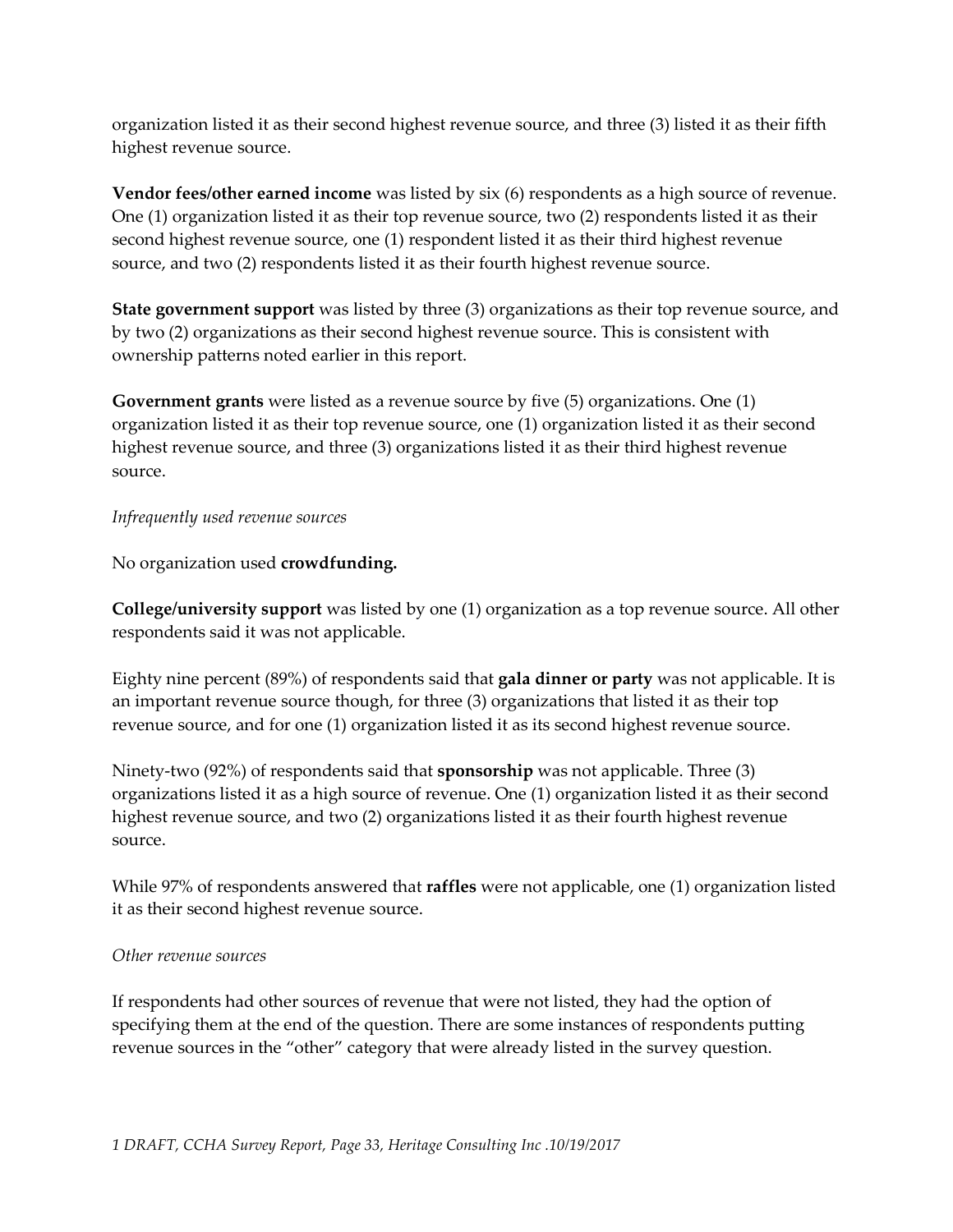organization listed it as their second highest revenue source, and three (3) listed it as their fifth highest revenue source.

**Vendor fees/other earned income** was listed by six (6) respondents as a high source of revenue. One (1) organization listed it as their top revenue source, two (2) respondents listed it as their second highest revenue source, one (1) respondent listed it as their third highest revenue source, and two (2) respondents listed it as their fourth highest revenue source.

**State government support** was listed by three (3) organizations as their top revenue source, and by two (2) organizations as their second highest revenue source. This is consistent with ownership patterns noted earlier in this report.

**Government grants** were listed as a revenue source by five (5) organizations. One (1) organization listed it as their top revenue source, one (1) organization listed it as their second highest revenue source, and three (3) organizations listed it as their third highest revenue source.

*Infrequently used revenue sources*

No organization used **crowdfunding.**

**College/university support** was listed by one (1) organization as a top revenue source. All other respondents said it was not applicable.

Eighty nine percent (89%) of respondents said that **gala dinner or party** was not applicable. It is an important revenue source though, for three (3) organizations that listed it as their top revenue source, and for one (1) organization listed it as its second highest revenue source.

Ninety-two (92%) of respondents said that **sponsorship** was not applicable. Three (3) organizations listed it as a high source of revenue. One (1) organization listed it as their second highest revenue source, and two (2) organizations listed it as their fourth highest revenue source.

While 97% of respondents answered that **raffles** were not applicable, one (1) organization listed it as their second highest revenue source.

*Other revenue sources*

If respondents had other sources of revenue that were not listed, they had the option of specifying them at the end of the question. There are some instances of respondents putting revenue sources in the "other" category that were already listed in the survey question.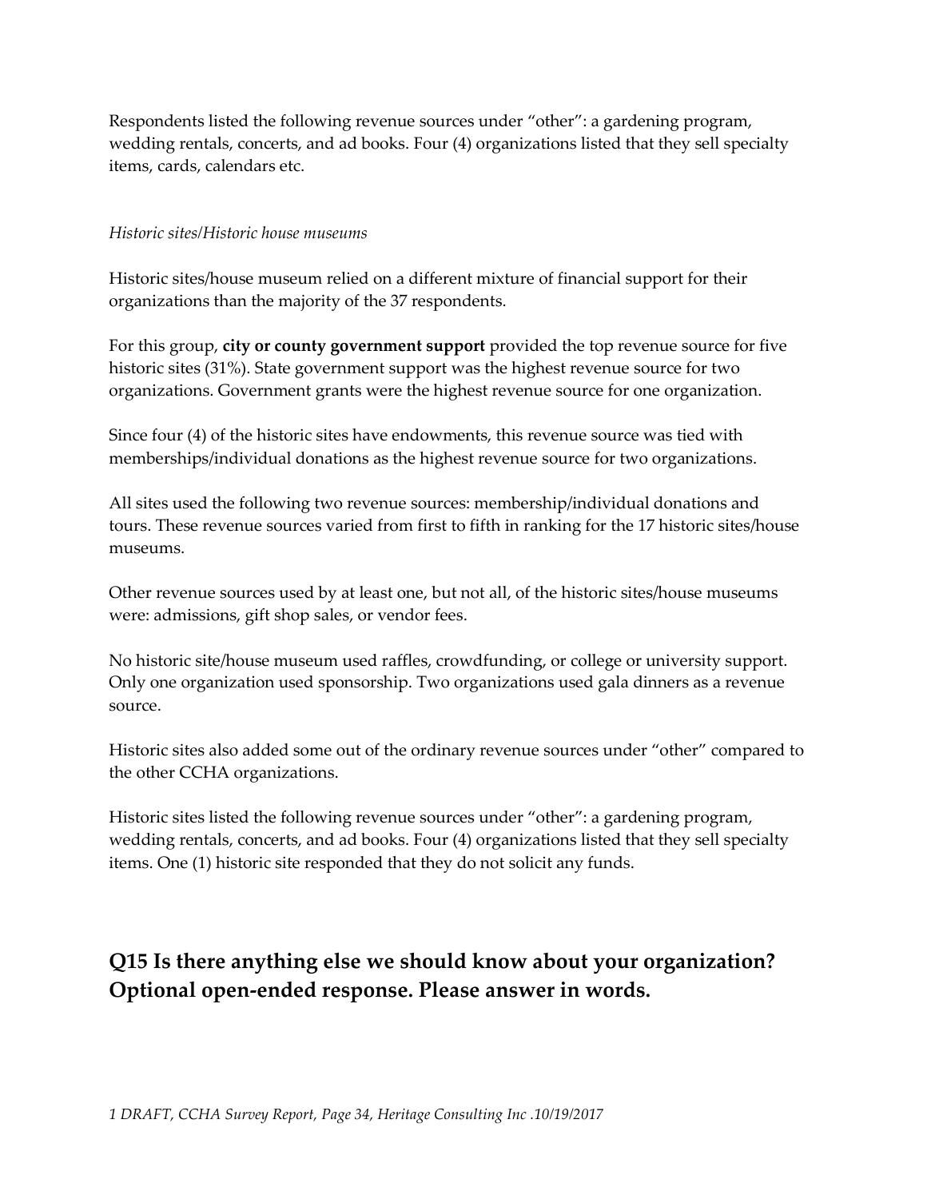Respondents listed the following revenue sources under "other": a gardening program, wedding rentals, concerts, and ad books. Four (4) organizations listed that they sell specialty items, cards, calendars etc.

*Historic sites/Historic house museums*

Historic sites/house museum relied on a different mixture of financial support for their organizations than the majority of the 37 respondents.

For this group, **city or county government support** provided the top revenue source for five historic sites (31%). State government support was the highest revenue source for two organizations. Government grants were the highest revenue source for one organization.

Since four (4) of the historic sites have endowments, this revenue source was tied with memberships/individual donations as the highest revenue source for two organizations.

All sites used the following two revenue sources: membership/individual donations and tours. These revenue sources varied from first to fifth in ranking for the 17 historic sites/house museums.

Other revenue sources used by at least one, but not all, of the historic sites/house museums were: admissions, gift shop sales, or vendor fees.

No historic site/house museum used raffles, crowdfunding, or college or university support. Only one organization used sponsorship. Two organizations used gala dinners as a revenue source.

Historic sites also added some out of the ordinary revenue sources under "other" compared to the other CCHA organizations.

Historic sites listed the following revenue sources under "other": a gardening program, wedding rentals, concerts, and ad books. Four (4) organizations listed that they sell specialty items. One (1) historic site responded that they do not solicit any funds.

## Q15 Is there anything else we should know about your organization? Optional open-ended response. Please answer in words.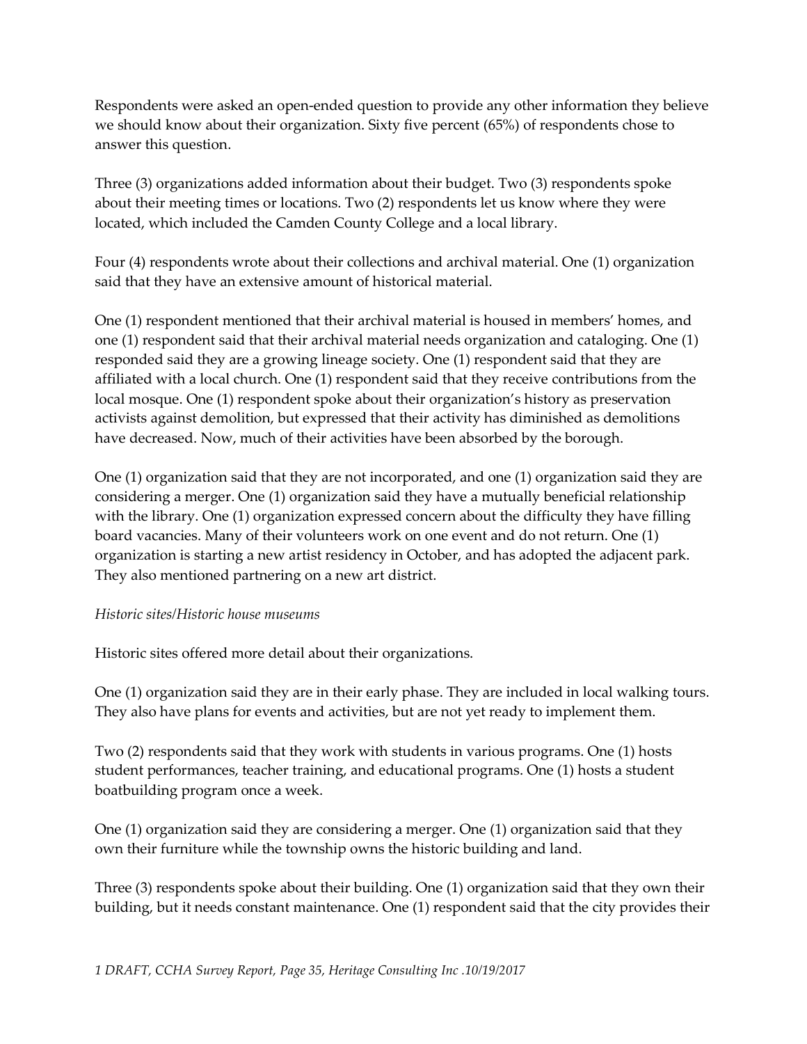Respondents were asked an open-ended question to provide any other information they believe we should know about their organization. Sixty five percent (65%) of respondents chose to answer this question.

Three (3) organizations added information about their budget. Two (3) respondents spoke about their meeting times or locations. Two (2) respondents let us know where they were located, which included the Camden County College and a local library.

Four (4) respondents wrote about their collections and archival material. One (1) organization said that they have an extensive amount of historical material.

One (1) respondent mentioned that their archival material is housed in members' homes, and one (1) respondent said that their archival material needs organization and cataloging. One (1) responded said they are a growing lineage society. One (1) respondent said that they are affiliated with a local church. One (1) respondent said that they receive contributions from the local mosque. One (1) respondent spoke about their organization's history as preservation activists against demolition, but expressed that their activity has diminished as demolitions have decreased. Now, much of their activities have been absorbed by the borough.

One (1) organization said that they are not incorporated, and one (1) organization said they are considering a merger. One (1) organization said they have a mutually beneficial relationship with the library. One (1) organization expressed concern about the difficulty they have filling board vacancies. Many of their volunteers work on one event and do not return. One (1) organization is starting a new artist residency in October, and has adopted the adjacent park. They also mentioned partnering on a new art district.

*Historic sites/Historic house museums*

Historic sites offered more detail about their organizations.

One (1) organization said they are in their early phase. They are included in local walking tours. They also have plans for events and activities, but are not yet ready to implement them.

Two (2) respondents said that they work with students in various programs. One (1) hosts student performances, teacher training, and educational programs. One (1) hosts a student boatbuilding program once a week.

One (1) organization said they are considering a merger. One (1) organization said that they own their furniture while the township owns the historic building and land.

Three (3) respondents spoke about their building. One (1) organization said that they own their building, but it needs constant maintenance. One (1) respondent said that the city provides their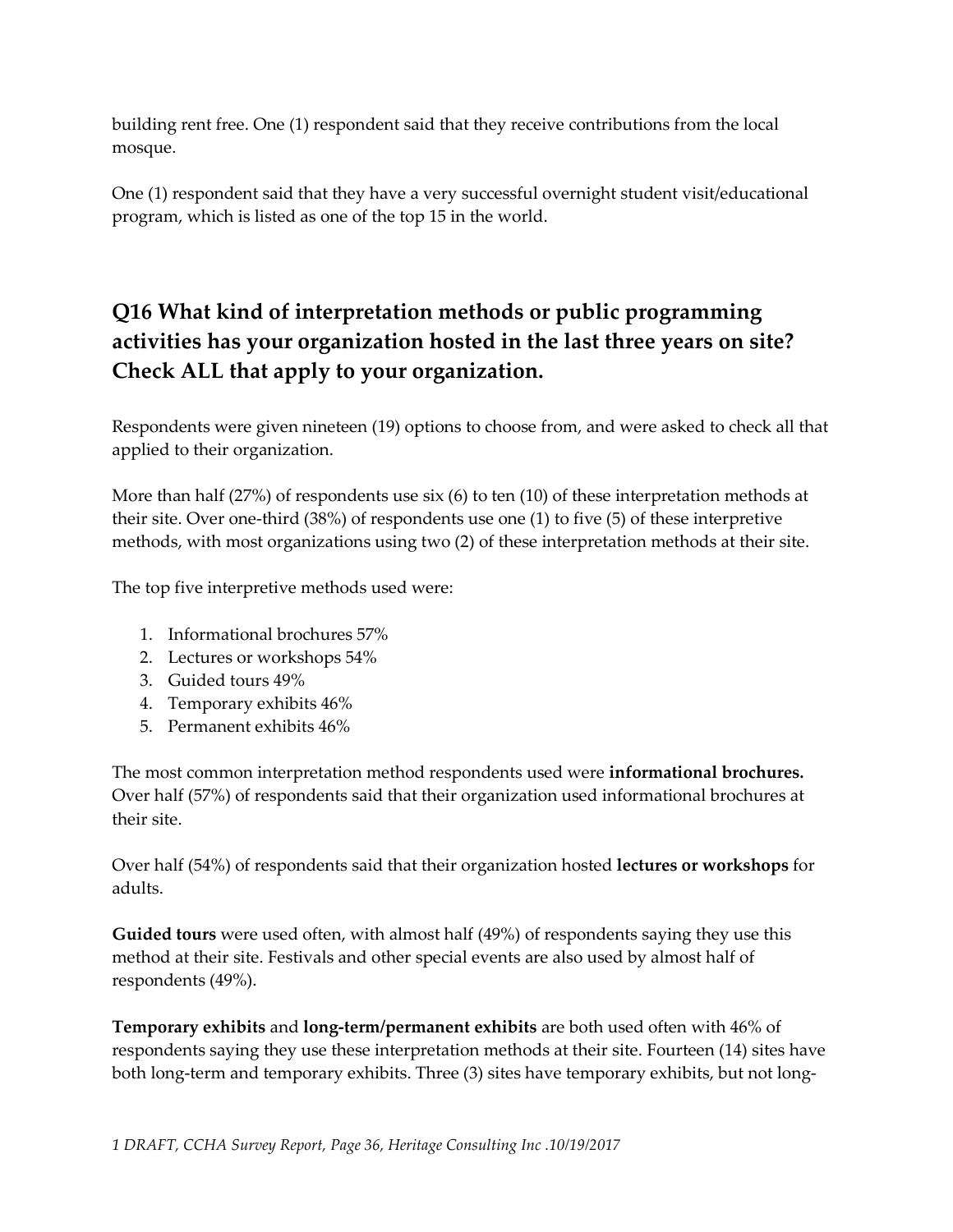building rent free. One (1) respondent said that they receive contributions from the local mosque.

One (1) respondent said that they have a very successful overnight student visit/educational program, which is listed as one of the top 15 in the world.

## Q16 What kind of interpretation methods or public programming activities has your organization hosted in the last three years on site? Check ALL that apply to your organization.

Respondents were given nineteen (19) options to choose from, and were asked to check all that applied to their organization.

More than half (27%) of respondents use six (6) to ten (10) of these interpretation methods at their site. Over one-third (38%) of respondents use one (1) to five (5) of these interpretive methods, with most organizations using two (2) of these interpretation methods at their site.

The top five interpretive methods used were:

1. Informational brochures 57%
2. Lectures or workshops 54%
3. Guided tours 49%
4. Temporary exhibits 46%
5. Permanent exhibits 46%

The most common interpretation method respondents used were **informational brochures.** Over half (57%) of respondents said that their organization used informational brochures at their site.

Over half (54%) of respondents said that their organization hosted **lectures or workshops** for adults.

**Guided tours** were used often, with almost half (49%) of respondents saying they use this method at their site. Festivals and other special events are also used by almost half of respondents (49%).

**Temporary exhibits** and **long-term/permanent exhibits** are both used often with 46% of respondents saying they use these interpretation methods at their site. Fourteen (14) sites have both long-term and temporary exhibits. Three (3) sites have temporary exhibits, but not long-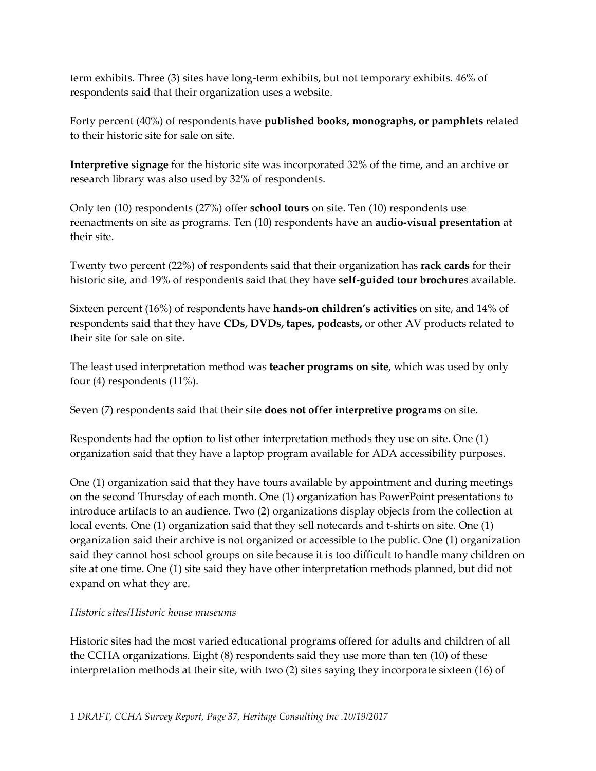term exhibits. Three (3) sites have long-term exhibits, but not temporary exhibits. 46% of respondents said that their organization uses a website.

Forty percent (40%) of respondents have **published books, monographs, or pamphlets** related to their historic site for sale on site.

**Interpretive signage** for the historic site was incorporated 32% of the time, and an archive or research library was also used by 32% of respondents.

Only ten (10) respondents (27%) offer **school tours** on site. Ten (10) respondents use reenactments on site as programs. Ten (10) respondents have an **audio-visual presentation** at their site.

Twenty two percent (22%) of respondents said that their organization has **rack cards** for their historic site, and 19% of respondents said that they have **self-guided tour brochure**s available.

Sixteen percent (16%) of respondents have **hands-on children's activities** on site, and 14% of respondents said that they have **CDs, DVDs, tapes, podcasts,** or other AV products related to their site for sale on site.

The least used interpretation method was **teacher programs on site**, which was used by only four (4) respondents (11%).

Seven (7) respondents said that their site **does not offer interpretive programs** on site.

Respondents had the option to list other interpretation methods they use on site. One (1) organization said that they have a laptop program available for ADA accessibility purposes.

One (1) organization said that they have tours available by appointment and during meetings on the second Thursday of each month. One (1) organization has PowerPoint presentations to introduce artifacts to an audience. Two (2) organizations display objects from the collection at local events. One (1) organization said that they sell notecards and t-shirts on site. One (1) organization said their archive is not organized or accessible to the public. One (1) organization said they cannot host school groups on site because it is too difficult to handle many children on site at one time. One (1) site said they have other interpretation methods planned, but did not expand on what they are.

*Historic sites/Historic house museums*

Historic sites had the most varied educational programs offered for adults and children of all the CCHA organizations. Eight (8) respondents said they use more than ten (10) of these interpretation methods at their site, with two (2) sites saying they incorporate sixteen (16) of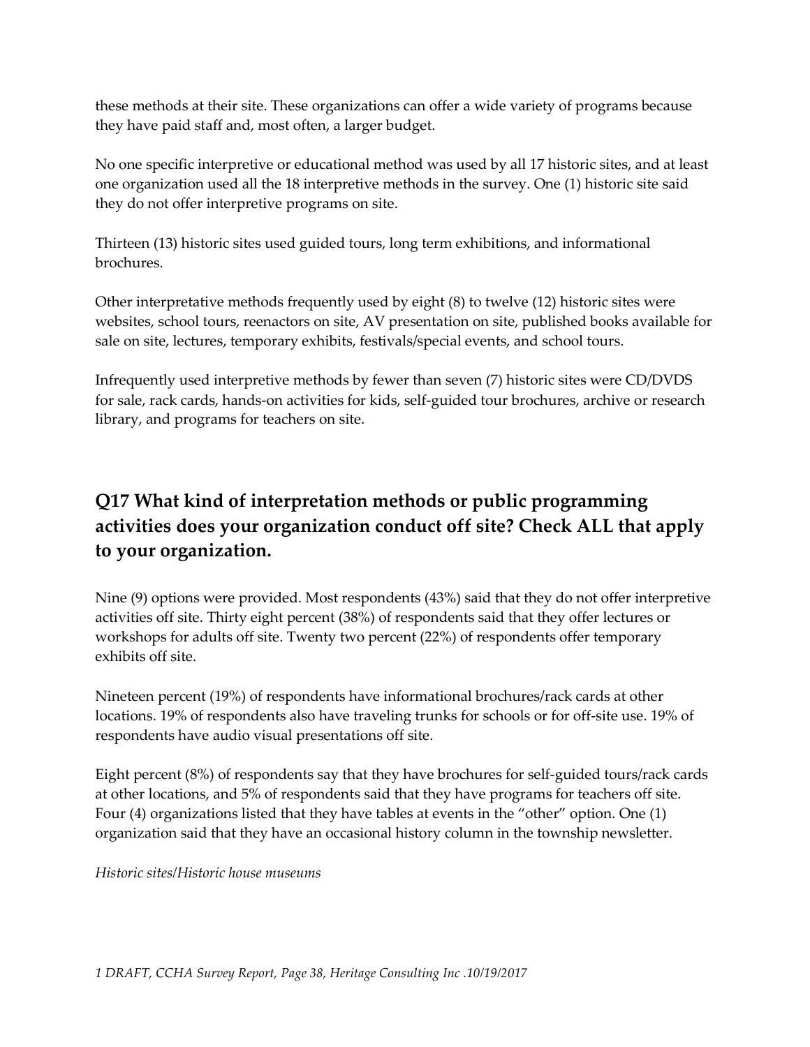these methods at their site. These organizations can offer a wide variety of programs because they have paid staff and, most often, a larger budget.

No one specific interpretive or educational method was used by all 17 historic sites, and at least one organization used all the 18 interpretive methods in the survey. One (1) historic site said they do not offer interpretive programs on site.

Thirteen (13) historic sites used guided tours, long term exhibitions, and informational brochures.

Other interpretative methods frequently used by eight (8) to twelve (12) historic sites were websites, school tours, reenactors on site, AV presentation on site, published books available for sale on site, lectures, temporary exhibits, festivals/special events, and school tours.

Infrequently used interpretive methods by fewer than seven (7) historic sites were CD/DVDS for sale, rack cards, hands-on activities for kids, self-guided tour brochures, archive or research library, and programs for teachers on site.

## Q17 What kind of interpretation methods or public programming activities does your organization conduct off site? Check ALL that apply to your organization.

Nine (9) options were provided. Most respondents (43%) said that they do not offer interpretive activities off site. Thirty eight percent (38%) of respondents said that they offer lectures or workshops for adults off site. Twenty two percent (22%) of respondents offer temporary exhibits off site.

Nineteen percent (19%) of respondents have informational brochures/rack cards at other locations. 19% of respondents also have traveling trunks for schools or for off-site use. 19% of respondents have audio visual presentations off site.

Eight percent (8%) of respondents say that they have brochures for self-guided tours/rack cards at other locations, and 5% of respondents said that they have programs for teachers off site. Four (4) organizations listed that they have tables at events in the "other" option. One (1) organization said that they have an occasional history column in the township newsletter.

*Historic sites/Historic house museums*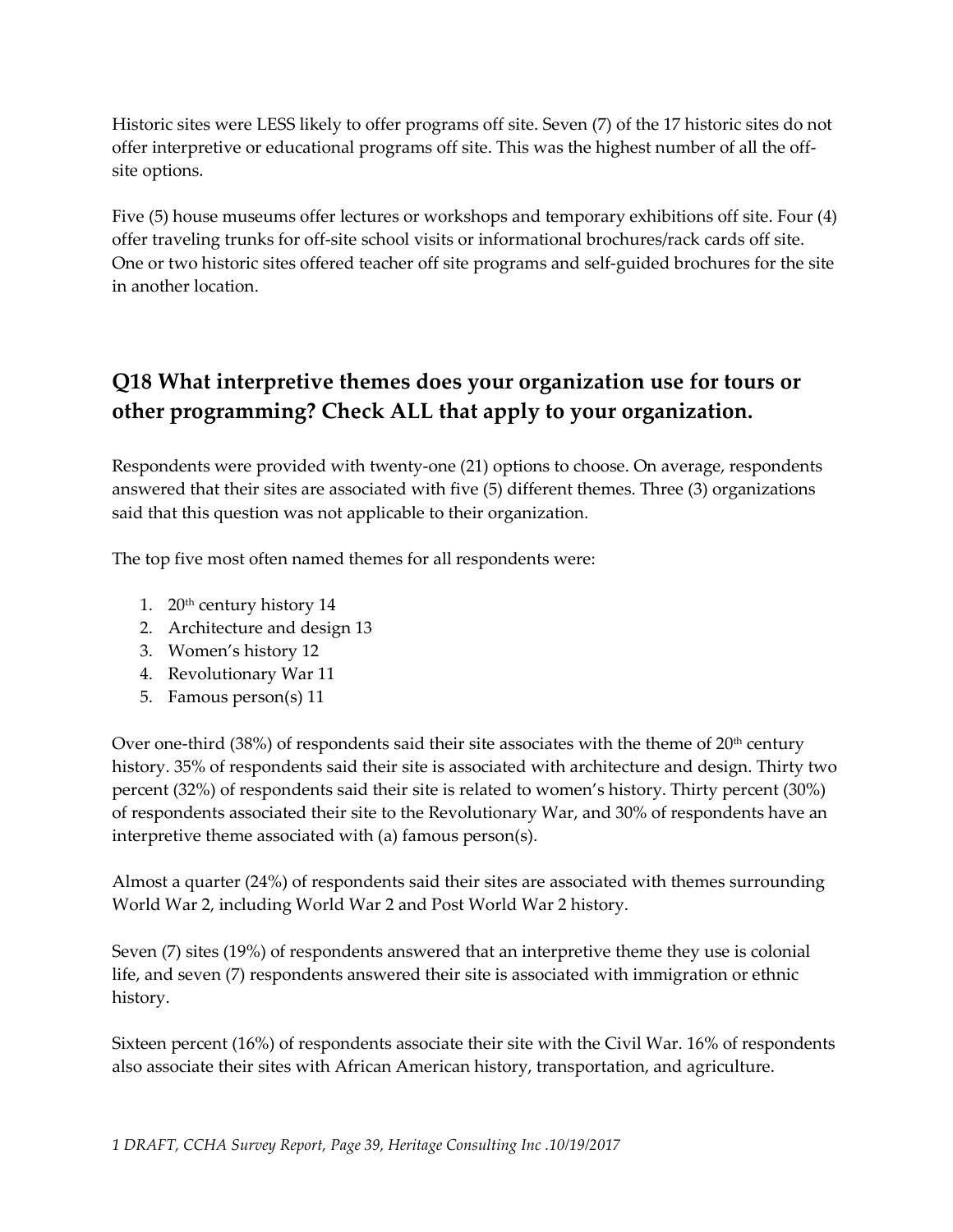Historic sites were LESS likely to offer programs off site. Seven (7) of the 17 historic sites do not offer interpretive or educational programs off site. This was the highest number of all the off-site options.

Five (5) house museums offer lectures or workshops and temporary exhibitions off site. Four (4) offer traveling trunks for off-site school visits or informational brochures/rack cards off site. One or two historic sites offered teacher off site programs and self-guided brochures for the site in another location.

## Q18 What interpretive themes does your organization use for tours or other programming? Check ALL that apply to your organization.

Respondents were provided with twenty-one (21) options to choose. On average, respondents answered that their sites are associated with five (5) different themes. Three (3) organizations said that this question was not applicable to their organization.

The top five most often named themes for all respondents were:

1. 20th century history 14
2. Architecture and design 13
3. Women's history 12
4. Revolutionary War 11
5. Famous person(s) 11

Over one-third (38%) of respondents said their site associates with the theme of 20th century history. 35% of respondents said their site is associated with architecture and design. Thirty two percent (32%) of respondents said their site is related to women's history. Thirty percent (30%) of respondents associated their site to the Revolutionary War, and 30% of respondents have an interpretive theme associated with (a) famous person(s).

Almost a quarter (24%) of respondents said their sites are associated with themes surrounding World War 2, including World War 2 and Post World War 2 history.

Seven (7) sites (19%) of respondents answered that an interpretive theme they use is colonial life, and seven (7) respondents answered their site is associated with immigration or ethnic history.

Sixteen percent (16%) of respondents associate their site with the Civil War. 16% of respondents also associate their sites with African American history, transportation, and agriculture.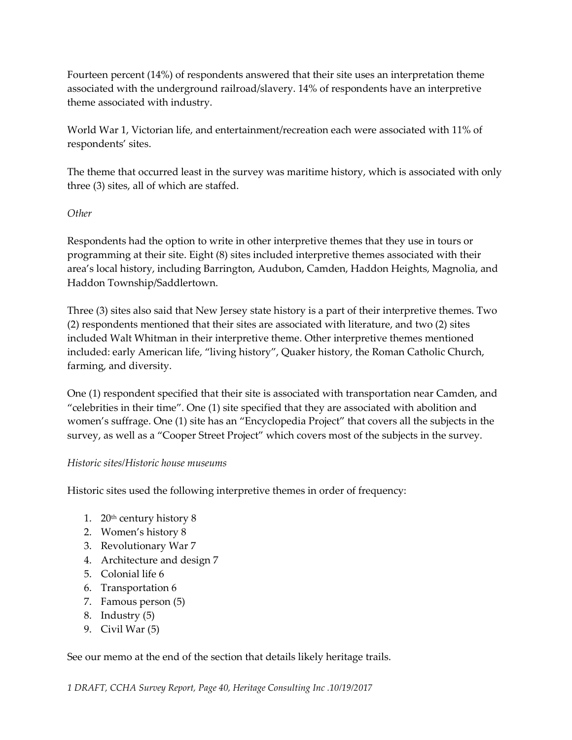Fourteen percent (14%) of respondents answered that their site uses an interpretation theme associated with the underground railroad/slavery. 14% of respondents have an interpretive theme associated with industry.

World War 1, Victorian life, and entertainment/recreation each were associated with 11% of respondents' sites.

The theme that occurred least in the survey was maritime history, which is associated with only three (3) sites, all of which are staffed.

*Other*

Respondents had the option to write in other interpretive themes that they use in tours or programming at their site. Eight (8) sites included interpretive themes associated with their area's local history, including Barrington, Audubon, Camden, Haddon Heights, Magnolia, and Haddon Township/Saddlertown.

Three (3) sites also said that New Jersey state history is a part of their interpretive themes. Two (2) respondents mentioned that their sites are associated with literature, and two (2) sites included Walt Whitman in their interpretive theme. Other interpretive themes mentioned included: early American life, "living history", Quaker history, the Roman Catholic Church, farming, and diversity.

One (1) respondent specified that their site is associated with transportation near Camden, and "celebrities in their time". One (1) site specified that they are associated with abolition and women's suffrage. One (1) site has an "Encyclopedia Project" that covers all the subjects in the survey, as well as a "Cooper Street Project" which covers most of the subjects in the survey.

*Historic sites/Historic house museums*

Historic sites used the following interpretive themes in order of frequency:

1. 20th century history 8
2. Women's history 8
3. Revolutionary War 7
4. Architecture and design 7
5. Colonial life 6
6. Transportation 6
7. Famous person (5)
8. Industry (5)
9. Civil War (5)

See our memo at the end of the section that details likely heritage trails.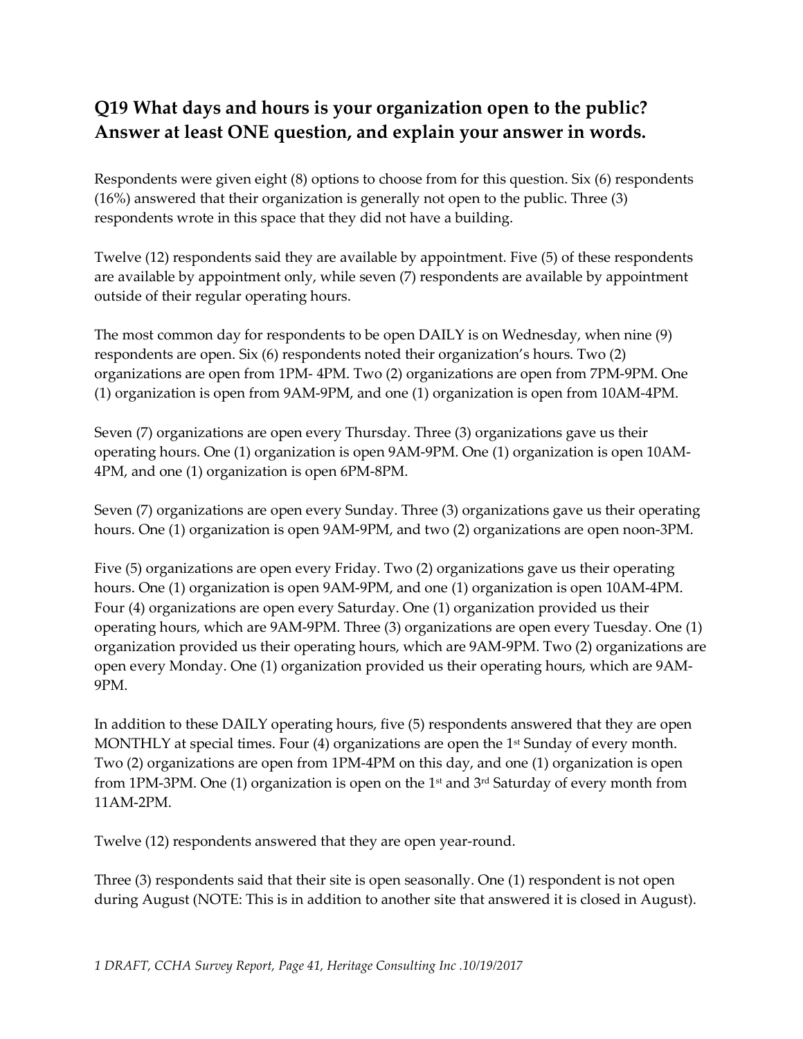## Q19 What days and hours is your organization open to the public? Answer at least ONE question, and explain your answer in words.

Respondents were given eight (8) options to choose from for this question. Six (6) respondents (16%) answered that their organization is generally not open to the public. Three (3) respondents wrote in this space that they did not have a building.

Twelve (12) respondents said they are available by appointment. Five (5) of these respondents are available by appointment only, while seven (7) respondents are available by appointment outside of their regular operating hours.

The most common day for respondents to be open DAILY is on Wednesday, when nine (9) respondents are open. Six (6) respondents noted their organization's hours. Two (2) organizations are open from 1PM- 4PM. Two (2) organizations are open from 7PM-9PM. One (1) organization is open from 9AM-9PM, and one (1) organization is open from 10AM-4PM.

Seven (7) organizations are open every Thursday. Three (3) organizations gave us their operating hours. One (1) organization is open 9AM-9PM. One (1) organization is open 10AM-4PM, and one (1) organization is open 6PM-8PM.

Seven (7) organizations are open every Sunday. Three (3) organizations gave us their operating hours. One (1) organization is open 9AM-9PM, and two (2) organizations are open noon-3PM.

Five (5) organizations are open every Friday. Two (2) organizations gave us their operating hours. One (1) organization is open 9AM-9PM, and one (1) organization is open 10AM-4PM. Four (4) organizations are open every Saturday. One (1) organization provided us their operating hours, which are 9AM-9PM. Three (3) organizations are open every Tuesday. One (1) organization provided us their operating hours, which are 9AM-9PM. Two (2) organizations are open every Monday. One (1) organization provided us their operating hours, which are 9AM-9PM.

In addition to these DAILY operating hours, five (5) respondents answered that they are open MONTHLY at special times. Four (4) organizations are open the 1st Sunday of every month. Two (2) organizations are open from 1PM-4PM on this day, and one (1) organization is open from 1PM-3PM. One (1) organization is open on the 1st and 3rd Saturday of every month from 11AM-2PM.

Twelve (12) respondents answered that they are open year-round.

Three (3) respondents said that their site is open seasonally. One (1) respondent is not open during August (NOTE: This is in addition to another site that answered it is closed in August).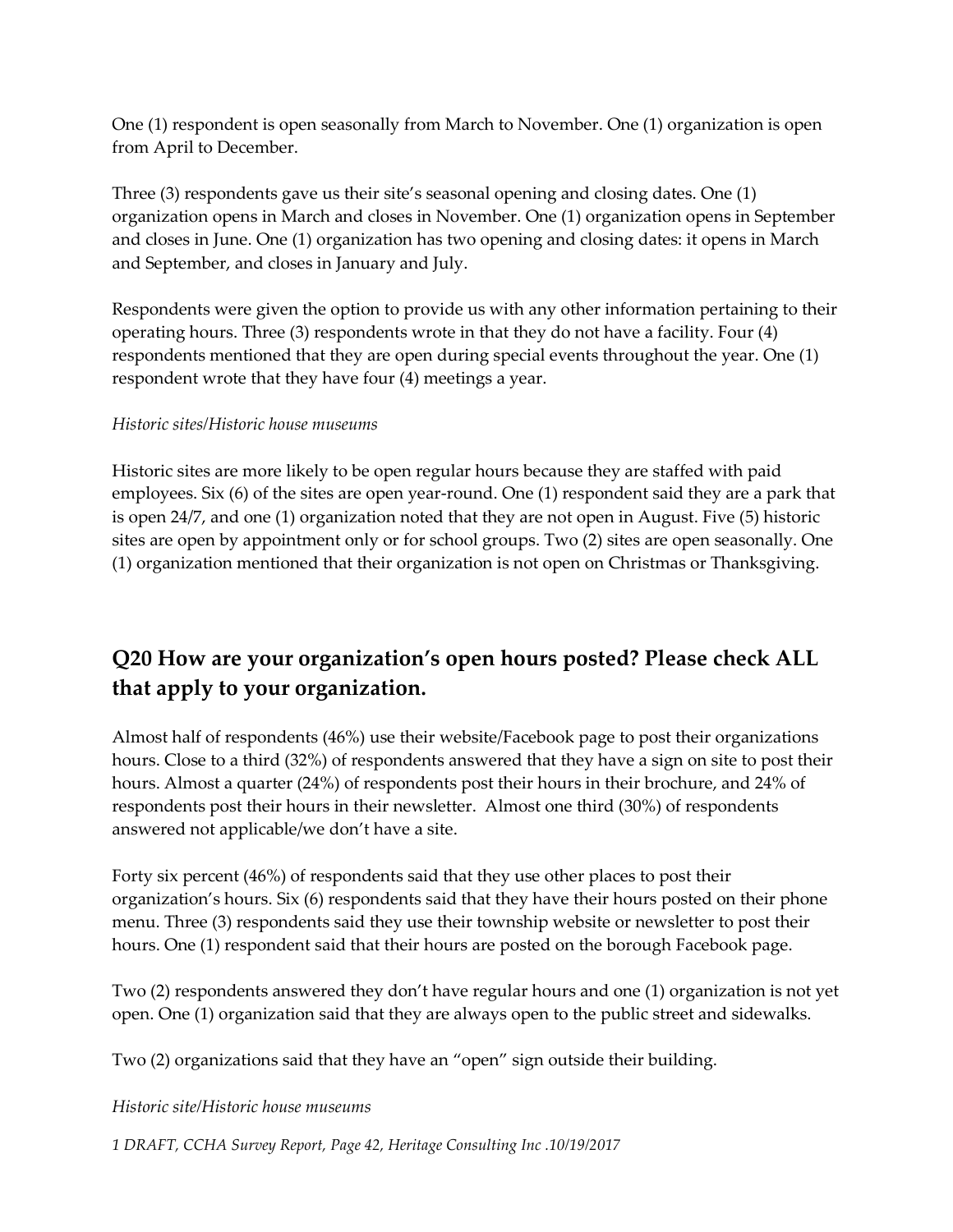One (1) respondent is open seasonally from March to November. One (1) organization is open from April to December.

Three (3) respondents gave us their site's seasonal opening and closing dates. One (1) organization opens in March and closes in November. One (1) organization opens in September and closes in June. One (1) organization has two opening and closing dates: it opens in March and September, and closes in January and July.

Respondents were given the option to provide us with any other information pertaining to their operating hours. Three (3) respondents wrote in that they do not have a facility. Four (4) respondents mentioned that they are open during special events throughout the year. One (1) respondent wrote that they have four (4) meetings a year.

*Historic sites/Historic house museums*

Historic sites are more likely to be open regular hours because they are staffed with paid employees. Six (6) of the sites are open year-round. One (1) respondent said they are a park that is open 24/7, and one (1) organization noted that they are not open in August. Five (5) historic sites are open by appointment only or for school groups. Two (2) sites are open seasonally. One (1) organization mentioned that their organization is not open on Christmas or Thanksgiving.

## Q20 How are your organization's open hours posted? Please check ALL that apply to your organization.

Almost half of respondents (46%) use their website/Facebook page to post their organizations hours. Close to a third (32%) of respondents answered that they have a sign on site to post their hours. Almost a quarter (24%) of respondents post their hours in their brochure, and 24% of respondents post their hours in their newsletter. Almost one third (30%) of respondents answered not applicable/we don't have a site.

Forty six percent (46%) of respondents said that they use other places to post their organization's hours. Six (6) respondents said that they have their hours posted on their phone menu. Three (3) respondents said they use their township website or newsletter to post their hours. One (1) respondent said that their hours are posted on the borough Facebook page.

Two (2) respondents answered they don't have regular hours and one (1) organization is not yet open. One (1) organization said that they are always open to the public street and sidewalks.

Two (2) organizations said that they have an "open" sign outside their building.

*Historic site/Historic house museums*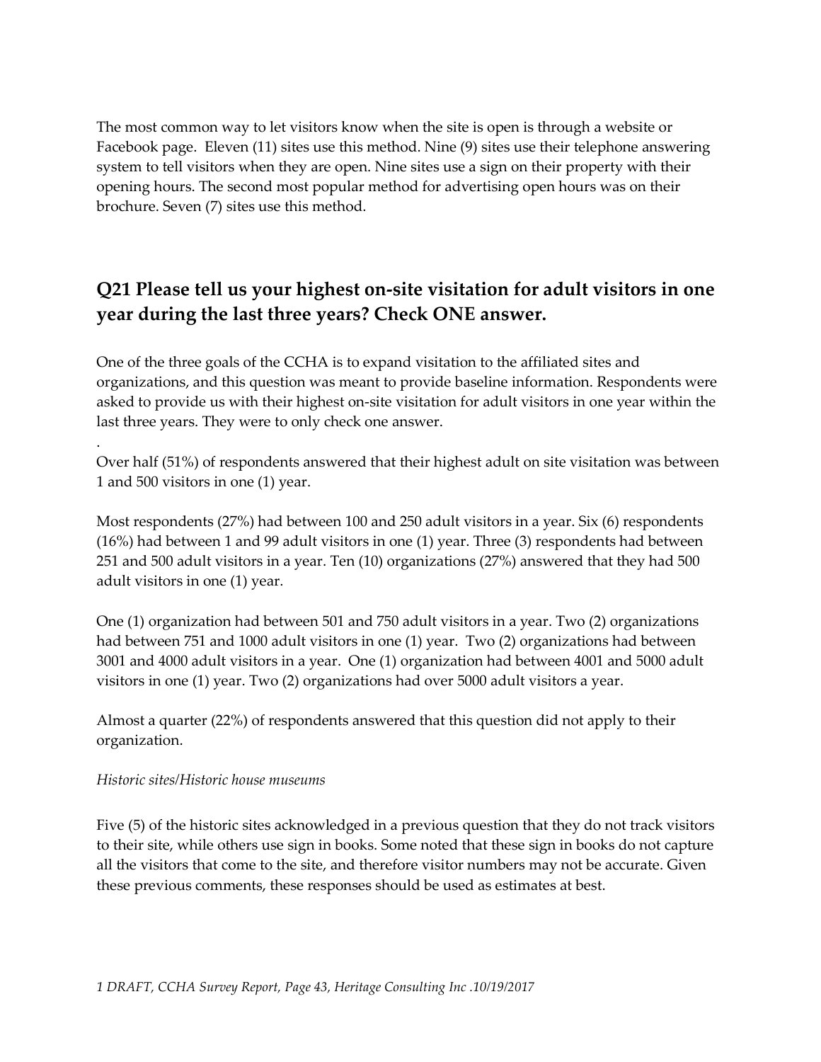The most common way to let visitors know when the site is open is through a website or Facebook page. Eleven (11) sites use this method. Nine (9) sites use their telephone answering system to tell visitors when they are open. Nine sites use a sign on their property with their opening hours. The second most popular method for advertising open hours was on their brochure. Seven (7) sites use this method.

## Q21 Please tell us your highest on-site visitation for adult visitors in one year during the last three years? Check ONE answer.

One of the three goals of the CCHA is to expand visitation to the affiliated sites and organizations, and this question was meant to provide baseline information. Respondents were asked to provide us with their highest on-site visitation for adult visitors in one year within the last three years. They were to only check one answer.

.

Over half (51%) of respondents answered that their highest adult on site visitation was between 1 and 500 visitors in one (1) year.

Most respondents (27%) had between 100 and 250 adult visitors in a year. Six (6) respondents (16%) had between 1 and 99 adult visitors in one (1) year. Three (3) respondents had between 251 and 500 adult visitors in a year. Ten (10) organizations (27%) answered that they had 500 adult visitors in one (1) year.

One (1) organization had between 501 and 750 adult visitors in a year. Two (2) organizations had between 751 and 1000 adult visitors in one (1) year. Two (2) organizations had between 3001 and 4000 adult visitors in a year. One (1) organization had between 4001 and 5000 adult visitors in one (1) year. Two (2) organizations had over 5000 adult visitors a year.

Almost a quarter (22%) of respondents answered that this question did not apply to their organization.

*Historic sites/Historic house museums*

Five (5) of the historic sites acknowledged in a previous question that they do not track visitors to their site, while others use sign in books. Some noted that these sign in books do not capture all the visitors that come to the site, and therefore visitor numbers may not be accurate. Given these previous comments, these responses should be used as estimates at best.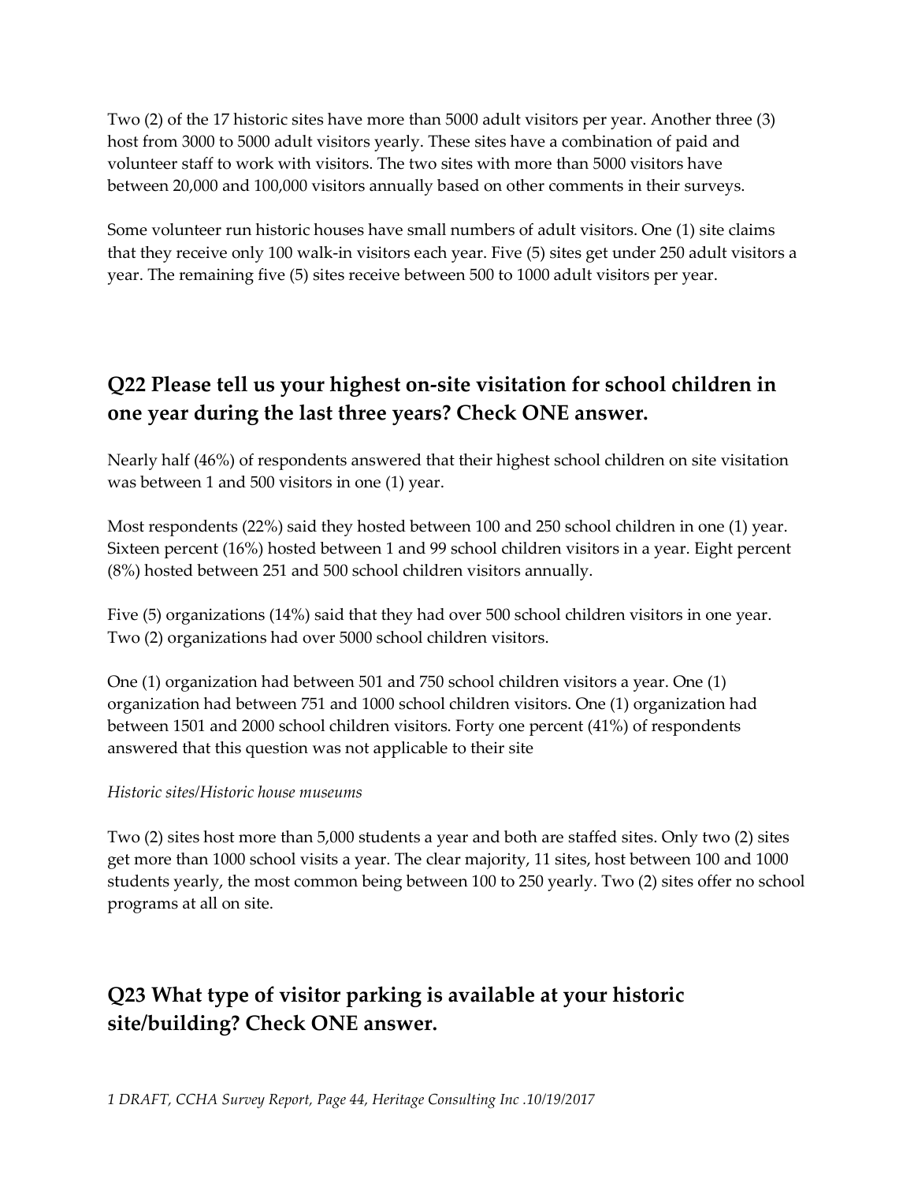Two (2) of the 17 historic sites have more than 5000 adult visitors per year. Another three (3) host from 3000 to 5000 adult visitors yearly. These sites have a combination of paid and volunteer staff to work with visitors. The two sites with more than 5000 visitors have between 20,000 and 100,000 visitors annually based on other comments in their surveys.

Some volunteer run historic houses have small numbers of adult visitors. One (1) site claims that they receive only 100 walk-in visitors each year. Five (5) sites get under 250 adult visitors a year. The remaining five (5) sites receive between 500 to 1000 adult visitors per year.

## Q22 Please tell us your highest on-site visitation for school children in one year during the last three years? Check ONE answer.

Nearly half (46%) of respondents answered that their highest school children on site visitation was between 1 and 500 visitors in one (1) year.

Most respondents (22%) said they hosted between 100 and 250 school children in one (1) year. Sixteen percent (16%) hosted between 1 and 99 school children visitors in a year. Eight percent (8%) hosted between 251 and 500 school children visitors annually.

Five (5) organizations (14%) said that they had over 500 school children visitors in one year. Two (2) organizations had over 5000 school children visitors.

One (1) organization had between 501 and 750 school children visitors a year. One (1) organization had between 751 and 1000 school children visitors. One (1) organization had between 1501 and 2000 school children visitors. Forty one percent (41%) of respondents answered that this question was not applicable to their site

*Historic sites/Historic house museums*

Two (2) sites host more than 5,000 students a year and both are staffed sites. Only two (2) sites get more than 1000 school visits a year. The clear majority, 11 sites, host between 100 and 1000 students yearly, the most common being between 100 to 250 yearly. Two (2) sites offer no school programs at all on site.

## Q23 What type of visitor parking is available at your historic site/building? Check ONE answer.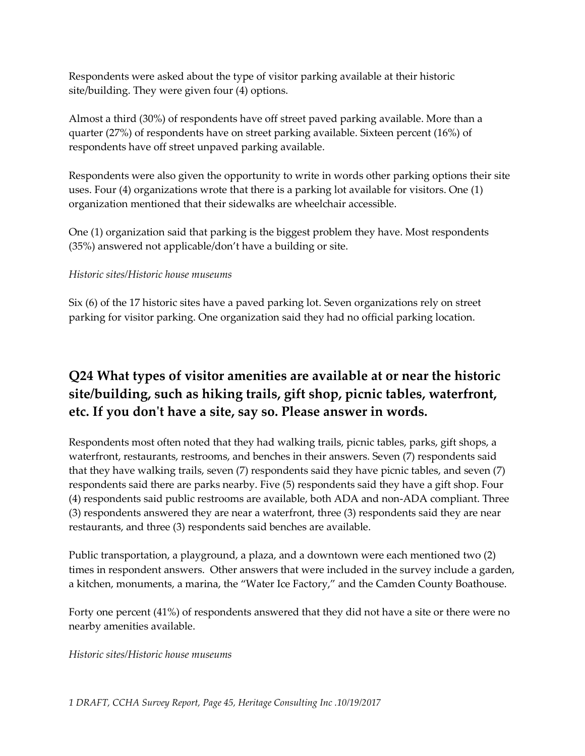Respondents were asked about the type of visitor parking available at their historic site/building. They were given four (4) options.

Almost a third (30%) of respondents have off street paved parking available. More than a quarter (27%) of respondents have on street parking available. Sixteen percent (16%) of respondents have off street unpaved parking available.

Respondents were also given the opportunity to write in words other parking options their site uses. Four (4) organizations wrote that there is a parking lot available for visitors. One (1) organization mentioned that their sidewalks are wheelchair accessible.

One (1) organization said that parking is the biggest problem they have. Most respondents (35%) answered not applicable/don't have a building or site.

*Historic sites/Historic house museums*

Six (6) of the 17 historic sites have a paved parking lot. Seven organizations rely on street parking for visitor parking. One organization said they had no official parking location.

## Q24 What types of visitor amenities are available at or near the historic site/building, such as hiking trails, gift shop, picnic tables, waterfront, etc. If you don't have a site, say so. Please answer in words.

Respondents most often noted that they had walking trails, picnic tables, parks, gift shops, a waterfront, restaurants, restrooms, and benches in their answers. Seven (7) respondents said that they have walking trails, seven (7) respondents said they have picnic tables, and seven (7) respondents said there are parks nearby. Five (5) respondents said they have a gift shop. Four (4) respondents said public restrooms are available, both ADA and non-ADA compliant. Three (3) respondents answered they are near a waterfront, three (3) respondents said they are near restaurants, and three (3) respondents said benches are available.

Public transportation, a playground, a plaza, and a downtown were each mentioned two (2) times in respondent answers. Other answers that were included in the survey include a garden, a kitchen, monuments, a marina, the "Water Ice Factory," and the Camden County Boathouse.

Forty one percent (41%) of respondents answered that they did not have a site or there were no nearby amenities available.

*Historic sites/Historic house museums*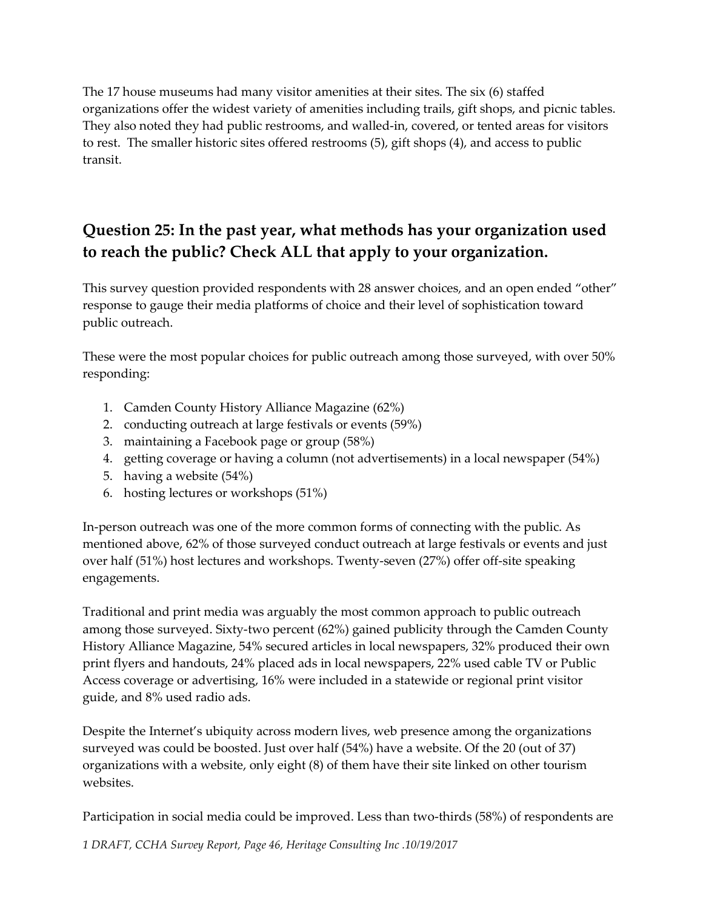The 17 house museums had many visitor amenities at their sites. The six (6) staffed organizations offer the widest variety of amenities including trails, gift shops, and picnic tables. They also noted they had public restrooms, and walled-in, covered, or tented areas for visitors to rest. The smaller historic sites offered restrooms (5), gift shops (4), and access to public transit.

## Question 25: In the past year, what methods has your organization used to reach the public? Check ALL that apply to your organization.

This survey question provided respondents with 28 answer choices, and an open ended "other" response to gauge their media platforms of choice and their level of sophistication toward public outreach.

These were the most popular choices for public outreach among those surveyed, with over 50% responding:

1. Camden County History Alliance Magazine (62%)
2. conducting outreach at large festivals or events (59%)
3. maintaining a Facebook page or group (58%)
4. getting coverage or having a column (not advertisements) in a local newspaper (54%)
5. having a website (54%)
6. hosting lectures or workshops (51%)

In-person outreach was one of the more common forms of connecting with the public. As mentioned above, 62% of those surveyed conduct outreach at large festivals or events and just over half (51%) host lectures and workshops. Twenty-seven (27%) offer off-site speaking engagements.

Traditional and print media was arguably the most common approach to public outreach among those surveyed. Sixty-two percent (62%) gained publicity through the Camden County History Alliance Magazine, 54% secured articles in local newspapers, 32% produced their own print flyers and handouts, 24% placed ads in local newspapers, 22% used cable TV or Public Access coverage or advertising, 16% were included in a statewide or regional print visitor guide, and 8% used radio ads.

Despite the Internet's ubiquity across modern lives, web presence among the organizations surveyed was could be boosted. Just over half (54%) have a website. Of the 20 (out of 37) organizations with a website, only eight (8) of them have their site linked on other tourism websites.

Participation in social media could be improved. Less than two-thirds (58%) of respondents are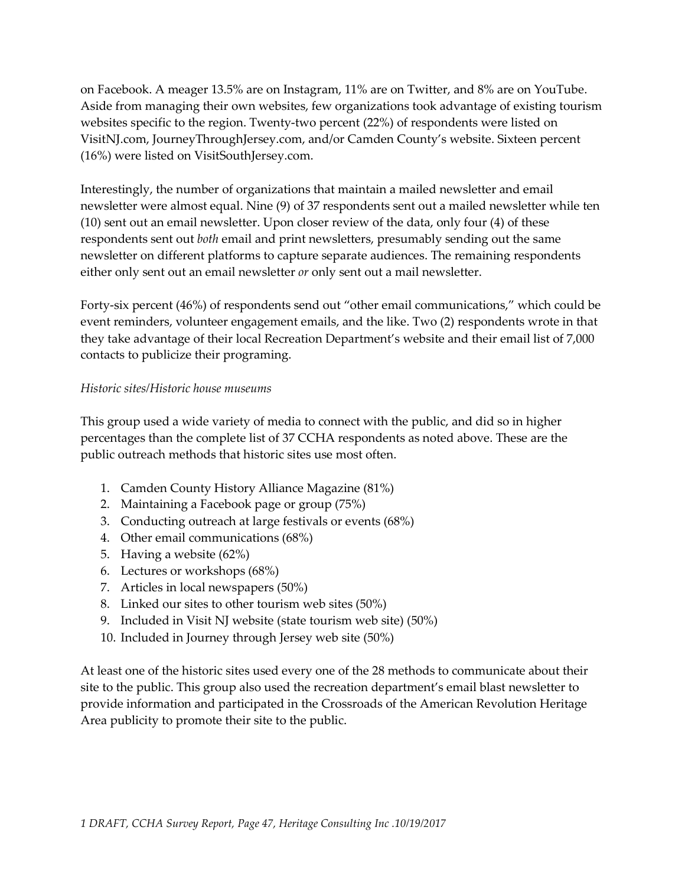on Facebook. A meager 13.5% are on Instagram, 11% are on Twitter, and 8% are on YouTube. Aside from managing their own websites, few organizations took advantage of existing tourism websites specific to the region. Twenty-two percent (22%) of respondents were listed on VisitNJ.com, JourneyThroughJersey.com, and/or Camden County's website. Sixteen percent (16%) were listed on VisitSouthJersey.com.

Interestingly, the number of organizations that maintain a mailed newsletter and email newsletter were almost equal. Nine (9) of 37 respondents sent out a mailed newsletter while ten (10) sent out an email newsletter. Upon closer review of the data, only four (4) of these respondents sent out *both* email and print newsletters, presumably sending out the same newsletter on different platforms to capture separate audiences. The remaining respondents either only sent out an email newsletter *or* only sent out a mail newsletter.

Forty-six percent (46%) of respondents send out "other email communications," which could be event reminders, volunteer engagement emails, and the like. Two (2) respondents wrote in that they take advantage of their local Recreation Department's website and their email list of 7,000 contacts to publicize their programing.

*Historic sites/Historic house museums*

This group used a wide variety of media to connect with the public, and did so in higher percentages than the complete list of 37 CCHA respondents as noted above. These are the public outreach methods that historic sites use most often.

1. Camden County History Alliance Magazine (81%)
2. Maintaining a Facebook page or group (75%)
3. Conducting outreach at large festivals or events (68%)
4. Other email communications (68%)
5. Having a website (62%)
6. Lectures or workshops (68%)
7. Articles in local newspapers (50%)
8. Linked our sites to other tourism web sites (50%)
9. Included in Visit NJ website (state tourism web site) (50%)
10. Included in Journey through Jersey web site (50%)

At least one of the historic sites used every one of the 28 methods to communicate about their site to the public. This group also used the recreation department's email blast newsletter to provide information and participated in the Crossroads of the American Revolution Heritage Area publicity to promote their site to the public.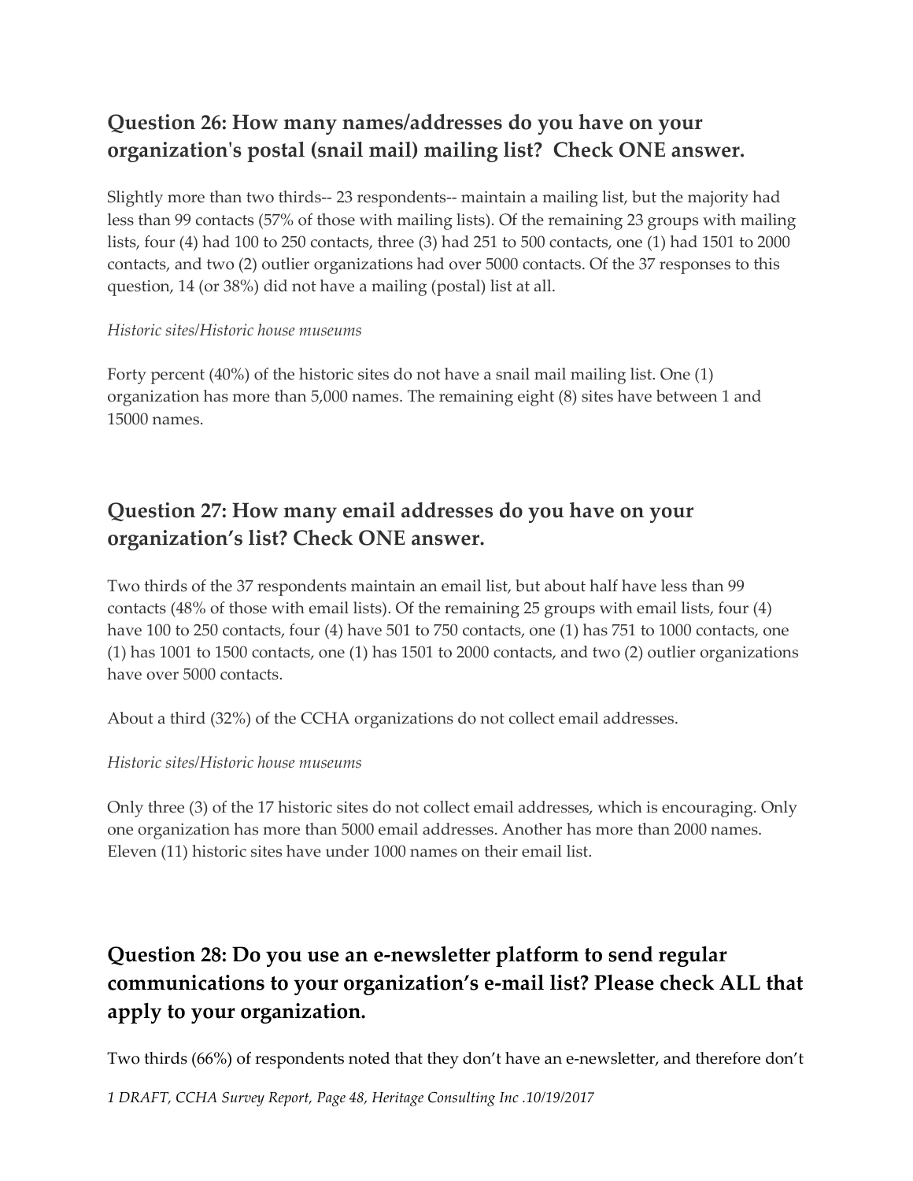## Question 26: How many names/addresses do you have on your organization's postal (snail mail) mailing list? Check ONE answer.

Slightly more than two thirds-- 23 respondents-- maintain a mailing list, but the majority had less than 99 contacts (57% of those with mailing lists). Of the remaining 23 groups with mailing lists, four (4) had 100 to 250 contacts, three (3) had 251 to 500 contacts, one (1) had 1501 to 2000 contacts, and two (2) outlier organizations had over 5000 contacts. Of the 37 responses to this question, 14 (or 38%) did not have a mailing (postal) list at all.

*Historic sites/Historic house museums*

Forty percent (40%) of the historic sites do not have a snail mail mailing list. One (1) organization has more than 5,000 names. The remaining eight (8) sites have between 1 and 15000 names.

## Question 27: How many email addresses do you have on your organization's list? Check ONE answer.

Two thirds of the 37 respondents maintain an email list, but about half have less than 99 contacts (48% of those with email lists). Of the remaining 25 groups with email lists, four (4) have 100 to 250 contacts, four (4) have 501 to 750 contacts, one (1) has 751 to 1000 contacts, one (1) has 1001 to 1500 contacts, one (1) has 1501 to 2000 contacts, and two (2) outlier organizations have over 5000 contacts.

About a third (32%) of the CCHA organizations do not collect email addresses.

*Historic sites/Historic house museums*

Only three (3) of the 17 historic sites do not collect email addresses, which is encouraging. Only one organization has more than 5000 email addresses. Another has more than 2000 names. Eleven (11) historic sites have under 1000 names on their email list.

## Question 28: Do you use an e-newsletter platform to send regular communications to your organization's e-mail list? Please check ALL that apply to your organization.

Two thirds (66%) of respondents noted that they don't have an e-newsletter, and therefore don't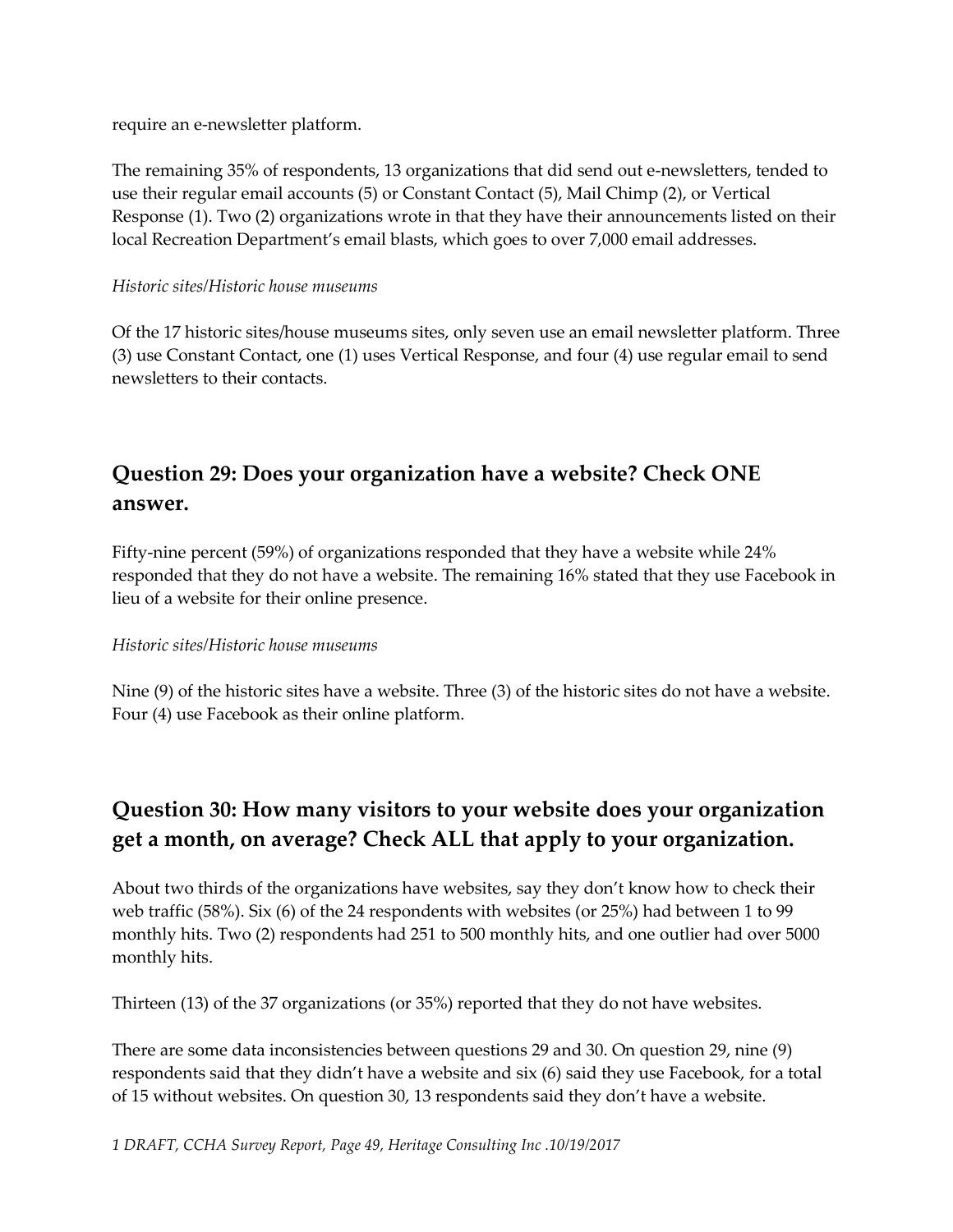require an e-newsletter platform.

The remaining 35% of respondents, 13 organizations that did send out e-newsletters, tended to use their regular email accounts (5) or Constant Contact (5), Mail Chimp (2), or Vertical Response (1). Two (2) organizations wrote in that they have their announcements listed on their local Recreation Department's email blasts, which goes to over 7,000 email addresses.

*Historic sites/Historic house museums*

Of the 17 historic sites/house museums sites, only seven use an email newsletter platform. Three (3) use Constant Contact, one (1) uses Vertical Response, and four (4) use regular email to send newsletters to their contacts.

## Question 29: Does your organization have a website? Check ONE answer.

Fifty-nine percent (59%) of organizations responded that they have a website while 24% responded that they do not have a website. The remaining 16% stated that they use Facebook in lieu of a website for their online presence.

*Historic sites/Historic house museums*

Nine (9) of the historic sites have a website. Three (3) of the historic sites do not have a website. Four (4) use Facebook as their online platform.

## Question 30: How many visitors to your website does your organization get a month, on average? Check ALL that apply to your organization.

About two thirds of the organizations have websites, say they don't know how to check their web traffic (58%). Six (6) of the 24 respondents with websites (or 25%) had between 1 to 99 monthly hits. Two (2) respondents had 251 to 500 monthly hits, and one outlier had over 5000 monthly hits.

Thirteen (13) of the 37 organizations (or 35%) reported that they do not have websites.

There are some data inconsistencies between questions 29 and 30. On question 29, nine (9) respondents said that they didn't have a website and six (6) said they use Facebook, for a total of 15 without websites. On question 30, 13 respondents said they don't have a website.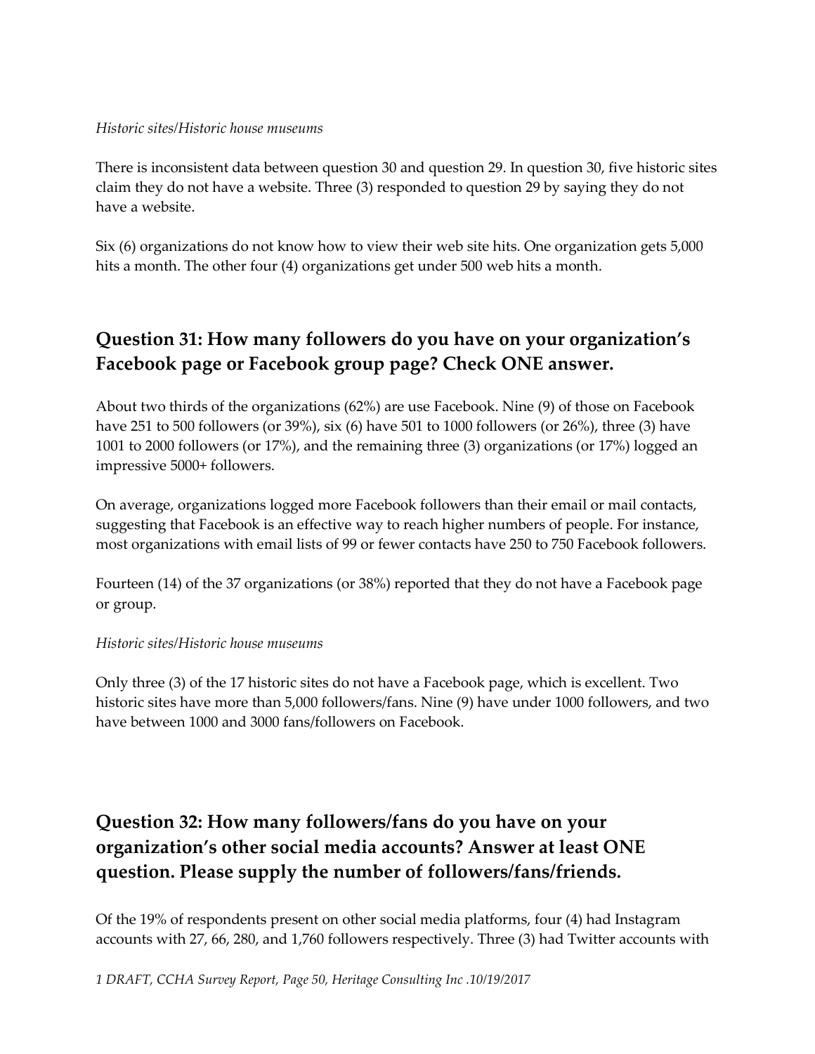*Historic sites/Historic house museums*

There is inconsistent data between question 30 and question 29. In question 30, five historic sites claim they do not have a website. Three (3) responded to question 29 by saying they do not have a website.

Six (6) organizations do not know how to view their web site hits. One organization gets 5,000 hits a month. The other four (4) organizations get under 500 web hits a month.

## Question 31: How many followers do you have on your organization's Facebook page or Facebook group page? Check ONE answer.

About two thirds of the organizations (62%) are use Facebook. Nine (9) of those on Facebook have 251 to 500 followers (or 39%), six (6) have 501 to 1000 followers (or 26%), three (3) have 1001 to 2000 followers (or 17%), and the remaining three (3) organizations (or 17%) logged an impressive 5000+ followers.

On average, organizations logged more Facebook followers than their email or mail contacts, suggesting that Facebook is an effective way to reach higher numbers of people. For instance, most organizations with email lists of 99 or fewer contacts have 250 to 750 Facebook followers.

Fourteen (14) of the 37 organizations (or 38%) reported that they do not have a Facebook page or group.

*Historic sites/Historic house museums*

Only three (3) of the 17 historic sites do not have a Facebook page, which is excellent. Two historic sites have more than 5,000 followers/fans. Nine (9) have under 1000 followers, and two have between 1000 and 3000 fans/followers on Facebook.

## Question 32: How many followers/fans do you have on your organization's other social media accounts? Answer at least ONE question. Please supply the number of followers/fans/friends.

Of the 19% of respondents present on other social media platforms, four (4) had Instagram accounts with 27, 66, 280, and 1,760 followers respectively. Three (3) had Twitter accounts with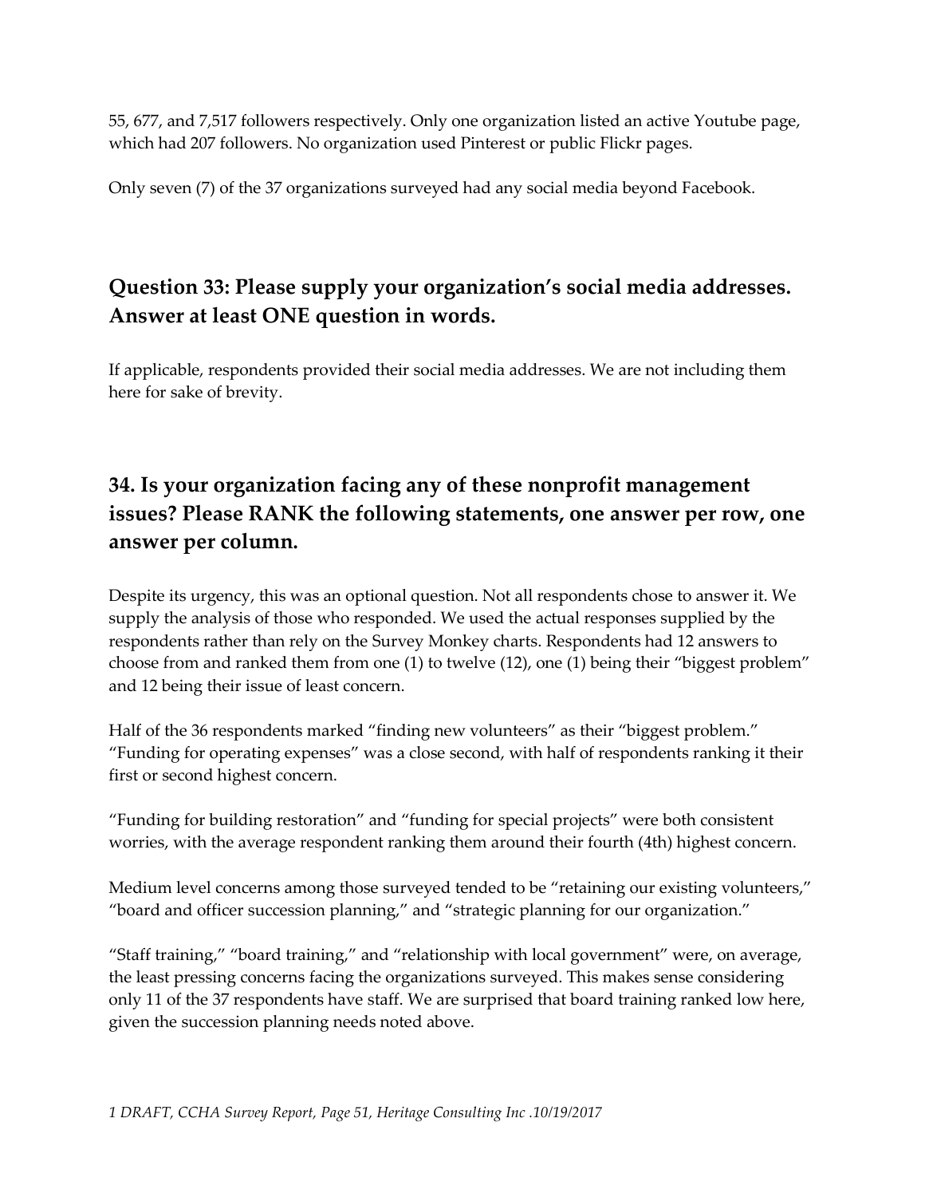55, 677, and 7,517 followers respectively. Only one organization listed an active Youtube page, which had 207 followers. No organization used Pinterest or public Flickr pages.

Only seven (7) of the 37 organizations surveyed had any social media beyond Facebook.

## Question 33: Please supply your organization's social media addresses. Answer at least ONE question in words.

If applicable, respondents provided their social media addresses. We are not including them here for sake of brevity.

## 34. Is your organization facing any of these nonprofit management issues? Please RANK the following statements, one answer per row, one answer per column.

Despite its urgency, this was an optional question. Not all respondents chose to answer it. We supply the analysis of those who responded. We used the actual responses supplied by the respondents rather than rely on the Survey Monkey charts. Respondents had 12 answers to choose from and ranked them from one (1) to twelve (12), one (1) being their "biggest problem" and 12 being their issue of least concern.

Half of the 36 respondents marked "finding new volunteers" as their "biggest problem." "Funding for operating expenses" was a close second, with half of respondents ranking it their first or second highest concern.

"Funding for building restoration" and "funding for special projects" were both consistent worries, with the average respondent ranking them around their fourth (4th) highest concern.

Medium level concerns among those surveyed tended to be "retaining our existing volunteers," "board and officer succession planning," and "strategic planning for our organization."

"Staff training," "board training," and "relationship with local government" were, on average, the least pressing concerns facing the organizations surveyed. This makes sense considering only 11 of the 37 respondents have staff. We are surprised that board training ranked low here, given the succession planning needs noted above.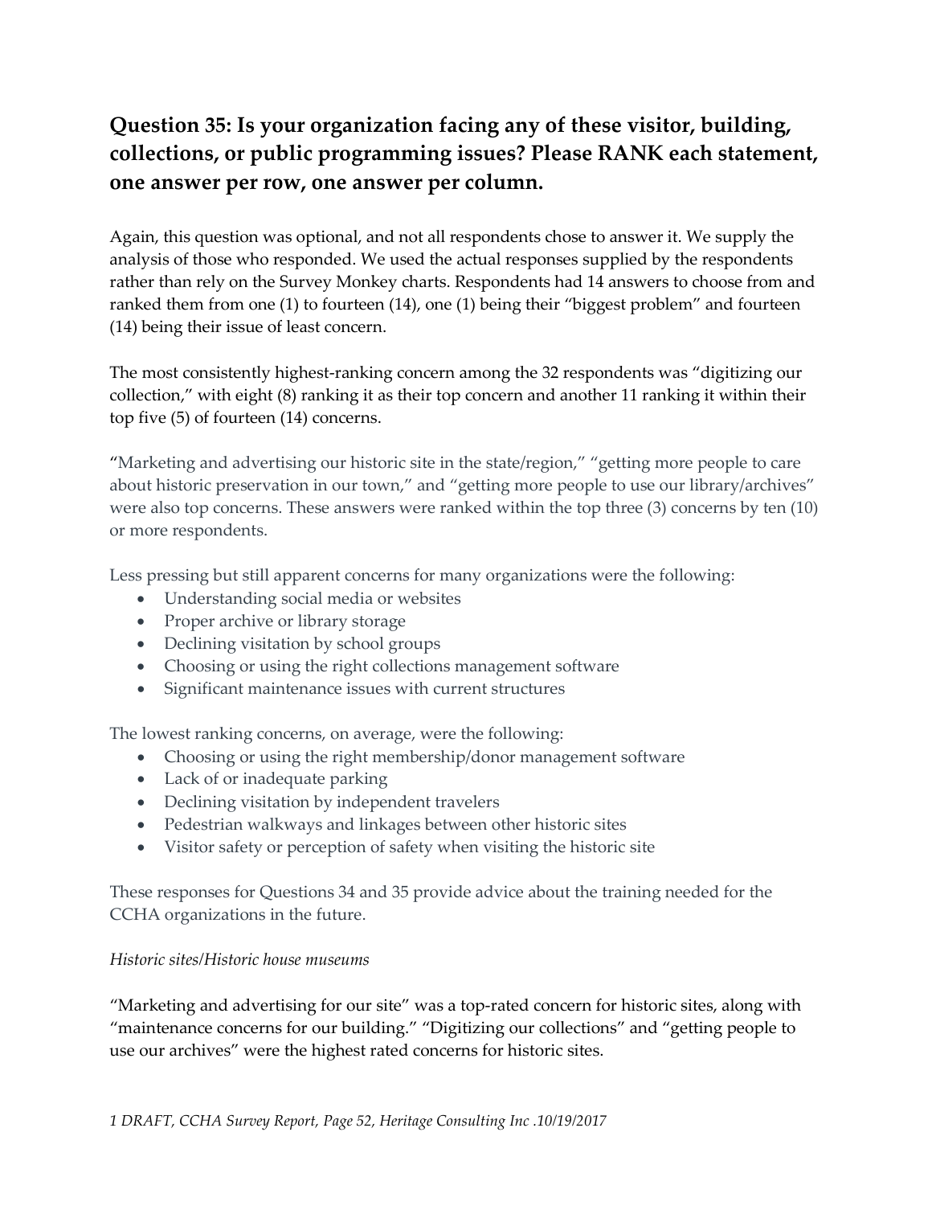## Question 35: Is your organization facing any of these visitor, building, collections, or public programming issues? Please RANK each statement, one answer per row, one answer per column.

Again, this question was optional, and not all respondents chose to answer it. We supply the analysis of those who responded. We used the actual responses supplied by the respondents rather than rely on the Survey Monkey charts. Respondents had 14 answers to choose from and ranked them from one (1) to fourteen (14), one (1) being their "biggest problem" and fourteen (14) being their issue of least concern.

The most consistently highest-ranking concern among the 32 respondents was "digitizing our collection," with eight (8) ranking it as their top concern and another 11 ranking it within their top five (5) of fourteen (14) concerns.

"Marketing and advertising our historic site in the state/region," "getting more people to care about historic preservation in our town," and "getting more people to use our library/archives" were also top concerns. These answers were ranked within the top three (3) concerns by ten (10) or more respondents.

Less pressing but still apparent concerns for many organizations were the following:

- Understanding social media or websites
- Proper archive or library storage
- Declining visitation by school groups
- Choosing or using the right collections management software
- Significant maintenance issues with current structures

The lowest ranking concerns, on average, were the following:

- Choosing or using the right membership/donor management software
- Lack of or inadequate parking
- Declining visitation by independent travelers
- Pedestrian walkways and linkages between other historic sites
- Visitor safety or perception of safety when visiting the historic site

These responses for Questions 34 and 35 provide advice about the training needed for the CCHA organizations in the future.

*Historic sites/Historic house museums*

"Marketing and advertising for our site" was a top-rated concern for historic sites, along with "maintenance concerns for our building." "Digitizing our collections" and "getting people to use our archives" were the highest rated concerns for historic sites.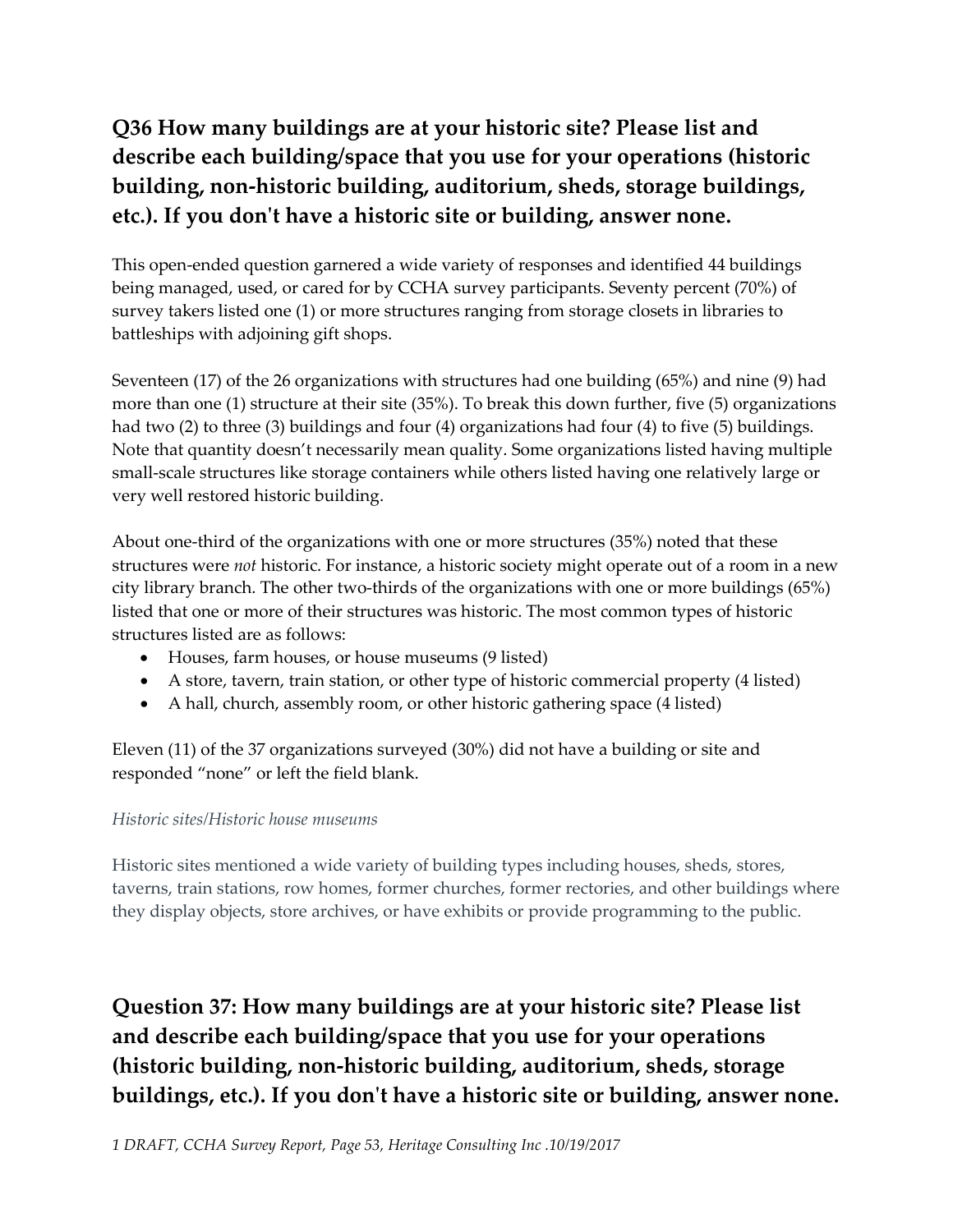## Q36 How many buildings are at your historic site? Please list and describe each building/space that you use for your operations (historic building, non-historic building, auditorium, sheds, storage buildings, etc.). If you don't have a historic site or building, answer none.

This open-ended question garnered a wide variety of responses and identified 44 buildings being managed, used, or cared for by CCHA survey participants. Seventy percent (70%) of survey takers listed one (1) or more structures ranging from storage closets in libraries to battleships with adjoining gift shops.

Seventeen (17) of the 26 organizations with structures had one building (65%) and nine (9) had more than one (1) structure at their site (35%). To break this down further, five (5) organizations had two (2) to three (3) buildings and four (4) organizations had four (4) to five (5) buildings. Note that quantity doesn't necessarily mean quality. Some organizations listed having multiple small-scale structures like storage containers while others listed having one relatively large or very well restored historic building.

About one-third of the organizations with one or more structures (35%) noted that these structures were *not* historic. For instance, a historic society might operate out of a room in a new city library branch. The other two-thirds of the organizations with one or more buildings (65%) listed that one or more of their structures was historic. The most common types of historic structures listed are as follows:

- Houses, farm houses, or house museums (9 listed)
- A store, tavern, train station, or other type of historic commercial property (4 listed)
- A hall, church, assembly room, or other historic gathering space (4 listed)

Eleven (11) of the 37 organizations surveyed (30%) did not have a building or site and responded "none" or left the field blank.

*Historic sites/Historic house museums*

Historic sites mentioned a wide variety of building types including houses, sheds, stores, taverns, train stations, row homes, former churches, former rectories, and other buildings where they display objects, store archives, or have exhibits or provide programming to the public.

## Question 37: How many buildings are at your historic site? Please list and describe each building/space that you use for your operations (historic building, non-historic building, auditorium, sheds, storage buildings, etc.). If you don't have a historic site or building, answer none.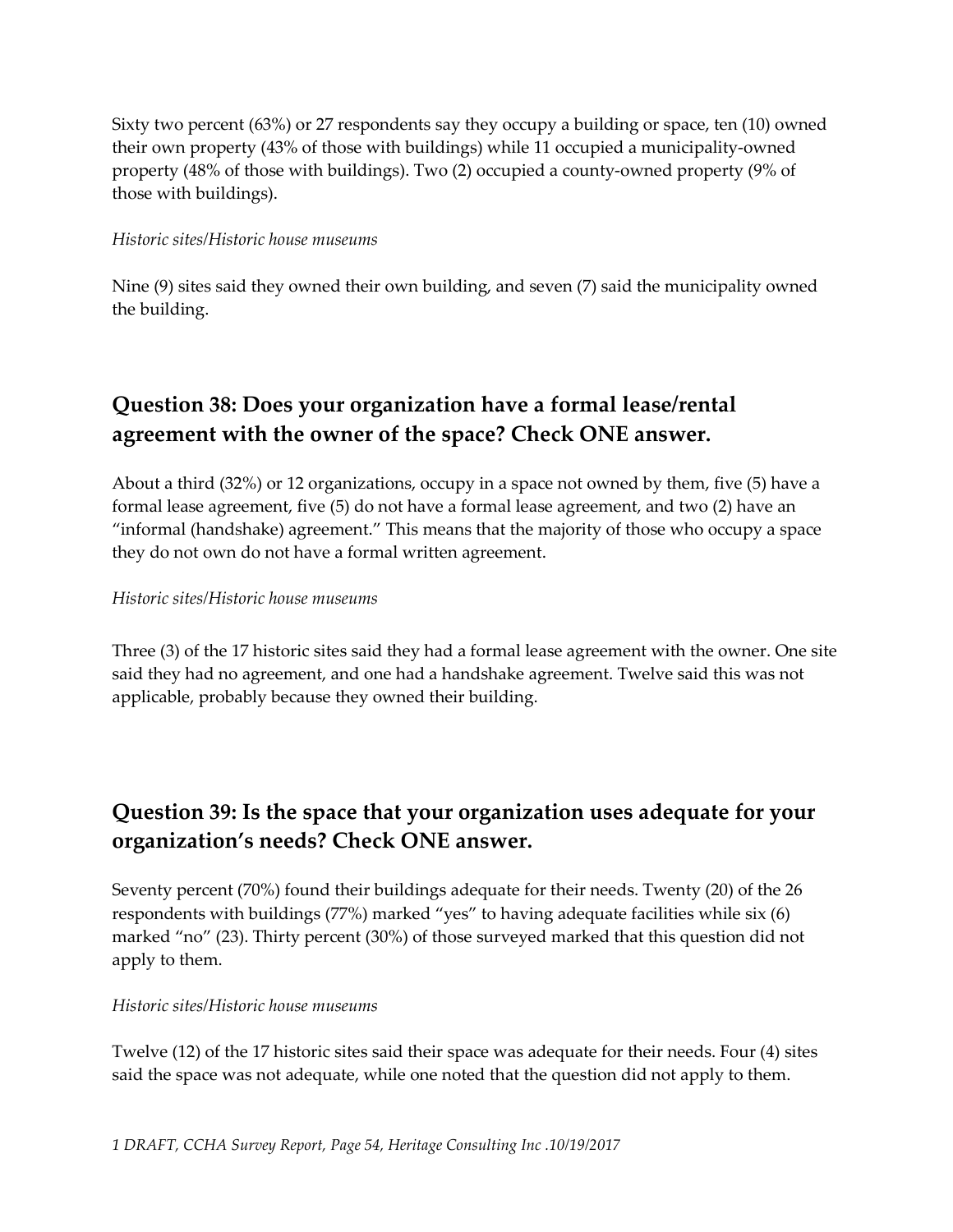Sixty two percent (63%) or 27 respondents say they occupy a building or space, ten (10) owned their own property (43% of those with buildings) while 11 occupied a municipality-owned property (48% of those with buildings). Two (2) occupied a county-owned property (9% of those with buildings).

*Historic sites/Historic house museums*

Nine (9) sites said they owned their own building, and seven (7) said the municipality owned the building.

## Question 38: Does your organization have a formal lease/rental agreement with the owner of the space? Check ONE answer.

About a third (32%) or 12 organizations, occupy in a space not owned by them, five (5) have a formal lease agreement, five (5) do not have a formal lease agreement, and two (2) have an "informal (handshake) agreement." This means that the majority of those who occupy a space they do not own do not have a formal written agreement.

*Historic sites/Historic house museums*

Three (3) of the 17 historic sites said they had a formal lease agreement with the owner. One site said they had no agreement, and one had a handshake agreement. Twelve said this was not applicable, probably because they owned their building.

## Question 39: Is the space that your organization uses adequate for your organization's needs? Check ONE answer.

Seventy percent (70%) found their buildings adequate for their needs. Twenty (20) of the 26 respondents with buildings (77%) marked "yes" to having adequate facilities while six (6) marked "no" (23). Thirty percent (30%) of those surveyed marked that this question did not apply to them.

*Historic sites/Historic house museums*

Twelve (12) of the 17 historic sites said their space was adequate for their needs. Four (4) sites said the space was not adequate, while one noted that the question did not apply to them.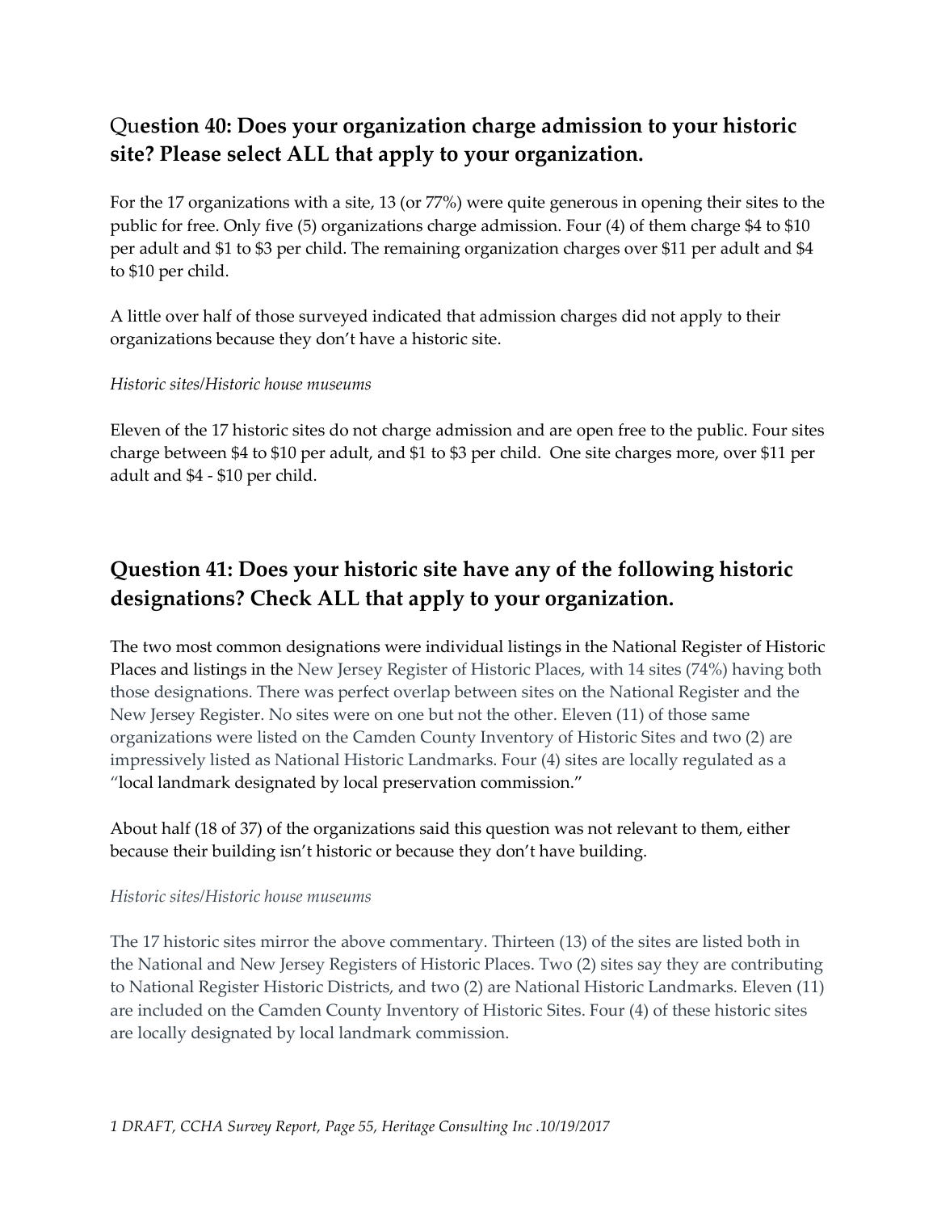## Question 40: Does your organization charge admission to your historic site? Please select ALL that apply to your organization.

For the 17 organizations with a site, 13 (or 77%) were quite generous in opening their sites to the public for free. Only five (5) organizations charge admission. Four (4) of them charge $4 to $10 per adult and $1 to $3 per child. The remaining organization charges over $11 per adult and $4 to $10 per child.

A little over half of those surveyed indicated that admission charges did not apply to their organizations because they don't have a historic site.

*Historic sites/Historic house museums*

Eleven of the 17 historic sites do not charge admission and are open free to the public. Four sites charge between $4 to $10 per adult, and $1 to $3 per child. One site charges more, over $11 per adult and $4 - $10 per child.

## Question 41: Does your historic site have any of the following historic designations? Check ALL that apply to your organization.

The two most common designations were individual listings in the National Register of Historic Places and listings in the New Jersey Register of Historic Places, with 14 sites (74%) having both those designations. There was perfect overlap between sites on the National Register and the New Jersey Register. No sites were on one but not the other. Eleven (11) of those same organizations were listed on the Camden County Inventory of Historic Sites and two (2) are impressively listed as National Historic Landmarks. Four (4) sites are locally regulated as a "local landmark designated by local preservation commission."

About half (18 of 37) of the organizations said this question was not relevant to them, either because their building isn't historic or because they don't have building.

*Historic sites/Historic house museums*

The 17 historic sites mirror the above commentary. Thirteen (13) of the sites are listed both in the National and New Jersey Registers of Historic Places. Two (2) sites say they are contributing to National Register Historic Districts, and two (2) are National Historic Landmarks. Eleven (11) are included on the Camden County Inventory of Historic Sites. Four (4) of these historic sites are locally designated by local landmark commission.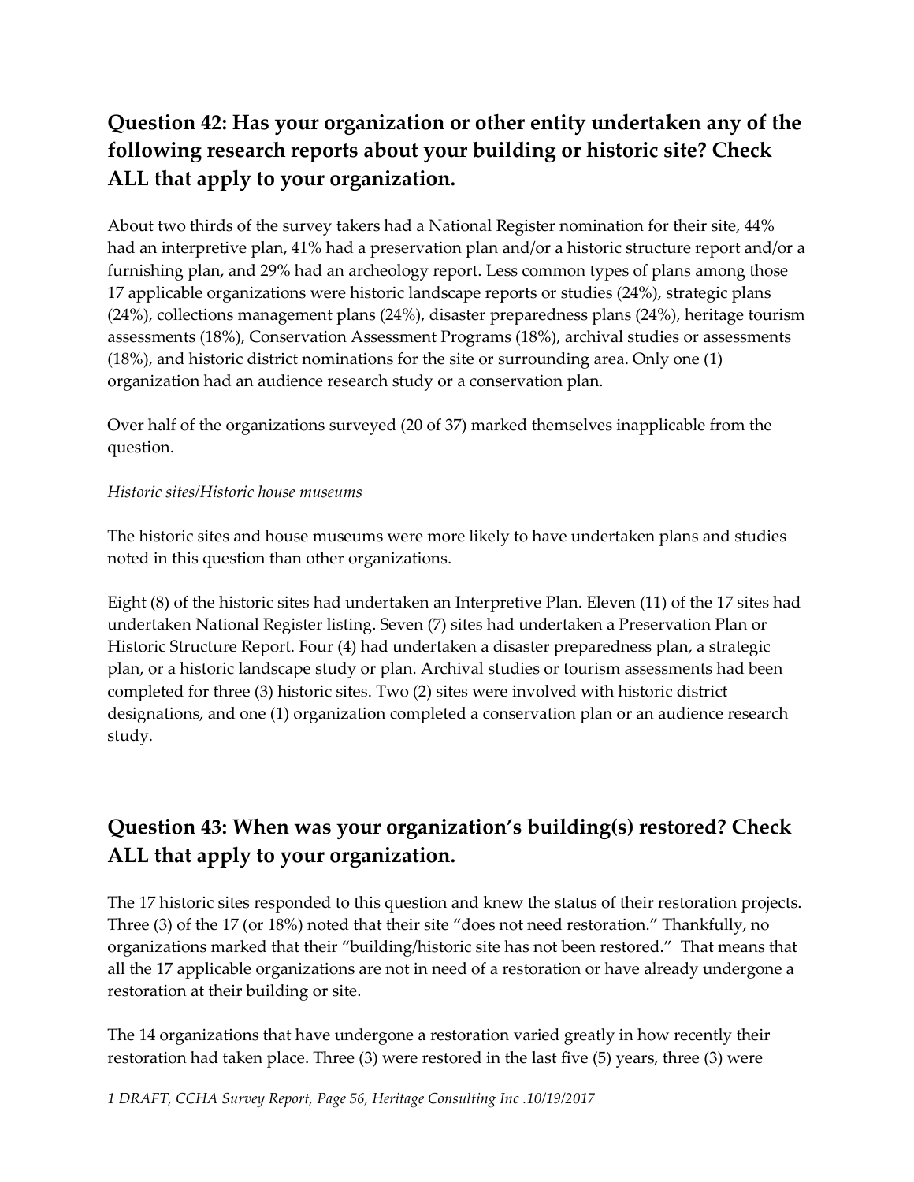## Question 42: Has your organization or other entity undertaken any of the following research reports about your building or historic site? Check ALL that apply to your organization.

About two thirds of the survey takers had a National Register nomination for their site, 44% had an interpretive plan, 41% had a preservation plan and/or a historic structure report and/or a furnishing plan, and 29% had an archeology report. Less common types of plans among those 17 applicable organizations were historic landscape reports or studies (24%), strategic plans (24%), collections management plans (24%), disaster preparedness plans (24%), heritage tourism assessments (18%), Conservation Assessment Programs (18%), archival studies or assessments (18%), and historic district nominations for the site or surrounding area. Only one (1) organization had an audience research study or a conservation plan.

Over half of the organizations surveyed (20 of 37) marked themselves inapplicable from the question.

*Historic sites/Historic house museums*

The historic sites and house museums were more likely to have undertaken plans and studies noted in this question than other organizations.

Eight (8) of the historic sites had undertaken an Interpretive Plan. Eleven (11) of the 17 sites had undertaken National Register listing. Seven (7) sites had undertaken a Preservation Plan or Historic Structure Report. Four (4) had undertaken a disaster preparedness plan, a strategic plan, or a historic landscape study or plan. Archival studies or tourism assessments had been completed for three (3) historic sites. Two (2) sites were involved with historic district designations, and one (1) organization completed a conservation plan or an audience research study.

## Question 43: When was your organization's building(s) restored? Check ALL that apply to your organization.

The 17 historic sites responded to this question and knew the status of their restoration projects. Three (3) of the 17 (or 18%) noted that their site "does not need restoration." Thankfully, no organizations marked that their "building/historic site has not been restored." That means that all the 17 applicable organizations are not in need of a restoration or have already undergone a restoration at their building or site.

The 14 organizations that have undergone a restoration varied greatly in how recently their restoration had taken place. Three (3) were restored in the last five (5) years, three (3) were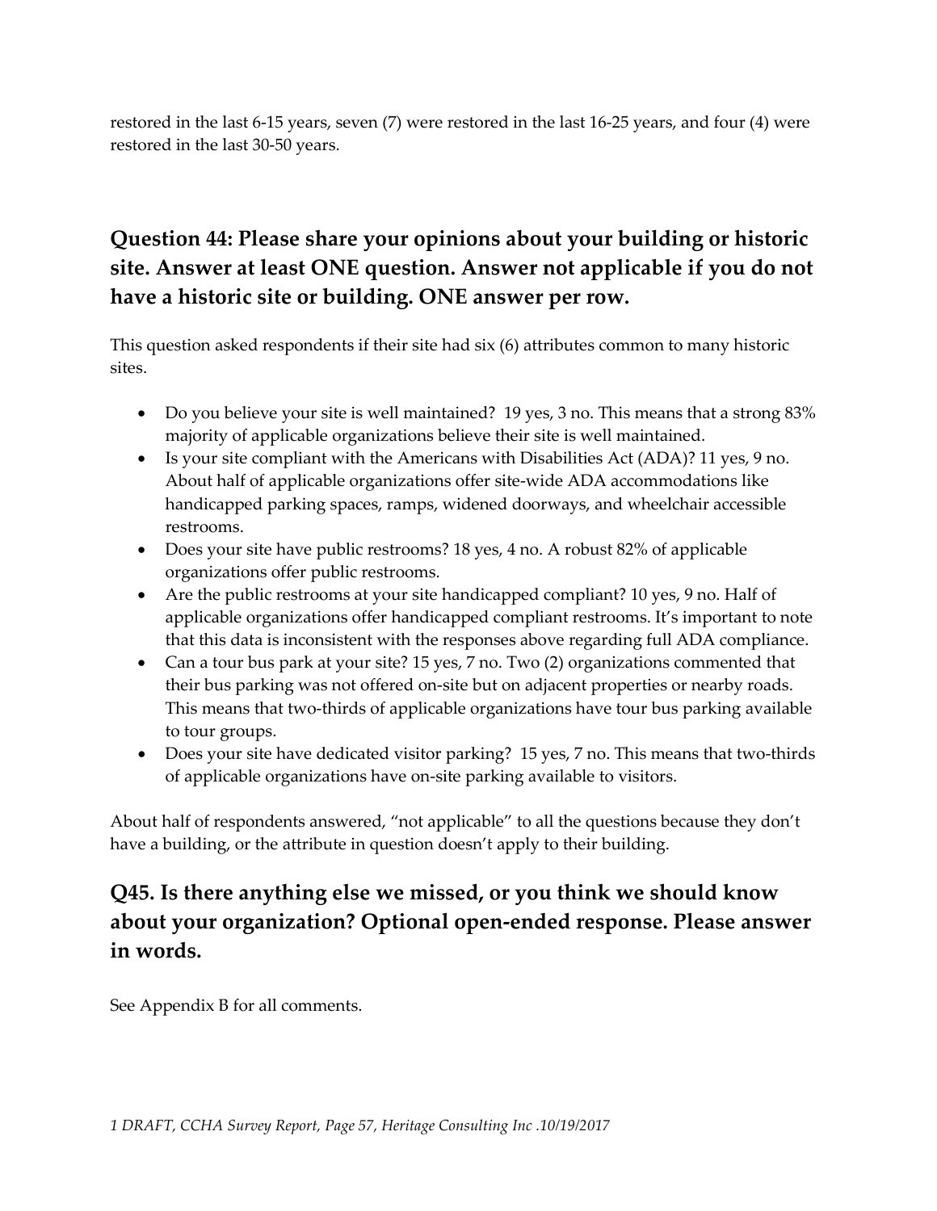restored in the last 6-15 years, seven (7) were restored in the last 16-25 years, and four (4) were restored in the last 30-50 years.

## Question 44: Please share your opinions about your building or historic site. Answer at least ONE question. Answer not applicable if you do not have a historic site or building. ONE answer per row.

This question asked respondents if their site had six (6) attributes common to many historic sites.

- Do you believe your site is well maintained? 19 yes, 3 no. This means that a strong 83% majority of applicable organizations believe their site is well maintained.
- Is your site compliant with the Americans with Disabilities Act (ADA)? 11 yes, 9 no. About half of applicable organizations offer site-wide ADA accommodations like handicapped parking spaces, ramps, widened doorways, and wheelchair accessible restrooms.
- Does your site have public restrooms? 18 yes, 4 no. A robust 82% of applicable organizations offer public restrooms.
- Are the public restrooms at your site handicapped compliant? 10 yes, 9 no. Half of applicable organizations offer handicapped compliant restrooms. It's important to note that this data is inconsistent with the responses above regarding full ADA compliance.
- Can a tour bus park at your site? 15 yes, 7 no. Two (2) organizations commented that their bus parking was not offered on-site but on adjacent properties or nearby roads. This means that two-thirds of applicable organizations have tour bus parking available to tour groups.
- Does your site have dedicated visitor parking? 15 yes, 7 no. This means that two-thirds of applicable organizations have on-site parking available to visitors.

About half of respondents answered, "not applicable" to all the questions because they don't have a building, or the attribute in question doesn't apply to their building.

## Q45. Is there anything else we missed, or you think we should know about your organization? Optional open-ended response. Please answer in words.

See Appendix B for all comments.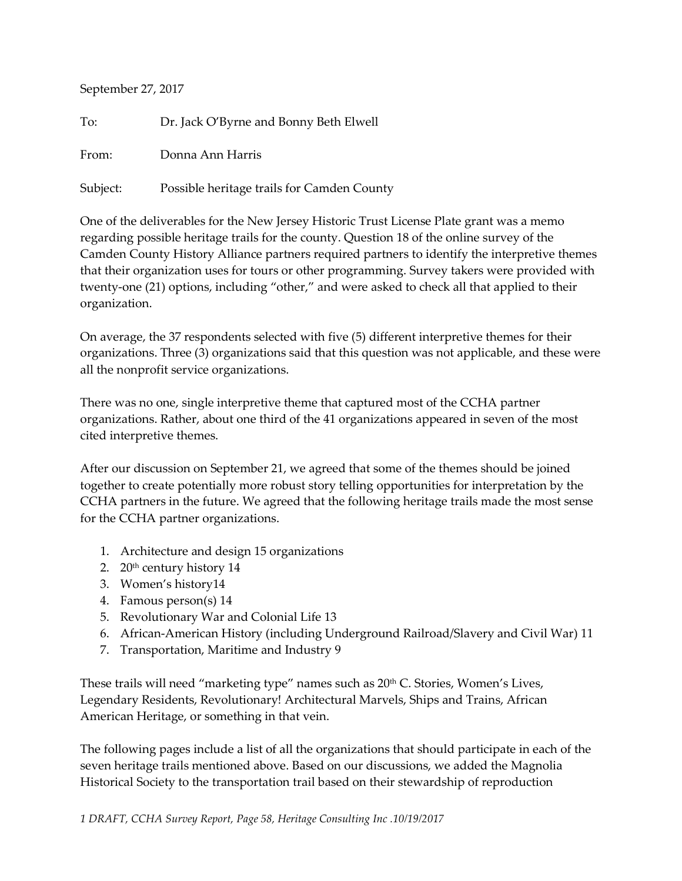September 27, 2017

To: Dr. Jack O'Byrne and Bonny Beth Elwell

From: Donna Ann Harris

Subject: Possible heritage trails for Camden County

One of the deliverables for the New Jersey Historic Trust License Plate grant was a memo regarding possible heritage trails for the county. Question 18 of the online survey of the Camden County History Alliance partners required partners to identify the interpretive themes that their organization uses for tours or other programming. Survey takers were provided with twenty-one (21) options, including "other," and were asked to check all that applied to their organization.

On average, the 37 respondents selected with five (5) different interpretive themes for their organizations. Three (3) organizations said that this question was not applicable, and these were all the nonprofit service organizations.

There was no one, single interpretive theme that captured most of the CCHA partner organizations. Rather, about one third of the 41 organizations appeared in seven of the most cited interpretive themes.

After our discussion on September 21, we agreed that some of the themes should be joined together to create potentially more robust story telling opportunities for interpretation by the CCHA partners in the future. We agreed that the following heritage trails made the most sense for the CCHA partner organizations.

1. Architecture and design 15 organizations
2. 20th century history 14
3. Women's history14
4. Famous person(s) 14
5. Revolutionary War and Colonial Life 13
6. African-American History (including Underground Railroad/Slavery and Civil War) 11
7. Transportation, Maritime and Industry 9

These trails will need "marketing type" names such as 20th C. Stories, Women's Lives, Legendary Residents, Revolutionary! Architectural Marvels, Ships and Trains, African American Heritage, or something in that vein.

The following pages include a list of all the organizations that should participate in each of the seven heritage trails mentioned above. Based on our discussions, we added the Magnolia Historical Society to the transportation trail based on their stewardship of reproduction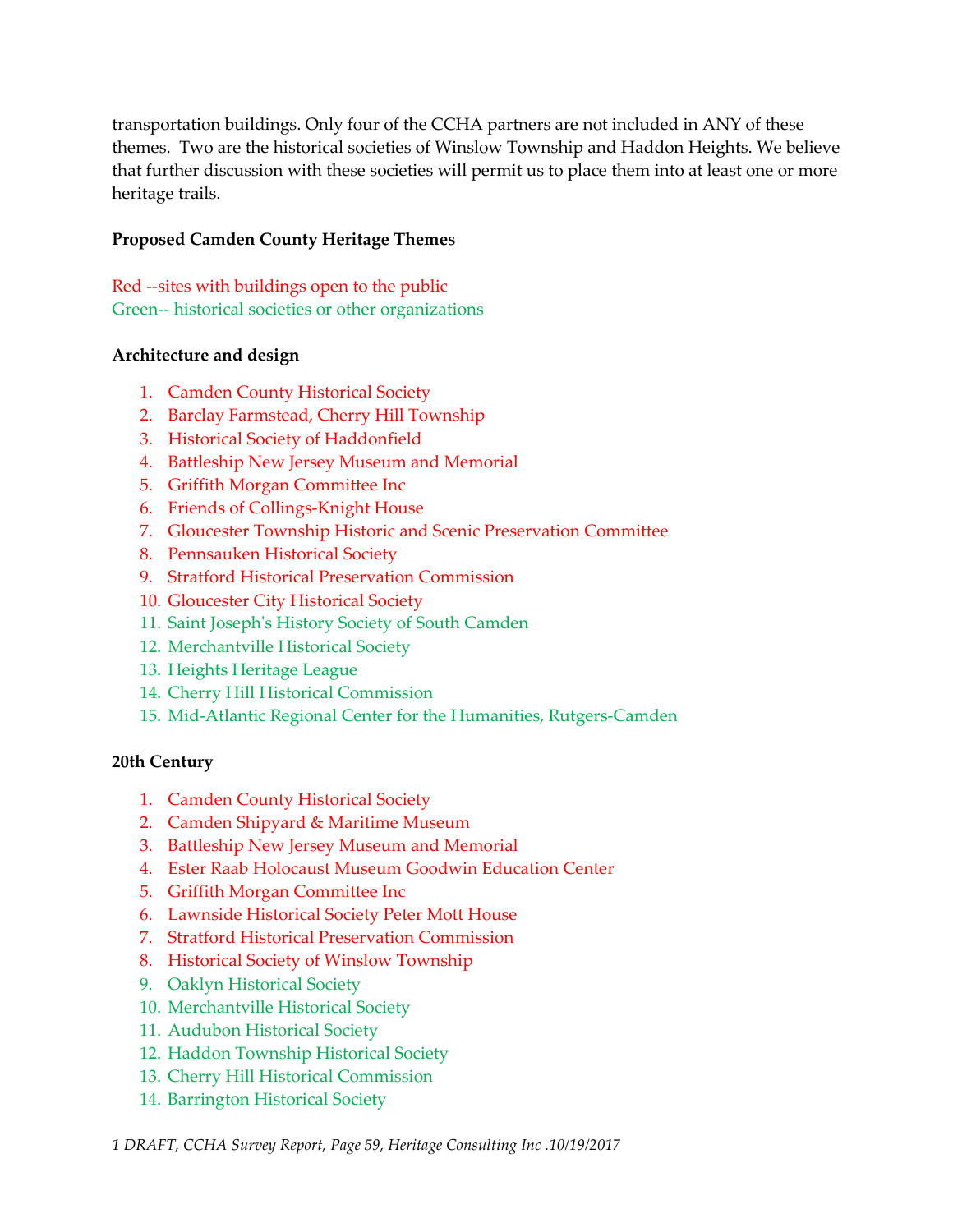transportation buildings. Only four of the CCHA partners are not included in ANY of these themes. Two are the historical societies of Winslow Township and Haddon Heights. We believe that further discussion with these societies will permit us to place them into at least one or more heritage trails.

**Proposed Camden County Heritage Themes**

Red --sites with buildings open to the public
Green-- historical societies or other organizations

**Architecture and design**

1. Camden County Historical Society
2. Barclay Farmstead, Cherry Hill Township
3. Historical Society of Haddonfield
4. Battleship New Jersey Museum and Memorial
5. Griffith Morgan Committee Inc
6. Friends of Collings-Knight House
7. Gloucester Township Historic and Scenic Preservation Committee
8. Pennsauken Historical Society
9. Stratford Historical Preservation Commission
10. Gloucester City Historical Society
11. Saint Joseph's History Society of South Camden
12. Merchantville Historical Society
13. Heights Heritage League
14. Cherry Hill Historical Commission
15. Mid-Atlantic Regional Center for the Humanities, Rutgers-Camden

**20th Century**

1. Camden County Historical Society
2. Camden Shipyard & Maritime Museum
3. Battleship New Jersey Museum and Memorial
4. Ester Raab Holocaust Museum Goodwin Education Center
5. Griffith Morgan Committee Inc
6. Lawnside Historical Society Peter Mott House
7. Stratford Historical Preservation Commission
8. Historical Society of Winslow Township
9. Oaklyn Historical Society
10. Merchantville Historical Society
11. Audubon Historical Society
12. Haddon Township Historical Society
13. Cherry Hill Historical Commission
14. Barrington Historical Society

*1 DRAFT, CCHA Survey Report, Page 59, Heritage Consulting Inc .10/19/2017*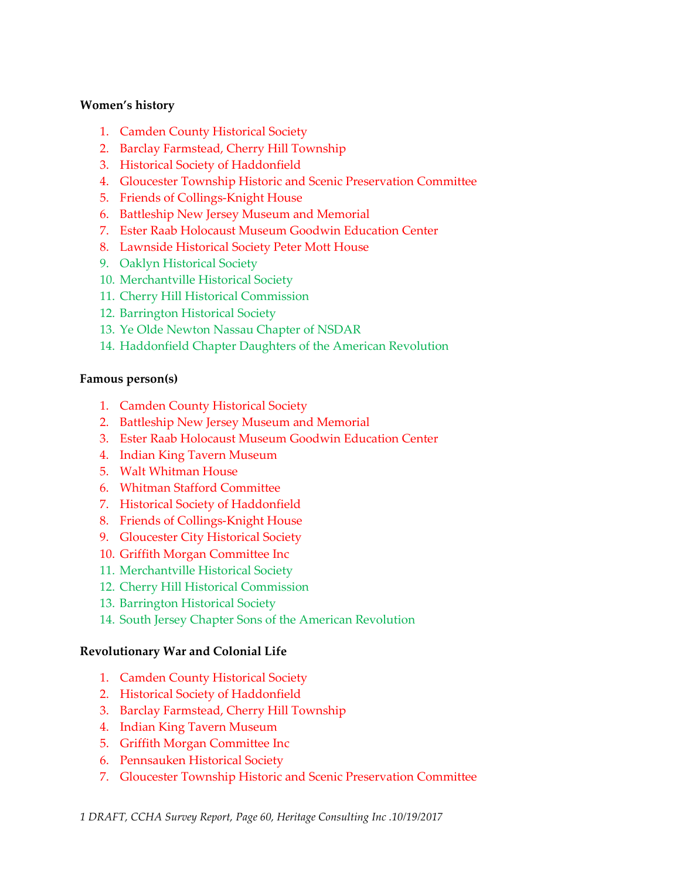**Women's history**

1. Camden County Historical Society
2. Barclay Farmstead, Cherry Hill Township
3. Historical Society of Haddonfield
4. Gloucester Township Historic and Scenic Preservation Committee
5. Friends of Collings-Knight House
6. Battleship New Jersey Museum and Memorial
7. Ester Raab Holocaust Museum Goodwin Education Center
8. Lawnside Historical Society Peter Mott House
9. Oaklyn Historical Society
10. Merchantville Historical Society
11. Cherry Hill Historical Commission
12. Barrington Historical Society
13. Ye Olde Newton Nassau Chapter of NSDAR
14. Haddonfield Chapter Daughters of the American Revolution

**Famous person(s)**

1. Camden County Historical Society
2. Battleship New Jersey Museum and Memorial
3. Ester Raab Holocaust Museum Goodwin Education Center
4. Indian King Tavern Museum
5. Walt Whitman House
6. Whitman Stafford Committee
7. Historical Society of Haddonfield
8. Friends of Collings-Knight House
9. Gloucester City Historical Society
10. Griffith Morgan Committee Inc
11. Merchantville Historical Society
12. Cherry Hill Historical Commission
13. Barrington Historical Society
14. South Jersey Chapter Sons of the American Revolution

**Revolutionary War and Colonial Life**

1. Camden County Historical Society
2. Historical Society of Haddonfield
3. Barclay Farmstead, Cherry Hill Township
4. Indian King Tavern Museum
5. Griffith Morgan Committee Inc
6. Pennsauken Historical Society
7. Gloucester Township Historic and Scenic Preservation Committee

*1 DRAFT, CCHA Survey Report, Page 60, Heritage Consulting Inc .10/19/2017*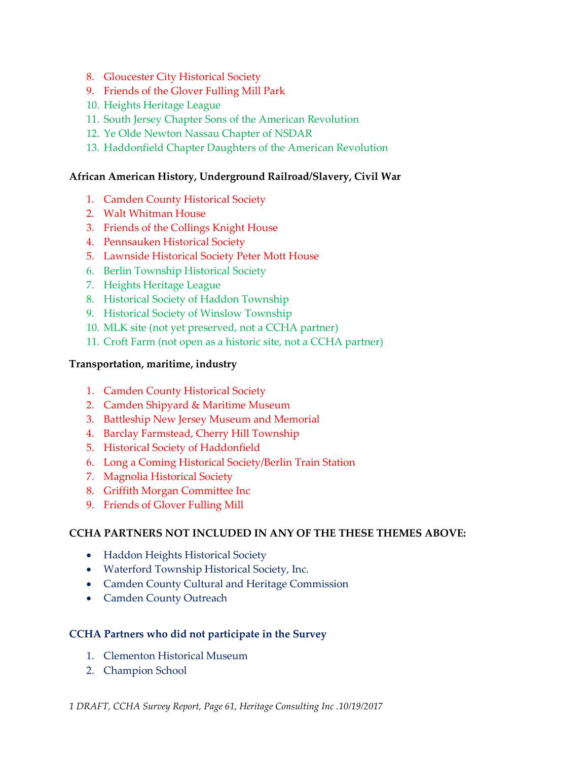8. Gloucester City Historical Society
9. Friends of the Glover Fulling Mill Park
10. Heights Heritage League
11. South Jersey Chapter Sons of the American Revolution
12. Ye Olde Newton Nassau Chapter of NSDAR
13. Haddonfield Chapter Daughters of the American Revolution

**African American History, Underground Railroad/Slavery, Civil War**

1. Camden County Historical Society
2. Walt Whitman House
3. Friends of the Collings Knight House
4. Pennsauken Historical Society
5. Lawnside Historical Society Peter Mott House
6. Berlin Township Historical Society
7. Heights Heritage League
8. Historical Society of Haddon Township
9. Historical Society of Winslow Township
10. MLK site (not yet preserved, not a CCHA partner)
11. Croft Farm (not open as a historic site, not a CCHA partner)

**Transportation, maritime, industry**

1. Camden County Historical Society
2. Camden Shipyard & Maritime Museum
3. Battleship New Jersey Museum and Memorial
4. Barclay Farmstead, Cherry Hill Township
5. Historical Society of Haddonfield
6. Long a Coming Historical Society/Berlin Train Station
7. Magnolia Historical Society
8. Griffith Morgan Committee Inc
9. Friends of Glover Fulling Mill

**CCHA PARTNERS NOT INCLUDED IN ANY OF THE THESE THEMES ABOVE:**

- Haddon Heights Historical Society
- Waterford Township Historical Society, Inc.
- Camden County Cultural and Heritage Commission
- Camden County Outreach

**CCHA Partners who did not participate in the Survey**

1. Clementon Historical Museum
2. Champion School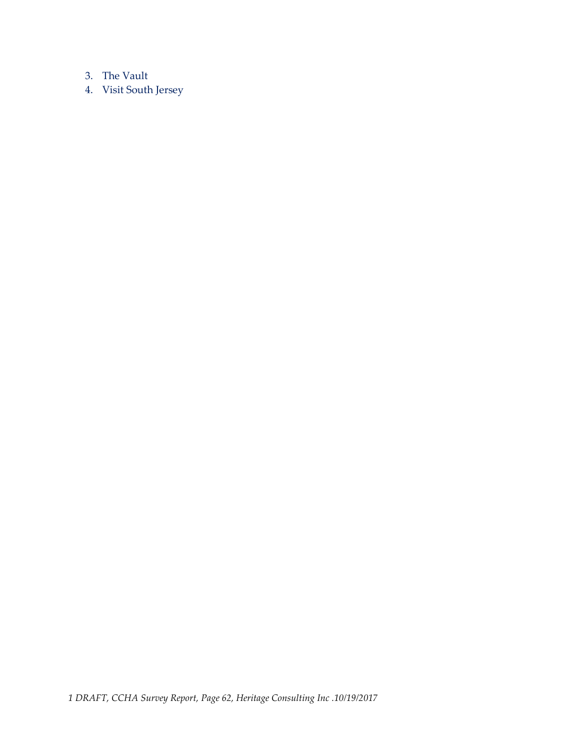3. The Vault
4. Visit South Jersey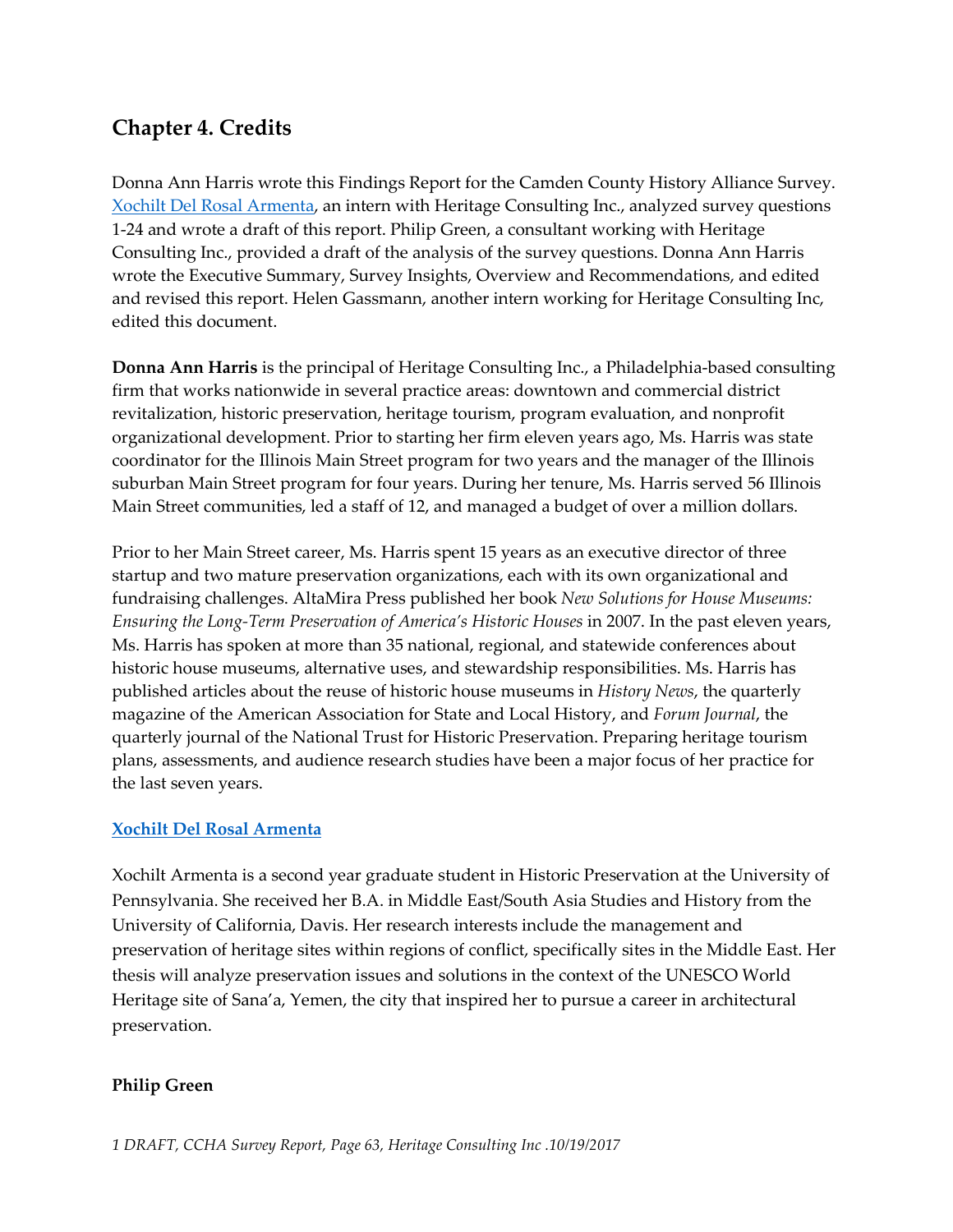## Chapter 4. Credits

Donna Ann Harris wrote this Findings Report for the Camden County History Alliance Survey. Xochilt Del Rosal Armenta, an intern with Heritage Consulting Inc., analyzed survey questions 1-24 and wrote a draft of this report. Philip Green, a consultant working with Heritage Consulting Inc., provided a draft of the analysis of the survey questions. Donna Ann Harris wrote the Executive Summary, Survey Insights, Overview and Recommendations, and edited and revised this report. Helen Gassmann, another intern working for Heritage Consulting Inc, edited this document.

**Donna Ann Harris** is the principal of Heritage Consulting Inc., a Philadelphia-based consulting firm that works nationwide in several practice areas: downtown and commercial district revitalization, historic preservation, heritage tourism, program evaluation, and nonprofit organizational development. Prior to starting her firm eleven years ago, Ms. Harris was state coordinator for the Illinois Main Street program for two years and the manager of the Illinois suburban Main Street program for four years. During her tenure, Ms. Harris served 56 Illinois Main Street communities, led a staff of 12, and managed a budget of over a million dollars.

Prior to her Main Street career, Ms. Harris spent 15 years as an executive director of three startup and two mature preservation organizations, each with its own organizational and fundraising challenges. AltaMira Press published her book *New Solutions for House Museums: Ensuring the Long-Term Preservation of America's Historic Houses* in 2007. In the past eleven years, Ms. Harris has spoken at more than 35 national, regional, and statewide conferences about historic house museums, alternative uses, and stewardship responsibilities. Ms. Harris has published articles about the reuse of historic house museums in *History News*, the quarterly magazine of the American Association for State and Local History, and *Forum Journal*, the quarterly journal of the National Trust for Historic Preservation. Preparing heritage tourism plans, assessments, and audience research studies have been a major focus of her practice for the last seven years.

**Xochilt Del Rosal Armenta**

Xochilt Armenta is a second year graduate student in Historic Preservation at the University of Pennsylvania. She received her B.A. in Middle East/South Asia Studies and History from the University of California, Davis. Her research interests include the management and preservation of heritage sites within regions of conflict, specifically sites in the Middle East. Her thesis will analyze preservation issues and solutions in the context of the UNESCO World Heritage site of Sana'a, Yemen, the city that inspired her to pursue a career in architectural preservation.

**Philip Green**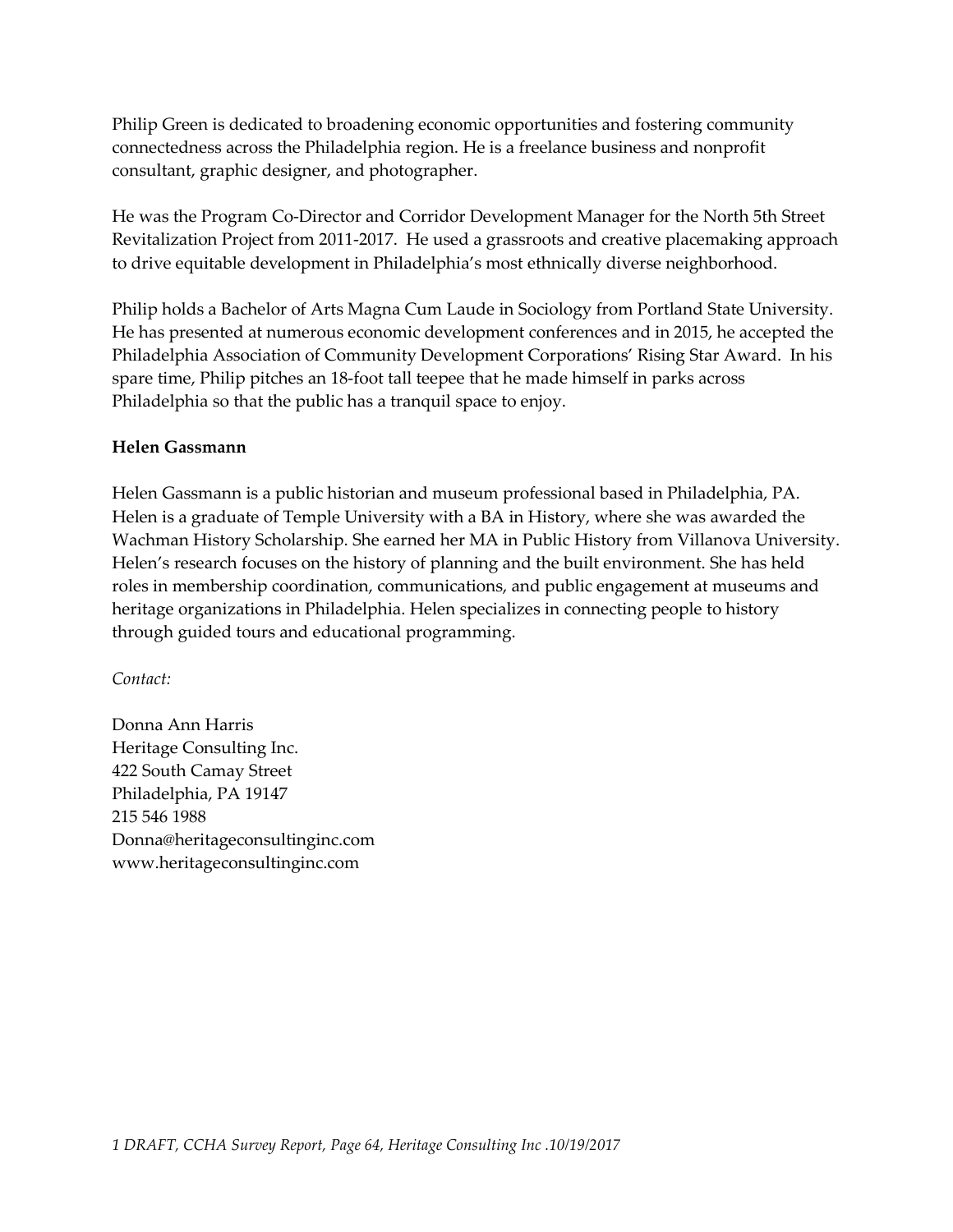Philip Green is dedicated to broadening economic opportunities and fostering community connectedness across the Philadelphia region. He is a freelance business and nonprofit consultant, graphic designer, and photographer.

He was the Program Co-Director and Corridor Development Manager for the North 5th Street Revitalization Project from 2011-2017. He used a grassroots and creative placemaking approach to drive equitable development in Philadelphia's most ethnically diverse neighborhood.

Philip holds a Bachelor of Arts Magna Cum Laude in Sociology from Portland State University. He has presented at numerous economic development conferences and in 2015, he accepted the Philadelphia Association of Community Development Corporations' Rising Star Award. In his spare time, Philip pitches an 18-foot tall teepee that he made himself in parks across Philadelphia so that the public has a tranquil space to enjoy.

**Helen Gassmann**

Helen Gassmann is a public historian and museum professional based in Philadelphia, PA. Helen is a graduate of Temple University with a BA in History, where she was awarded the Wachman History Scholarship. She earned her MA in Public History from Villanova University. Helen's research focuses on the history of planning and the built environment. She has held roles in membership coordination, communications, and public engagement at museums and heritage organizations in Philadelphia. Helen specializes in connecting people to history through guided tours and educational programming.

*Contact:*

Donna Ann Harris
Heritage Consulting Inc.
422 South Camay Street
Philadelphia, PA 19147
215 546 1988
Donna@heritageconsultinginc.com
www.heritageconsultinginc.com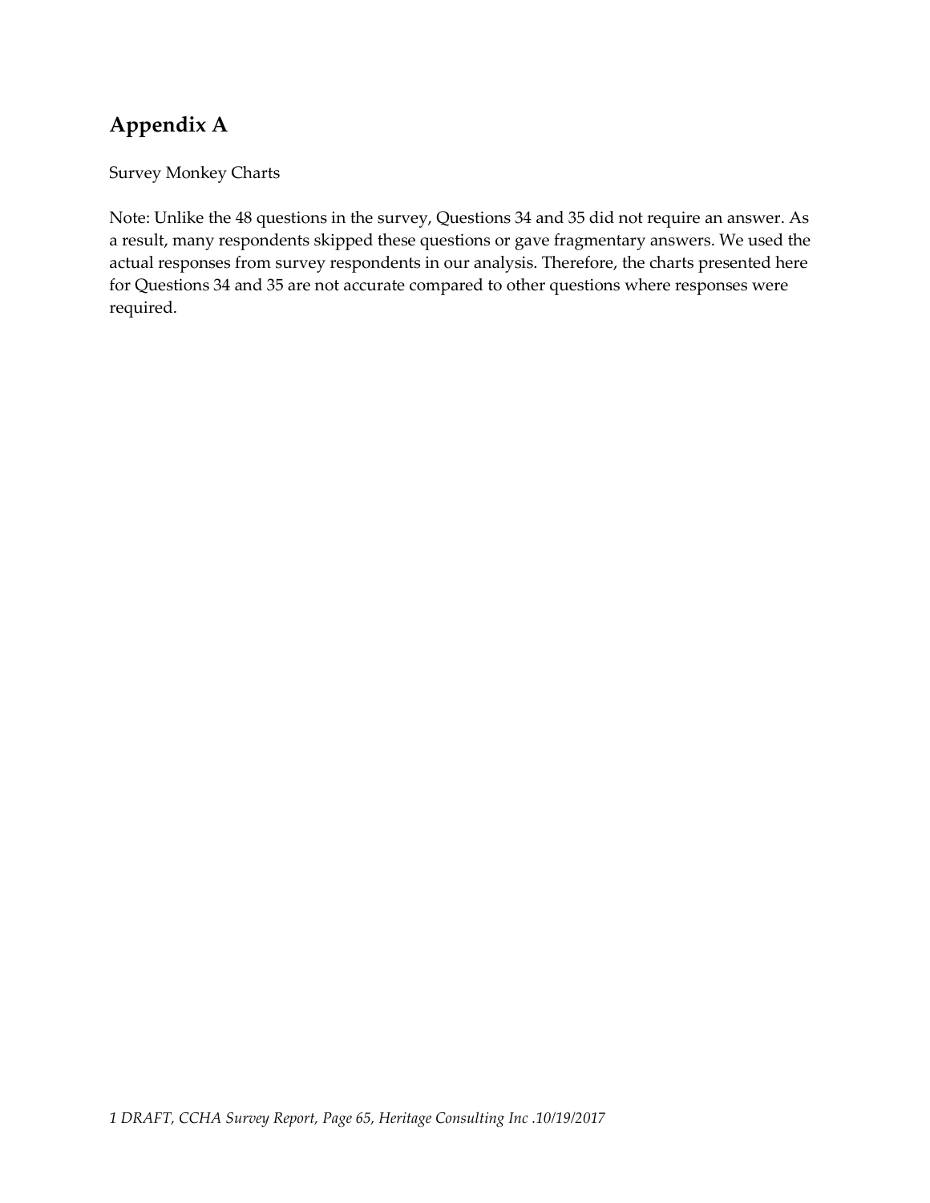## Appendix A

Survey Monkey Charts

Note: Unlike the 48 questions in the survey, Questions 34 and 35 did not require an answer. As a result, many respondents skipped these questions or gave fragmentary answers. We used the actual responses from survey respondents in our analysis. Therefore, the charts presented here for Questions 34 and 35 are not accurate compared to other questions where responses were required.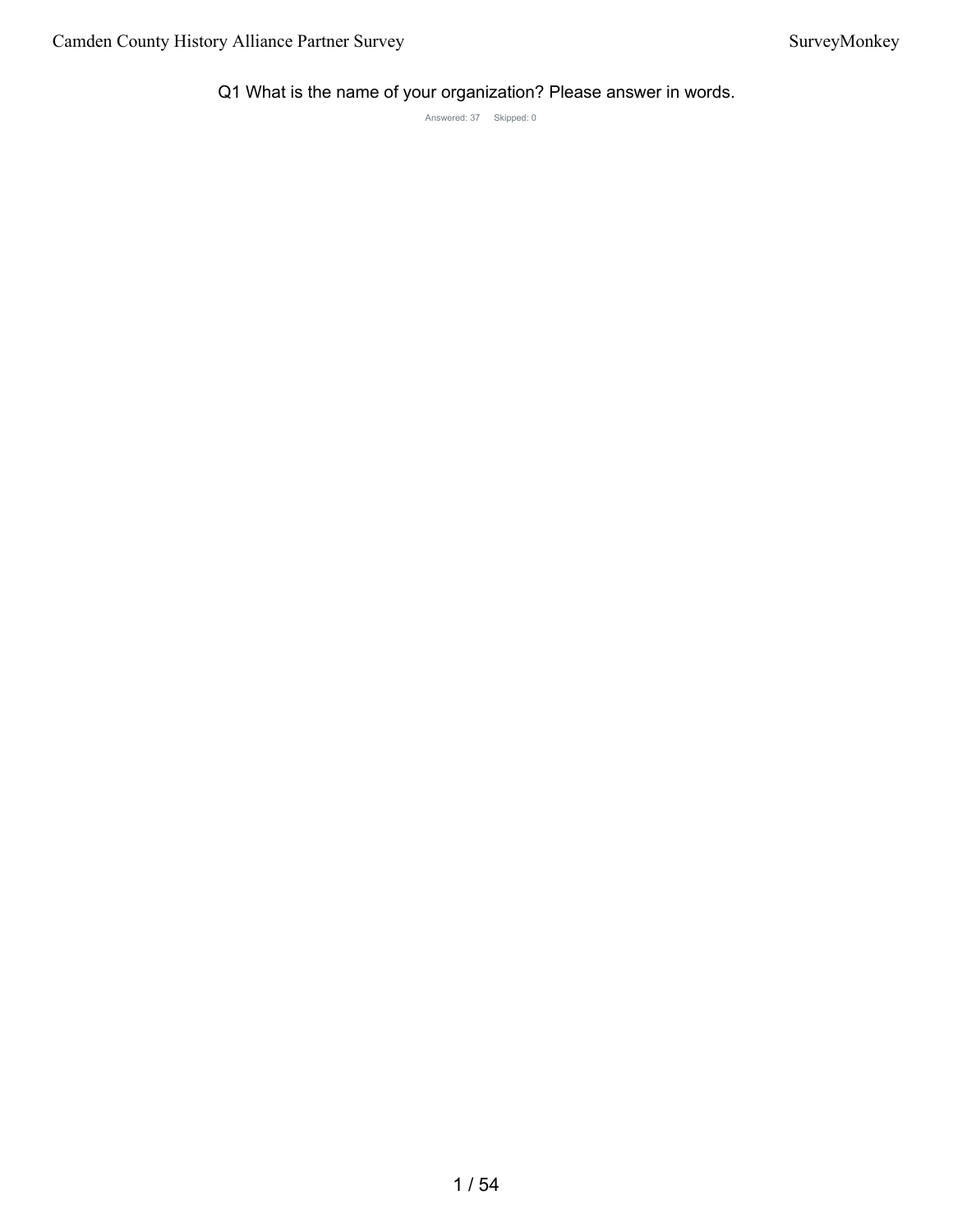## Q1 What is the name of your organization? Please answer in words.

Answered: 37 Skipped: 0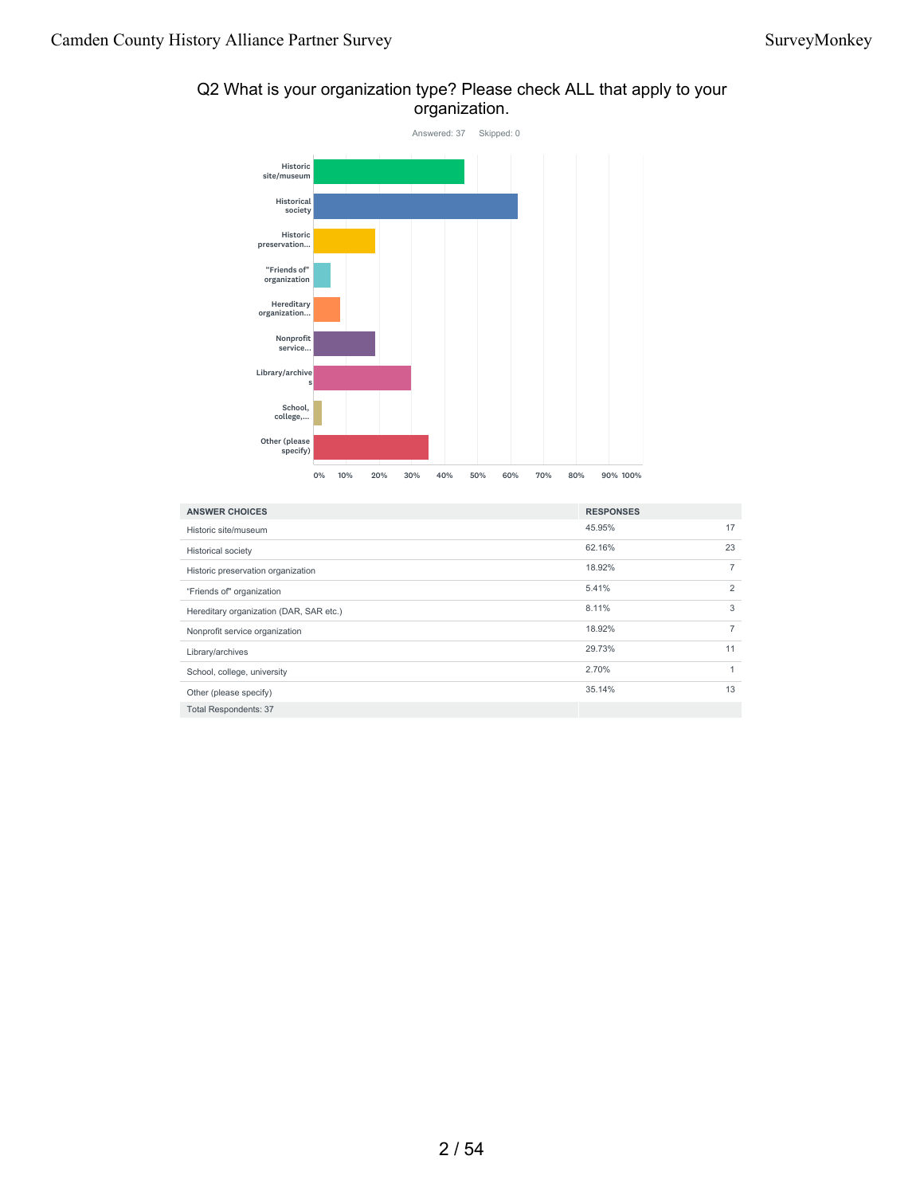## Q2 What is your organization type? Please check ALL that apply to your organization.

Answered: 37 Skipped: 0

| ANSWER CHOICES | RESPONSES | |
|---|---|---|
| Historic site/museum | 45.95% | 17 |
| Historical society | 62.16% | 23 |
| Historic preservation organization | 18.92% | 7 |
| "Friends of" organization | 5.41% | 2 |
| Hereditary organization (DAR, SAR etc.) | 8.11% | 3 |
| Nonprofit service organization | 18.92% | 7 |
| Library/archives | 29.73% | 11 |
| School, college, university | 2.70% | 1 |
| Other (please specify) | 35.14% | 13 |
| Total Respondents: 37 | | |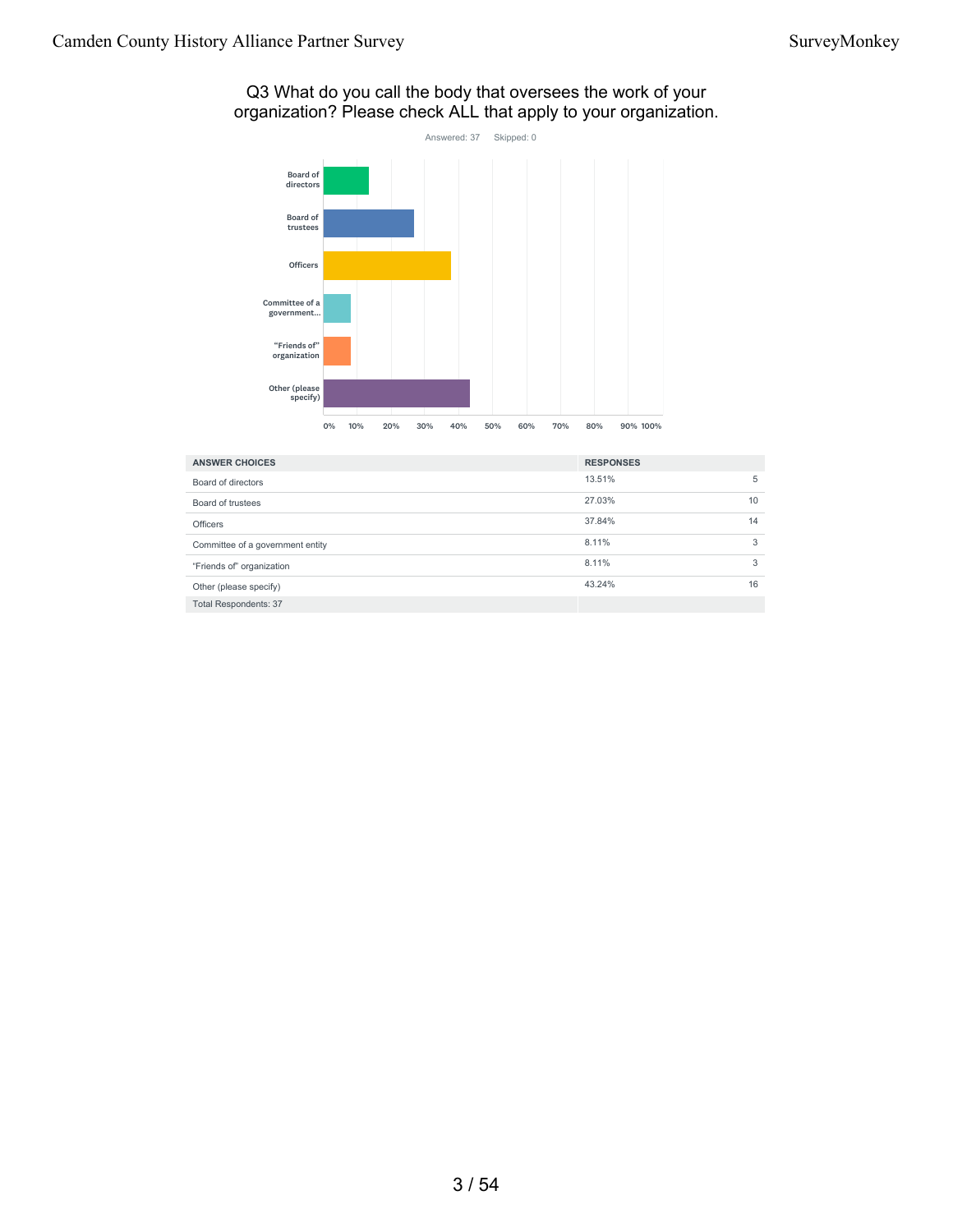## Q3 What do you call the body that oversees the work of your organization? Please check ALL that apply to your organization.

Answered: 37 Skipped: 0

| ANSWER CHOICES | RESPONSES | |
|---|---|---|
| Board of directors | 13.51% | 5 |
| Board of trustees | 27.03% | 10 |
| Officers | 37.84% | 14 |
| Committee of a government entity | 8.11% | 3 |
| "Friends of" organization | 8.11% | 3 |
| Other (please specify) | 43.24% | 16 |
| Total Respondents: 37 | | |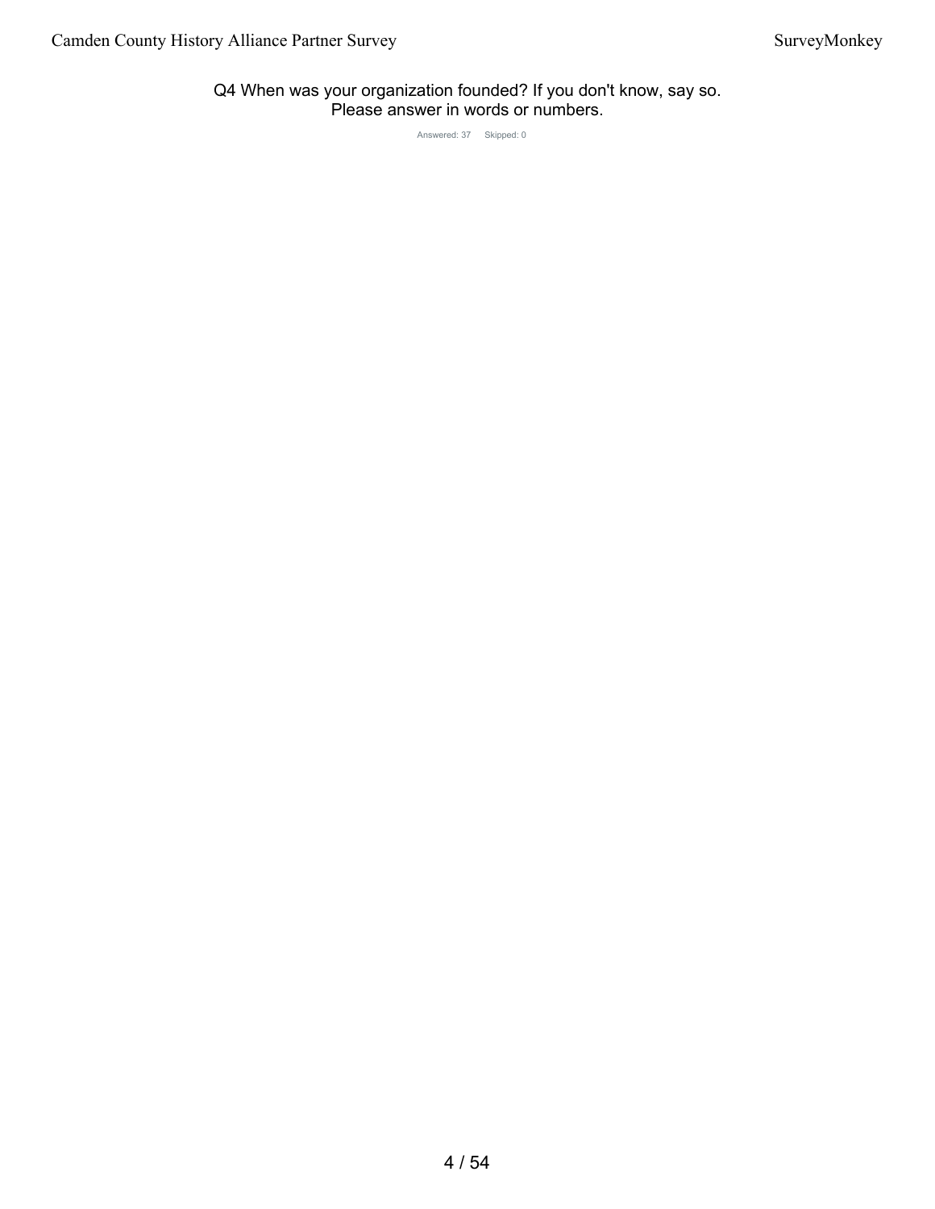## Q4 When was your organization founded? If you don't know, say so. Please answer in words or numbers.

Answered: 37 Skipped: 0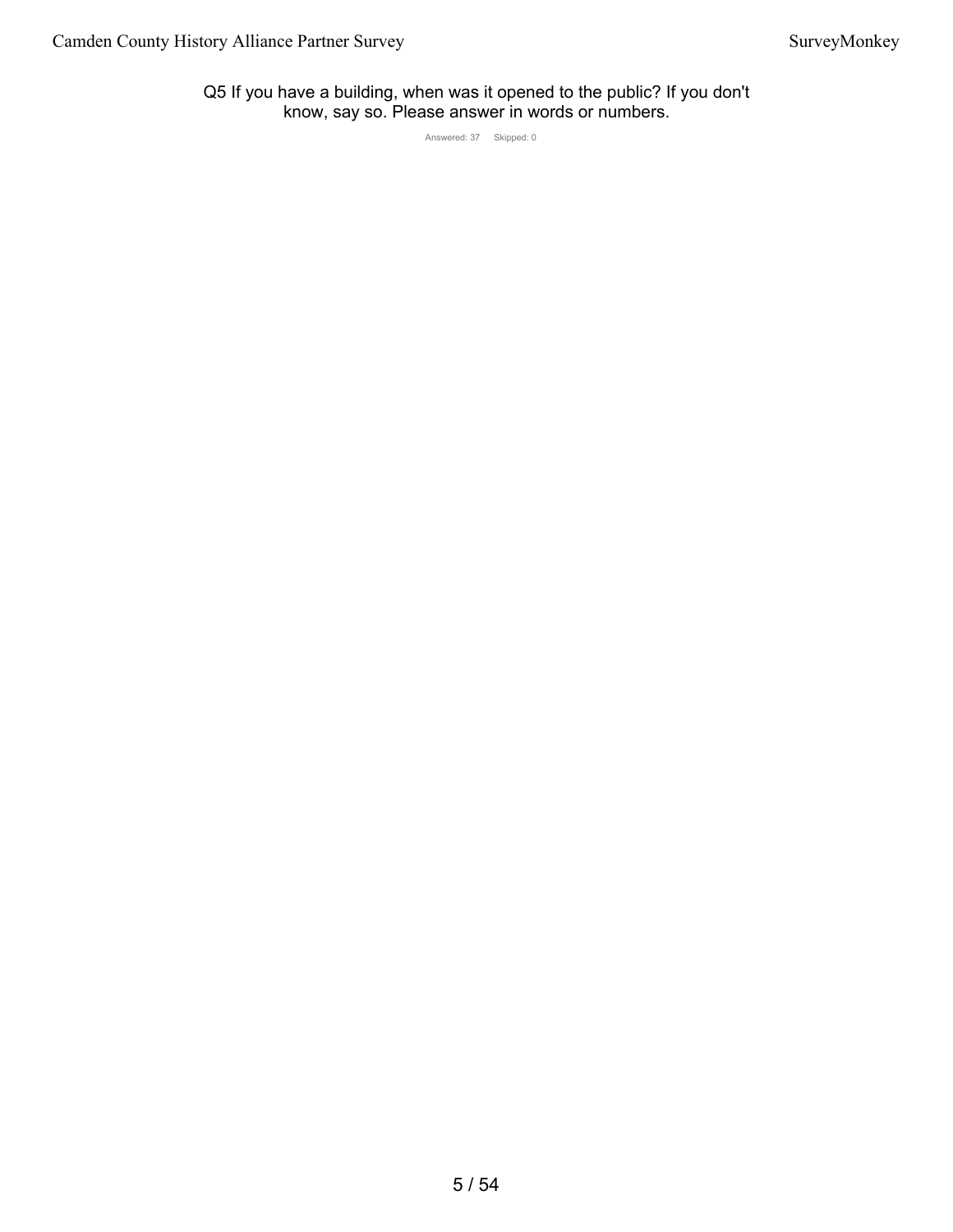## Q5 If you have a building, when was it opened to the public? If you don't know, say so. Please answer in words or numbers.

Answered: 37 Skipped: 0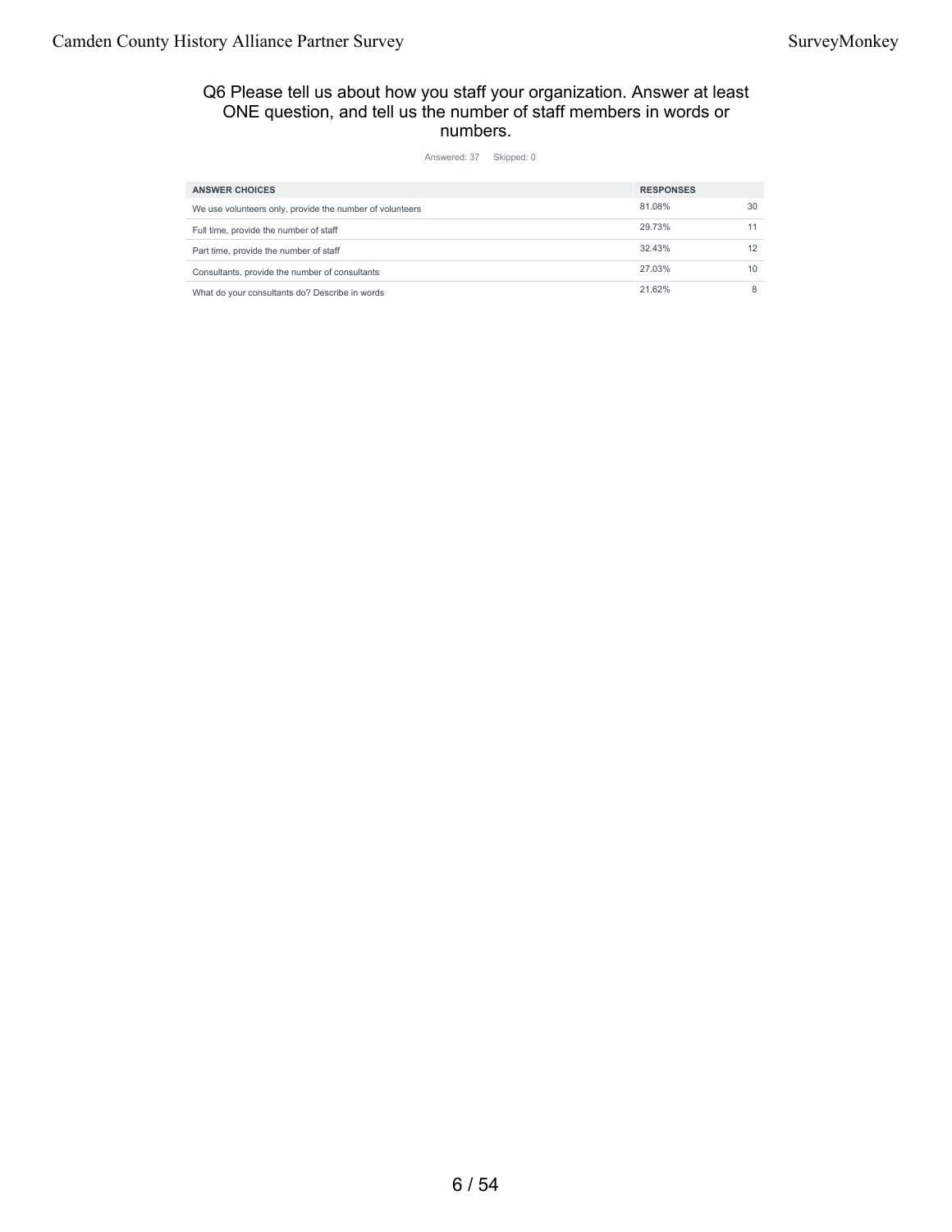## Q6 Please tell us about how you staff your organization. Answer at least ONE question, and tell us the number of staff members in words or numbers.

Answered: 37    Skipped: 0

| ANSWER CHOICES | RESPONSES | |
|---|---|---|
| We use volunteers only, provide the number of volunteers | 81.08% | 30 |
| Full time, provide the number of staff | 29.73% | 11 |
| Part time, provide the number of staff | 32.43% | 12 |
| Consultants, provide the number of consultants | 27.03% | 10 |
| What do your consultants do? Describe in words | 21.62% | 8 |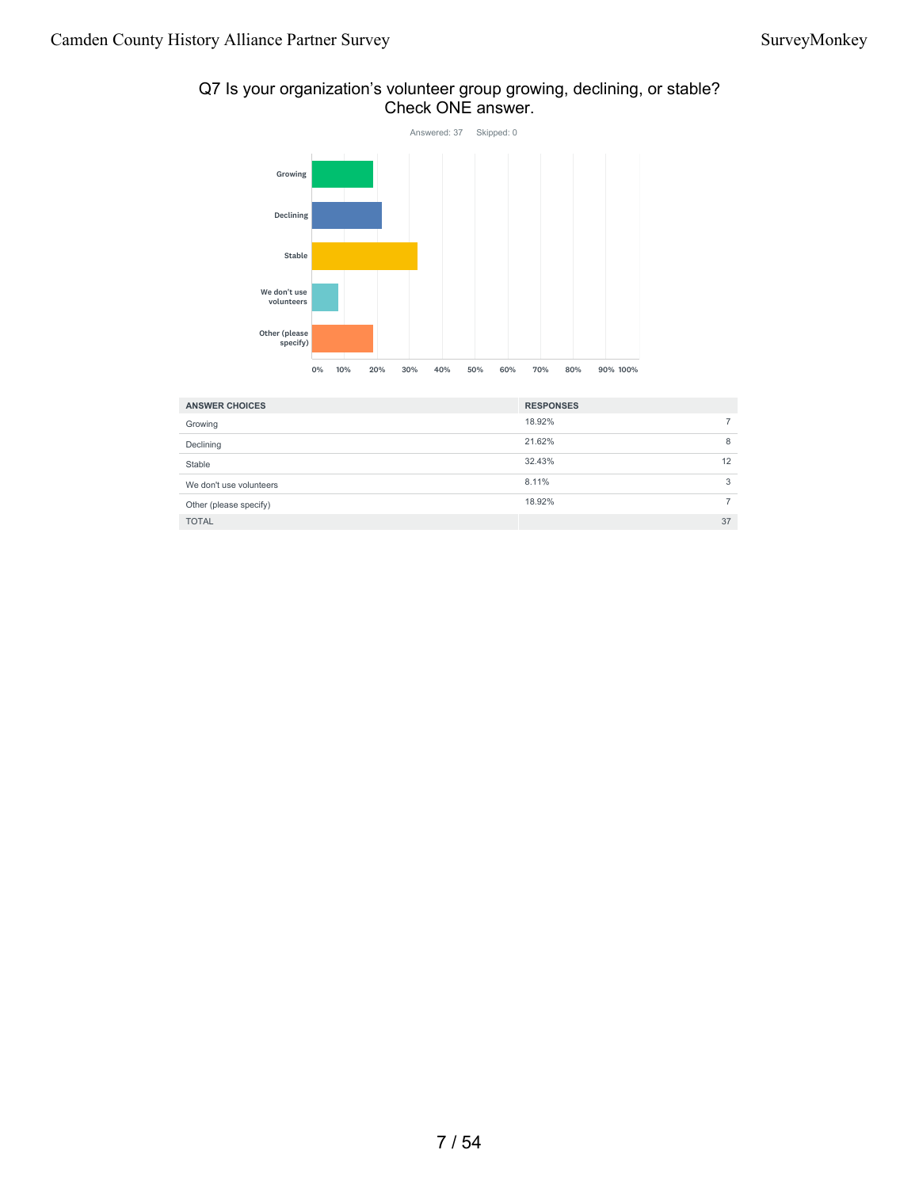## Q7 Is your organization's volunteer group growing, declining, or stable? Check ONE answer.

Answered: 37 Skipped: 0

| ANSWER CHOICES | RESPONSES | |
|---|---|---|
| Growing | 18.92% | 7 |
| Declining | 21.62% | 8 |
| Stable | 32.43% | 12 |
| We don't use volunteers | 8.11% | 3 |
| Other (please specify) | 18.92% | 7 |
| TOTAL | | 37 |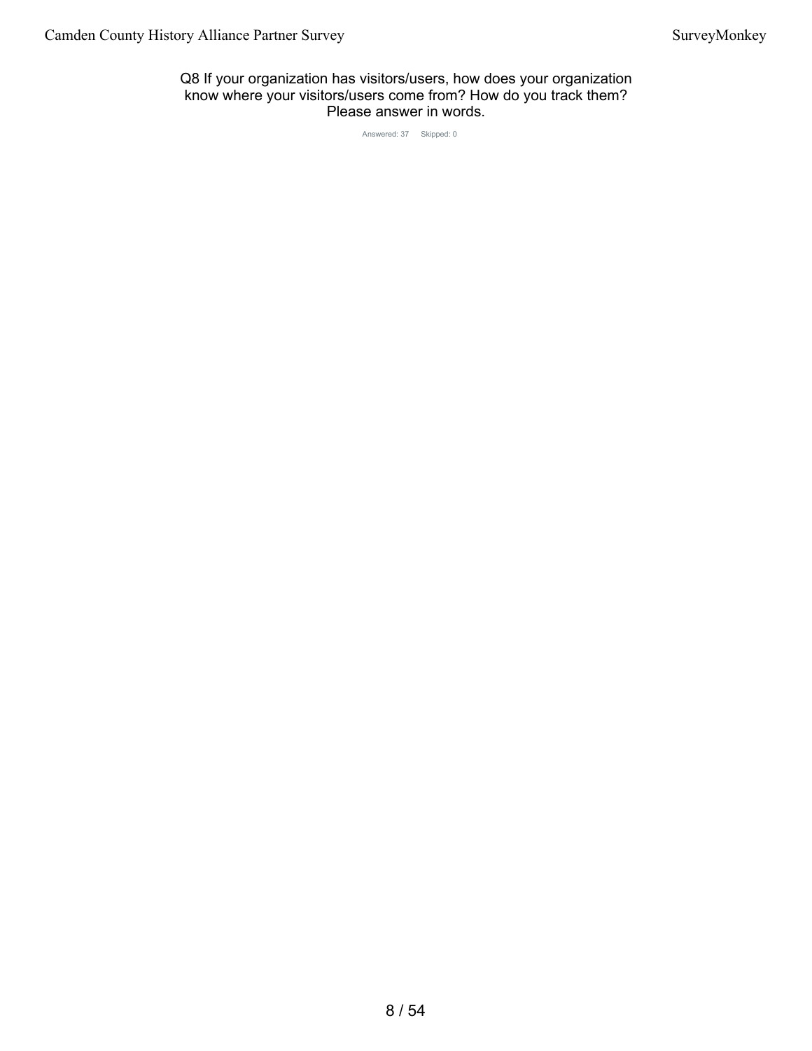# Q8 If your organization has visitors/users, how does your organization know where your visitors/users come from? How do you track them? Please answer in words.

Answered: 37 Skipped: 0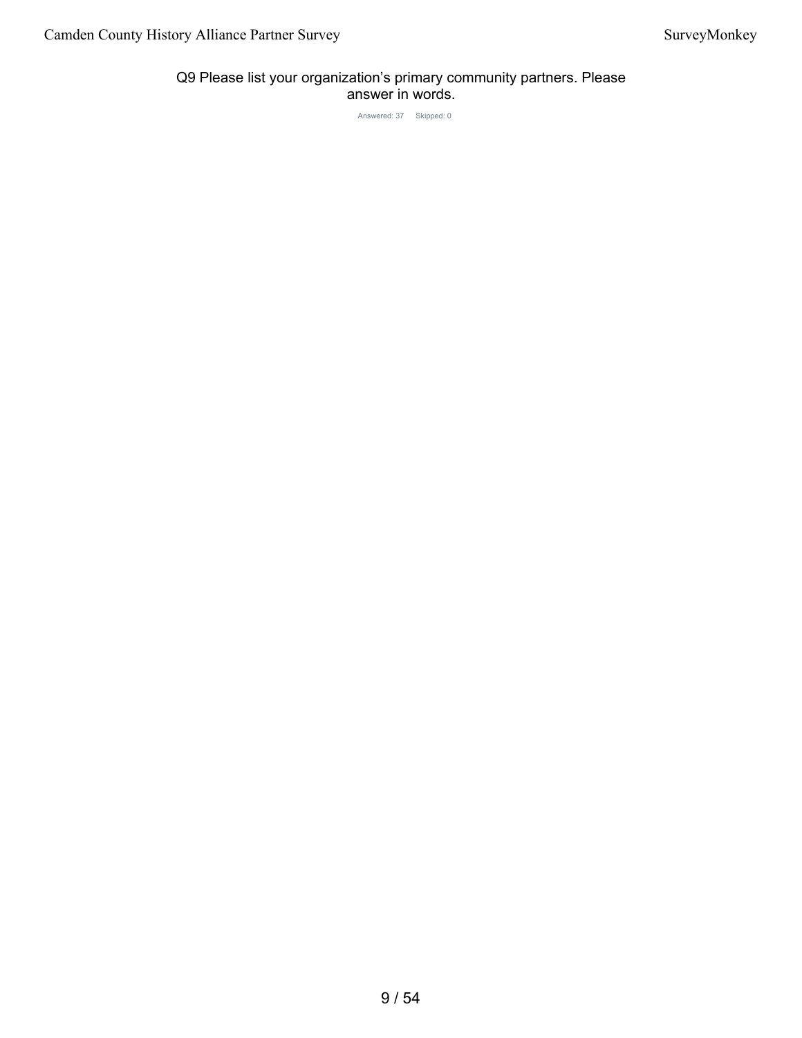## Q9 Please list your organization's primary community partners. Please answer in words.

Answered: 37 Skipped: 0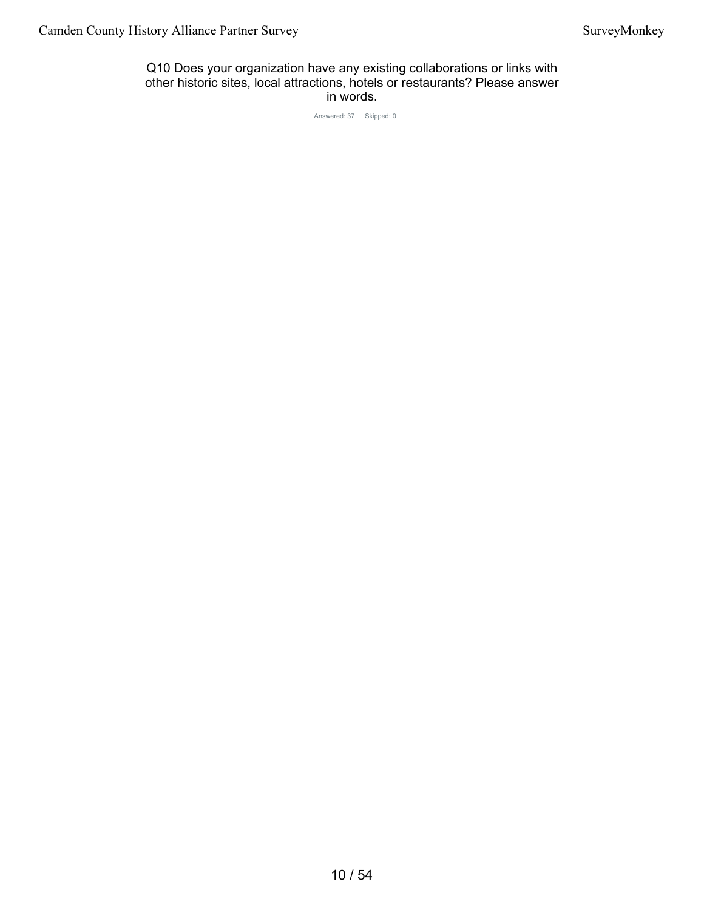# Q10 Does your organization have any existing collaborations or links with other historic sites, local attractions, hotels or restaurants? Please answer in words.

Answered: 37 Skipped: 0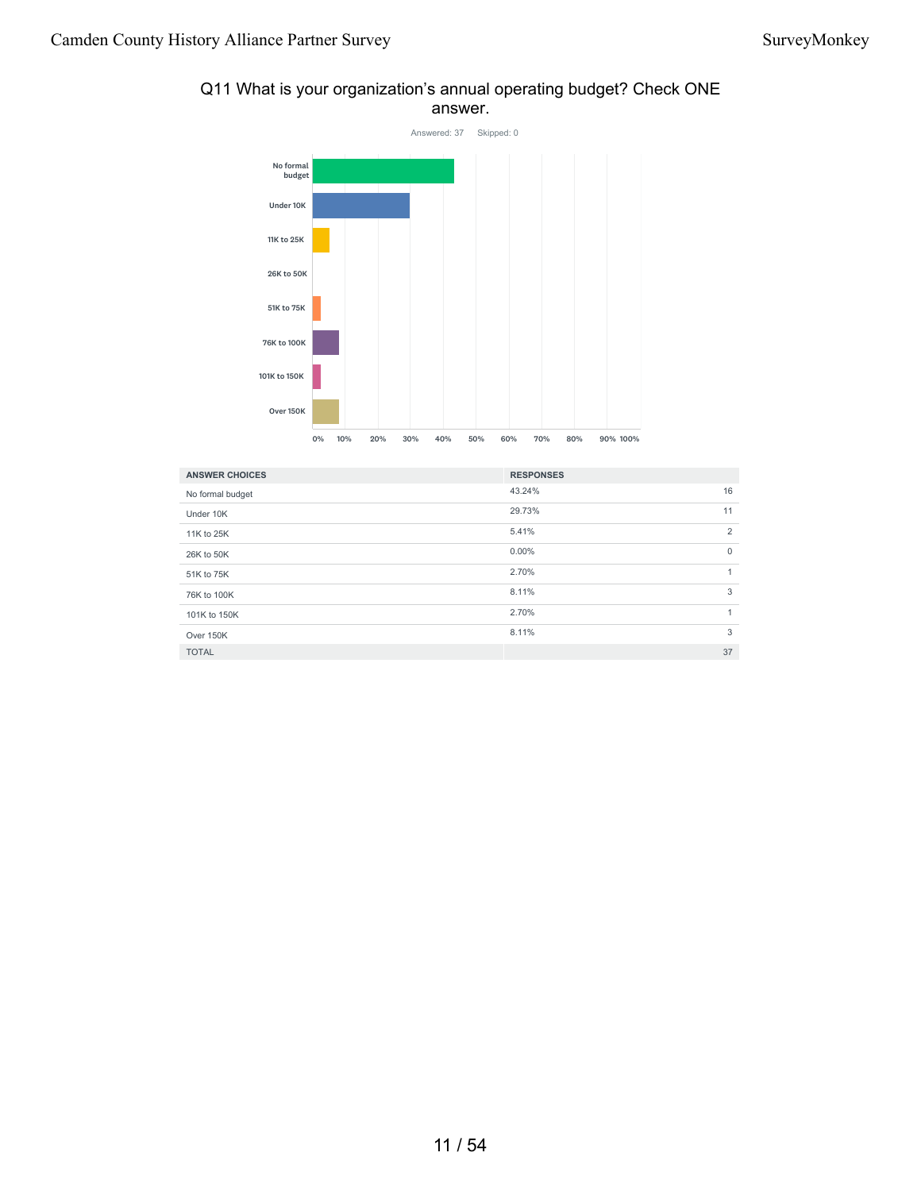## Q11 What is your organization's annual operating budget? Check ONE answer.

Answered: 37 Skipped: 0

| ANSWER CHOICES | RESPONSES | |
|---|---|---|
| No formal budget | 43.24% | 16 |
| Under 10K | 29.73% | 11 |
| 11K to 25K | 5.41% | 2 |
| 26K to 50K | 0.00% | 0 |
| 51K to 75K | 2.70% | 1 |
| 76K to 100K | 8.11% | 3 |
| 101K to 150K | 2.70% | 1 |
| Over 150K | 8.11% | 3 |
| TOTAL | | 37 |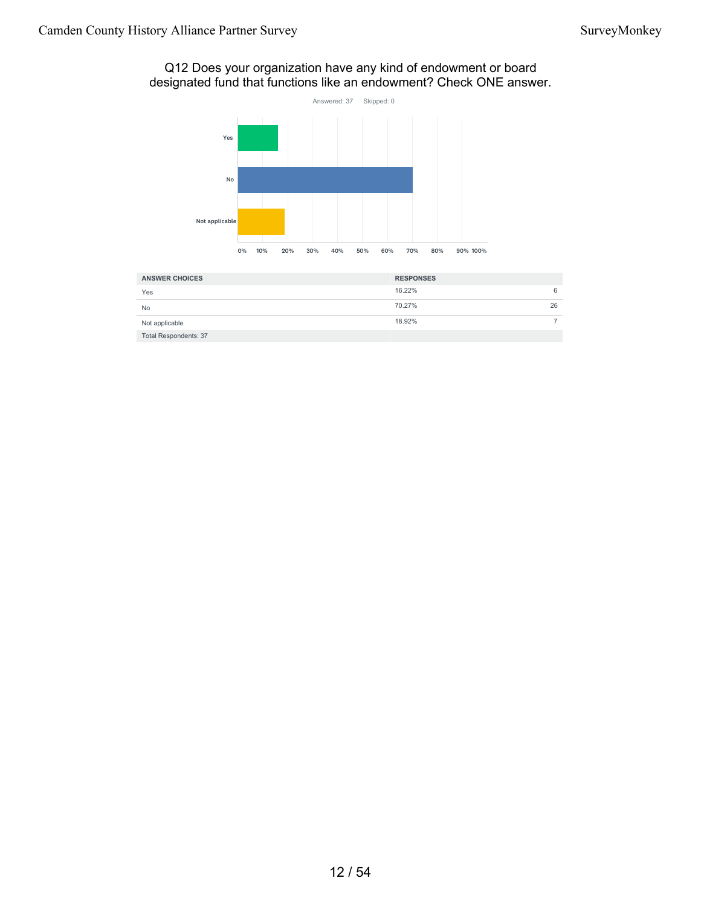## Q12 Does your organization have any kind of endowment or board designated fund that functions like an endowment? Check ONE answer.

Answered: 37 Skipped: 0

| ANSWER CHOICES | RESPONSES | |
|---|---|---|
| Yes | 16.22% | 6 |
| No | 70.27% | 26 |
| Not applicable | 18.92% | 7 |
| Total Respondents: 37 | | |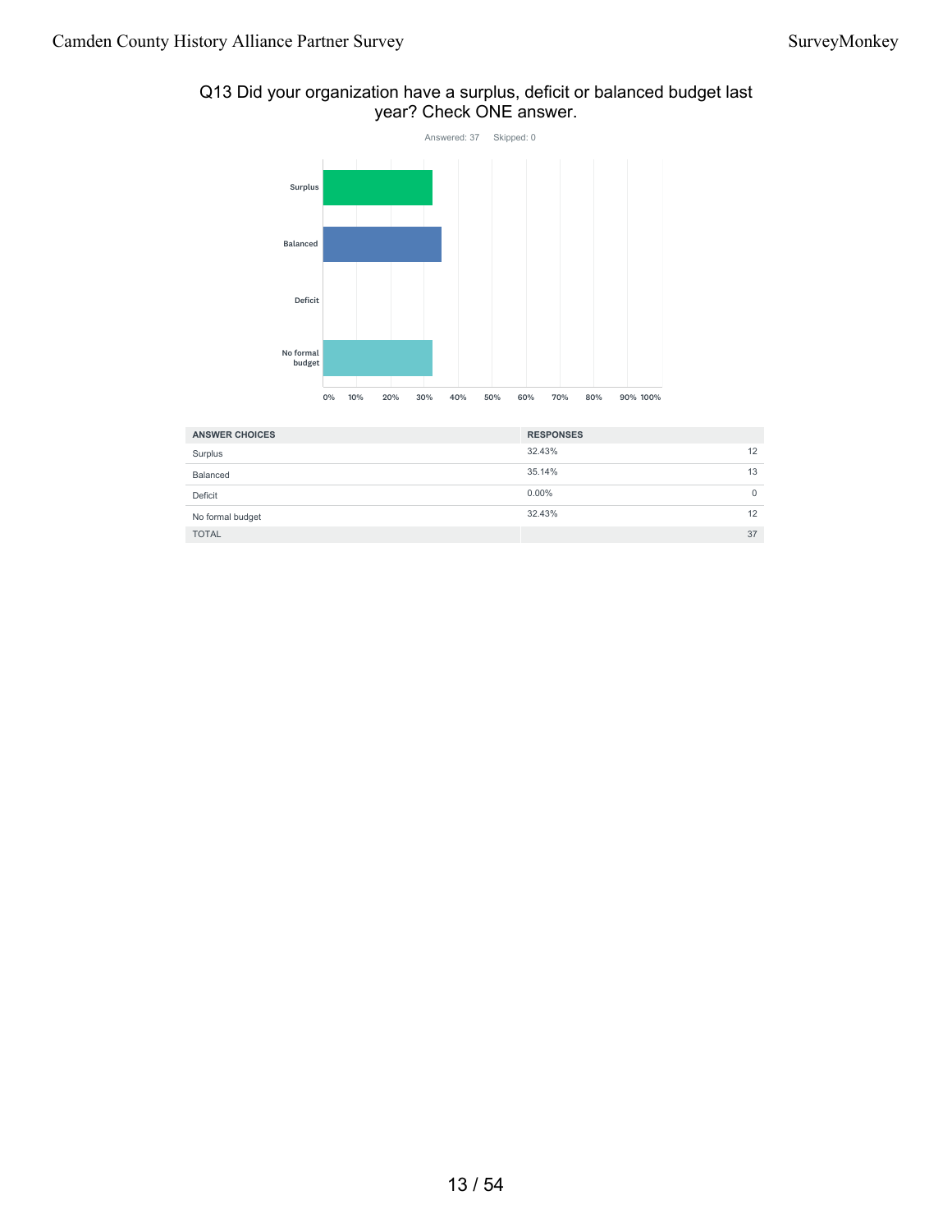## Q13 Did your organization have a surplus, deficit or balanced budget last year? Check ONE answer.

Answered: 37 Skipped: 0

| ANSWER CHOICES | RESPONSES | |
|---|---|---|
| Surplus | 32.43% | 12 |
| Balanced | 35.14% | 13 |
| Deficit | 0.00% | 0 |
| No formal budget | 32.43% | 12 |
| TOTAL | | 37 |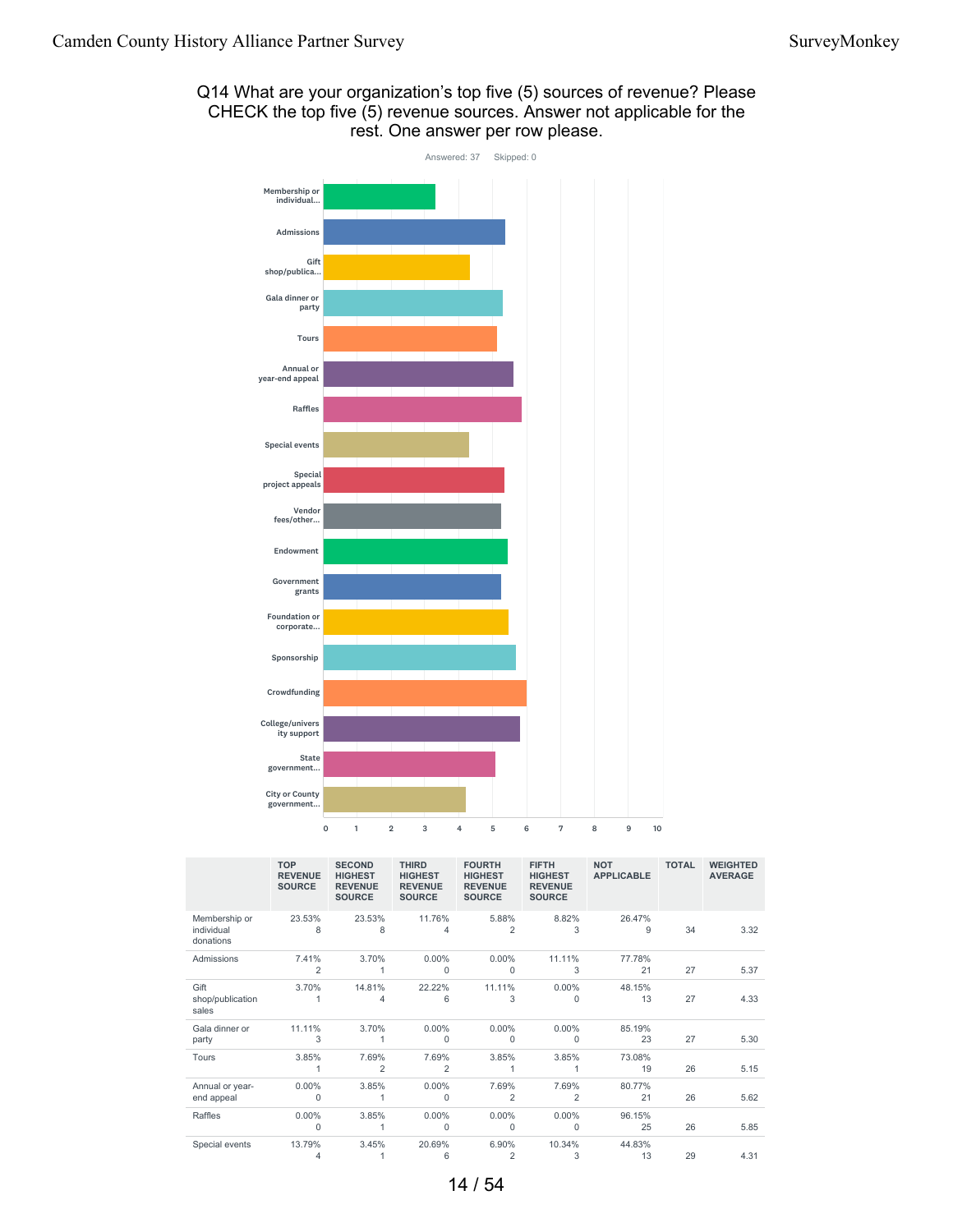## Q14 What are your organization's top five (5) sources of revenue? Please CHECK the top five (5) revenue sources. Answer not applicable for the rest. One answer per row please.

Answered: 37 Skipped: 0

| | TOP REVENUE SOURCE | SECOND HIGHEST REVENUE SOURCE | THIRD HIGHEST REVENUE SOURCE | FOURTH HIGHEST REVENUE SOURCE | FIFTH HIGHEST REVENUE SOURCE | NOT APPLICABLE | TOTAL | WEIGHTED AVERAGE |
|---|---|---|---|---|---|---|---|---|
| Membership or individual donations | 23.53% 8 | 23.53% 8 | 11.76% 4 | 5.88% 2 | 8.82% 3 | 26.47% 9 | 34 | 3.32 |
| Admissions | 7.41% 2 | 3.70% 1 | 0.00% 0 | 0.00% 0 | 11.11% 3 | 77.78% 21 | 27 | 5.37 |
| Gift shop/publication sales | 3.70% 1 | 14.81% 4 | 22.22% 6 | 11.11% 3 | 0.00% 0 | 48.15% 13 | 27 | 4.33 |
| Gala dinner or party | 11.11% 3 | 3.70% 1 | 0.00% 0 | 0.00% 0 | 0.00% 0 | 85.19% 23 | 27 | 5.30 |
| Tours | 3.85% 1 | 7.69% 2 | 7.69% 2 | 3.85% 1 | 3.85% 1 | 73.08% 19 | 26 | 5.15 |
| Annual or year-end appeal | 0.00% 0 | 3.85% 1 | 0.00% 0 | 7.69% 2 | 7.69% 2 | 80.77% 21 | 26 | 5.62 |
| Raffles | 0.00% 0 | 3.85% 1 | 0.00% 0 | 0.00% 0 | 0.00% 0 | 96.15% 25 | 26 | 5.85 |
| Special events | 13.79% 4 | 3.45% 1 | 20.69% 6 | 6.90% 2 | 10.34% 3 | 44.83% 13 | 29 | 4.31 |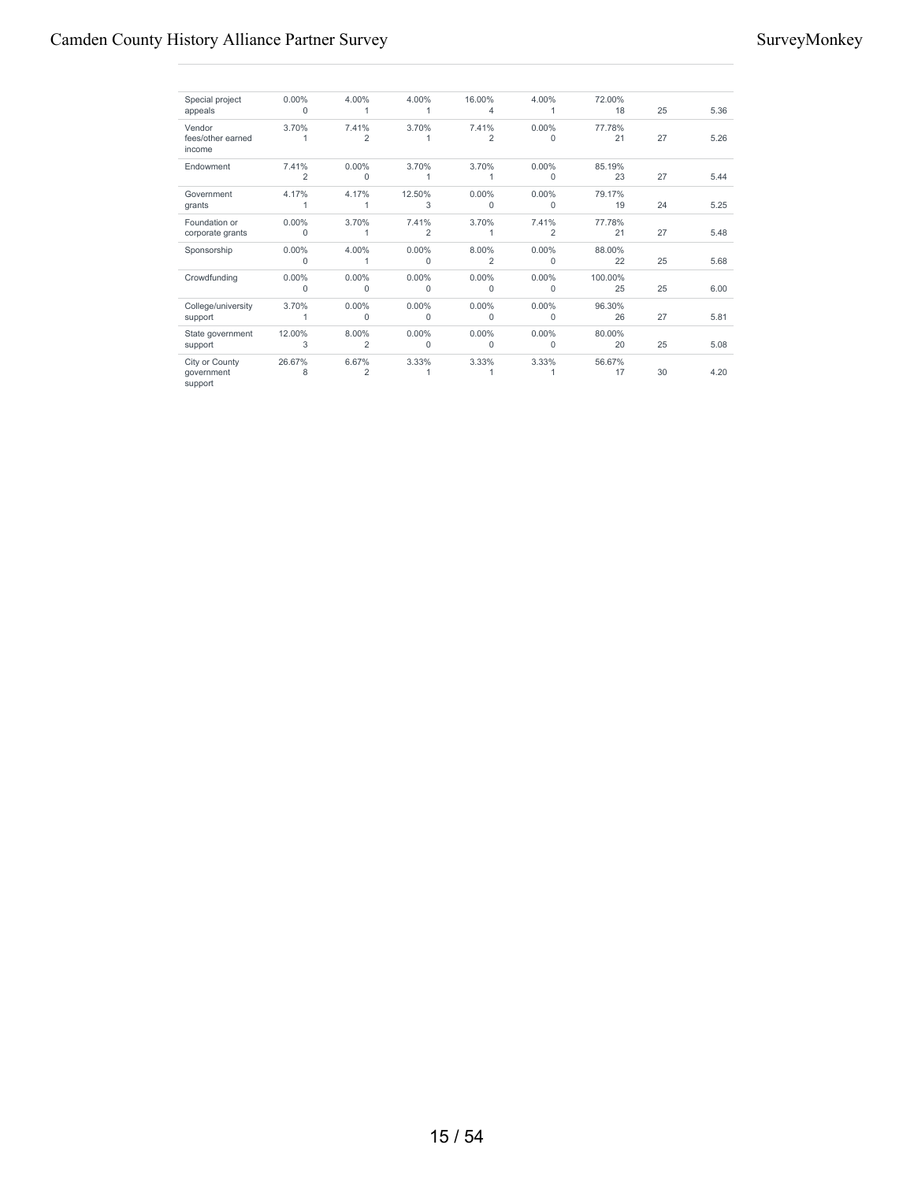| | | | | | | | | |
|---|---|---|---|---|---|---|---|---|
| Special project appeals | 0.00%<br>0 | 4.00%<br>1 | 4.00%<br>1 | 16.00%<br>4 | 4.00%<br>1 | 72.00%<br>18 | 25 | 5.36 |
| Vendor fees/other earned income | 3.70%<br>1 | 7.41%<br>2 | 3.70%<br>1 | 7.41%<br>2 | 0.00%<br>0 | 77.78%<br>21 | 27 | 5.26 |
| Endowment | 7.41%<br>2 | 0.00%<br>0 | 3.70%<br>1 | 3.70%<br>1 | 0.00%<br>0 | 85.19%<br>23 | 27 | 5.44 |
| Government grants | 4.17%<br>1 | 4.17%<br>1 | 12.50%<br>3 | 0.00%<br>0 | 0.00%<br>0 | 79.17%<br>19 | 24 | 5.25 |
| Foundation or corporate grants | 0.00%<br>0 | 3.70%<br>1 | 7.41%<br>2 | 3.70%<br>1 | 7.41%<br>2 | 77.78%<br>21 | 27 | 5.48 |
| Sponsorship | 0.00%<br>0 | 4.00%<br>1 | 0.00%<br>0 | 8.00%<br>2 | 0.00%<br>0 | 88.00%<br>22 | 25 | 5.68 |
| Crowdfunding | 0.00%<br>0 | 0.00%<br>0 | 0.00%<br>0 | 0.00%<br>0 | 0.00%<br>0 | 100.00%<br>25 | 25 | 6.00 |
| College/university support | 3.70%<br>1 | 0.00%<br>0 | 0.00%<br>0 | 0.00%<br>0 | 0.00%<br>0 | 96.30%<br>26 | 27 | 5.81 |
| State government support | 12.00%<br>3 | 8.00%<br>2 | 0.00%<br>0 | 0.00%<br>0 | 0.00%<br>0 | 80.00%<br>20 | 25 | 5.08 |
| City or County government support | 26.67%<br>8 | 6.67%<br>2 | 3.33%<br>1 | 3.33%<br>1 | 3.33%<br>1 | 56.67%<br>17 | 30 | 4.20 |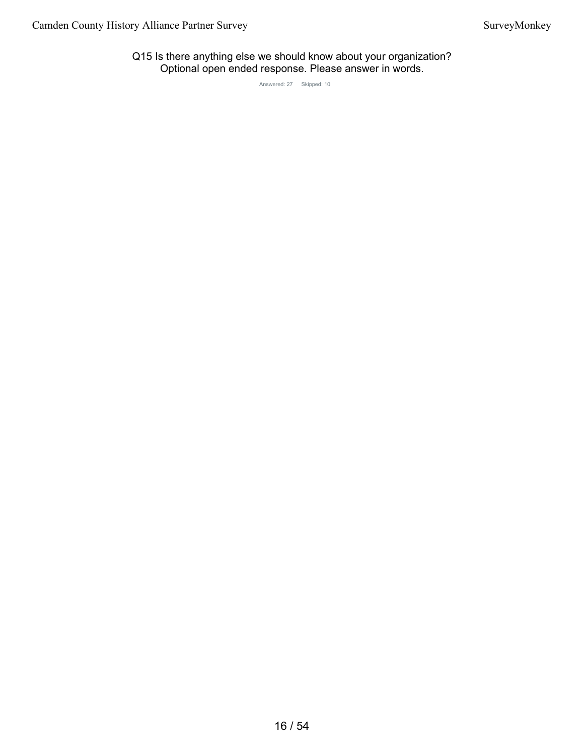## Q15 Is there anything else we should know about your organization? Optional open ended response. Please answer in words.

Answered: 27 Skipped: 10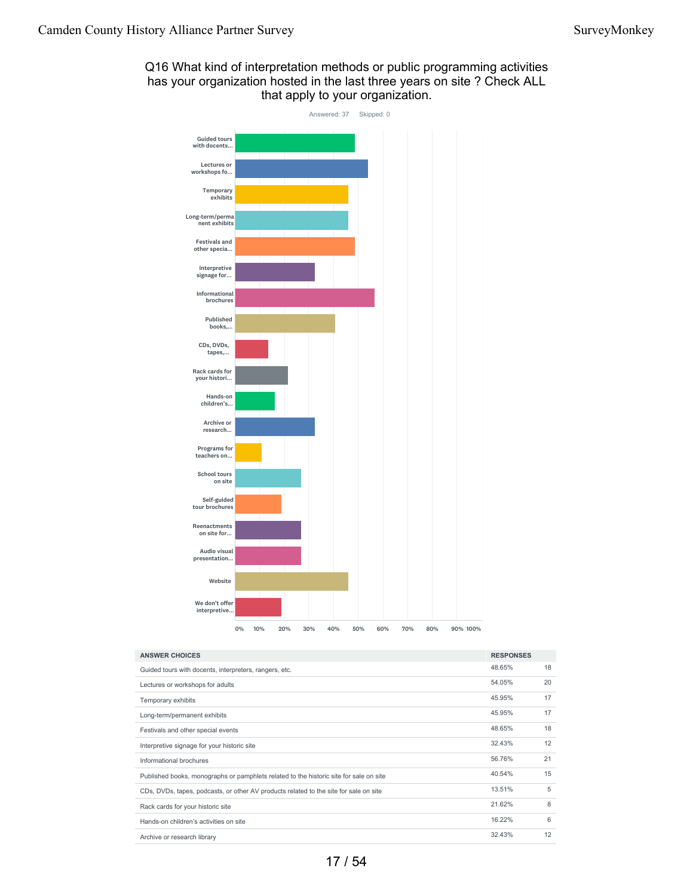## Q16 What kind of interpretation methods or public programming activities has your organization hosted in the last three years on site ? Check ALL that apply to your organization.

Answered: 37 Skipped: 0

| ANSWER CHOICES | RESPONSES | |
|---|---|---|
| Guided tours with docents, interpreters, rangers, etc. | 48.65% | 18 |
| Lectures or workshops for adults | 54.05% | 20 |
| Temporary exhibits | 45.95% | 17 |
| Long-term/permanent exhibits | 45.95% | 17 |
| Festivals and other special events | 48.65% | 18 |
| Interpretive signage for your historic site | 32.43% | 12 |
| Informational brochures | 56.76% | 21 |
| Published books, monographs or pamphlets related to the historic site for sale on site | 40.54% | 15 |
| CDs, DVDs, tapes, podcasts, or other AV products related to the site for sale on site | 13.51% | 5 |
| Rack cards for your historic site | 21.62% | 8 |
| Hands-on children's activities on site | 16.22% | 6 |
| Archive or research library | 32.43% | 12 |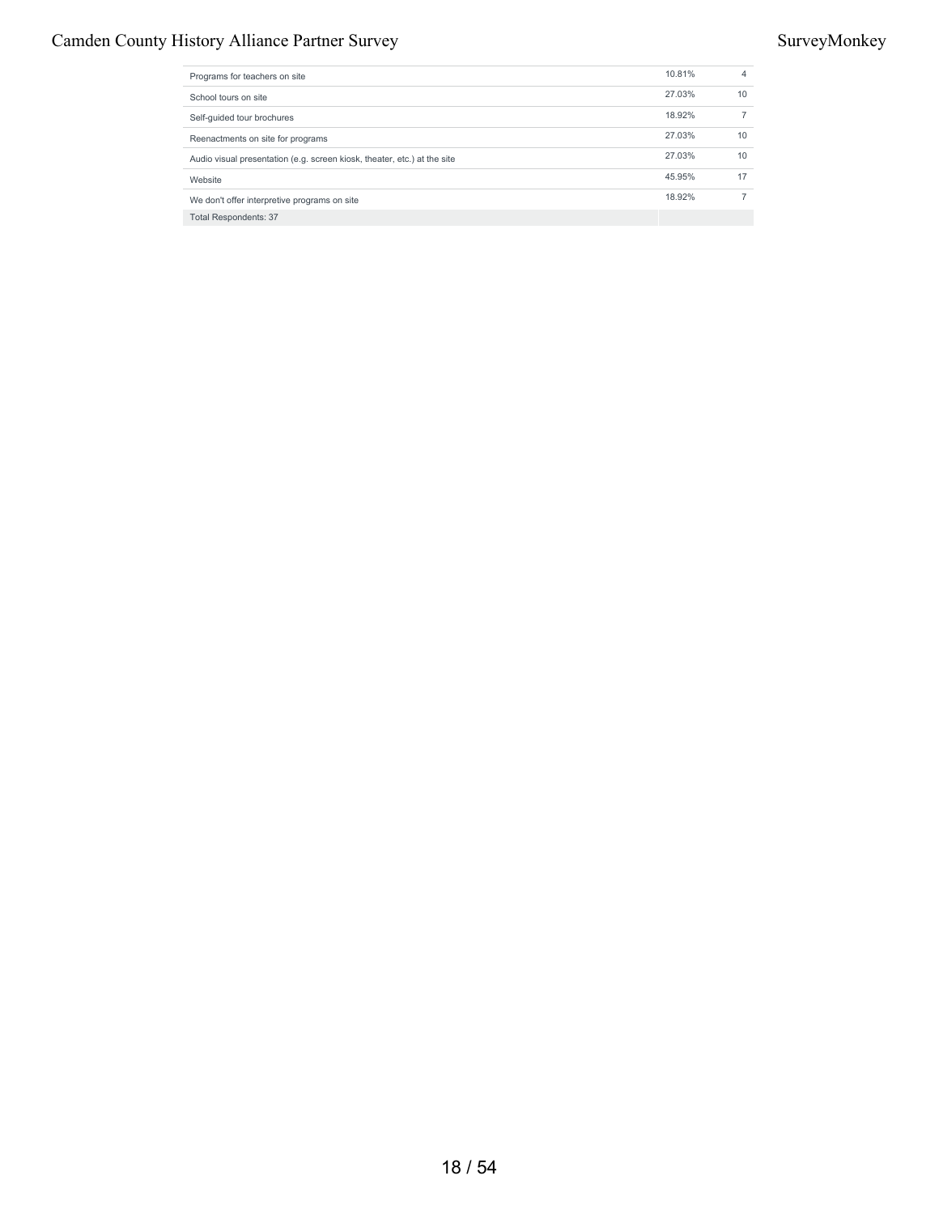| | | |
|---|---|---|
| Programs for teachers on site | 10.81% | 4 |
| School tours on site | 27.03% | 10 |
| Self-guided tour brochures | 18.92% | 7 |
| Reenactments on site for programs | 27.03% | 10 |
| Audio visual presentation (e.g. screen kiosk, theater, etc.) at the site | 27.03% | 10 |
| Website | 45.95% | 17 |
| We don't offer interpretive programs on site | 18.92% | 7 |
| Total Respondents: 37 | | |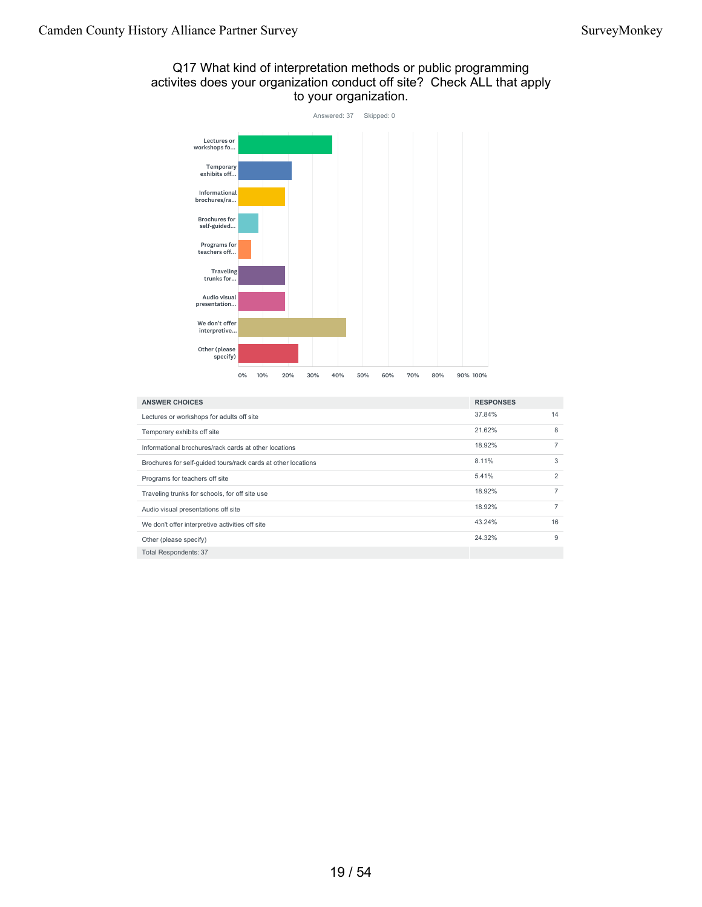## Q17 What kind of interpretation methods or public programming activites does your organization conduct off site? Check ALL that apply to your organization.

Answered: 37 Skipped: 0

| ANSWER CHOICES | RESPONSES | |
|---|---|---|
| Lectures or workshops for adults off site | 37.84% | 14 |
| Temporary exhibits off site | 21.62% | 8 |
| Informational brochures/rack cards at other locations | 18.92% | 7 |
| Brochures for self-guided tours/rack cards at other locations | 8.11% | 3 |
| Programs for teachers off site | 5.41% | 2 |
| Traveling trunks for schools, for off site use | 18.92% | 7 |
| Audio visual presentations off site | 18.92% | 7 |
| We don't offer interpretive activities off site | 43.24% | 16 |
| Other (please specify) | 24.32% | 9 |
| Total Respondents: 37 | | |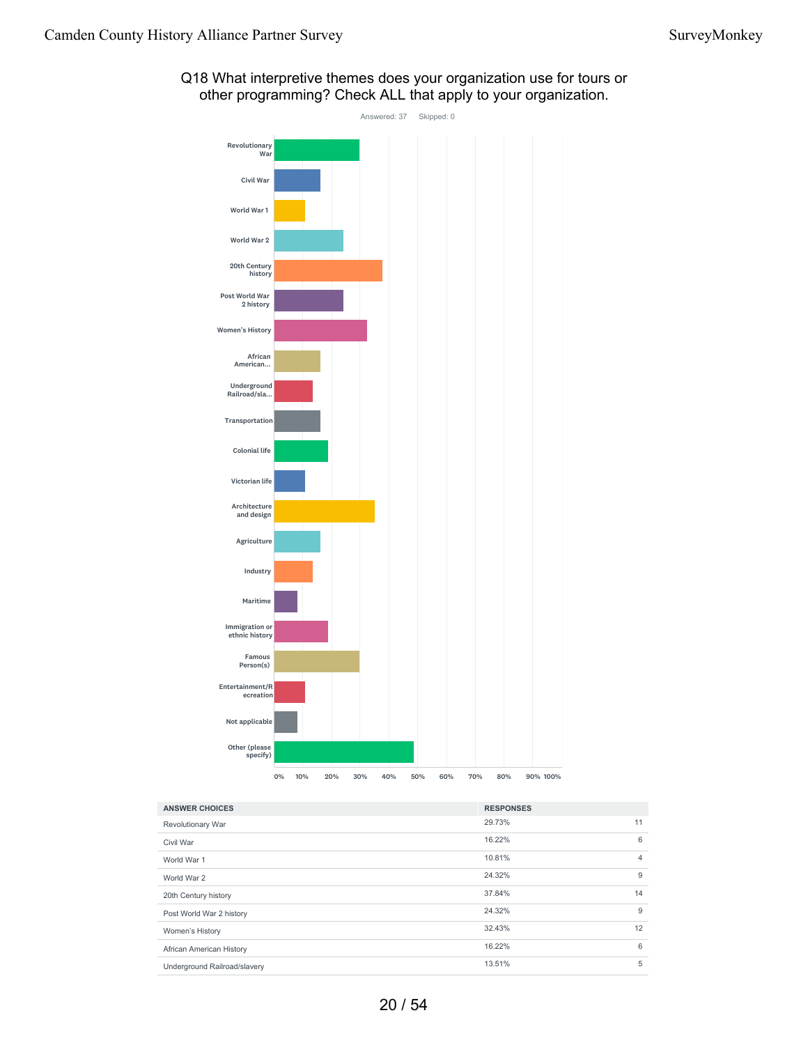## Q18 What interpretive themes does your organization use for tours or other programming? Check ALL that apply to your organization.

Answered: 37 Skipped: 0

| ANSWER CHOICES | RESPONSES | |
|---|---|---|
| Revolutionary War | 29.73% | 11 |
| Civil War | 16.22% | 6 |
| World War 1 | 10.81% | 4 |
| World War 2 | 24.32% | 9 |
| 20th Century history | 37.84% | 14 |
| Post World War 2 history | 24.32% | 9 |
| Women's History | 32.43% | 12 |
| African American History | 16.22% | 6 |
| Underground Railroad/slavery | 13.51% | 5 |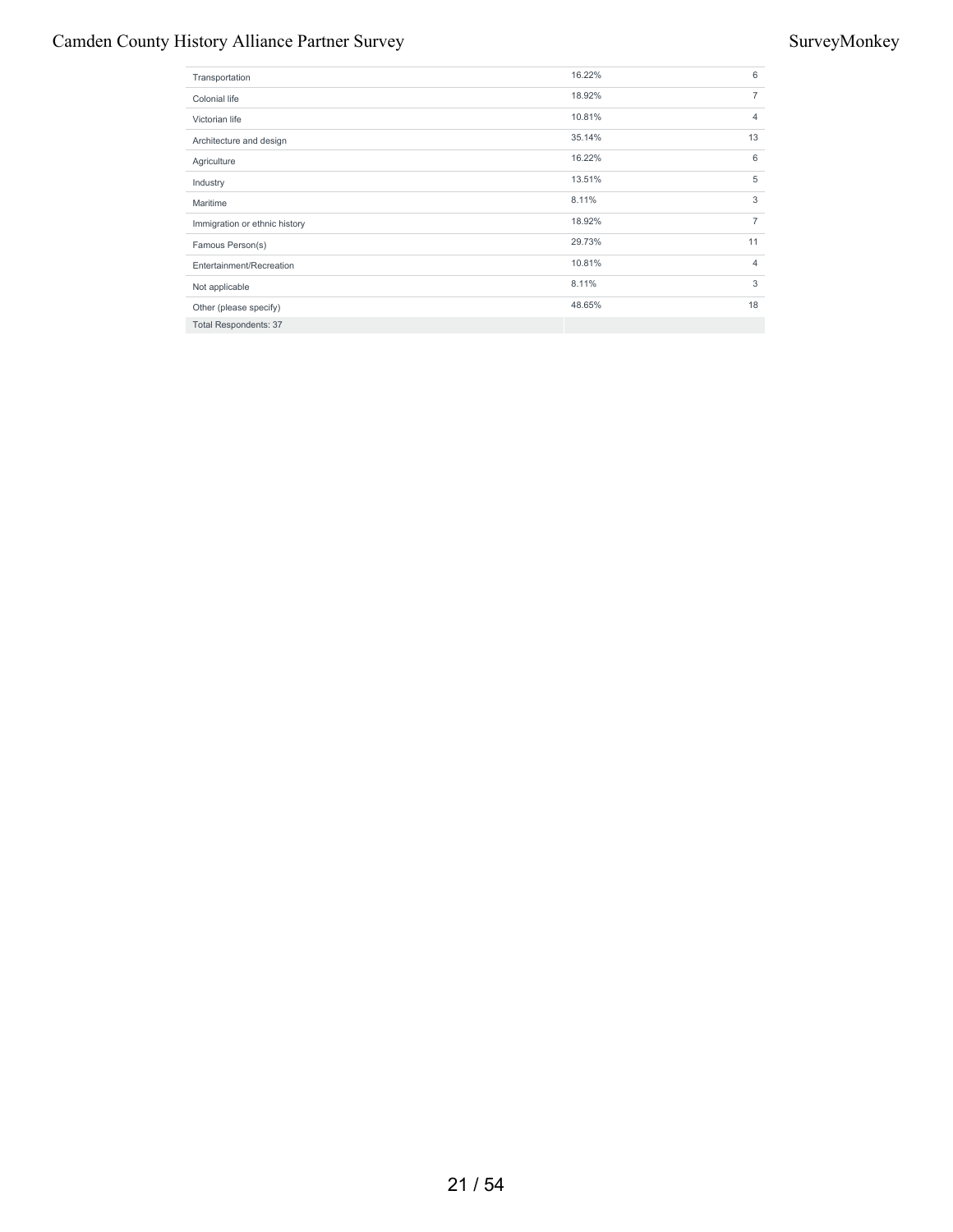| | | |
|---|---|---|
| Transportation | 16.22% | 6 |
| Colonial life | 18.92% | 7 |
| Victorian life | 10.81% | 4 |
| Architecture and design | 35.14% | 13 |
| Agriculture | 16.22% | 6 |
| Industry | 13.51% | 5 |
| Maritime | 8.11% | 3 |
| Immigration or ethnic history | 18.92% | 7 |
| Famous Person(s) | 29.73% | 11 |
| Entertainment/Recreation | 10.81% | 4 |
| Not applicable | 8.11% | 3 |
| Other (please specify) | 48.65% | 18 |
| Total Respondents: 37 | | |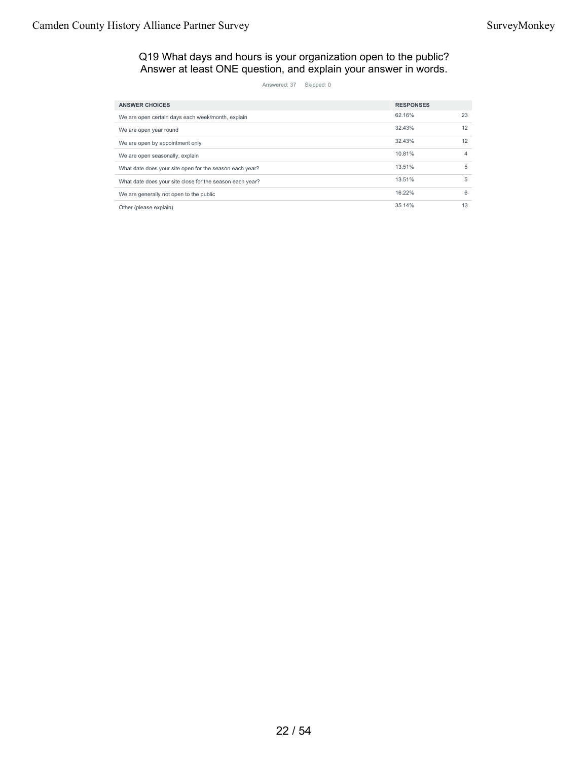## Q19 What days and hours is your organization open to the public? Answer at least ONE question, and explain your answer in words.

Answered: 37 Skipped: 0

| ANSWER CHOICES | RESPONSES | |
|---|---|---|
| We are open certain days each week/month, explain | 62.16% | 23 |
| We are open year round | 32.43% | 12 |
| We are open by appointment only | 32.43% | 12 |
| We are open seasonally, explain | 10.81% | 4 |
| What date does your site open for the season each year? | 13.51% | 5 |
| What date does your site close for the season each year? | 13.51% | 5 |
| We are generally not open to the public | 16.22% | 6 |
| Other (please explain) | 35.14% | 13 |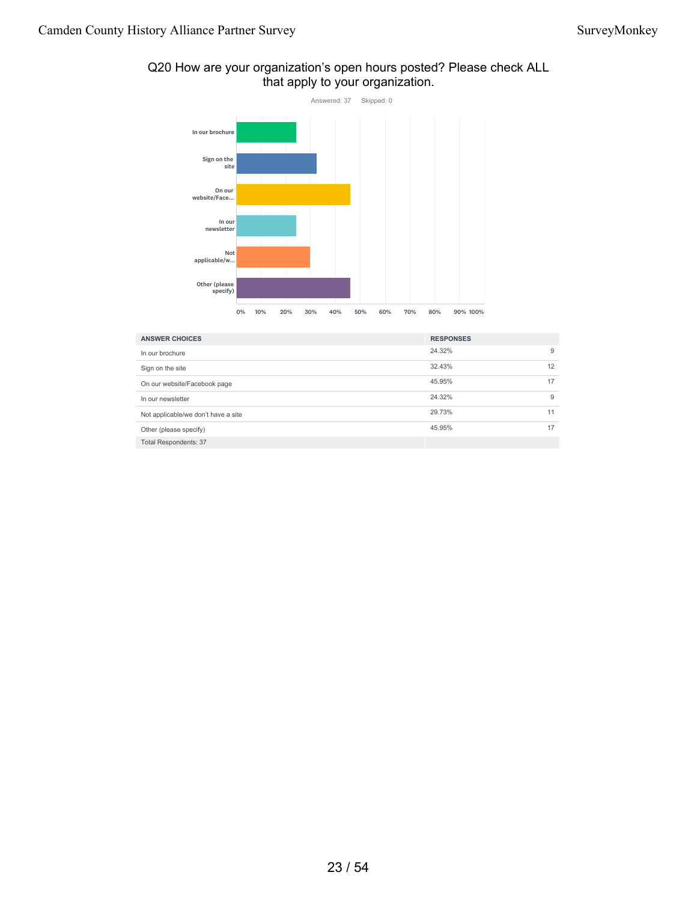## Q20 How are your organization's open hours posted? Please check ALL that apply to your organization.

Answered: 37 Skipped: 0

| ANSWER CHOICES | RESPONSES | |
|---|---|---|
| In our brochure | 24.32% | 9 |
| Sign on the site | 32.43% | 12 |
| On our website/Facebook page | 45.95% | 17 |
| In our newsletter | 24.32% | 9 |
| Not applicable/we don't have a site | 29.73% | 11 |
| Other (please specify) | 45.95% | 17 |
| Total Respondents: 37 | | |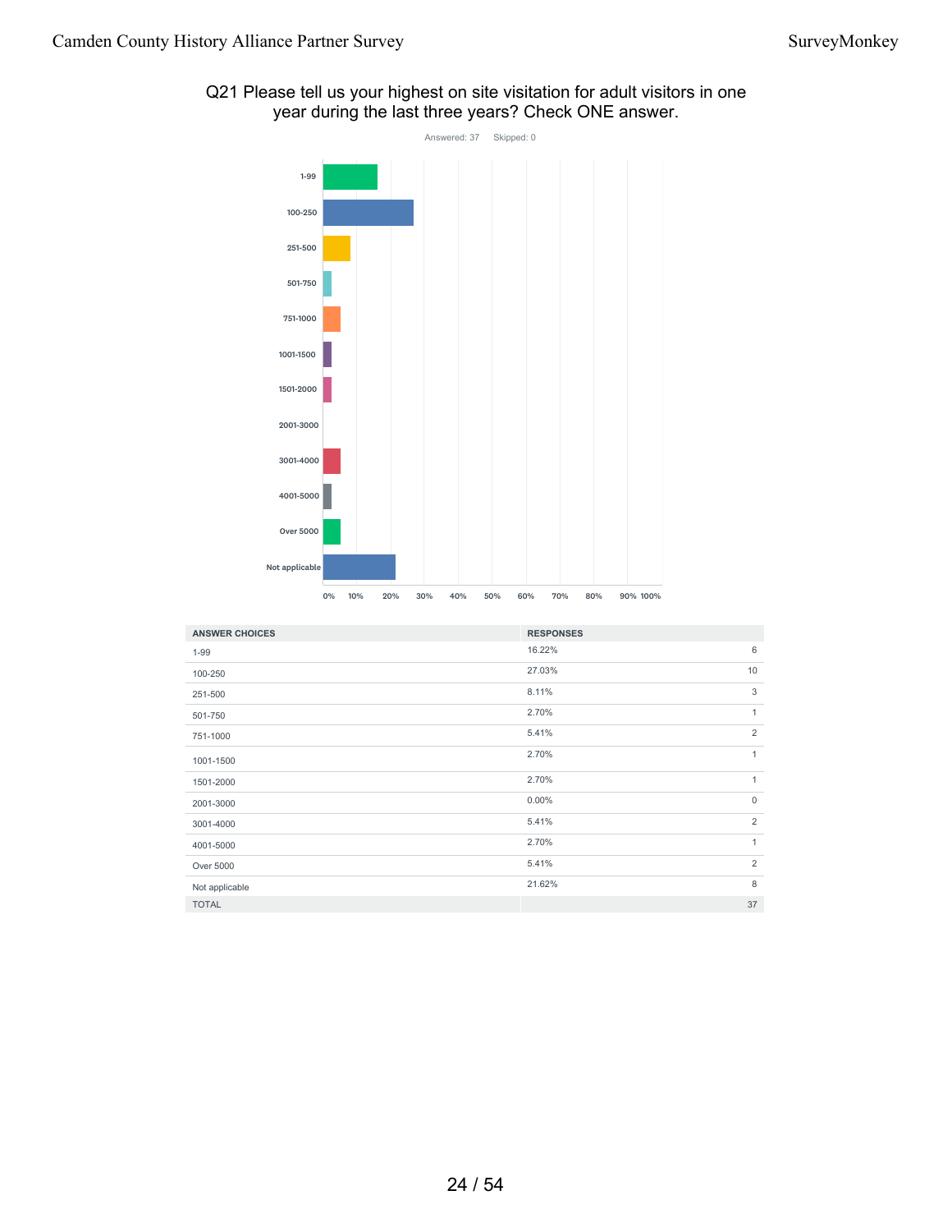## Q21 Please tell us your highest on site visitation for adult visitors in one year during the last three years? Check ONE answer.

Answered: 37 Skipped: 0

| ANSWER CHOICES | RESPONSES | |
|---|---|---|
| 1-99 | 16.22% | 6 |
| 100-250 | 27.03% | 10 |
| 251-500 | 8.11% | 3 |
| 501-750 | 2.70% | 1 |
| 751-1000 | 5.41% | 2 |
| 1001-1500 | 2.70% | 1 |
| 1501-2000 | 2.70% | 1 |
| 2001-3000 | 0.00% | 0 |
| 3001-4000 | 5.41% | 2 |
| 4001-5000 | 2.70% | 1 |
| Over 5000 | 5.41% | 2 |
| Not applicable | 21.62% | 8 |
| TOTAL | | 37 |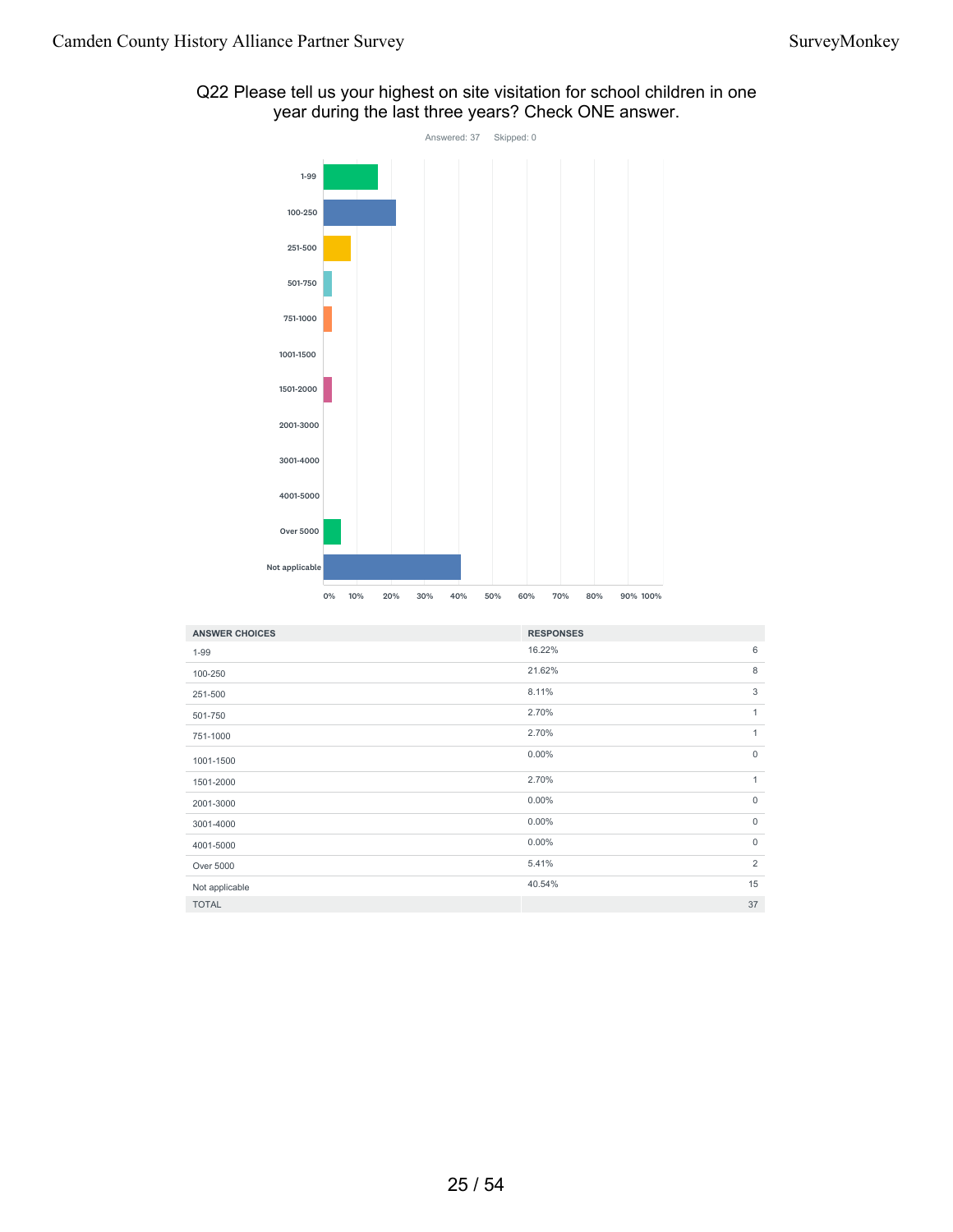## Q22 Please tell us your highest on site visitation for school children in one year during the last three years? Check ONE answer.

Answered: 37 Skipped: 0

| ANSWER CHOICES | RESPONSES | |
|---|---|---|
| 1-99 | 16.22% | 6 |
| 100-250 | 21.62% | 8 |
| 251-500 | 8.11% | 3 |
| 501-750 | 2.70% | 1 |
| 751-1000 | 2.70% | 1 |
| 1001-1500 | 0.00% | 0 |
| 1501-2000 | 2.70% | 1 |
| 2001-3000 | 0.00% | 0 |
| 3001-4000 | 0.00% | 0 |
| 4001-5000 | 0.00% | 0 |
| Over 5000 | 5.41% | 2 |
| Not applicable | 40.54% | 15 |
| TOTAL | | 37 |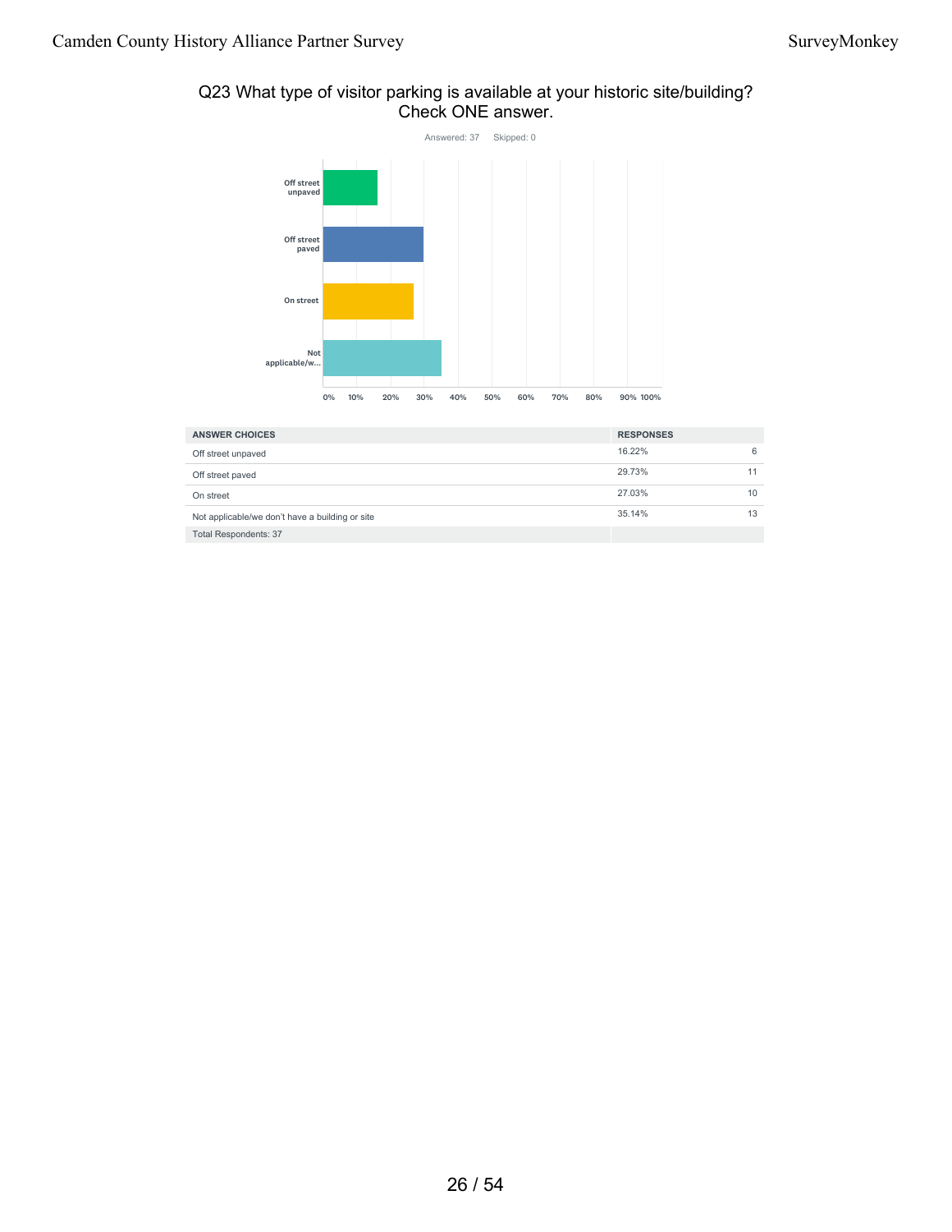## Q23 What type of visitor parking is available at your historic site/building? Check ONE answer.

Answered: 37 Skipped: 0

| ANSWER CHOICES | RESPONSES | |
|---|---|---|
| Off street unpaved | 16.22% | 6 |
| Off street paved | 29.73% | 11 |
| On street | 27.03% | 10 |
| Not applicable/we don't have a building or site | 35.14% | 13 |
| Total Respondents: 37 | | |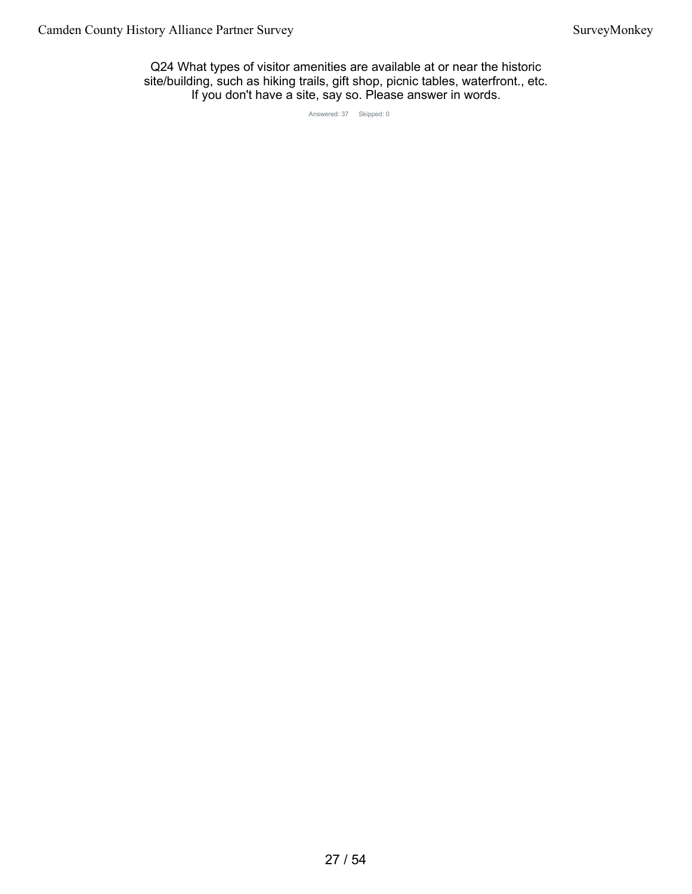## Q24 What types of visitor amenities are available at or near the historic site/building, such as hiking trails, gift shop, picnic tables, waterfront., etc. If you don't have a site, say so. Please answer in words.

Answered: 37 Skipped: 0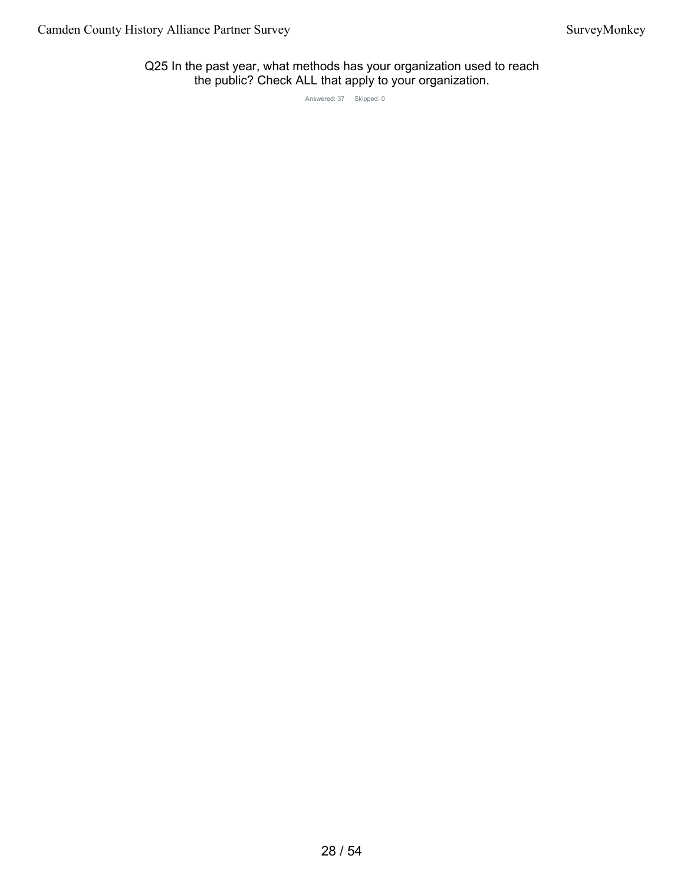## Q25 In the past year, what methods has your organization used to reach the public? Check ALL that apply to your organization.

Answered: 37 Skipped: 0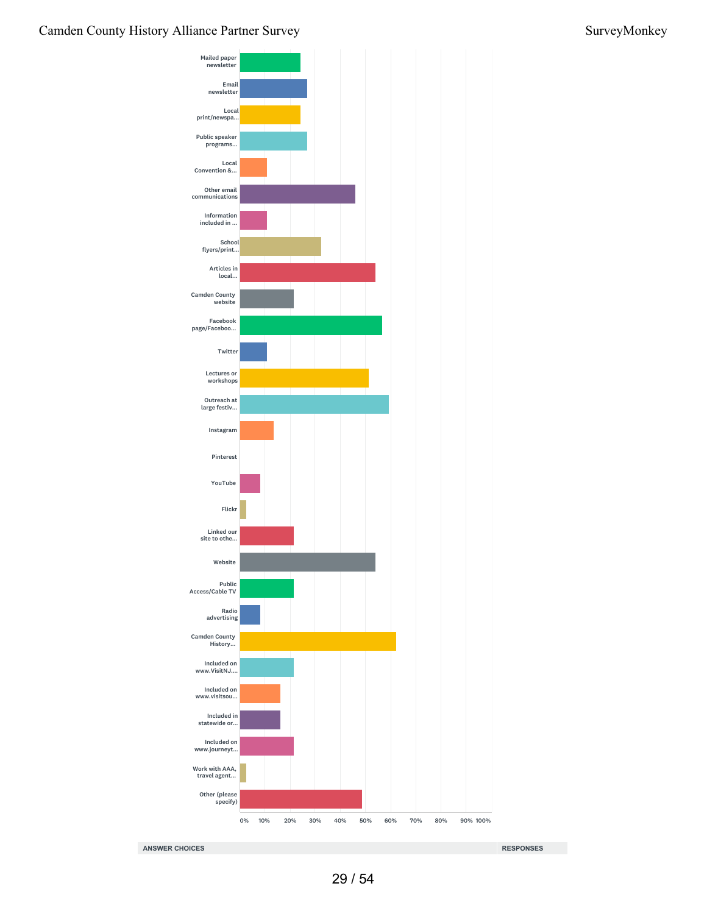| Category | Approx. % |
|---|---|
| Mailed paper newsletter | ~24% |
| Email newsletter | ~27% |
| Local print/newspa... | ~24% |
| Public speaker programs... | ~27% |
| Local Convention &... | ~11% |
| Other email communications | ~46% |
| Information included in ... | ~11% |
| School flyers/print... | ~32% |
| Articles in local... | ~54% |
| Camden County website | ~22% |
| Facebook page/Faceboo... | ~57% |
| Twitter | ~11% |
| Lectures or workshops | ~51% |
| Outreach at large festiv... | ~59% |
| Instagram | ~14% |
| Pinterest | 0% |
| YouTube | ~8% |
| Flickr | ~3% |
| Linked our site to othe... | ~22% |
| Website | ~54% |
| Public Access/Cable TV | ~22% |
| Radio advertising | ~8% |
| Camden County History... | ~62% |
| Included on www.VisitNJ.... | ~22% |
| Included on www.visitsou... | ~16% |
| Included in statewide or... | ~16% |
| Included on www.journeyt... | ~22% |
| Work with AAA, travel agent... | ~3% |
| Other (please specify) | ~49% |

0% 10% 20% 30% 40% 50% 60% 70% 80% 90% 100%

| ANSWER CHOICES | RESPONSES |
|---|---|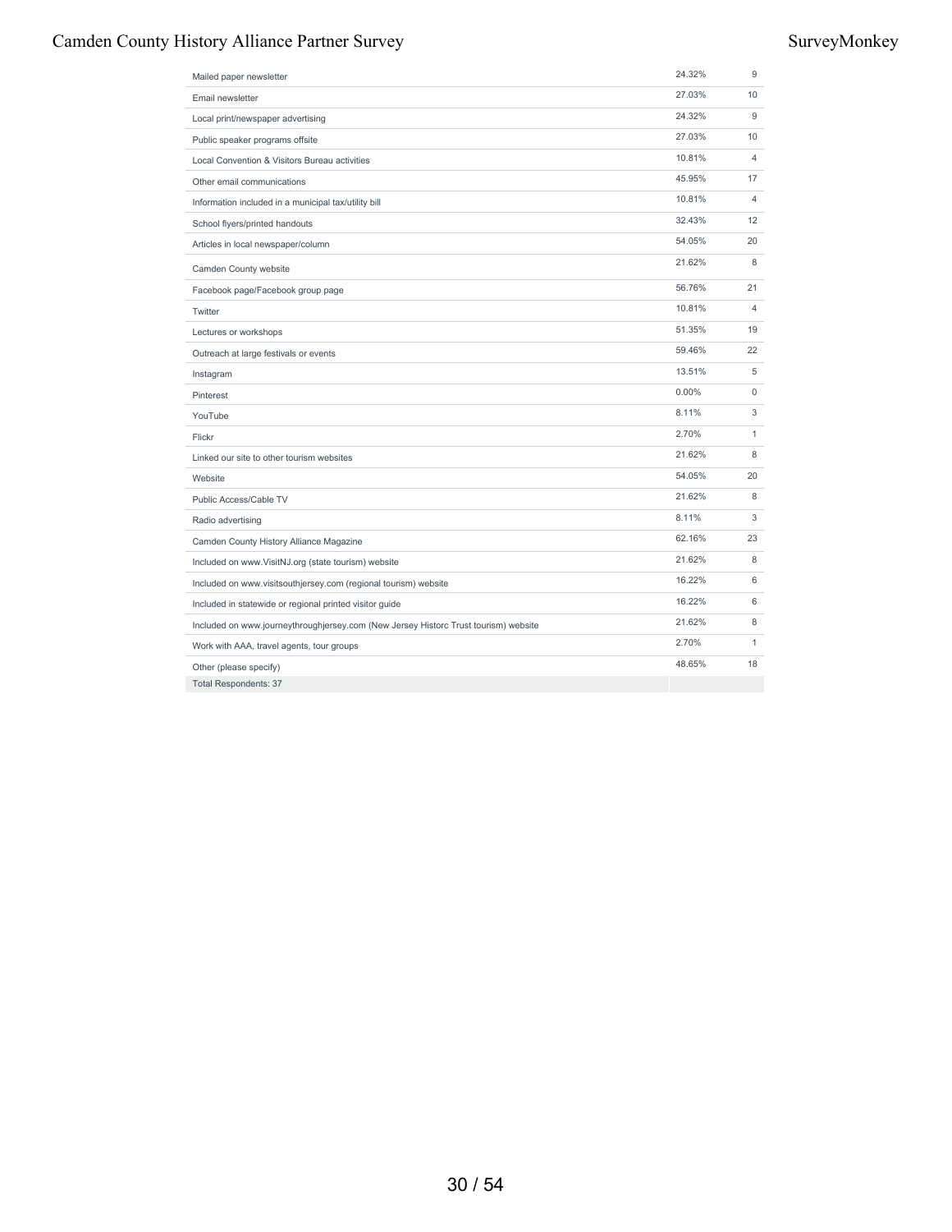| | | |
|---|---|---|
| Mailed paper newsletter | 24.32% | 9 |
| Email newsletter | 27.03% | 10 |
| Local print/newspaper advertising | 24.32% | 9 |
| Public speaker programs offsite | 27.03% | 10 |
| Local Convention & Visitors Bureau activities | 10.81% | 4 |
| Other email communications | 45.95% | 17 |
| Information included in a municipal tax/utility bill | 10.81% | 4 |
| School flyers/printed handouts | 32.43% | 12 |
| Articles in local newspaper/column | 54.05% | 20 |
| Camden County website | 21.62% | 8 |
| Facebook page/Facebook group page | 56.76% | 21 |
| Twitter | 10.81% | 4 |
| Lectures or workshops | 51.35% | 19 |
| Outreach at large festivals or events | 59.46% | 22 |
| Instagram | 13.51% | 5 |
| Pinterest | 0.00% | 0 |
| YouTube | 8.11% | 3 |
| Flickr | 2.70% | 1 |
| Linked our site to other tourism websites | 21.62% | 8 |
| Website | 54.05% | 20 |
| Public Access/Cable TV | 21.62% | 8 |
| Radio advertising | 8.11% | 3 |
| Camden County History Alliance Magazine | 62.16% | 23 |
| Included on www.VisitNJ.org (state tourism) website | 21.62% | 8 |
| Included on www.visitsouthjersey.com (regional tourism) website | 16.22% | 6 |
| Included in statewide or regional printed visitor guide | 16.22% | 6 |
| Included on www.journeythroughjersey.com (New Jersey Historc Trust tourism) website | 21.62% | 8 |
| Work with AAA, travel agents, tour groups | 2.70% | 1 |
| Other (please specify) | 48.65% | 18 |
| Total Respondents: 37 | | |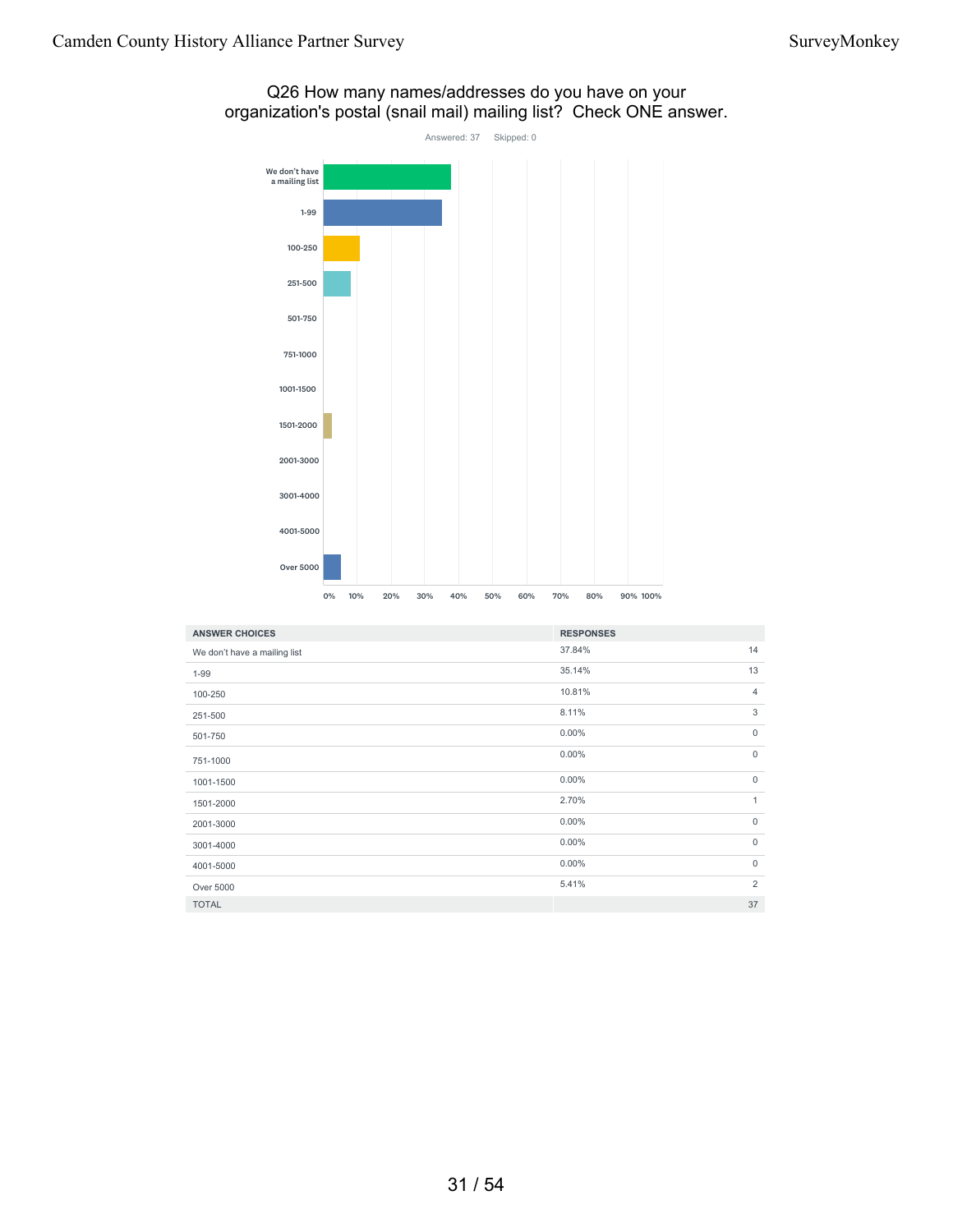## Q26 How many names/addresses do you have on your organization's postal (snail mail) mailing list? Check ONE answer.

Answered: 37 Skipped: 0

| ANSWER CHOICES | RESPONSES | |
|---|---|---|
| We don't have a mailing list | 37.84% | 14 |
| 1-99 | 35.14% | 13 |
| 100-250 | 10.81% | 4 |
| 251-500 | 8.11% | 3 |
| 501-750 | 0.00% | 0 |
| 751-1000 | 0.00% | 0 |
| 1001-1500 | 0.00% | 0 |
| 1501-2000 | 2.70% | 1 |
| 2001-3000 | 0.00% | 0 |
| 3001-4000 | 0.00% | 0 |
| 4001-5000 | 0.00% | 0 |
| Over 5000 | 5.41% | 2 |
| TOTAL | | 37 |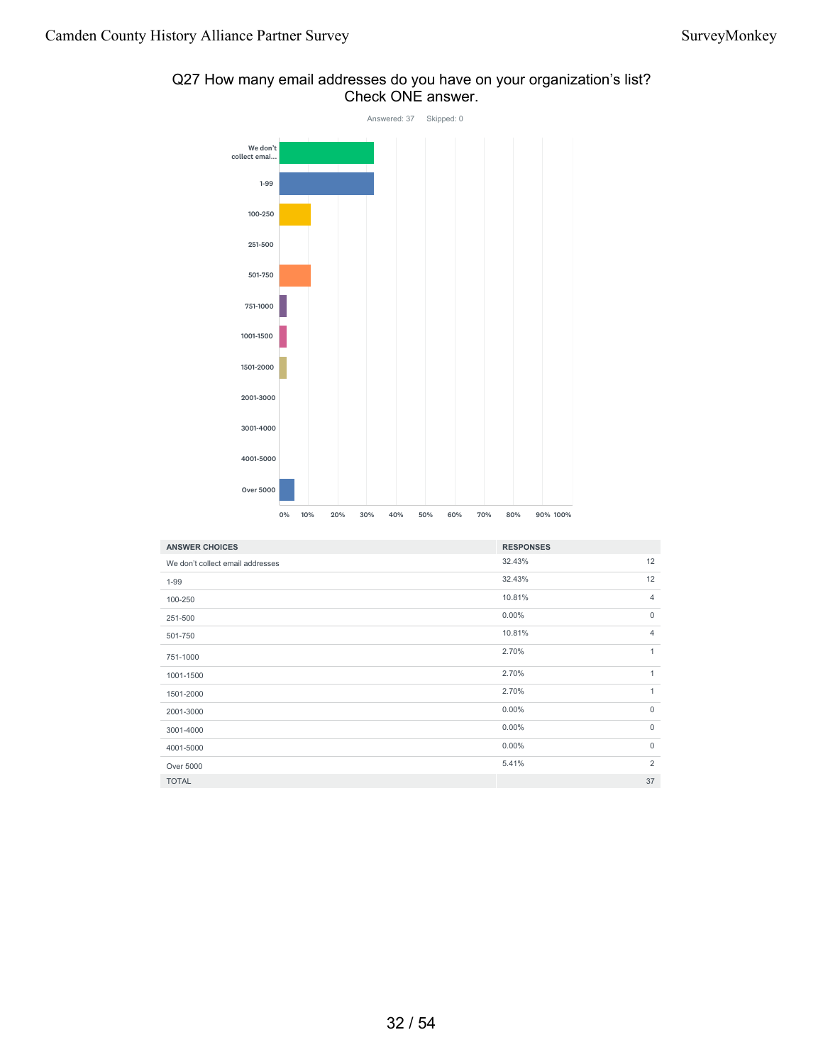## Q27 How many email addresses do you have on your organization's list? Check ONE answer.

Answered: 37    Skipped: 0

| ANSWER CHOICES | RESPONSES | |
|---|---|---|
| We don't collect email addresses | 32.43% | 12 |
| 1-99 | 32.43% | 12 |
| 100-250 | 10.81% | 4 |
| 251-500 | 0.00% | 0 |
| 501-750 | 10.81% | 4 |
| 751-1000 | 2.70% | 1 |
| 1001-1500 | 2.70% | 1 |
| 1501-2000 | 2.70% | 1 |
| 2001-3000 | 0.00% | 0 |
| 3001-4000 | 0.00% | 0 |
| 4001-5000 | 0.00% | 0 |
| Over 5000 | 5.41% | 2 |
| TOTAL | | 37 |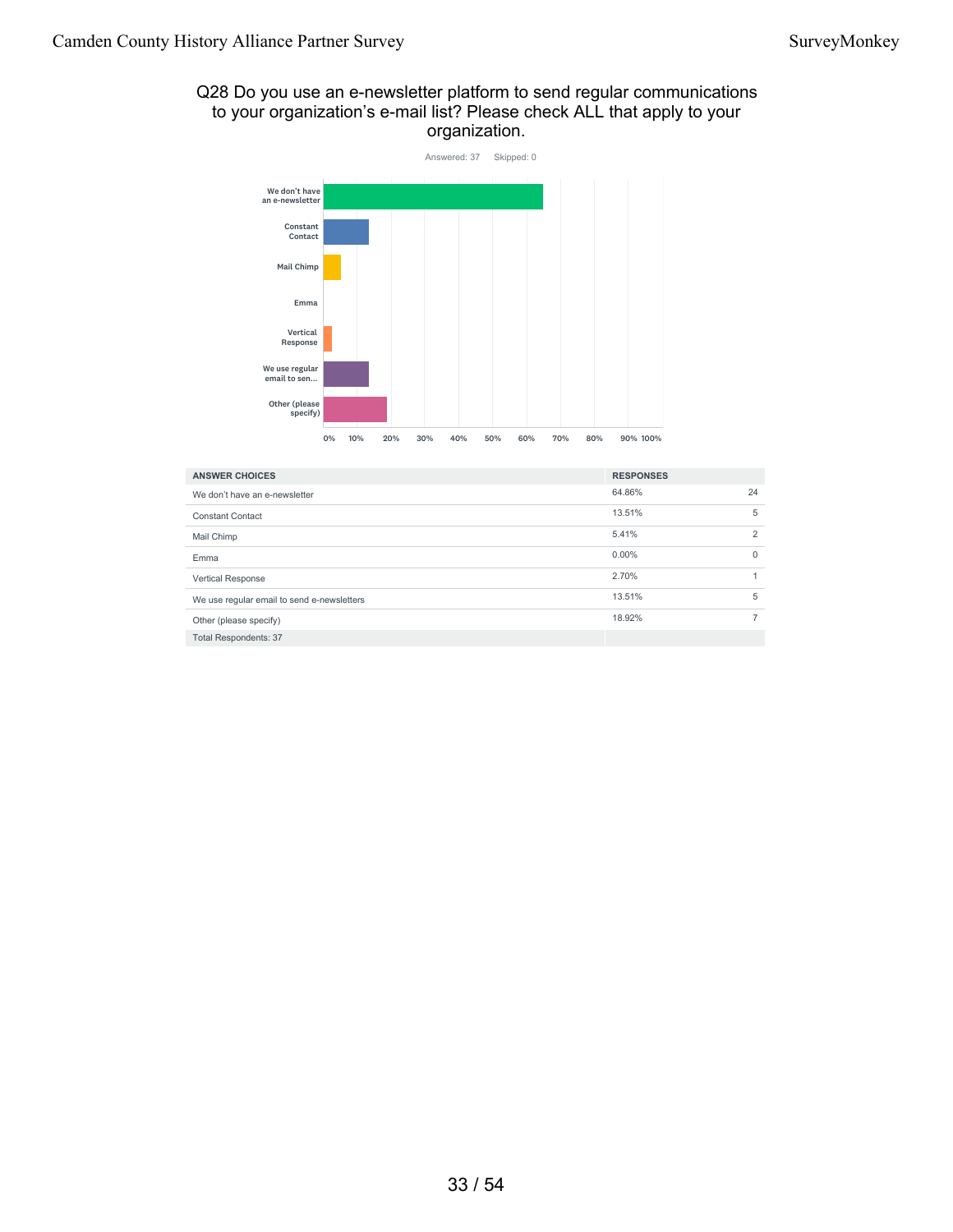## Q28 Do you use an e-newsletter platform to send regular communications to your organization's e-mail list? Please check ALL that apply to your organization.

Answered: 37    Skipped: 0

| ANSWER CHOICES | RESPONSES | |
|---|---|---|
| We don't have an e-newsletter | 64.86% | 24 |
| Constant Contact | 13.51% | 5 |
| Mail Chimp | 5.41% | 2 |
| Emma | 0.00% | 0 |
| Vertical Response | 2.70% | 1 |
| We use regular email to send e-newsletters | 13.51% | 5 |
| Other (please specify) | 18.92% | 7 |
| Total Respondents: 37 | | |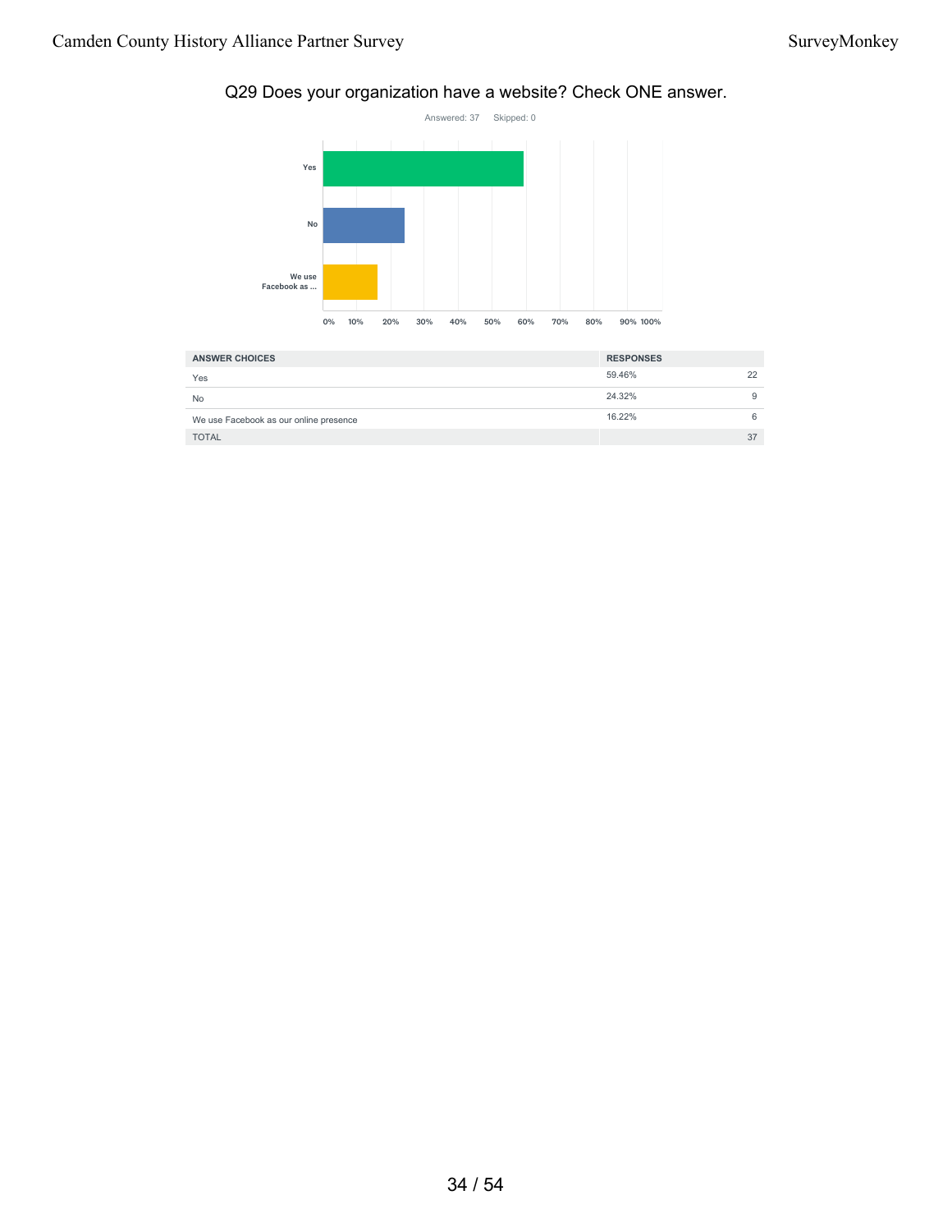## Q29 Does your organization have a website? Check ONE answer.

Answered: 37 Skipped: 0

| ANSWER CHOICES | RESPONSES | |
|---|---|---|
| Yes | 59.46% | 22 |
| No | 24.32% | 9 |
| We use Facebook as our online presence | 16.22% | 6 |
| TOTAL | | 37 |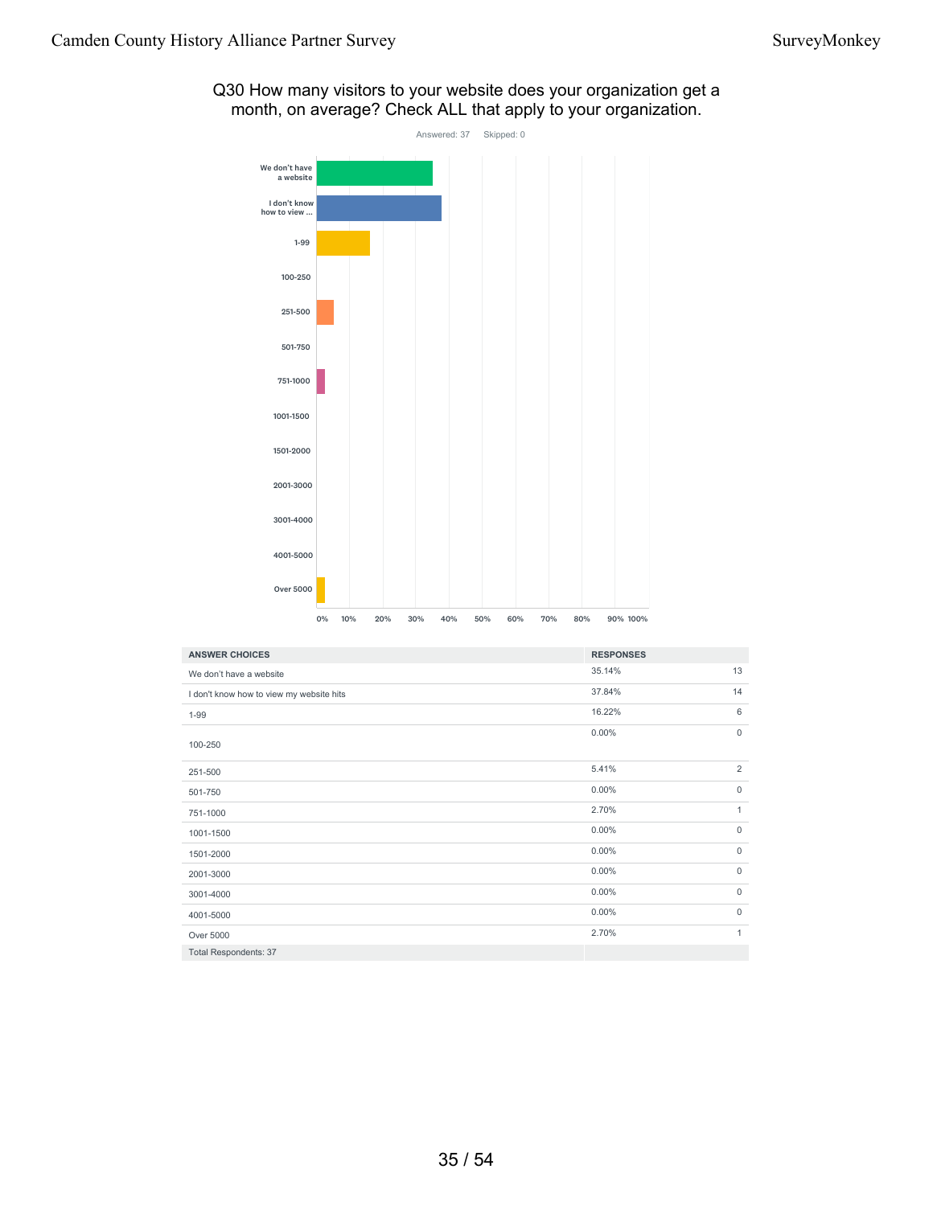## Q30 How many visitors to your website does your organization get a month, on average? Check ALL that apply to your organization.

Answered: 37 Skipped: 0

| ANSWER CHOICES | RESPONSES | |
|---|---|---|
| We don't have a website | 35.14% | 13 |
| I don't know how to view my website hits | 37.84% | 14 |
| 1-99 | 16.22% | 6 |
| 100-250 | 0.00% | 0 |
| 251-500 | 5.41% | 2 |
| 501-750 | 0.00% | 0 |
| 751-1000 | 2.70% | 1 |
| 1001-1500 | 0.00% | 0 |
| 1501-2000 | 0.00% | 0 |
| 2001-3000 | 0.00% | 0 |
| 3001-4000 | 0.00% | 0 |
| 4001-5000 | 0.00% | 0 |
| Over 5000 | 2.70% | 1 |
| Total Respondents: 37 | | |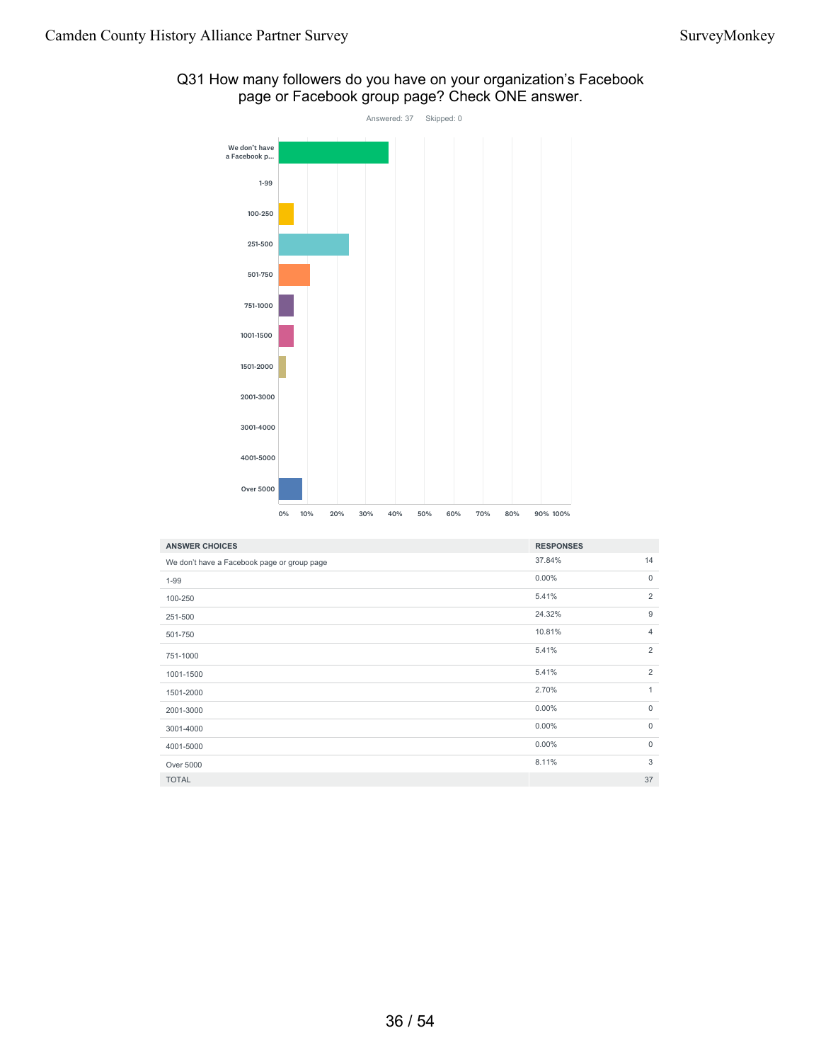## Q31 How many followers do you have on your organization's Facebook page or Facebook group page? Check ONE answer.

Answered: 37 Skipped: 0

| ANSWER CHOICES | RESPONSES | |
|---|---|---|
| We don't have a Facebook page or group page | 37.84% | 14 |
| 1-99 | 0.00% | 0 |
| 100-250 | 5.41% | 2 |
| 251-500 | 24.32% | 9 |
| 501-750 | 10.81% | 4 |
| 751-1000 | 5.41% | 2 |
| 1001-1500 | 5.41% | 2 |
| 1501-2000 | 2.70% | 1 |
| 2001-3000 | 0.00% | 0 |
| 3001-4000 | 0.00% | 0 |
| 4001-5000 | 0.00% | 0 |
| Over 5000 | 8.11% | 3 |
| TOTAL | | 37 |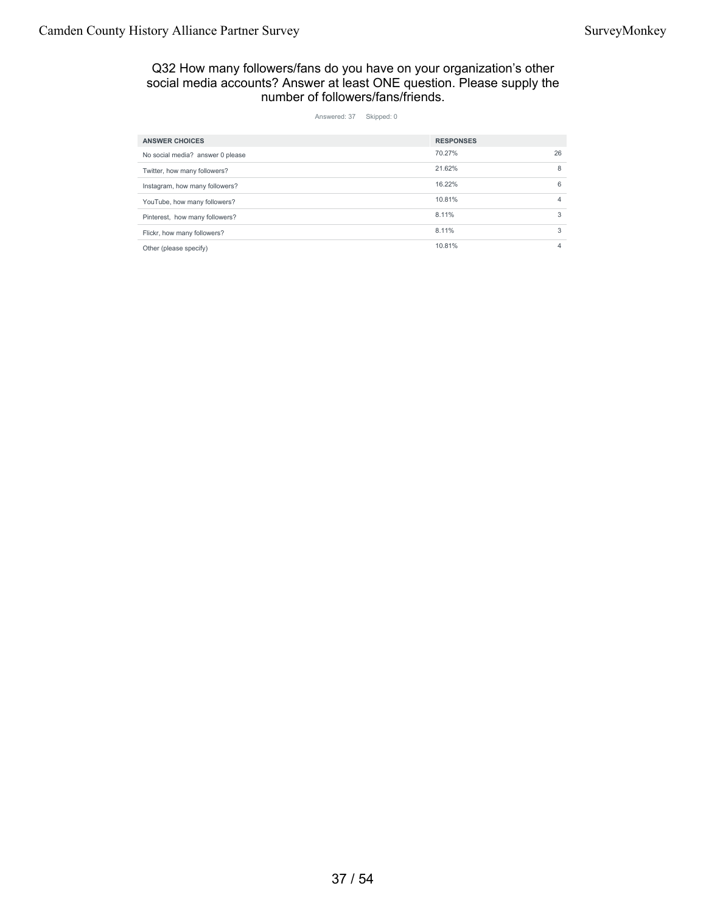## Q32 How many followers/fans do you have on your organization's other social media accounts? Answer at least ONE question. Please supply the number of followers/fans/friends.

Answered: 37 Skipped: 0

| ANSWER CHOICES | RESPONSES | |
|---|---|---|
| No social media? answer 0 please | 70.27% | 26 |
| Twitter, how many followers? | 21.62% | 8 |
| Instagram, how many followers? | 16.22% | 6 |
| YouTube, how many followers? | 10.81% | 4 |
| Pinterest, how many followers? | 8.11% | 3 |
| Flickr, how many followers? | 8.11% | 3 |
| Other (please specify) | 10.81% | 4 |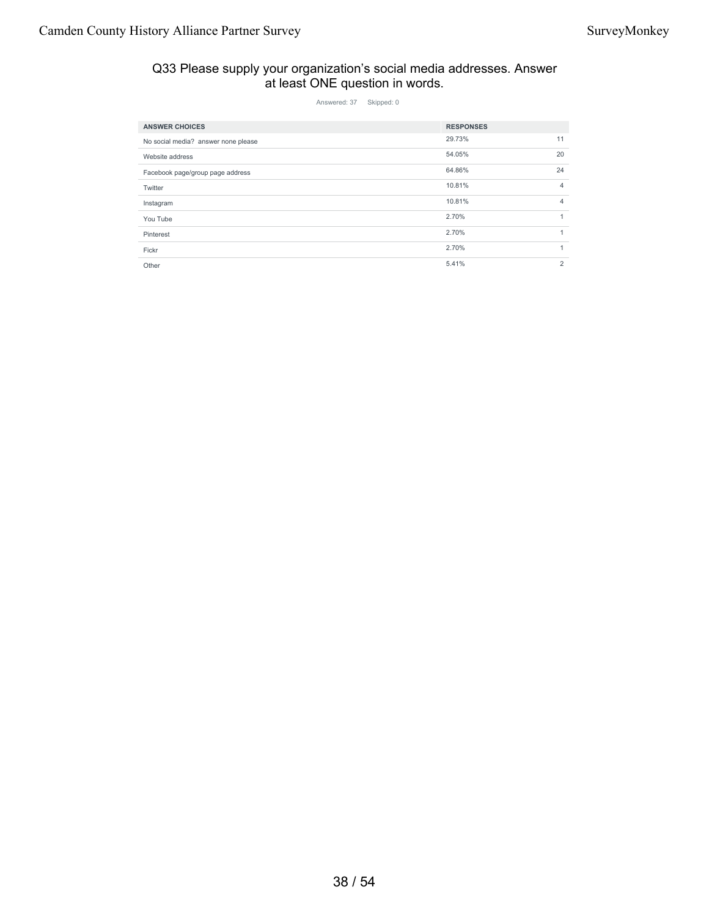## Q33 Please supply your organization's social media addresses. Answer at least ONE question in words.

Answered: 37 Skipped: 0

| ANSWER CHOICES | RESPONSES | |
|---|---|---|
| No social media? answer none please | 29.73% | 11 |
| Website address | 54.05% | 20 |
| Facebook page/group page address | 64.86% | 24 |
| Twitter | 10.81% | 4 |
| Instagram | 10.81% | 4 |
| You Tube | 2.70% | 1 |
| Pinterest | 2.70% | 1 |
| Fickr | 2.70% | 1 |
| Other | 5.41% | 2 |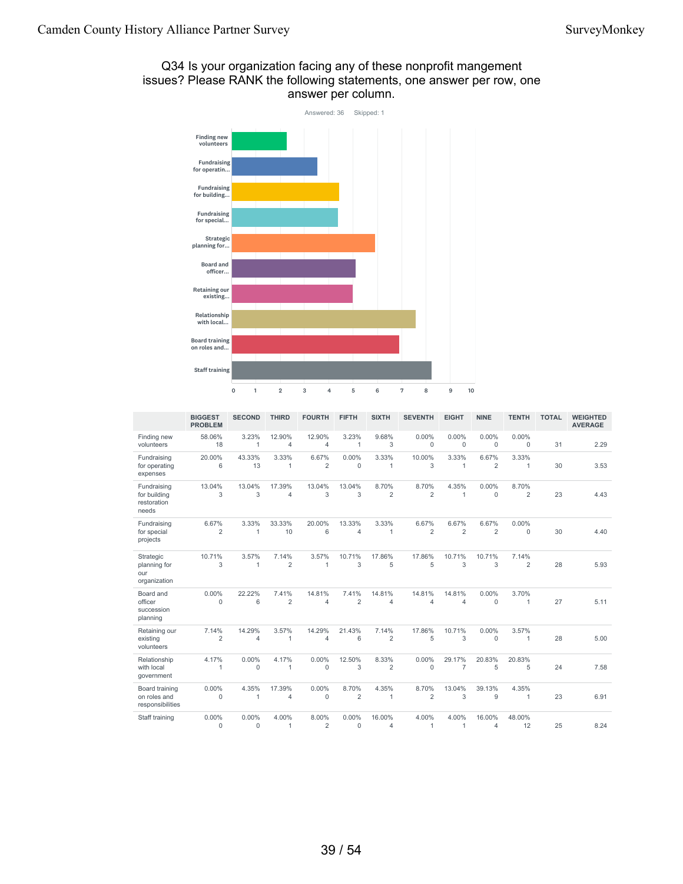## Q34 Is your organization facing any of these nonprofit mangement issues? Please RANK the following statements, one answer per row, one answer per column.

Answered: 36 Skipped: 1

| | BIGGEST PROBLEM | SECOND | THIRD | FOURTH | FIFTH | SIXTH | SEVENTH | EIGHT | NINE | TENTH | TOTAL | WEIGHTED AVERAGE |
|---|---|---|---|---|---|---|---|---|---|---|---|---|
| Finding new volunteers | 58.06% 18 | 3.23% 1 | 12.90% 4 | 12.90% 4 | 3.23% 1 | 9.68% 3 | 0.00% 0 | 0.00% 0 | 0.00% 0 | 0.00% 0 | 31 | 2.29 |
| Fundraising for operating expenses | 20.00% 6 | 43.33% 13 | 3.33% 1 | 6.67% 2 | 0.00% 0 | 3.33% 1 | 10.00% 3 | 3.33% 1 | 6.67% 2 | 3.33% 1 | 30 | 3.53 |
| Fundraising for building restoration needs | 13.04% 3 | 13.04% 3 | 17.39% 4 | 13.04% 3 | 13.04% 3 | 8.70% 2 | 8.70% 2 | 4.35% 1 | 0.00% 0 | 8.70% 2 | 23 | 4.43 |
| Fundraising for special projects | 6.67% 2 | 3.33% 1 | 33.33% 10 | 20.00% 6 | 13.33% 4 | 3.33% 1 | 6.67% 2 | 6.67% 2 | 6.67% 2 | 0.00% 0 | 30 | 4.40 |
| Strategic planning for our organization | 10.71% 3 | 3.57% 1 | 7.14% 2 | 3.57% 1 | 10.71% 3 | 17.86% 5 | 17.86% 5 | 10.71% 3 | 10.71% 3 | 7.14% 2 | 28 | 5.93 |
| Board and officer succession planning | 0.00% 0 | 22.22% 6 | 7.41% 2 | 14.81% 4 | 7.41% 2 | 14.81% 4 | 14.81% 4 | 14.81% 4 | 0.00% 0 | 3.70% 1 | 27 | 5.11 |
| Retaining our existing volunteers | 7.14% 2 | 14.29% 4 | 3.57% 1 | 14.29% 4 | 21.43% 6 | 7.14% 2 | 17.86% 5 | 10.71% 3 | 0.00% 0 | 3.57% 1 | 28 | 5.00 |
| Relationship with local government | 4.17% 1 | 0.00% 0 | 4.17% 1 | 0.00% 0 | 12.50% 3 | 8.33% 2 | 0.00% 0 | 29.17% 7 | 20.83% 5 | 20.83% 5 | 24 | 7.58 |
| Board training on roles and responsibilities | 0.00% 0 | 4.35% 1 | 17.39% 4 | 0.00% 0 | 8.70% 2 | 4.35% 1 | 8.70% 2 | 13.04% 3 | 39.13% 9 | 4.35% 1 | 23 | 6.91 |
| Staff training | 0.00% 0 | 0.00% 0 | 4.00% 1 | 8.00% 2 | 0.00% 0 | 16.00% 4 | 4.00% 1 | 4.00% 1 | 16.00% 4 | 48.00% 12 | 25 | 8.24 |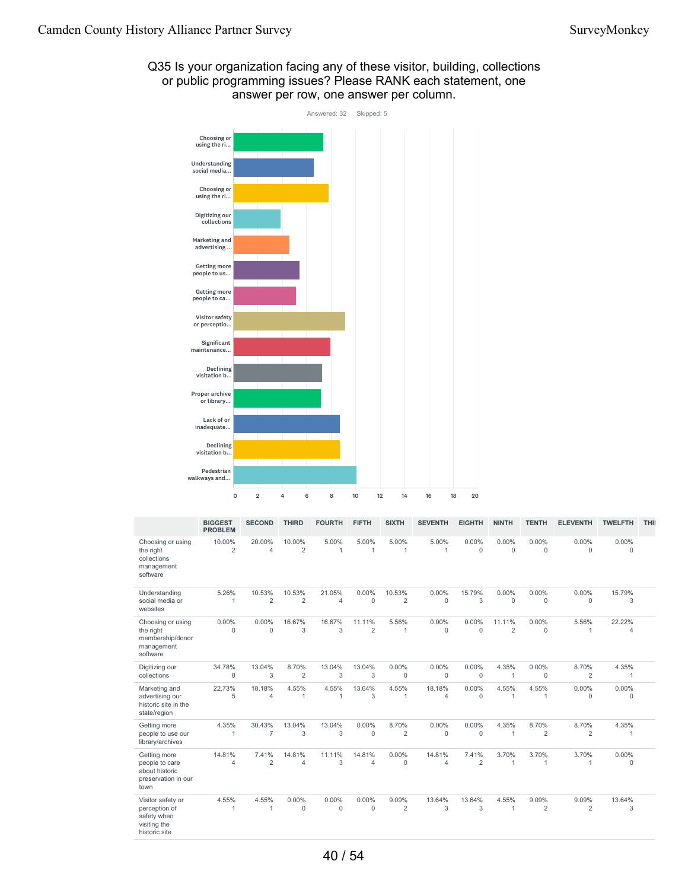## Q35 Is your organization facing any of these visitor, building, collections or public programming issues? Please RANK each statement, one answer per row, one answer per column.

Answered: 32 Skipped: 5

| | BIGGEST PROBLEM | SECOND | THIRD | FOURTH | FIFTH | SIXTH | SEVENTH | EIGHTH | NINTH | TENTH | ELEVENTH | TWELFTH | THI |
|---|---|---|---|---|---|---|---|---|---|---|---|---|---|
| Choosing or using the right collections management software | 10.00% 2 | 20.00% 4 | 10.00% 2 | 5.00% 1 | 5.00% 1 | 5.00% 1 | 5.00% 1 | 0.00% 0 | 0.00% 0 | 0.00% 0 | 0.00% 0 | 0.00% 0 | |
| Understanding social media or websites | 5.26% 1 | 10.53% 2 | 10.53% 2 | 21.05% 4 | 0.00% 0 | 10.53% 2 | 0.00% 0 | 15.79% 3 | 0.00% 0 | 0.00% 0 | 0.00% 0 | 15.79% 3 | |
| Choosing or using the right membership/donor management software | 0.00% 0 | 0.00% 0 | 16.67% 3 | 16.67% 3 | 11.11% 2 | 5.56% 1 | 0.00% 0 | 0.00% 0 | 11.11% 2 | 0.00% 0 | 5.56% 1 | 22.22% 4 | |
| Digitizing our collections | 34.78% 8 | 13.04% 3 | 8.70% 2 | 13.04% 3 | 13.04% 3 | 0.00% 0 | 0.00% 0 | 0.00% 0 | 4.35% 1 | 0.00% 0 | 8.70% 2 | 4.35% 1 | |
| Marketing and advertising our historic site in the state/region | 22.73% 5 | 18.18% 4 | 4.55% 1 | 4.55% 1 | 13.64% 3 | 4.55% 1 | 18.18% 4 | 0.00% 0 | 4.55% 1 | 4.55% 1 | 0.00% 0 | 0.00% 0 | |
| Getting more people to use our library/archives | 4.35% 1 | 30.43% 7 | 13.04% 3 | 13.04% 3 | 0.00% 0 | 8.70% 2 | 0.00% 0 | 0.00% 0 | 4.35% 1 | 8.70% 2 | 8.70% 2 | 4.35% 1 | |
| Getting more people to care about historic preservation in our town | 14.81% 4 | 7.41% 2 | 14.81% 4 | 11.11% 3 | 14.81% 4 | 0.00% 0 | 14.81% 4 | 7.41% 2 | 3.70% 1 | 3.70% 1 | 3.70% 1 | 0.00% 0 | |
| Visitor safety or perception of safety when visiting the historic site | 4.55% 1 | 4.55% 1 | 0.00% 0 | 0.00% 0 | 0.00% 0 | 9.09% 2 | 13.64% 3 | 13.64% 3 | 4.55% 1 | 9.09% 2 | 9.09% 2 | 13.64% 3 | |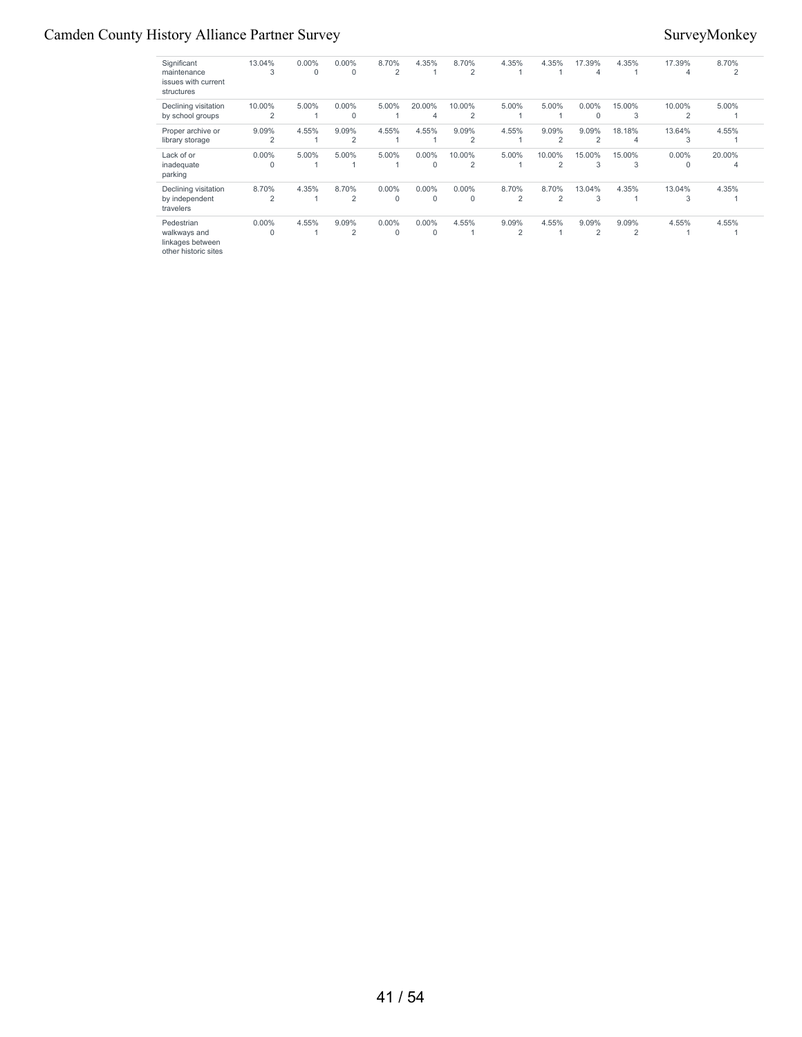| | | | | | | | | | | | | |
|---|---|---|---|---|---|---|---|---|---|---|---|---|
| Significant maintenance issues with current structures | 13.04% 3 | 0.00% 0 | 0.00% 0 | 8.70% 2 | 4.35% 1 | 8.70% 2 | 4.35% 1 | 4.35% 1 | 17.39% 4 | 4.35% 1 | 17.39% 4 | 8.70% 2 |
| Declining visitation by school groups | 10.00% 2 | 5.00% 1 | 0.00% 0 | 5.00% 1 | 20.00% 4 | 10.00% 2 | 5.00% 1 | 5.00% 1 | 0.00% 0 | 15.00% 3 | 10.00% 2 | 5.00% 1 |
| Proper archive or library storage | 9.09% 2 | 4.55% 1 | 9.09% 2 | 4.55% 1 | 4.55% 1 | 9.09% 2 | 4.55% 1 | 9.09% 2 | 9.09% 2 | 18.18% 4 | 13.64% 3 | 4.55% 1 |
| Lack of or inadequate parking | 0.00% 0 | 5.00% 1 | 5.00% 1 | 5.00% 1 | 0.00% 0 | 10.00% 2 | 5.00% 1 | 10.00% 2 | 15.00% 3 | 15.00% 3 | 0.00% 0 | 20.00% 4 |
| Declining visitation by independent travelers | 8.70% 2 | 4.35% 1 | 8.70% 2 | 0.00% 0 | 0.00% 0 | 0.00% 0 | 8.70% 2 | 8.70% 2 | 13.04% 3 | 4.35% 1 | 13.04% 3 | 4.35% 1 |
| Pedestrian walkways and linkages between other historic sites | 0.00% 0 | 4.55% 1 | 9.09% 2 | 0.00% 0 | 0.00% 0 | 4.55% 1 | 9.09% 2 | 4.55% 1 | 9.09% 2 | 9.09% 2 | 4.55% 1 | 4.55% 1 |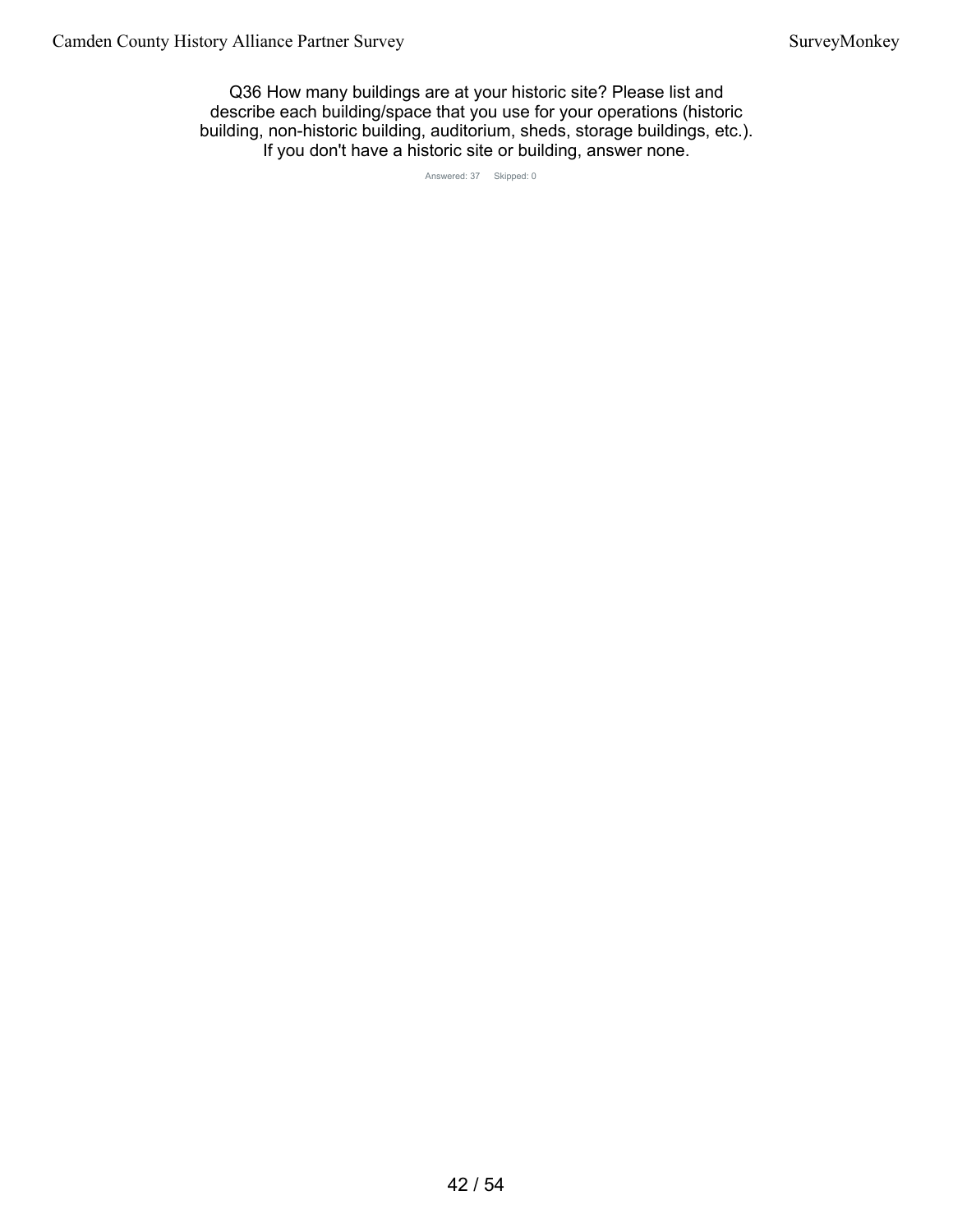Q36 How many buildings are at your historic site? Please list and describe each building/space that you use for your operations (historic building, non-historic building, auditorium, sheds, storage buildings, etc.). If you don't have a historic site or building, answer none.

Answered: 37 Skipped: 0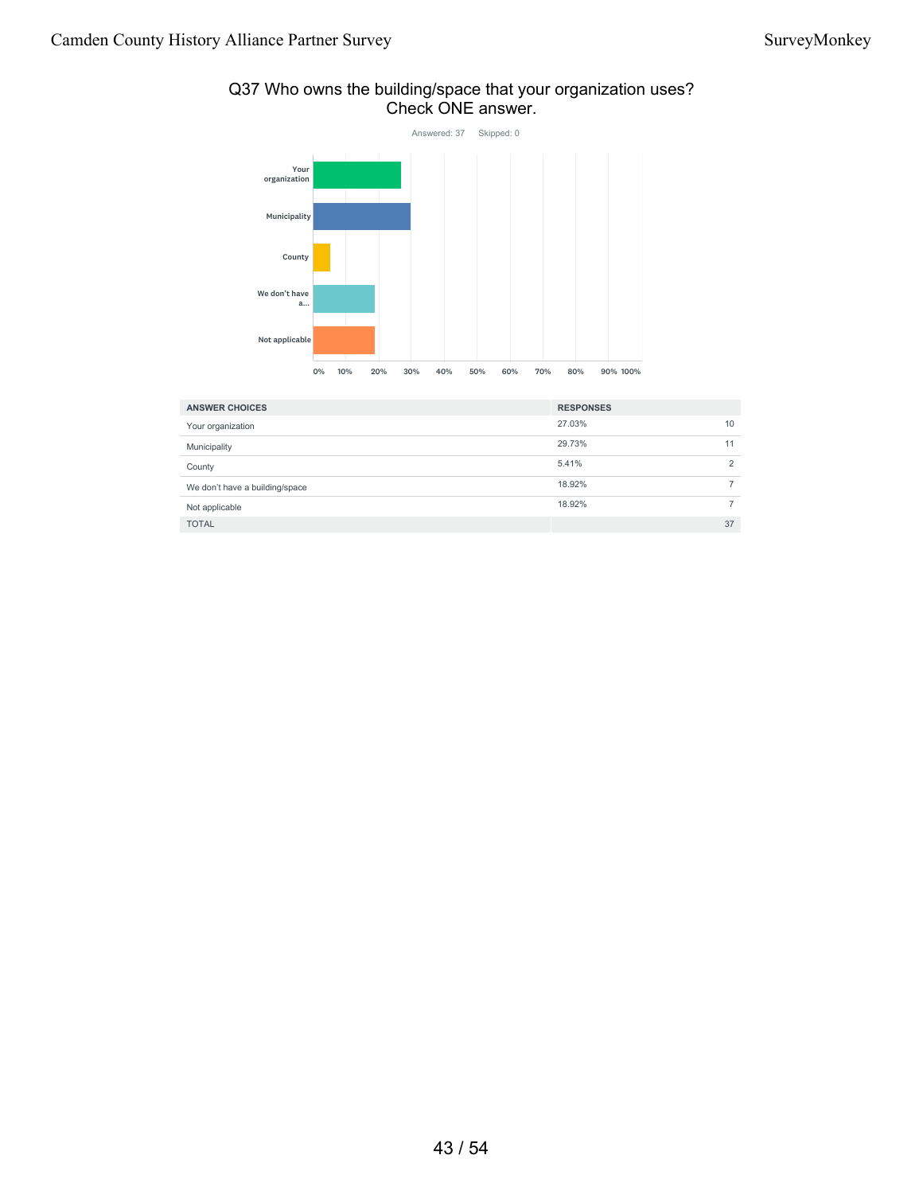## Q37 Who owns the building/space that your organization uses? Check ONE answer.

Answered: 37 Skipped: 0

| ANSWER CHOICES | RESPONSES | |
|---|---|---|
| Your organization | 27.03% | 10 |
| Municipality | 29.73% | 11 |
| County | 5.41% | 2 |
| We don't have a building/space | 18.92% | 7 |
| Not applicable | 18.92% | 7 |
| TOTAL | | 37 |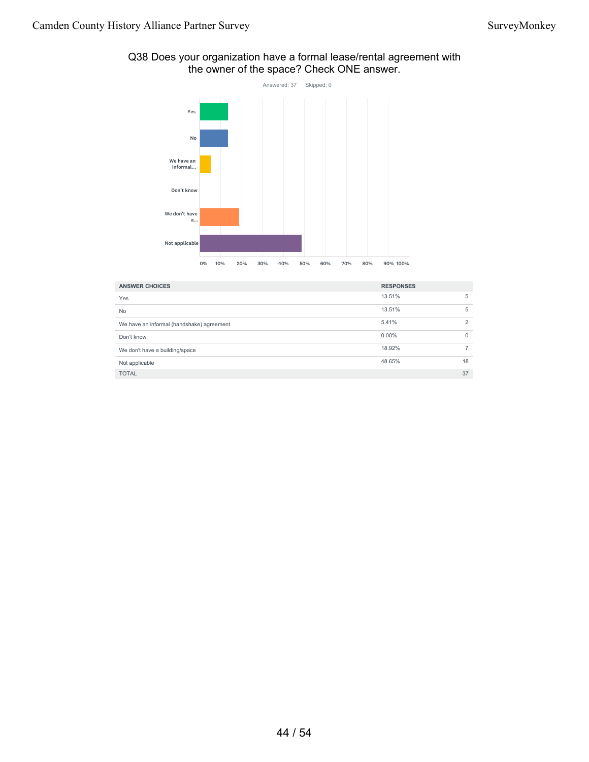## Q38 Does your organization have a formal lease/rental agreement with the owner of the space? Check ONE answer.

Answered: 37 Skipped: 0

| ANSWER CHOICES | RESPONSES | |
|---|---|---|
| Yes | 13.51% | 5 |
| No | 13.51% | 5 |
| We have an informal (handshake) agreement | 5.41% | 2 |
| Don't know | 0.00% | 0 |
| We don't have a building/space | 18.92% | 7 |
| Not applicable | 48.65% | 18 |
| TOTAL | | 37 |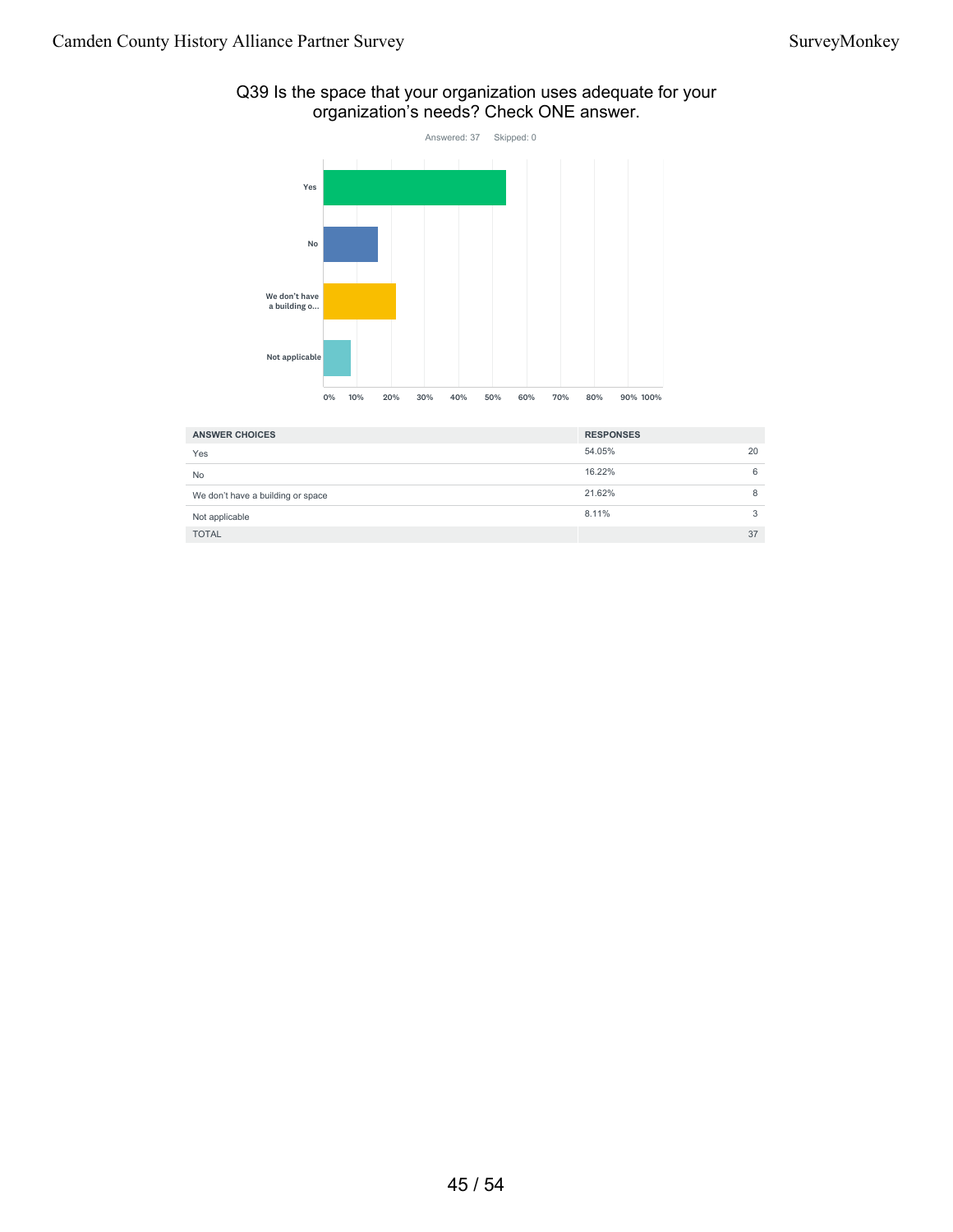## Q39 Is the space that your organization uses adequate for your organization's needs? Check ONE answer.

Answered: 37    Skipped: 0

| ANSWER CHOICES | RESPONSES | |
|---|---|---|
| Yes | 54.05% | 20 |
| No | 16.22% | 6 |
| We don't have a building or space | 21.62% | 8 |
| Not applicable | 8.11% | 3 |
| TOTAL | | 37 |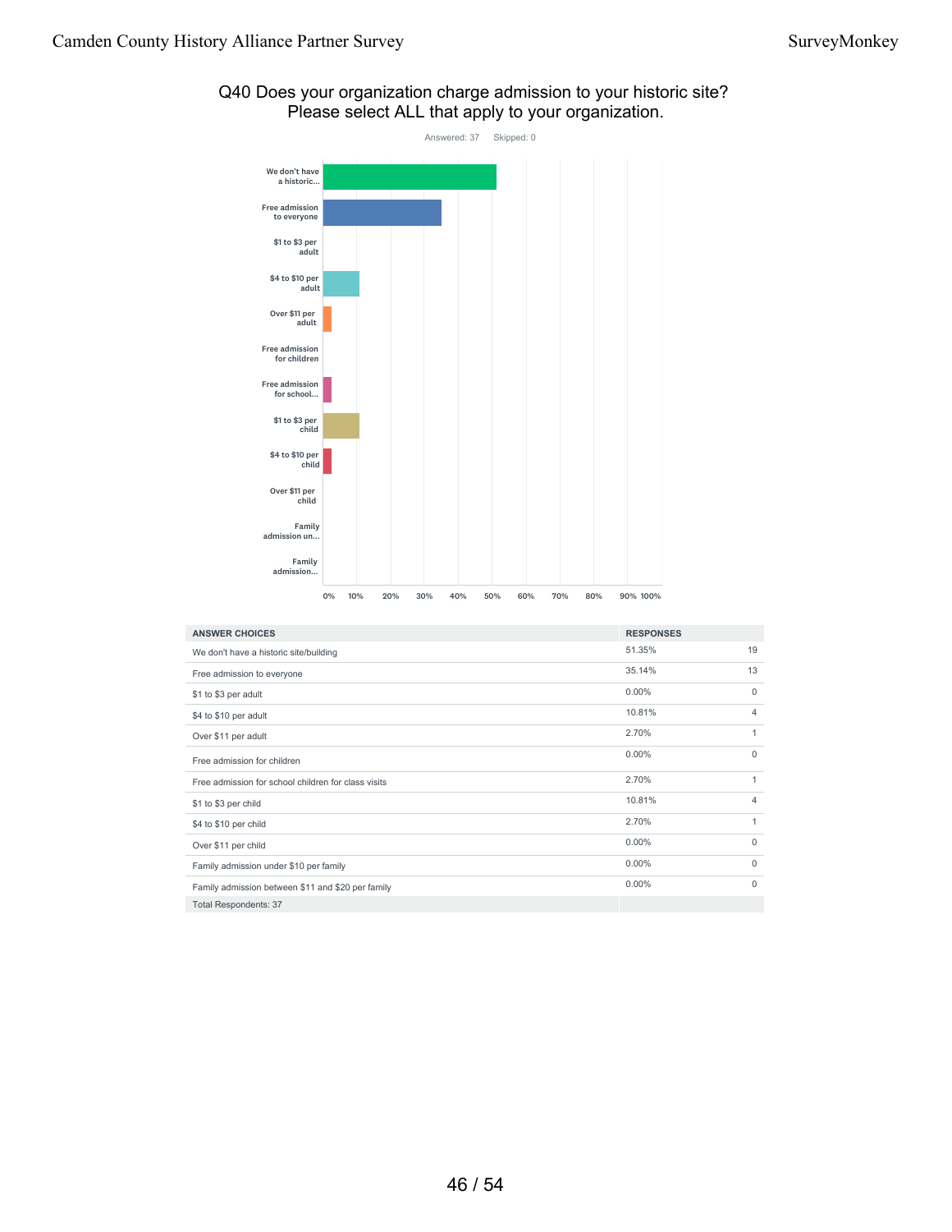## Q40 Does your organization charge admission to your historic site? Please select ALL that apply to your organization.

Answered: 37    Skipped: 0

| ANSWER CHOICES | RESPONSES | |
|---|---|---|
| We don't have a historic site/building | 51.35% | 19 |
| Free admission to everyone | 35.14% | 13 |
| $1 to $3 per adult | 0.00% | 0 |
| $4 to $10 per adult | 10.81% | 4 |
| Over $11 per adult | 2.70% | 1 |
| Free admission for children | 0.00% | 0 |
| Free admission for school children for class visits | 2.70% | 1 |
| $1 to $3 per child | 10.81% | 4 |
| $4 to $10 per child | 2.70% | 1 |
| Over $11 per child | 0.00% | 0 |
| Family admission under $10 per family | 0.00% | 0 |
| Family admission between $11 and $20 per family | 0.00% | 0 |
| Total Respondents: 37 | | |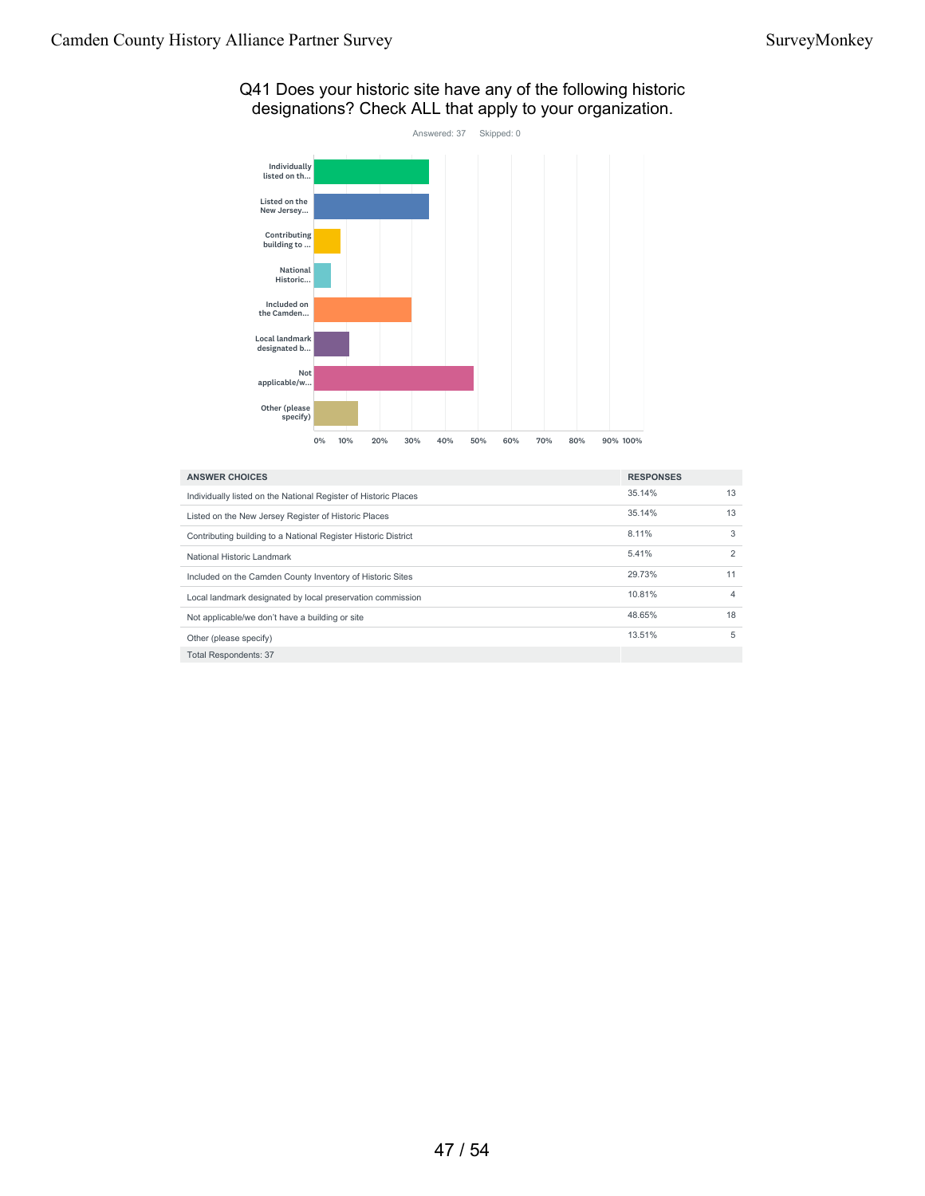## Q41 Does your historic site have any of the following historic designations? Check ALL that apply to your organization.

Answered: 37    Skipped: 0

| ANSWER CHOICES | RESPONSES | |
|---|---|---|
| Individually listed on the National Register of Historic Places | 35.14% | 13 |
| Listed on the New Jersey Register of Historic Places | 35.14% | 13 |
| Contributing building to a National Register Historic District | 8.11% | 3 |
| National Historic Landmark | 5.41% | 2 |
| Included on the Camden County Inventory of Historic Sites | 29.73% | 11 |
| Local landmark designated by local preservation commission | 10.81% | 4 |
| Not applicable/we don't have a building or site | 48.65% | 18 |
| Other (please specify) | 13.51% | 5 |
| Total Respondents: 37 | | |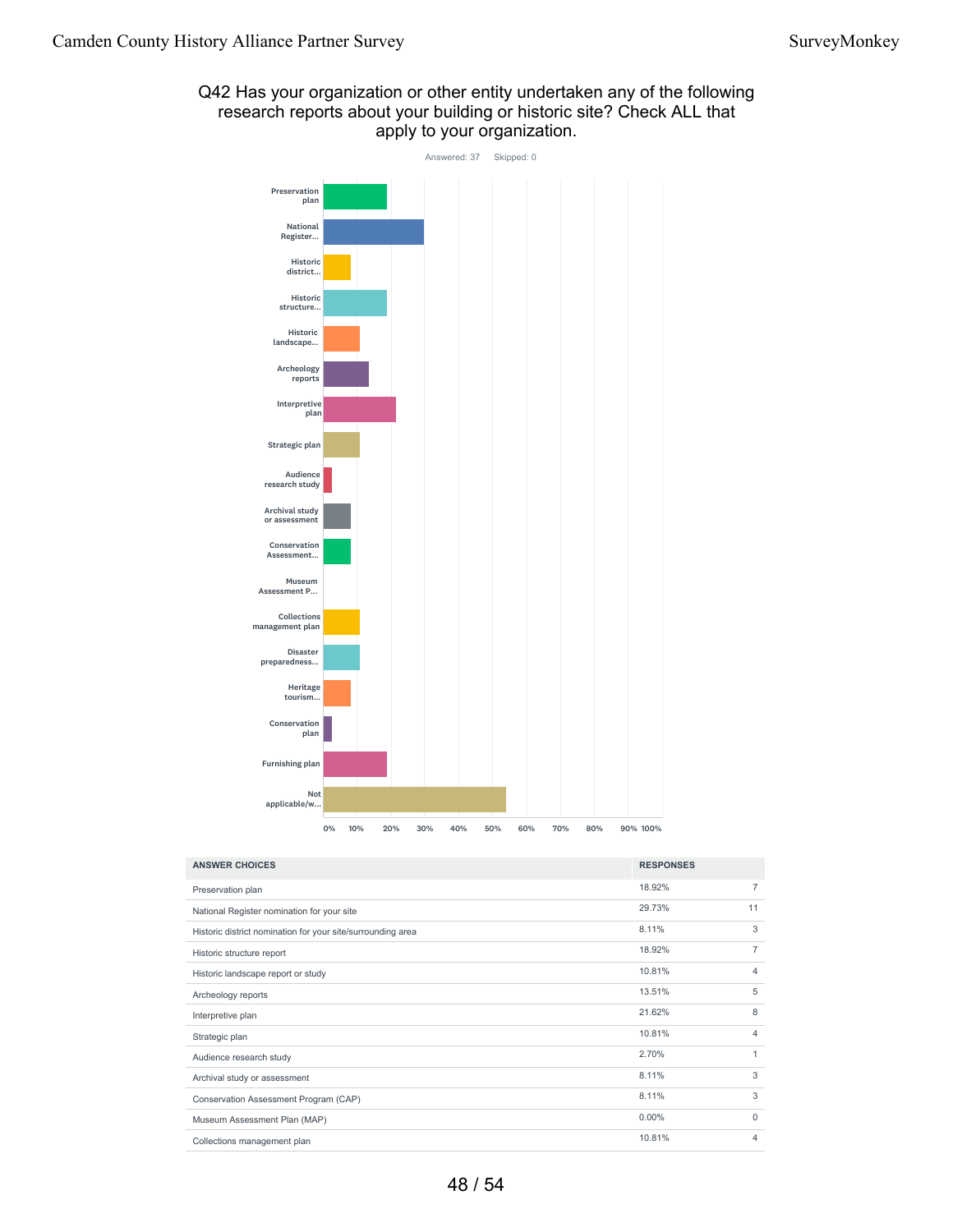## Q42 Has your organization or other entity undertaken any of the following research reports about your building or historic site? Check ALL that apply to your organization.

Answered: 37 Skipped: 0

| ANSWER CHOICES | RESPONSES | |
|---|---|---|
| Preservation plan | 18.92% | 7 |
| National Register nomination for your site | 29.73% | 11 |
| Historic district nomination for your site/surrounding area | 8.11% | 3 |
| Historic structure report | 18.92% | 7 |
| Historic landscape report or study | 10.81% | 4 |
| Archeology reports | 13.51% | 5 |
| Interpretive plan | 21.62% | 8 |
| Strategic plan | 10.81% | 4 |
| Audience research study | 2.70% | 1 |
| Archival study or assessment | 8.11% | 3 |
| Conservation Assessment Program (CAP) | 8.11% | 3 |
| Museum Assessment Plan (MAP) | 0.00% | 0 |
| Collections management plan | 10.81% | 4 |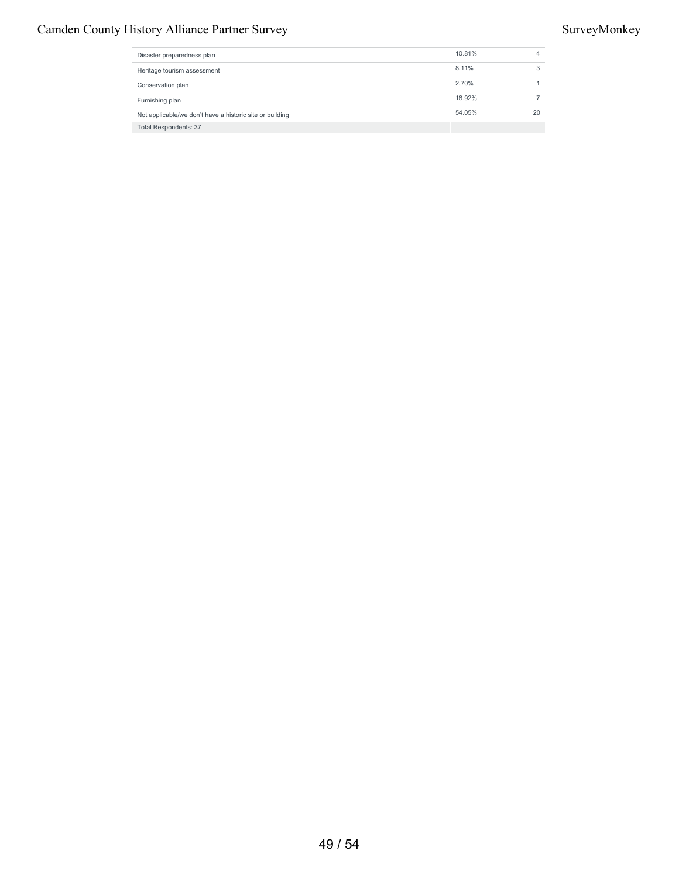| | | |
|---|---|---|
| Disaster preparedness plan | 10.81% | 4 |
| Heritage tourism assessment | 8.11% | 3 |
| Conservation plan | 2.70% | 1 |
| Furnishing plan | 18.92% | 7 |
| Not applicable/we don't have a historic site or building | 54.05% | 20 |
| Total Respondents: 37 | | |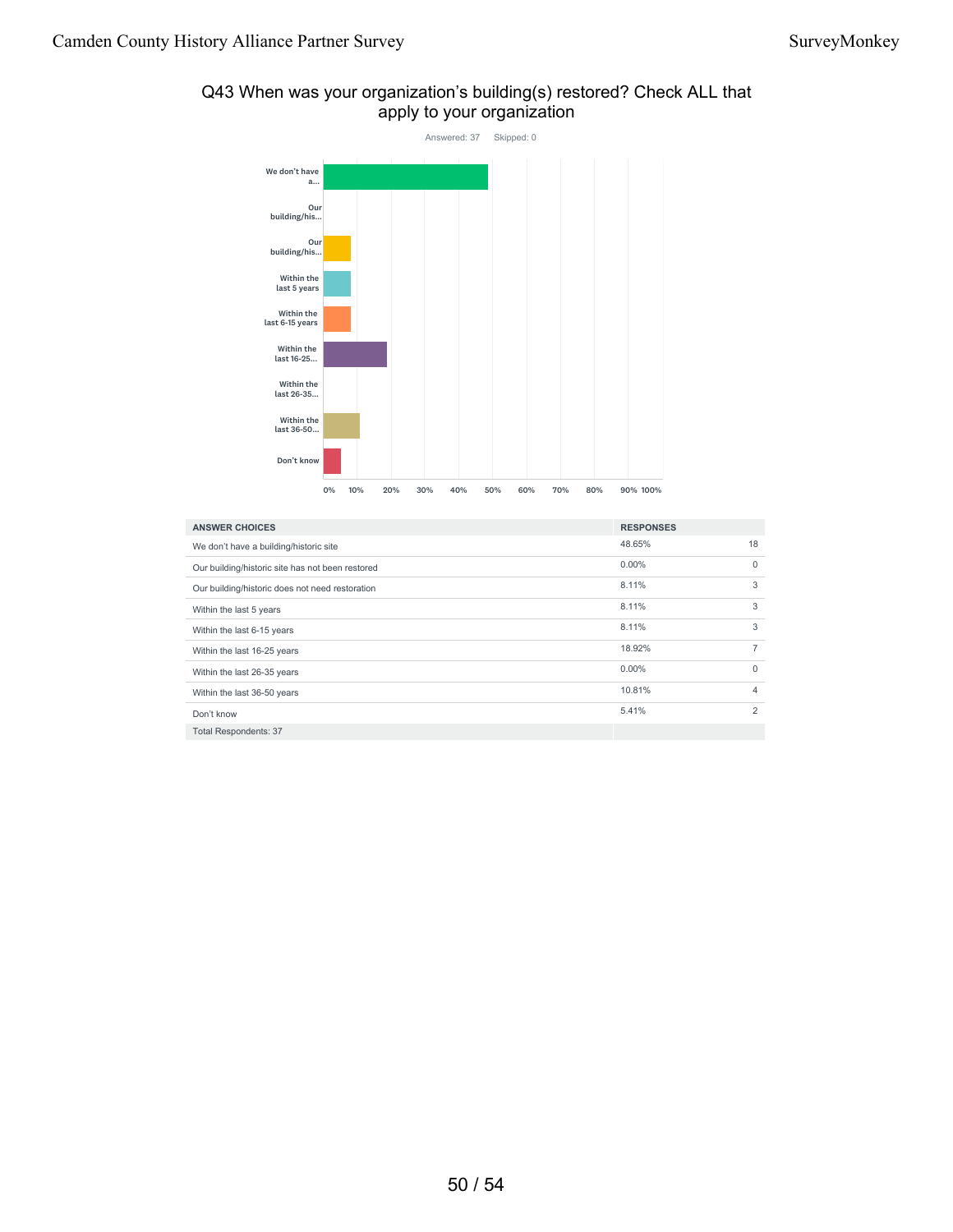## Q43 When was your organization's building(s) restored? Check ALL that apply to your organization

Answered: 37    Skipped: 0

| ANSWER CHOICES | RESPONSES | |
|---|---|---|
| We don't have a building/historic site | 48.65% | 18 |
| Our building/historic site has not been restored | 0.00% | 0 |
| Our building/historic does not need restoration | 8.11% | 3 |
| Within the last 5 years | 8.11% | 3 |
| Within the last 6-15 years | 8.11% | 3 |
| Within the last 16-25 years | 18.92% | 7 |
| Within the last 26-35 years | 0.00% | 0 |
| Within the last 36-50 years | 10.81% | 4 |
| Don't know | 5.41% | 2 |
| Total Respondents: 37 | | |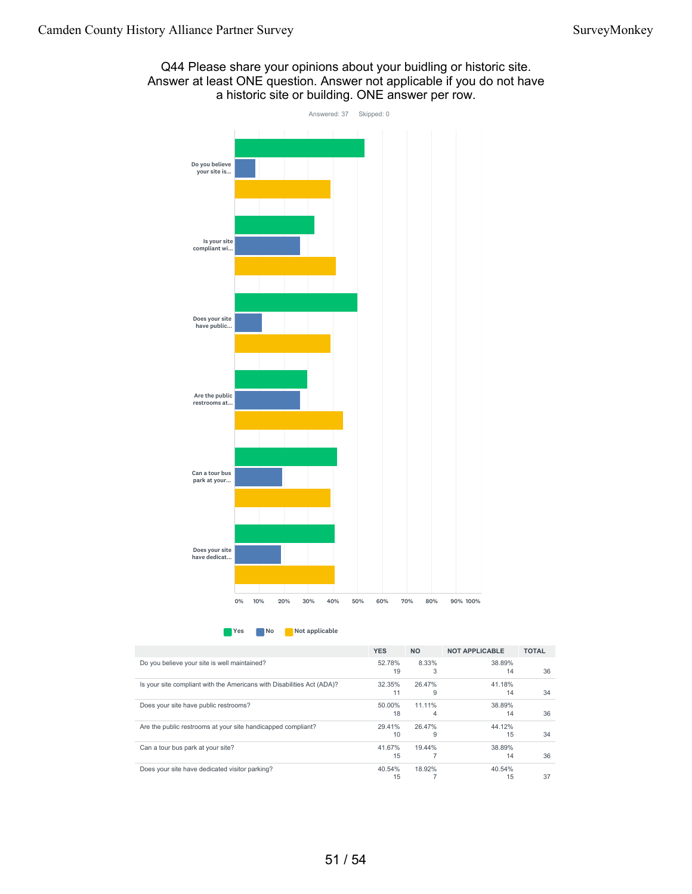## Q44 Please share your opinions about your buidling or historic site. Answer at least ONE question. Answer not applicable if you do not have a historic site or building. ONE answer per row.

Answered: 37 Skipped: 0

| | YES | NO | NOT APPLICABLE | TOTAL |
|---|---|---|---|---|
| Do you believe your site is well maintained? | 52.78% 19 | 8.33% 3 | 38.89% 14 | 36 |
| Is your site compliant with the Americans with Disabilities Act (ADA)? | 32.35% 11 | 26.47% 9 | 41.18% 14 | 34 |
| Does your site have public restrooms? | 50.00% 18 | 11.11% 4 | 38.89% 14 | 36 |
| Are the public restrooms at your site handicapped compliant? | 29.41% 10 | 26.47% 9 | 44.12% 15 | 34 |
| Can a tour bus park at your site? | 41.67% 15 | 19.44% 7 | 38.89% 14 | 36 |
| Does your site have dedicated visitor parking? | 40.54% 15 | 18.92% 7 | 40.54% 15 | 37 |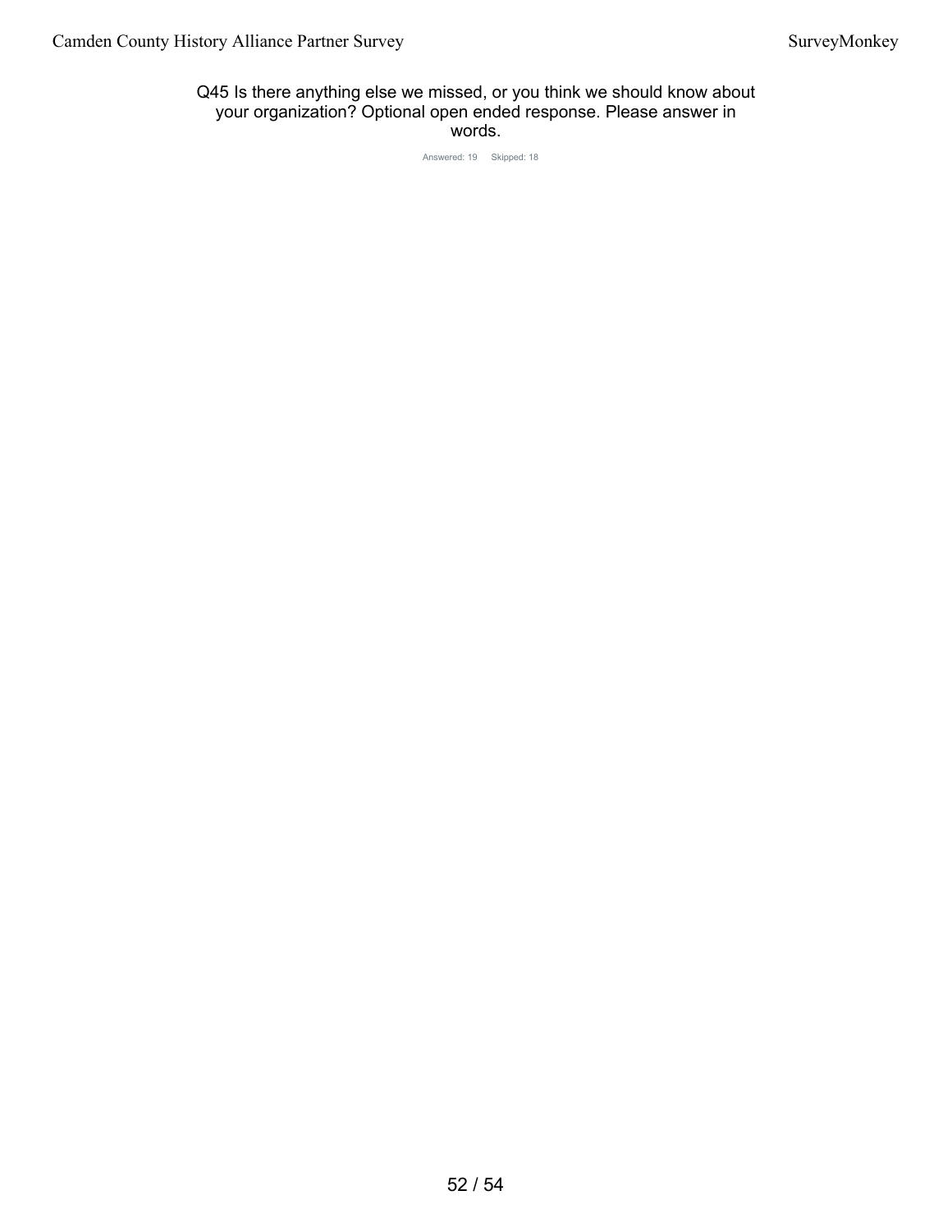## Q45 Is there anything else we missed, or you think we should know about your organization? Optional open ended response. Please answer in words.

Answered: 19 Skipped: 18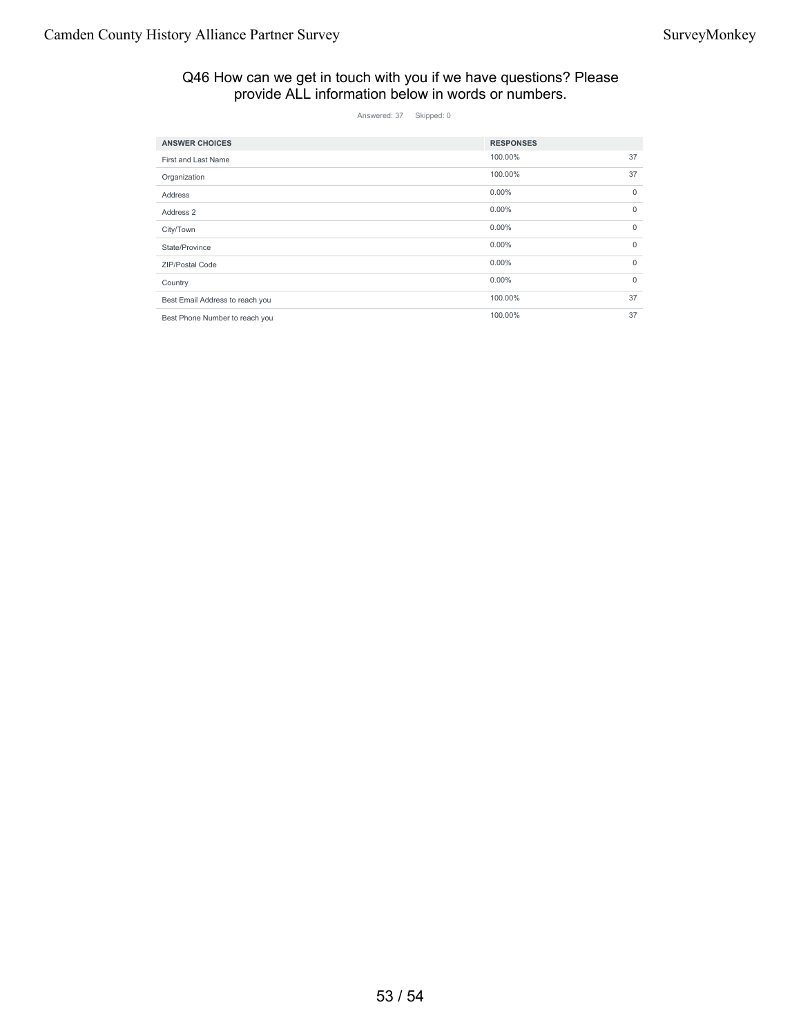## Q46 How can we get in touch with you if we have questions? Please provide ALL information below in words or numbers.

Answered: 37    Skipped: 0

| ANSWER CHOICES | RESPONSES | |
|---|---|---|
| First and Last Name | 100.00% | 37 |
| Organization | 100.00% | 37 |
| Address | 0.00% | 0 |
| Address 2 | 0.00% | 0 |
| City/Town | 0.00% | 0 |
| State/Province | 0.00% | 0 |
| ZIP/Postal Code | 0.00% | 0 |
| Country | 0.00% | 0 |
| Best Email Address to reach you | 100.00% | 37 |
| Best Phone Number to reach you | 100.00% | 37 |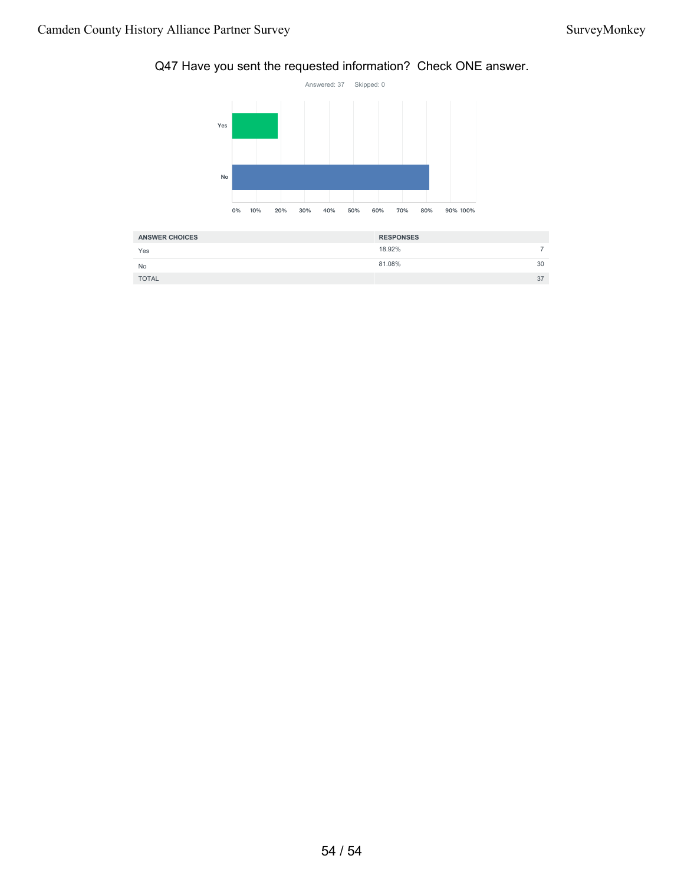## Q47 Have you sent the requested information? Check ONE answer.

Answered: 37 Skipped: 0

| ANSWER CHOICES | RESPONSES | |
|---|---|---|
| Yes | 18.92% | 7 |
| No | 81.08% | 30 |
| TOTAL | | 37 |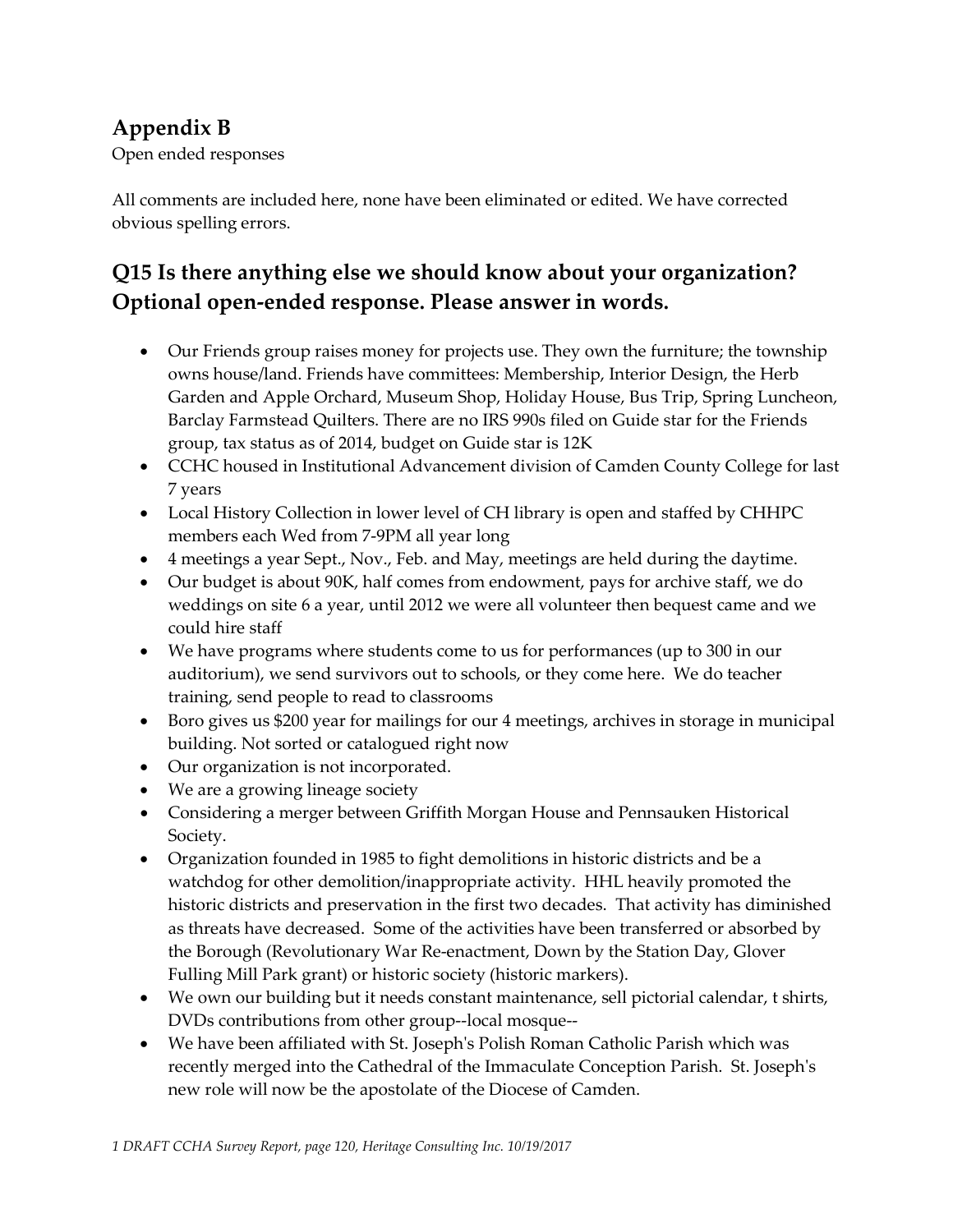## Appendix B

Open ended responses

All comments are included here, none have been eliminated or edited. We have corrected obvious spelling errors.

## Q15 Is there anything else we should know about your organization? Optional open-ended response. Please answer in words.

- Our Friends group raises money for projects use. They own the furniture; the township owns house/land. Friends have committees: Membership, Interior Design, the Herb Garden and Apple Orchard, Museum Shop, Holiday House, Bus Trip, Spring Luncheon, Barclay Farmstead Quilters. There are no IRS 990s filed on Guide star for the Friends group, tax status as of 2014, budget on Guide star is 12K
- CCHC housed in Institutional Advancement division of Camden County College for last 7 years
- Local History Collection in lower level of CH library is open and staffed by CHHPC members each Wed from 7-9PM all year long
- 4 meetings a year Sept., Nov., Feb. and May, meetings are held during the daytime.
- Our budget is about 90K, half comes from endowment, pays for archive staff, we do weddings on site 6 a year, until 2012 we were all volunteer then bequest came and we could hire staff
- We have programs where students come to us for performances (up to 300 in our auditorium), we send survivors out to schools, or they come here. We do teacher training, send people to read to classrooms
- Boro gives us $200 year for mailings for our 4 meetings, archives in storage in municipal building. Not sorted or catalogued right now
- Our organization is not incorporated.
- We are a growing lineage society
- Considering a merger between Griffith Morgan House and Pennsauken Historical Society.
- Organization founded in 1985 to fight demolitions in historic districts and be a watchdog for other demolition/inappropriate activity. HHL heavily promoted the historic districts and preservation in the first two decades. That activity has diminished as threats have decreased. Some of the activities have been transferred or absorbed by the Borough (Revolutionary War Re-enactment, Down by the Station Day, Glover Fulling Mill Park grant) or historic society (historic markers).
- We own our building but it needs constant maintenance, sell pictorial calendar, t shirts, DVDs contributions from other group--local mosque--
- We have been affiliated with St. Joseph's Polish Roman Catholic Parish which was recently merged into the Cathedral of the Immaculate Conception Parish. St. Joseph's new role will now be the apostolate of the Diocese of Camden.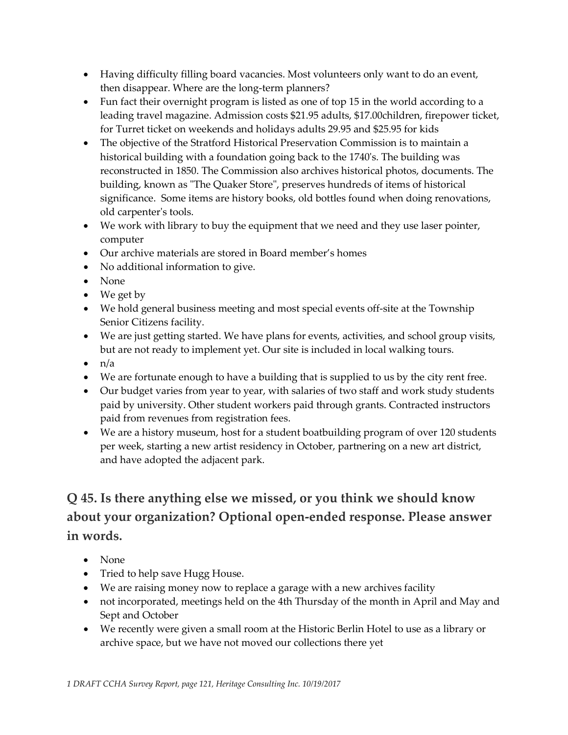- Having difficulty filling board vacancies. Most volunteers only want to do an event, then disappear. Where are the long-term planners?
- Fun fact their overnight program is listed as one of top 15 in the world according to a leading travel magazine. Admission costs $21.95 adults, $17.00children, firepower ticket, for Turret ticket on weekends and holidays adults 29.95 and $25.95 for kids
- The objective of the Stratford Historical Preservation Commission is to maintain a historical building with a foundation going back to the 1740's. The building was reconstructed in 1850. The Commission also archives historical photos, documents. The building, known as "The Quaker Store", preserves hundreds of items of historical significance. Some items are history books, old bottles found when doing renovations, old carpenter's tools.
- We work with library to buy the equipment that we need and they use laser pointer, computer
- Our archive materials are stored in Board member's homes
- No additional information to give.
- None
- We get by
- We hold general business meeting and most special events off-site at the Township Senior Citizens facility.
- We are just getting started. We have plans for events, activities, and school group visits, but are not ready to implement yet. Our site is included in local walking tours.
- n/a
- We are fortunate enough to have a building that is supplied to us by the city rent free.
- Our budget varies from year to year, with salaries of two staff and work study students paid by university. Other student workers paid through grants. Contracted instructors paid from revenues from registration fees.
- We are a history museum, host for a student boatbuilding program of over 120 students per week, starting a new artist residency in October, partnering on a new art district, and have adopted the adjacent park.

## Q 45. Is there anything else we missed, or you think we should know about your organization? Optional open-ended response. Please answer in words.

- None
- Tried to help save Hugg House.
- We are raising money now to replace a garage with a new archives facility
- not incorporated, meetings held on the 4th Thursday of the month in April and May and Sept and October
- We recently were given a small room at the Historic Berlin Hotel to use as a library or archive space, but we have not moved our collections there yet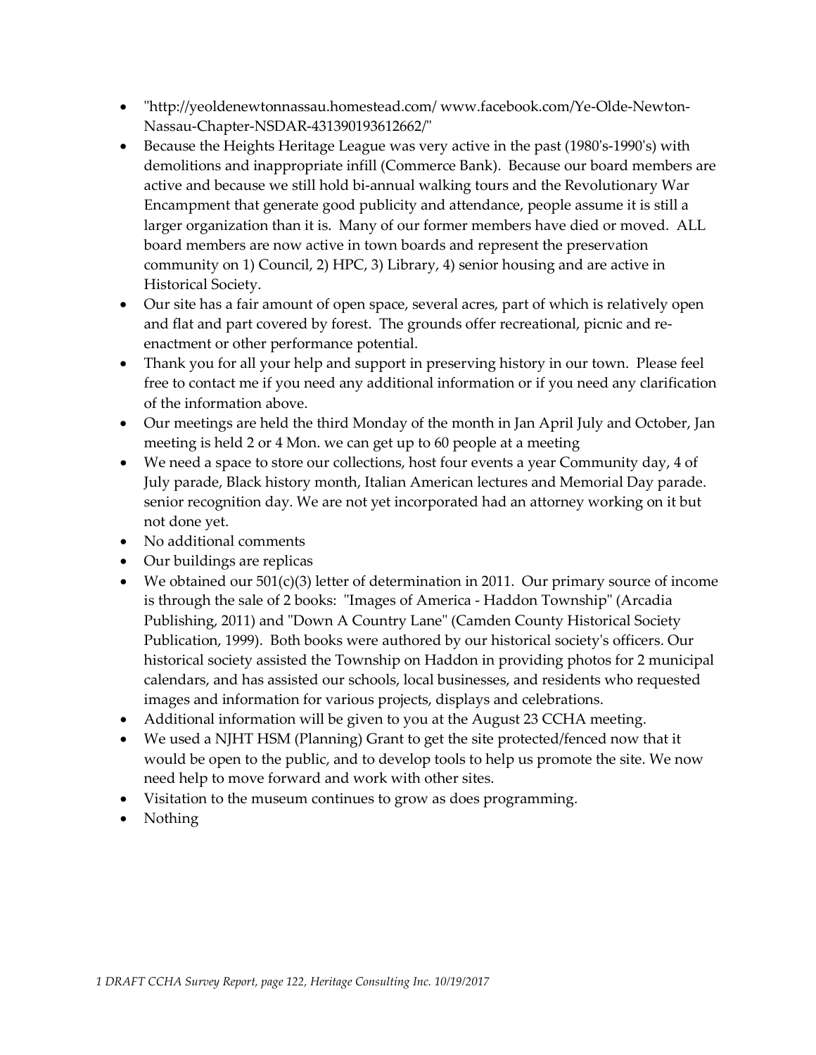- "http://yeoldenewtonnassau.homestead.com/ www.facebook.com/Ye-Olde-Newton-Nassau-Chapter-NSDAR-431390193612662/"
- Because the Heights Heritage League was very active in the past (1980's-1990's) with demolitions and inappropriate infill (Commerce Bank). Because our board members are active and because we still hold bi-annual walking tours and the Revolutionary War Encampment that generate good publicity and attendance, people assume it is still a larger organization than it is. Many of our former members have died or moved. ALL board members are now active in town boards and represent the preservation community on 1) Council, 2) HPC, 3) Library, 4) senior housing and are active in Historical Society.
- Our site has a fair amount of open space, several acres, part of which is relatively open and flat and part covered by forest. The grounds offer recreational, picnic and re-enactment or other performance potential.
- Thank you for all your help and support in preserving history in our town. Please feel free to contact me if you need any additional information or if you need any clarification of the information above.
- Our meetings are held the third Monday of the month in Jan April July and October, Jan meeting is held 2 or 4 Mon. we can get up to 60 people at a meeting
- We need a space to store our collections, host four events a year Community day, 4 of July parade, Black history month, Italian American lectures and Memorial Day parade. senior recognition day. We are not yet incorporated had an attorney working on it but not done yet.
- No additional comments
- Our buildings are replicas
- We obtained our 501(c)(3) letter of determination in 2011. Our primary source of income is through the sale of 2 books: "Images of America - Haddon Township" (Arcadia Publishing, 2011) and "Down A Country Lane" (Camden County Historical Society Publication, 1999). Both books were authored by our historical society's officers. Our historical society assisted the Township on Haddon in providing photos for 2 municipal calendars, and has assisted our schools, local businesses, and residents who requested images and information for various projects, displays and celebrations.
- Additional information will be given to you at the August 23 CCHA meeting.
- We used a NJHT HSM (Planning) Grant to get the site protected/fenced now that it would be open to the public, and to develop tools to help us promote the site. We now need help to move forward and work with other sites.
- Visitation to the museum continues to grow as does programming.
- Nothing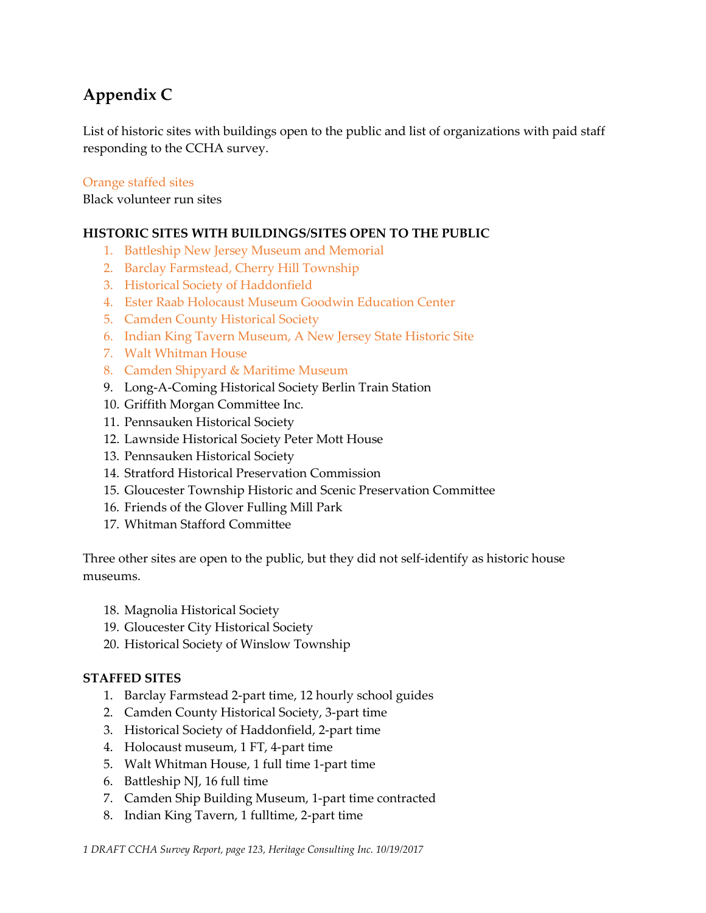# Appendix C

List of historic sites with buildings open to the public and list of organizations with paid staff responding to the CCHA survey.

Orange staffed sites
Black volunteer run sites

**HISTORIC SITES WITH BUILDINGS/SITES OPEN TO THE PUBLIC**

1. Battleship New Jersey Museum and Memorial
2. Barclay Farmstead, Cherry Hill Township
3. Historical Society of Haddonfield
4. Ester Raab Holocaust Museum Goodwin Education Center
5. Camden County Historical Society
6. Indian King Tavern Museum, A New Jersey State Historic Site
7. Walt Whitman House
8. Camden Shipyard & Maritime Museum
9. Long-A-Coming Historical Society Berlin Train Station
10. Griffith Morgan Committee Inc.
11. Pennsauken Historical Society
12. Lawnside Historical Society Peter Mott House
13. Pennsauken Historical Society
14. Stratford Historical Preservation Commission
15. Gloucester Township Historic and Scenic Preservation Committee
16. Friends of the Glover Fulling Mill Park
17. Whitman Stafford Committee

Three other sites are open to the public, but they did not self-identify as historic house museums.

18. Magnolia Historical Society
19. Gloucester City Historical Society
20. Historical Society of Winslow Township

**STAFFED SITES**

1. Barclay Farmstead 2-part time, 12 hourly school guides
2. Camden County Historical Society, 3-part time
3. Historical Society of Haddonfield, 2-part time
4. Holocaust museum, 1 FT, 4-part time
5. Walt Whitman House, 1 full time 1-part time
6. Battleship NJ, 16 full time
7. Camden Ship Building Museum, 1-part time contracted
8. Indian King Tavern, 1 fulltime, 2-part time

*1 DRAFT CCHA Survey Report, page 123, Heritage Consulting Inc. 10/19/2017*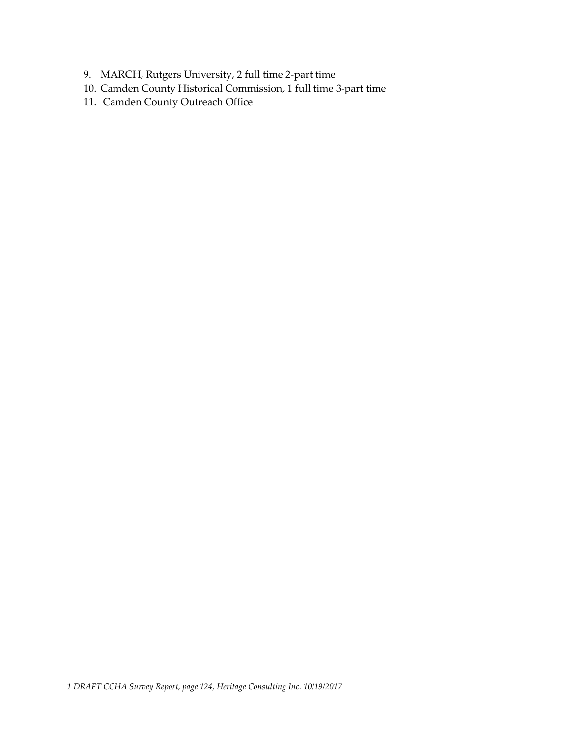9. MARCH, Rutgers University, 2 full time 2-part time
10. Camden County Historical Commission, 1 full time 3-part time
11. Camden County Outreach Office